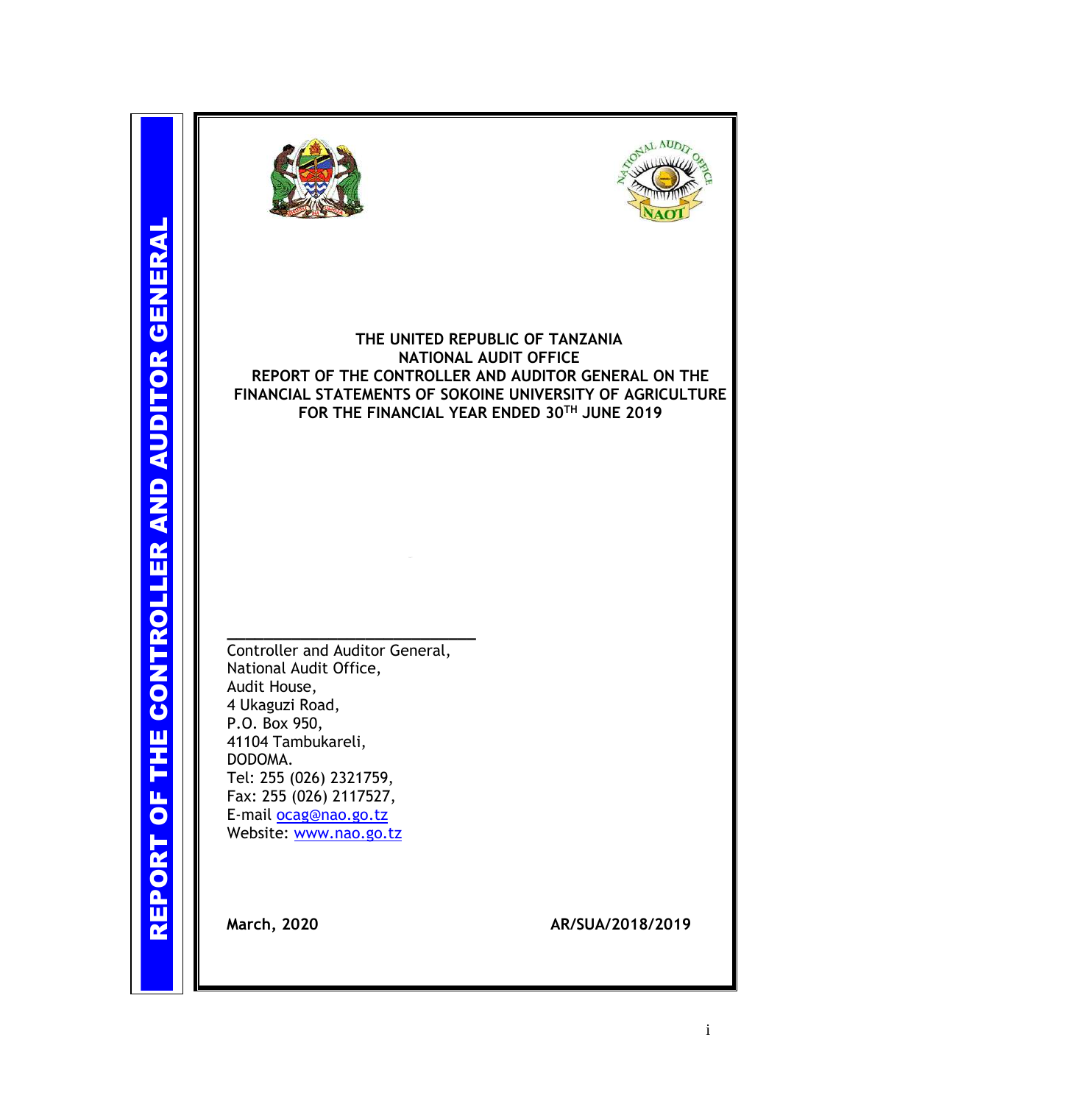**REPORT OF THE CONTROLLER AND AUDITOR GENERAL**

# THE UNITED REPUBLIC OF TANZANIA
## NATIONAL AUDIT OFFICE
## REPORT OF THE CONTROLLER AND AUDITOR GENERAL ON THE FINANCIAL STATEMENTS OF SOKOINE UNIVERSITY OF AGRICULTURE FOR THE FINANCIAL YEAR ENDED 30TH JUNE 2019

Controller and Auditor General,
National Audit Office,
Audit House,
4 Ukaguzi Road,
P.O. Box 950,
41104 Tambukareli,
DODOMA.
Tel: 255 (026) 2321759,
Fax: 255 (026) 2117527,
E-mail ocag@nao.go.tz
Website: www.nao.go.tz

**March, 2020** **AR/SUA/2018/2019**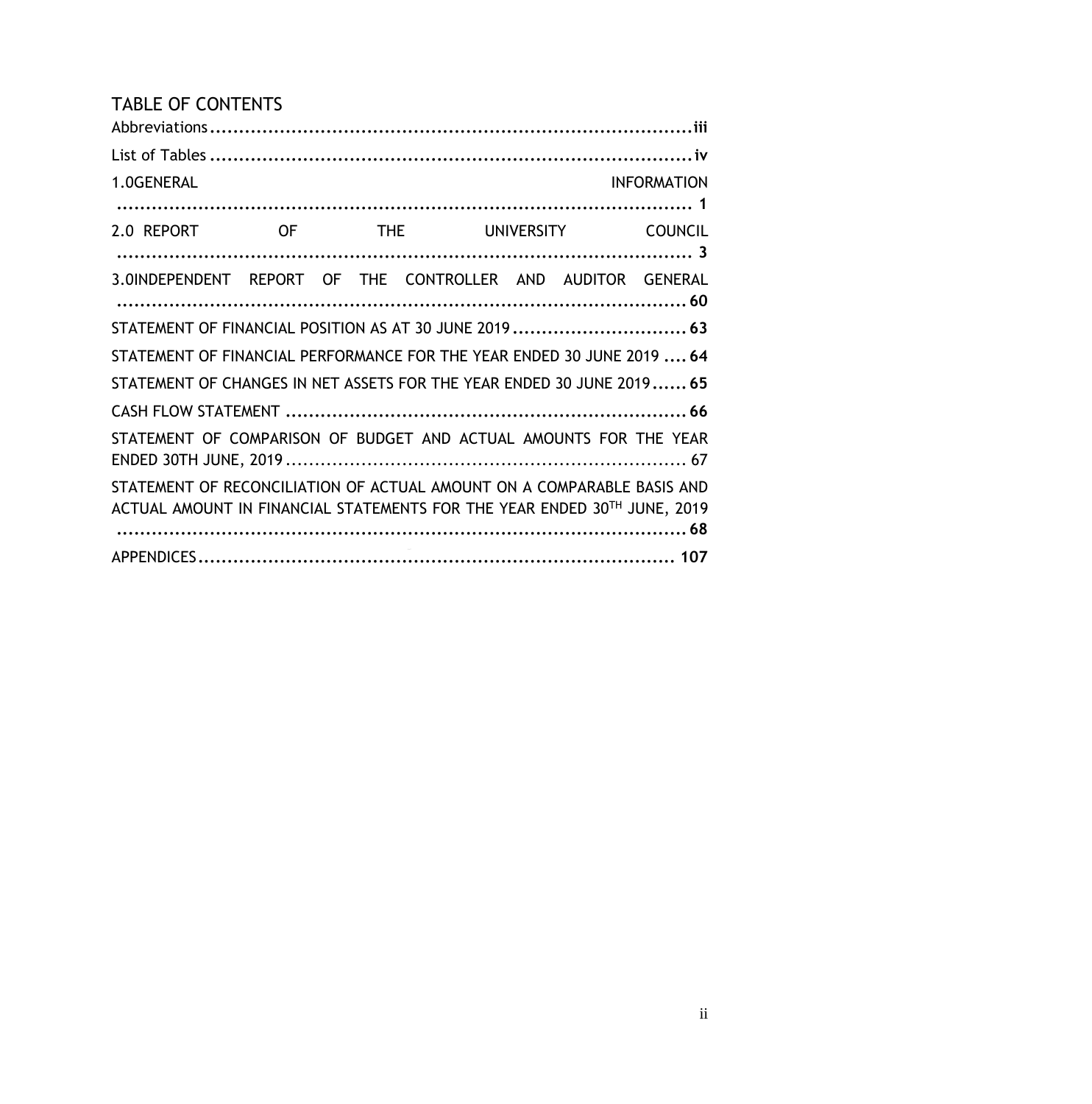# TABLE OF CONTENTS

Abbreviations.....iii

List of Tables.....iv

1.0GENERAL INFORMATION.....1

2.0 REPORT OF THE UNIVERSITY COUNCIL.....3

3.0INDEPENDENT REPORT OF THE CONTROLLER AND AUDITOR GENERAL.....60

STATEMENT OF FINANCIAL POSITION AS AT 30 JUNE 2019.....63

STATEMENT OF FINANCIAL PERFORMANCE FOR THE YEAR ENDED 30 JUNE 2019.....64

STATEMENT OF CHANGES IN NET ASSETS FOR THE YEAR ENDED 30 JUNE 2019.....65

CASH FLOW STATEMENT.....66

STATEMENT OF COMPARISON OF BUDGET AND ACTUAL AMOUNTS FOR THE YEAR ENDED 30TH JUNE, 2019.....67

STATEMENT OF RECONCILIATION OF ACTUAL AMOUNT ON A COMPARABLE BASIS AND ACTUAL AMOUNT IN FINANCIAL STATEMENTS FOR THE YEAR ENDED 30TH JUNE, 2019.....68

APPENDICES.....107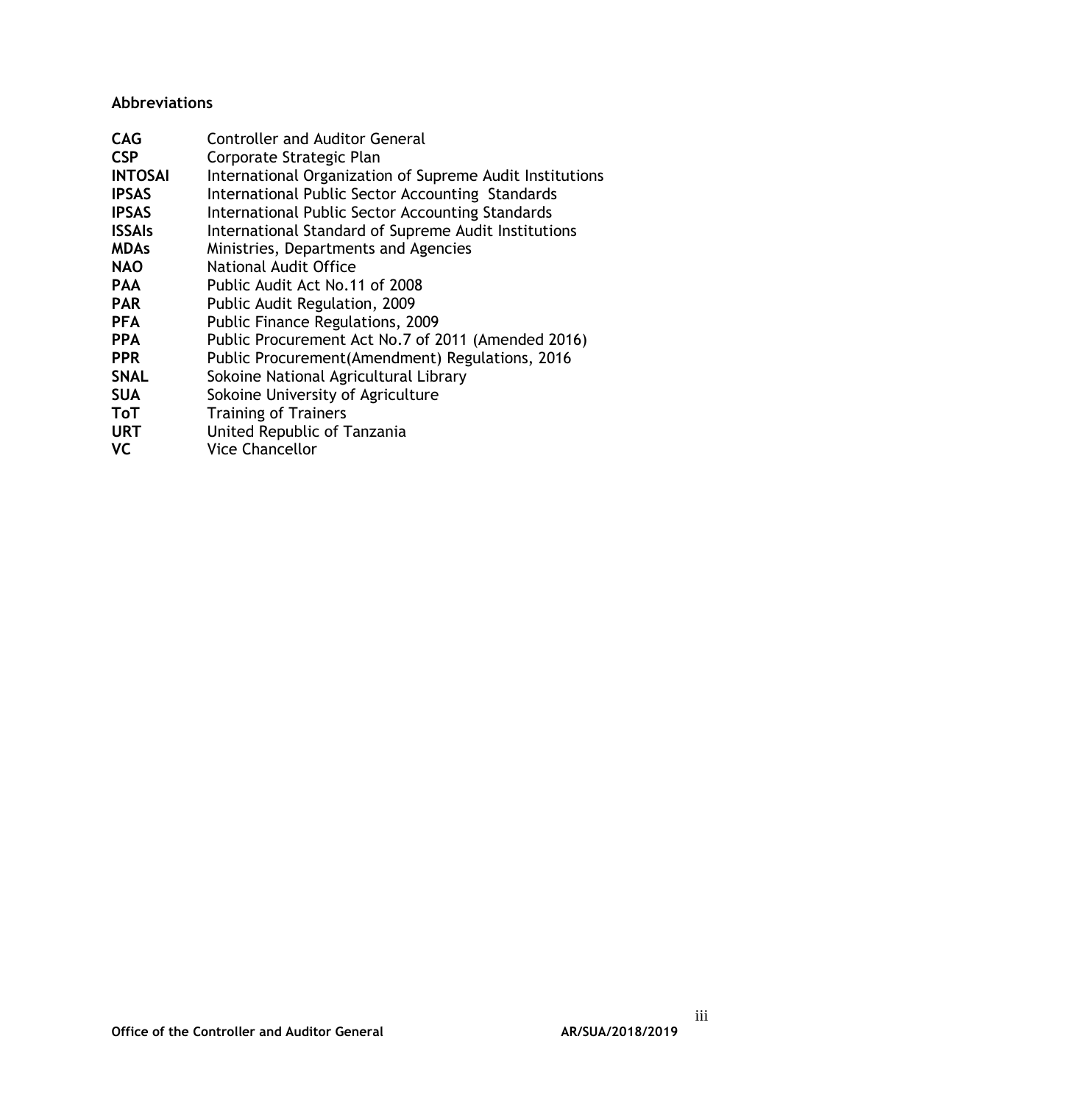**Abbreviations**

| | |
|---|---|
| **CAG** | Controller and Auditor General |
| **CSP** | Corporate Strategic Plan |
| **INTOSAI** | International Organization of Supreme Audit Institutions |
| **IPSAS** | International Public Sector Accounting Standards |
| **IPSAS** | International Public Sector Accounting Standards |
| **ISSAIs** | International Standard of Supreme Audit Institutions |
| **MDAs** | Ministries, Departments and Agencies |
| **NAO** | National Audit Office |
| **PAA** | Public Audit Act No.11 of 2008 |
| **PAR** | Public Audit Regulation, 2009 |
| **PFA** | Public Finance Regulations, 2009 |
| **PPA** | Public Procurement Act No.7 of 2011 (Amended 2016) |
| **PPR** | Public Procurement(Amendment) Regulations, 2016 |
| **SNAL** | Sokoine National Agricultural Library |
| **SUA** | Sokoine University of Agriculture |
| **ToT** | Training of Trainers |
| **URT** | United Republic of Tanzania |
| **VC** | Vice Chancellor |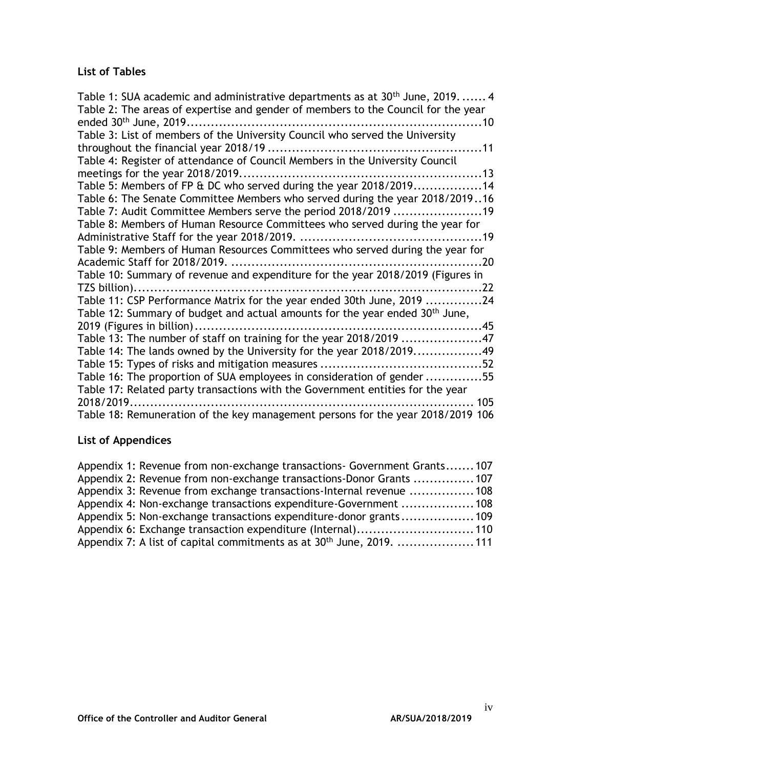### List of Tables

Table 1: SUA academic and administrative departments as at 30th June, 2019. ...... 4
Table 2: The areas of expertise and gender of members to the Council for the year ended 30th June, 2019..........................................................................10
Table 3: List of members of the University Council who served the University throughout the financial year 2018/19 ....................................................11
Table 4: Register of attendance of Council Members in the University Council meetings for the year 2018/2019...........................................................13
Table 5: Members of FP & DC who served during the year 2018/2019................14
Table 6: The Senate Committee Members who served during the year 2018/2019..16
Table 7: Audit Committee Members serve the period 2018/2019 .....................19
Table 8: Members of Human Resource Committees who served during the year for Administrative Staff for the year 2018/2019. ............................................19
Table 9: Members of Human Resources Committees who served during the year for Academic Staff for 2018/2019. .............................................................20
Table 10: Summary of revenue and expenditure for the year 2018/2019 (Figures in TZS billion).......................................................................................22
Table 11: CSP Performance Matrix for the year ended 30th June, 2019 .............24
Table 12: Summary of budget and actual amounts for the year ended 30th June, 2019 (Figures in billion)......................................................................45
Table 13: The number of staff on training for the year 2018/2019 ...................47
Table 14: The lands owned by the University for the year 2018/2019................49
Table 15: Types of risks and mitigation measures .......................................52
Table 16: The proportion of SUA employees in consideration of gender .............55
Table 17: Related party transactions with the Government entities for the year 2018/2019.................................................................................... 105
Table 18: Remuneration of the key management persons for the year 2018/2019 106

### List of Appendices

Appendix 1: Revenue from non-exchange transactions- Government Grants.......107
Appendix 2: Revenue from non-exchange transactions-Donor Grants ...............107
Appendix 3: Revenue from exchange transactions-Internal revenue ................108
Appendix 4: Non-exchange transactions expenditure-Government ..................108
Appendix 5: Non-exchange transactions expenditure-donor grants..................109
Appendix 6: Exchange transaction expenditure (Internal).............................110
Appendix 7: A list of capital commitments as at 30th June, 2019. ...................111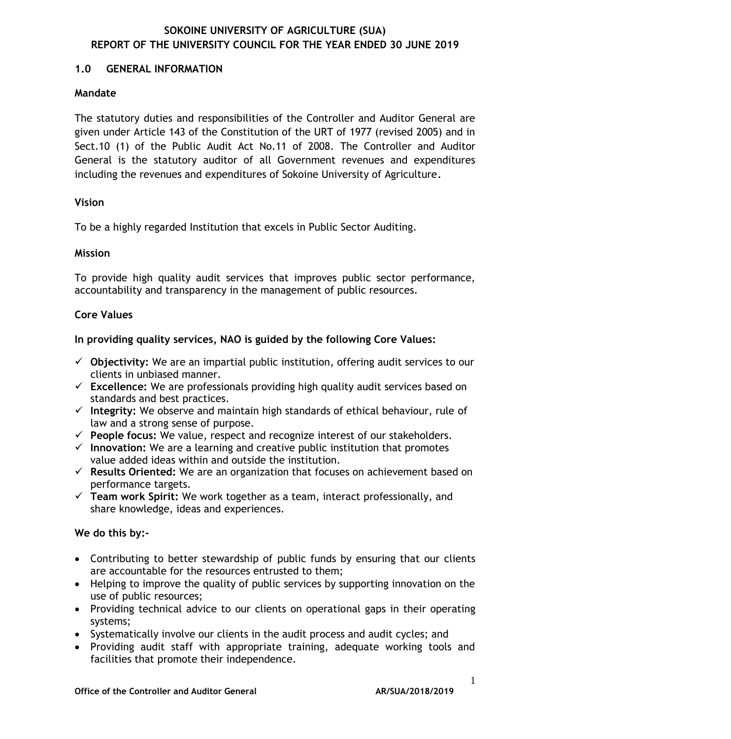# SOKOINE UNIVERSITY OF AGRICULTURE (SUA)
# REPORT OF THE UNIVERSITY COUNCIL FOR THE YEAR ENDED 30 JUNE 2019

## 1.0 GENERAL INFORMATION

### Mandate

The statutory duties and responsibilities of the Controller and Auditor General are given under Article 143 of the Constitution of the URT of 1977 (revised 2005) and in Sect.10 (1) of the Public Audit Act No.11 of 2008. The Controller and Auditor General is the statutory auditor of all Government revenues and expenditures including the revenues and expenditures of Sokoine University of Agriculture.

### Vision

To be a highly regarded Institution that excels in Public Sector Auditing.

### Mission

To provide high quality audit services that improves public sector performance, accountability and transparency in the management of public resources.

### Core Values

**In providing quality services, NAO is guided by the following Core Values:**

- ✓ **Objectivity:** We are an impartial public institution, offering audit services to our clients in unbiased manner.
- ✓ **Excellence:** We are professionals providing high quality audit services based on standards and best practices.
- ✓ **Integrity:** We observe and maintain high standards of ethical behaviour, rule of law and a strong sense of purpose.
- ✓ **People focus:** We value, respect and recognize interest of our stakeholders.
- ✓ **Innovation:** We are a learning and creative public institution that promotes value added ideas within and outside the institution.
- ✓ **Results Oriented:** We are an organization that focuses on achievement based on performance targets.
- ✓ **Team work Spirit:** We work together as a team, interact professionally, and share knowledge, ideas and experiences.

**We do this by:-**

- Contributing to better stewardship of public funds by ensuring that our clients are accountable for the resources entrusted to them;
- Helping to improve the quality of public services by supporting innovation on the use of public resources;
- Providing technical advice to our clients on operational gaps in their operating systems;
- Systematically involve our clients in the audit process and audit cycles; and
- Providing audit staff with appropriate training, adequate working tools and facilities that promote their independence.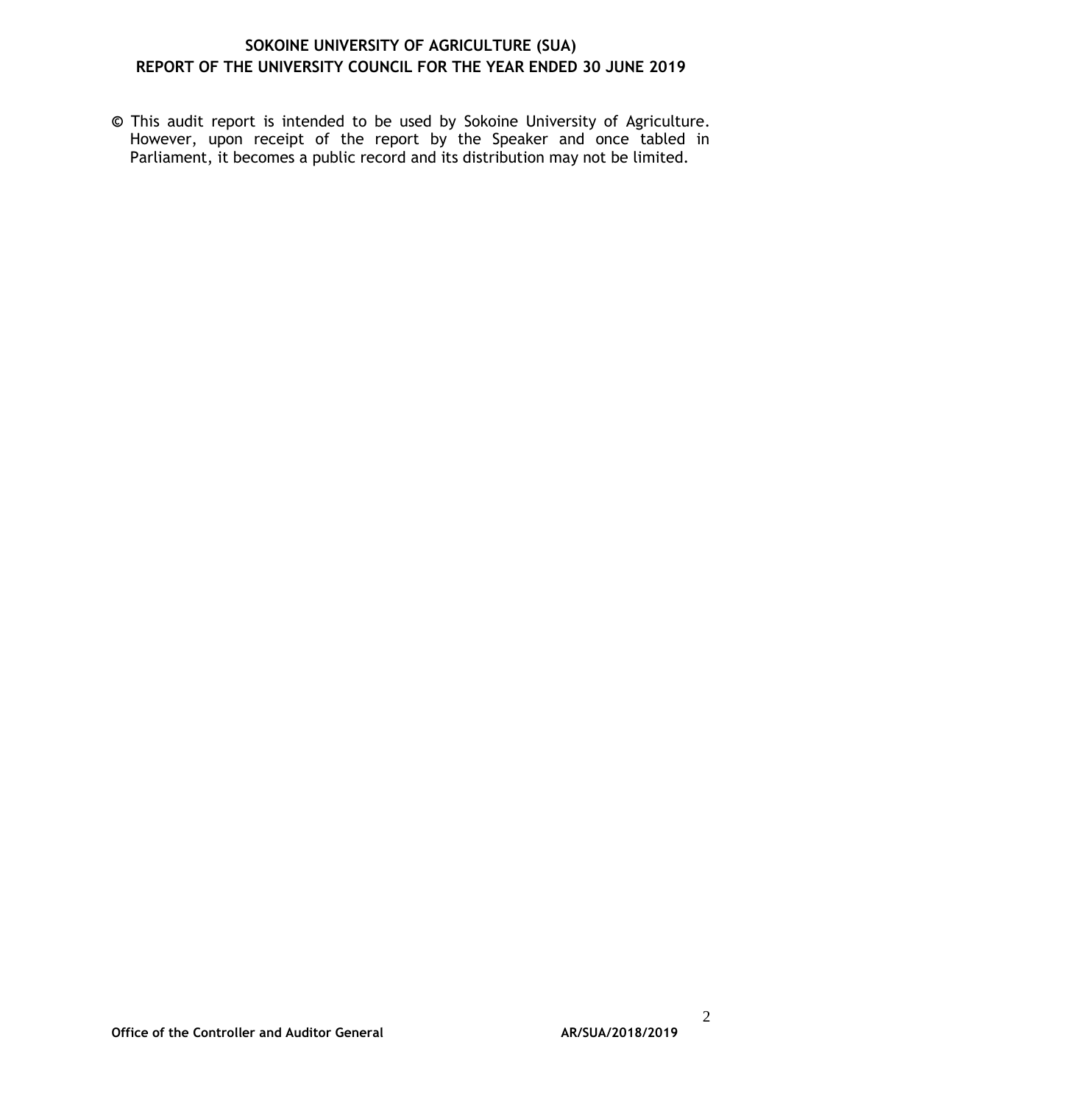© This audit report is intended to be used by Sokoine University of Agriculture. However, upon receipt of the report by the Speaker and once tabled in Parliament, it becomes a public record and its distribution may not be limited.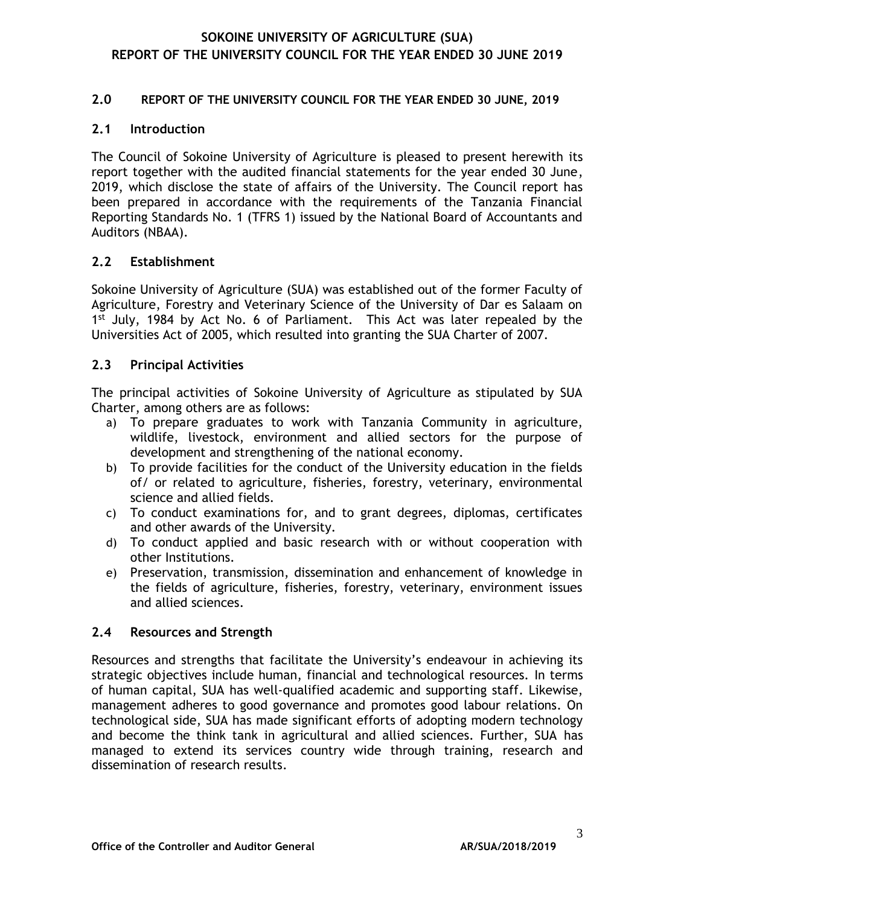## 2.0 REPORT OF THE UNIVERSITY COUNCIL FOR THE YEAR ENDED 30 JUNE, 2019

### 2.1 Introduction

The Council of Sokoine University of Agriculture is pleased to present herewith its report together with the audited financial statements for the year ended 30 June, 2019, which disclose the state of affairs of the University. The Council report has been prepared in accordance with the requirements of the Tanzania Financial Reporting Standards No. 1 (TFRS 1) issued by the National Board of Accountants and Auditors (NBAA).

### 2.2 Establishment

Sokoine University of Agriculture (SUA) was established out of the former Faculty of Agriculture, Forestry and Veterinary Science of the University of Dar es Salaam on 1st July, 1984 by Act No. 6 of Parliament. This Act was later repealed by the Universities Act of 2005, which resulted into granting the SUA Charter of 2007.

### 2.3 Principal Activities

The principal activities of Sokoine University of Agriculture as stipulated by SUA Charter, among others are as follows:

a) To prepare graduates to work with Tanzania Community in agriculture, wildlife, livestock, environment and allied sectors for the purpose of development and strengthening of the national economy.
b) To provide facilities for the conduct of the University education in the fields of/ or related to agriculture, fisheries, forestry, veterinary, environmental science and allied fields.
c) To conduct examinations for, and to grant degrees, diplomas, certificates and other awards of the University.
d) To conduct applied and basic research with or without cooperation with other Institutions.
e) Preservation, transmission, dissemination and enhancement of knowledge in the fields of agriculture, fisheries, forestry, veterinary, environment issues and allied sciences.

### 2.4 Resources and Strength

Resources and strengths that facilitate the University's endeavour in achieving its strategic objectives include human, financial and technological resources. In terms of human capital, SUA has well-qualified academic and supporting staff. Likewise, management adheres to good governance and promotes good labour relations. On technological side, SUA has made significant efforts of adopting modern technology and become the think tank in agricultural and allied sciences. Further, SUA has managed to extend its services country wide through training, research and dissemination of research results.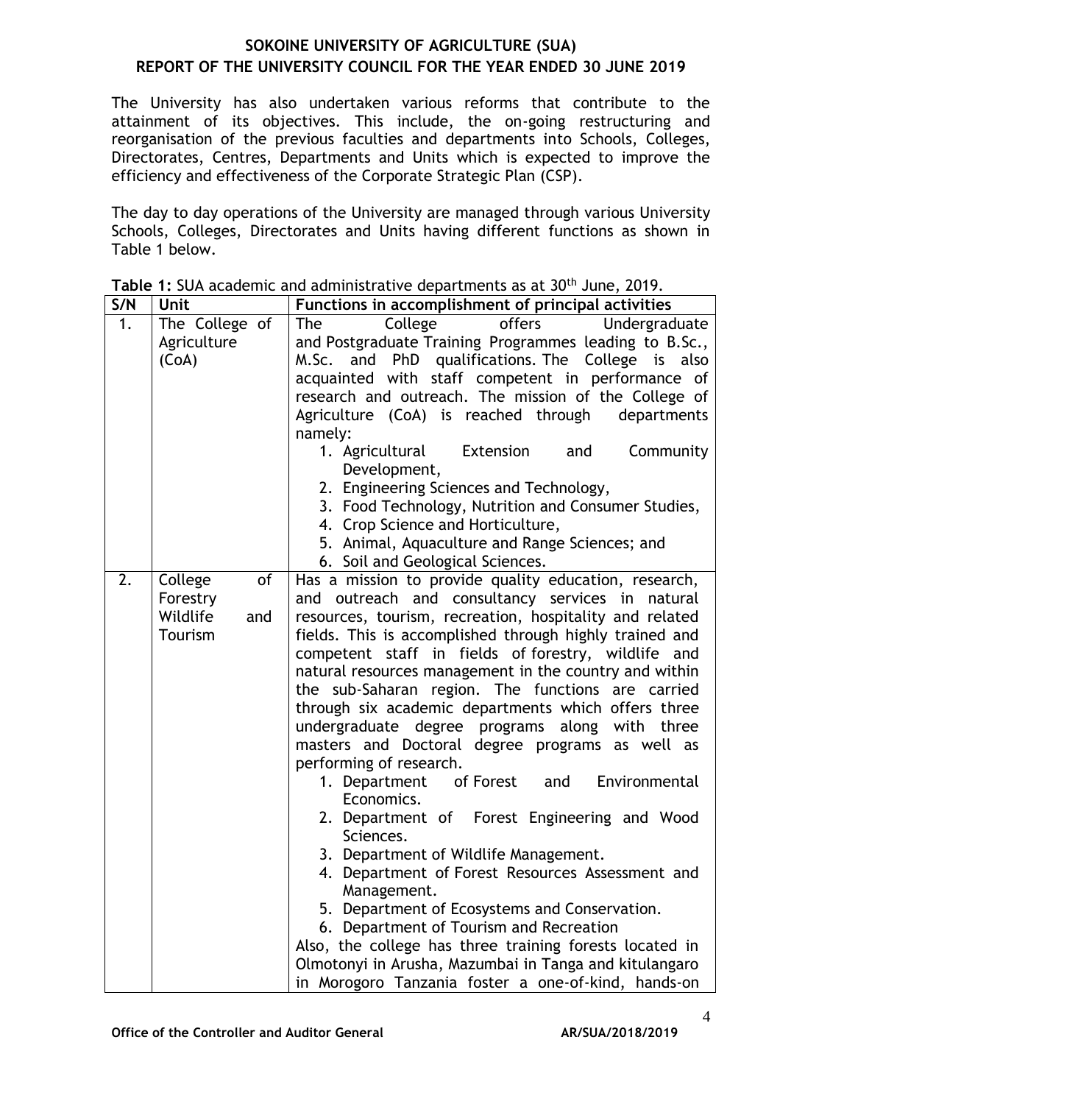**SOKOINE UNIVERSITY OF AGRICULTURE (SUA)**
**REPORT OF THE UNIVERSITY COUNCIL FOR THE YEAR ENDED 30 JUNE 2019**

The University has also undertaken various reforms that contribute to the attainment of its objectives. This include, the on-going restructuring and reorganisation of the previous faculties and departments into Schools, Colleges, Directorates, Centres, Departments and Units which is expected to improve the efficiency and effectiveness of the Corporate Strategic Plan (CSP).

The day to day operations of the University are managed through various University Schools, Colleges, Directorates and Units having different functions as shown in Table 1 below.

**Table 1:** SUA academic and administrative departments as at 30th June, 2019.

| S/N | Unit | Functions in accomplishment of principal activities |
| --- | --- | --- |
| 1. | The College of Agriculture (CoA) | The College offers Undergraduate and Postgraduate Training Programmes leading to B.Sc., M.Sc. and PhD qualifications. The College is also acquainted with staff competent in performance of research and outreach. The mission of the College of Agriculture (CoA) is reached through departments namely: 1. Agricultural Extension and Community Development, 2. Engineering Sciences and Technology, 3. Food Technology, Nutrition and Consumer Studies, 4. Crop Science and Horticulture, 5. Animal, Aquaculture and Range Sciences; and 6. Soil and Geological Sciences. |
| 2. | College of Forestry Wildlife and Tourism | Has a mission to provide quality education, research, and outreach and consultancy services in natural resources, tourism, recreation, hospitality and related fields. This is accomplished through highly trained and competent staff in fields of forestry, wildlife and natural resources management in the country and within the sub-Saharan region. The functions are carried through six academic departments which offers three undergraduate degree programs along with three masters and Doctoral degree programs as well as performing of research. 1. Department of Forest and Environmental Economics. 2. Department of Forest Engineering and Wood Sciences. 3. Department of Wildlife Management. 4. Department of Forest Resources Assessment and Management. 5. Department of Ecosystems and Conservation. 6. Department of Tourism and Recreation. Also, the college has three training forests located in Olmotonyi in Arusha, Mazumbai in Tanga and kitulangaro in Morogoro Tanzania foster a one-of-kind, hands-on |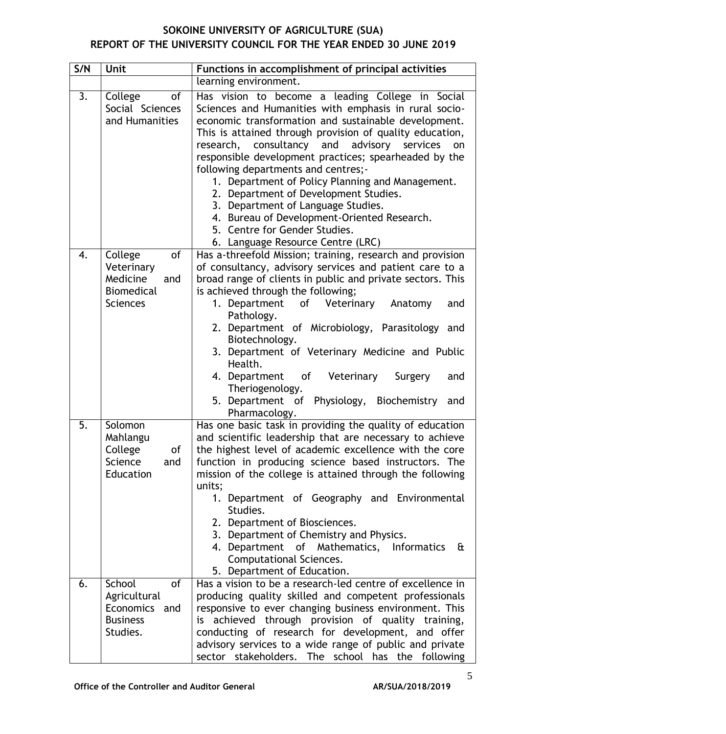| S/N | Unit | Functions in accomplishment of principal activities |
|---|---|---|
| | | learning environment. |
| 3. | College of Social Sciences and Humanities | Has vision to become a leading College in Social Sciences and Humanities with emphasis in rural socio-economic transformation and sustainable development. This is attained through provision of quality education, research, consultancy and advisory services on responsible development practices; spearheaded by the following departments and centres;- <br>1. Department of Policy Planning and Management. <br>2. Department of Development Studies. <br>3. Department of Language Studies. <br>4. Bureau of Development-Oriented Research. <br>5. Centre for Gender Studies. <br>6. Language Resource Centre (LRC) |
| 4. | College of Veterinary Medicine and Biomedical Sciences | Has a-threefold Mission; training, research and provision of consultancy, advisory services and patient care to a broad range of clients in public and private sectors. This is achieved through the following; <br>1. Department of Veterinary Anatomy and Pathology. <br>2. Department of Microbiology, Parasitology and Biotechnology. <br>3. Department of Veterinary Medicine and Public Health. <br>4. Department of Veterinary Surgery and Theriogenology. <br>5. Department of Physiology, Biochemistry and Pharmacology. |
| 5. | Solomon Mahlangu College of Science and Education | Has one basic task in providing the quality of education and scientific leadership that are necessary to achieve the highest level of academic excellence with the core function in producing science based instructors. The mission of the college is attained through the following units; <br>1. Department of Geography and Environmental Studies. <br>2. Department of Biosciences. <br>3. Department of Chemistry and Physics. <br>4. Department of Mathematics, Informatics & Computational Sciences. <br>5. Department of Education. |
| 6. | School of Agricultural Economics and Business Studies. | Has a vision to be a research-led centre of excellence in producing quality skilled and competent professionals responsive to ever changing business environment. This is achieved through provision of quality training, conducting of research for development, and offer advisory services to a wide range of public and private sector stakeholders. The school has the following |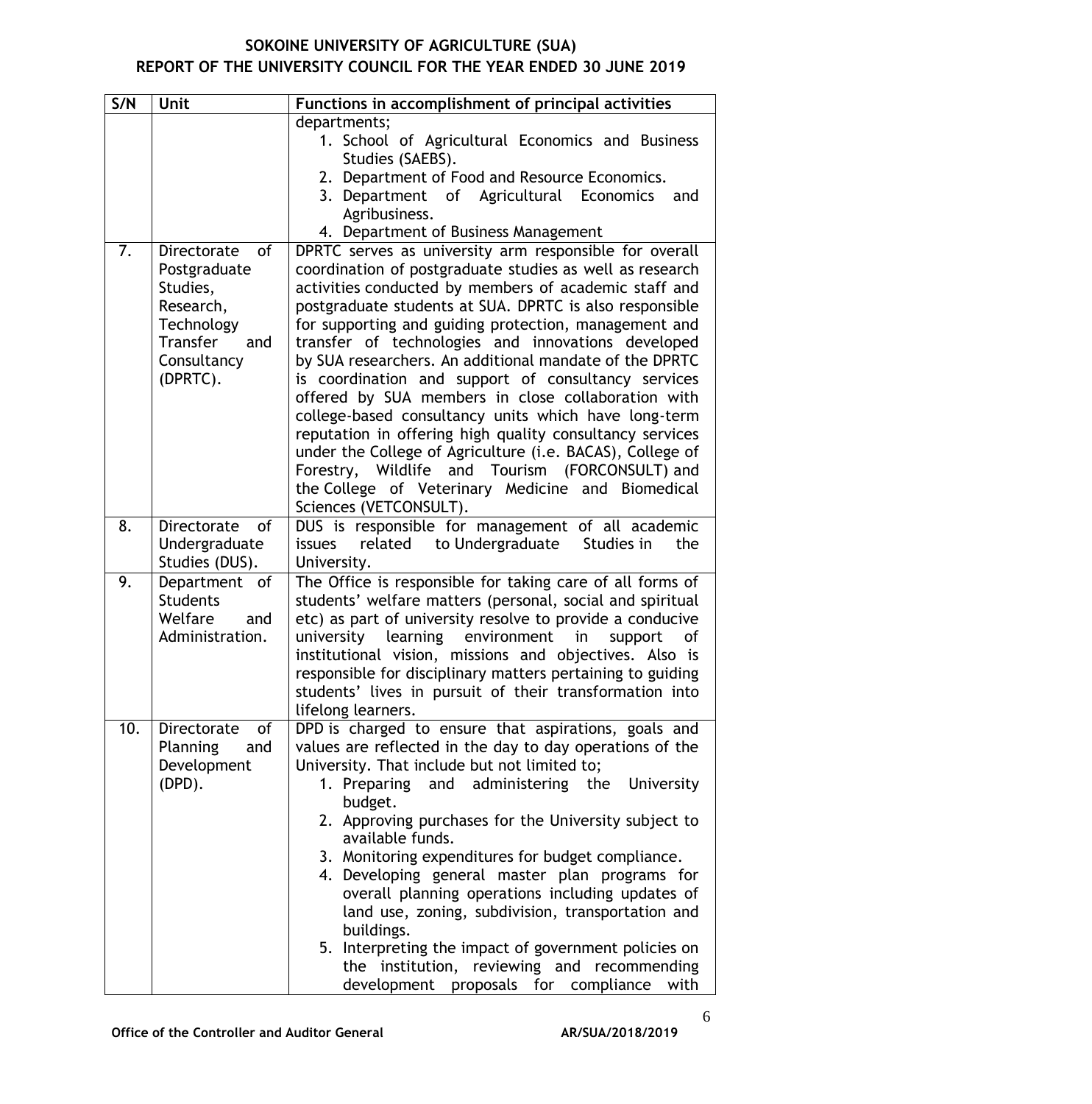| S/N | Unit | Functions in accomplishment of principal activities |
|---|---|---|
| | | departments;<br>1. School of Agricultural Economics and Business Studies (SAEBS).<br>2. Department of Food and Resource Economics.<br>3. Department of Agricultural Economics and Agribusiness.<br>4. Department of Business Management |
| 7. | Directorate of Postgraduate Studies, Research, Technology Transfer and Consultancy (DPRTC). | DPRTC serves as university arm responsible for overall coordination of postgraduate studies as well as research activities conducted by members of academic staff and postgraduate students at SUA. DPRTC is also responsible for supporting and guiding protection, management and transfer of technologies and innovations developed by SUA researchers. An additional mandate of the DPRTC is coordination and support of consultancy services offered by SUA members in close collaboration with college-based consultancy units which have long-term reputation in offering high quality consultancy services under the College of Agriculture (i.e. BACAS), College of Forestry, Wildlife and Tourism (FORCONSULT) and the College of Veterinary Medicine and Biomedical Sciences (VETCONSULT). |
| 8. | Directorate of Undergraduate Studies (DUS). | DUS is responsible for management of all academic issues related to Undergraduate Studies in the University. |
| 9. | Department of Students Welfare and Administration. | The Office is responsible for taking care of all forms of students' welfare matters (personal, social and spiritual etc) as part of university resolve to provide a conducive university learning environment in support of institutional vision, missions and objectives. Also is responsible for disciplinary matters pertaining to guiding students' lives in pursuit of their transformation into lifelong learners. |
| 10. | Directorate of Planning and Development (DPD). | DPD is charged to ensure that aspirations, goals and values are reflected in the day to day operations of the University. That include but not limited to;<br>1. Preparing and administering the University budget.<br>2. Approving purchases for the University subject to available funds.<br>3. Monitoring expenditures for budget compliance.<br>4. Developing general master plan programs for overall planning operations including updates of land use, zoning, subdivision, transportation and buildings.<br>5. Interpreting the impact of government policies on the institution, reviewing and recommending development proposals for compliance with |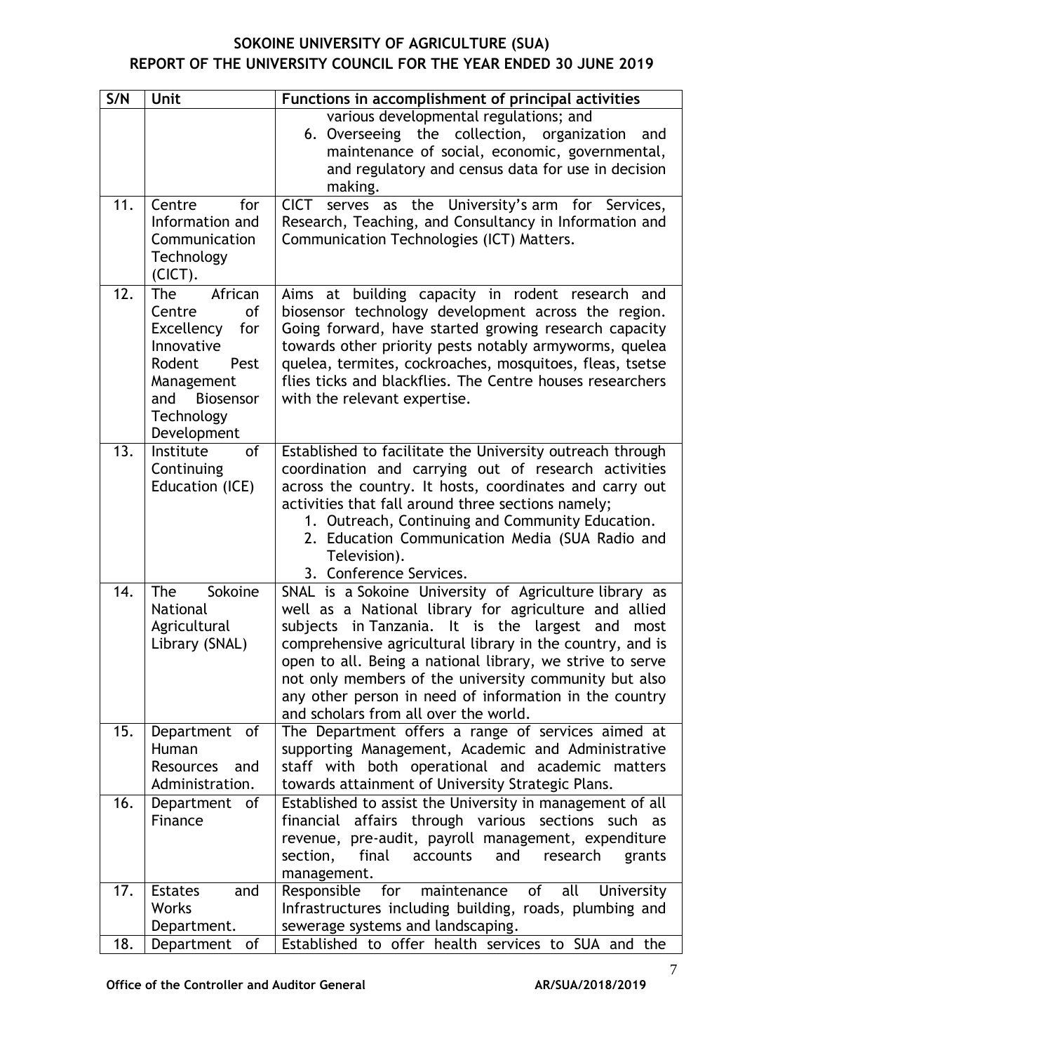| S/N | Unit | Functions in accomplishment of principal activities |
|---|---|---|
| | | various developmental regulations; and<br>6. Overseeing the collection, organization and maintenance of social, economic, governmental, and regulatory and census data for use in decision making. |
| 11. | Centre for Information and Communication Technology (CICT). | CICT serves as the University's arm for Services, Research, Teaching, and Consultancy in Information and Communication Technologies (ICT) Matters. |
| 12. | The African Centre of Excellency for Innovative Rodent Pest Management and Biosensor Technology Development | Aims at building capacity in rodent research and biosensor technology development across the region. Going forward, have started growing research capacity towards other priority pests notably armyworms, quelea quelea, termites, cockroaches, mosquitoes, fleas, tsetse flies ticks and blackflies. The Centre houses researchers with the relevant expertise. |
| 13. | Institute of Continuing Education (ICE) | Established to facilitate the University outreach through coordination and carrying out of research activities across the country. It hosts, coordinates and carry out activities that fall around three sections namely;<br>1. Outreach, Continuing and Community Education.<br>2. Education Communication Media (SUA Radio and Television).<br>3. Conference Services. |
| 14. | The Sokoine National Agricultural Library (SNAL) | SNAL is a Sokoine University of Agriculture library as well as a National library for agriculture and allied subjects in Tanzania. It is the largest and most comprehensive agricultural library in the country, and is open to all. Being a national library, we strive to serve not only members of the university community but also any other person in need of information in the country and scholars from all over the world. |
| 15. | Department of Human Resources and Administration. | The Department offers a range of services aimed at supporting Management, Academic and Administrative staff with both operational and academic matters towards attainment of University Strategic Plans. |
| 16. | Department of Finance | Established to assist the University in management of all financial affairs through various sections such as revenue, pre-audit, payroll management, expenditure section, final accounts and research grants management. |
| 17. | Estates and Works Department. | Responsible for maintenance of all University Infrastructures including building, roads, plumbing and sewerage systems and landscaping. |
| 18. | Department of | Established to offer health services to SUA and the |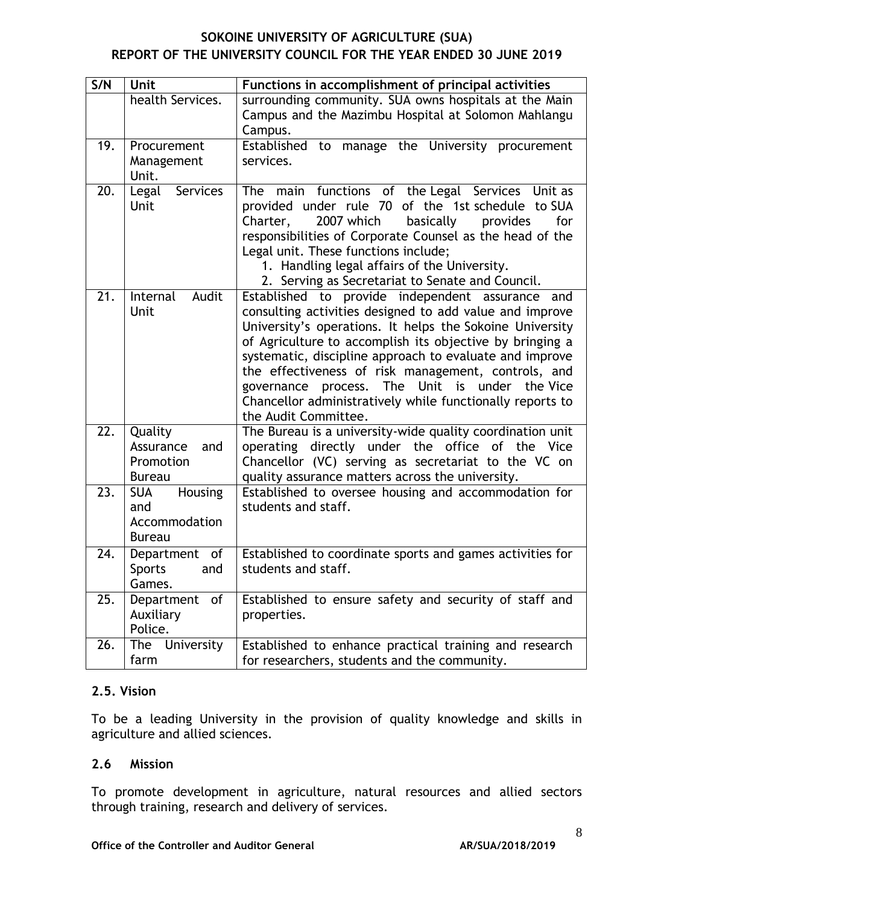| S/N | Unit | Functions in accomplishment of principal activities |
|---|---|---|
| | health Services. | surrounding community. SUA owns hospitals at the Main Campus and the Mazimbu Hospital at Solomon Mahlangu Campus. |
| 19. | Procurement Management Unit. | Established to manage the University procurement services. |
| 20. | Legal Services Unit | The main functions of the Legal Services Unit as provided under rule 70 of the 1st schedule to SUA Charter, 2007 which basically provides for responsibilities of Corporate Counsel as the head of the Legal unit. These functions include; 1. Handling legal affairs of the University. 2. Serving as Secretariat to Senate and Council. |
| 21. | Internal Audit Unit | Established to provide independent assurance and consulting activities designed to add value and improve University's operations. It helps the Sokoine University of Agriculture to accomplish its objective by bringing a systematic, discipline approach to evaluate and improve the effectiveness of risk management, controls, and governance process. The Unit is under the Vice Chancellor administratively while functionally reports to the Audit Committee. |
| 22. | Quality Assurance and Promotion Bureau | The Bureau is a university-wide quality coordination unit operating directly under the office of the Vice Chancellor (VC) serving as secretariat to the VC on quality assurance matters across the university. |
| 23. | SUA Housing and Accommodation Bureau | Established to oversee housing and accommodation for students and staff. |
| 24. | Department of Sports and Games. | Established to coordinate sports and games activities for students and staff. |
| 25. | Department of Auxiliary Police. | Established to ensure safety and security of staff and properties. |
| 26. | The University farm | Established to enhance practical training and research for researchers, students and the community. |

### 2.5. Vision

To be a leading University in the provision of quality knowledge and skills in agriculture and allied sciences.

### 2.6 Mission

To promote development in agriculture, natural resources and allied sectors through training, research and delivery of services.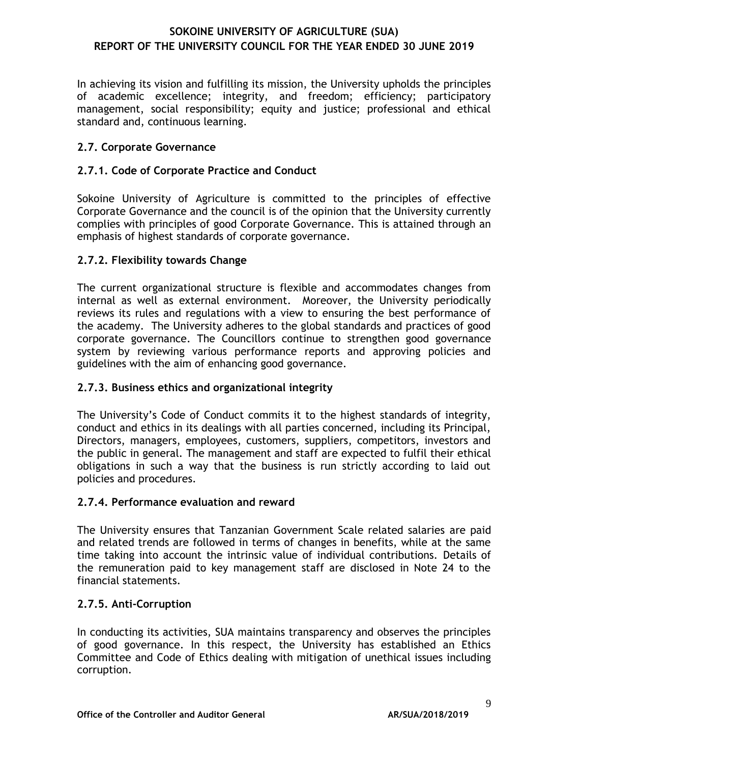In achieving its vision and fulfilling its mission, the University upholds the principles of academic excellence; integrity, and freedom; efficiency; participatory management, social responsibility; equity and justice; professional and ethical standard and, continuous learning.

### 2.7. Corporate Governance

#### 2.7.1. Code of Corporate Practice and Conduct

Sokoine University of Agriculture is committed to the principles of effective Corporate Governance and the council is of the opinion that the University currently complies with principles of good Corporate Governance. This is attained through an emphasis of highest standards of corporate governance.

#### 2.7.2. Flexibility towards Change

The current organizational structure is flexible and accommodates changes from internal as well as external environment. Moreover, the University periodically reviews its rules and regulations with a view to ensuring the best performance of the academy. The University adheres to the global standards and practices of good corporate governance. The Councillors continue to strengthen good governance system by reviewing various performance reports and approving policies and guidelines with the aim of enhancing good governance.

#### 2.7.3. Business ethics and organizational integrity

The University's Code of Conduct commits it to the highest standards of integrity, conduct and ethics in its dealings with all parties concerned, including its Principal, Directors, managers, employees, customers, suppliers, competitors, investors and the public in general. The management and staff are expected to fulfil their ethical obligations in such a way that the business is run strictly according to laid out policies and procedures.

#### 2.7.4. Performance evaluation and reward

The University ensures that Tanzanian Government Scale related salaries are paid and related trends are followed in terms of changes in benefits, while at the same time taking into account the intrinsic value of individual contributions. Details of the remuneration paid to key management staff are disclosed in Note 24 to the financial statements.

#### 2.7.5. Anti-Corruption

In conducting its activities, SUA maintains transparency and observes the principles of good governance. In this respect, the University has established an Ethics Committee and Code of Ethics dealing with mitigation of unethical issues including corruption.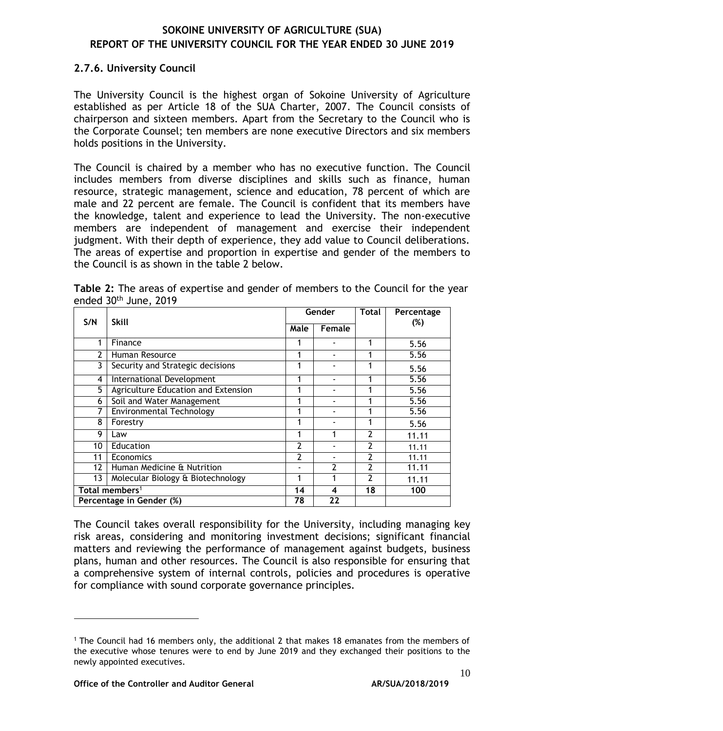### 2.7.6. University Council

The University Council is the highest organ of Sokoine University of Agriculture established as per Article 18 of the SUA Charter, 2007. The Council consists of chairperson and sixteen members. Apart from the Secretary to the Council who is the Corporate Counsel; ten members are none executive Directors and six members holds positions in the University.

The Council is chaired by a member who has no executive function. The Council includes members from diverse disciplines and skills such as finance, human resource, strategic management, science and education, 78 percent of which are male and 22 percent are female. The Council is confident that its members have the knowledge, talent and experience to lead the University. The non-executive members are independent of management and exercise their independent judgment. With their depth of experience, they add value to Council deliberations. The areas of expertise and proportion in expertise and gender of the members to the Council is as shown in the table 2 below.

**Table 2:** The areas of expertise and gender of members to the Council for the year ended 30th June, 2019

| S/N | Skill | Gender | | Total | Percentage (%) |
|---|---|---|---|---|---|
| | | Male | Female | | |
| 1 | Finance | 1 | - | 1 | 5.56 |
| 2 | Human Resource | 1 | - | 1 | 5.56 |
| 3 | Security and Strategic decisions | 1 | - | 1 | 5.56 |
| 4 | International Development | 1 | - | 1 | 5.56 |
| 5 | Agriculture Education and Extension | 1 | - | 1 | 5.56 |
| 6 | Soil and Water Management | 1 | - | 1 | 5.56 |
| 7 | Environmental Technology | 1 | - | 1 | 5.56 |
| 8 | Forestry | 1 | - | 1 | 5.56 |
| 9 | Law | 1 | 1 | 2 | 11.11 |
| 10 | Education | 2 | - | 2 | 11.11 |
| 11 | Economics | 2 | - | 2 | 11.11 |
| 12 | Human Medicine & Nutrition | - | 2 | 2 | 11.11 |
| 13 | Molecular Biology & Biotechnology | 1 | 1 | 2 | 11.11 |
| **Total members[1]** | | **14** | **4** | **18** | **100** |
| **Percentage in Gender (%)** | | **78** | **22** | | |

The Council takes overall responsibility for the University, including managing key risk areas, considering and monitoring investment decisions; significant financial matters and reviewing the performance of management against budgets, business plans, human and other resources. The Council is also responsible for ensuring that a comprehensive system of internal controls, policies and procedures is operative for compliance with sound corporate governance principles.

---

[1] The Council had 16 members only, the additional 2 that makes 18 emanates from the members of the executive whose tenures were to end by June 2019 and they exchanged their positions to the newly appointed executives.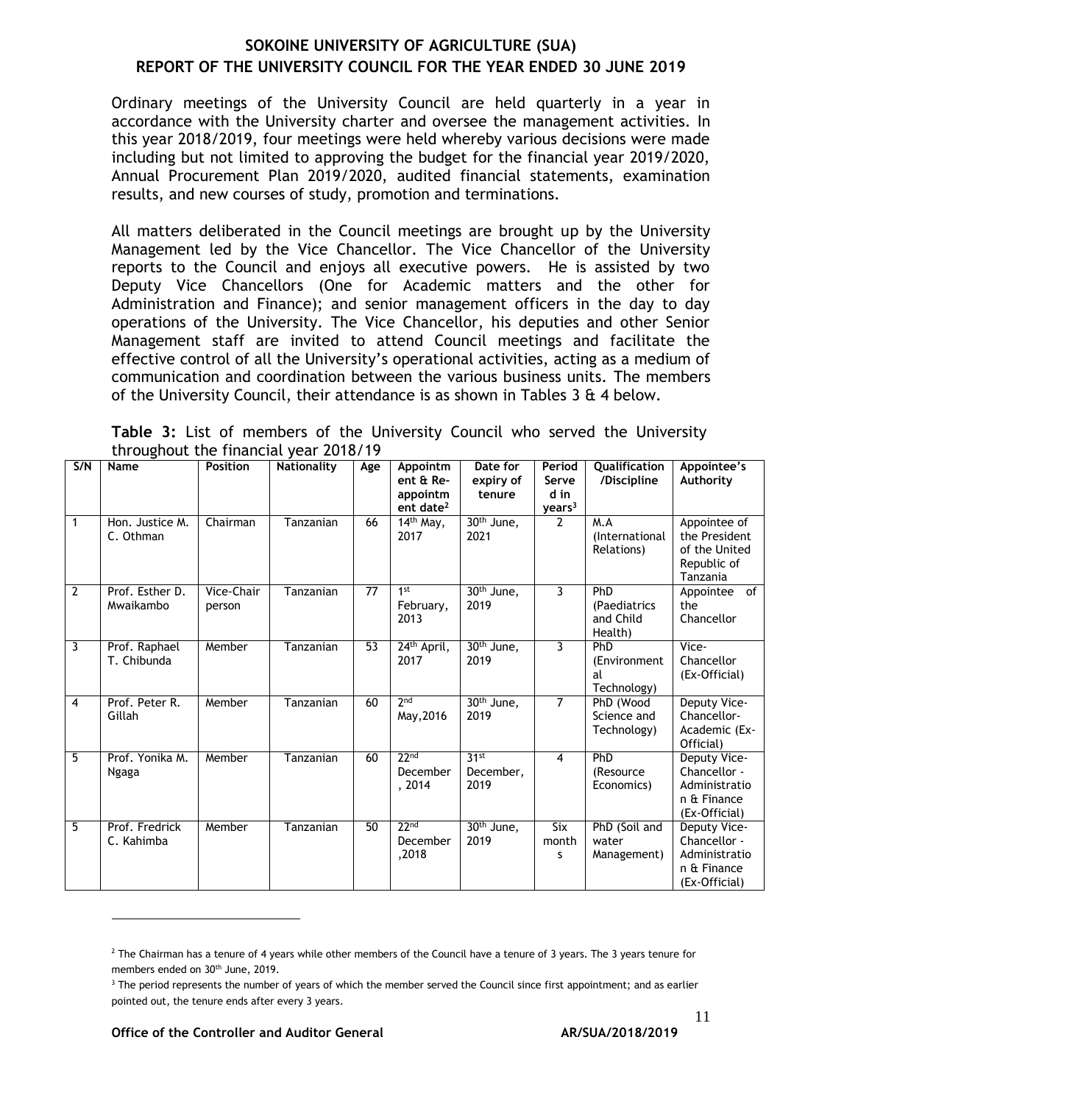**SOKOINE UNIVERSITY OF AGRICULTURE (SUA)**
**REPORT OF THE UNIVERSITY COUNCIL FOR THE YEAR ENDED 30 JUNE 2019**

Ordinary meetings of the University Council are held quarterly in a year in accordance with the University charter and oversee the management activities. In this year 2018/2019, four meetings were held whereby various decisions were made including but not limited to approving the budget for the financial year 2019/2020, Annual Procurement Plan 2019/2020, audited financial statements, examination results, and new courses of study, promotion and terminations.

All matters deliberated in the Council meetings are brought up by the University Management led by the Vice Chancellor. The Vice Chancellor of the University reports to the Council and enjoys all executive powers. He is assisted by two Deputy Vice Chancellors (One for Academic matters and the other for Administration and Finance); and senior management officers in the day to day operations of the University. The Vice Chancellor, his deputies and other Senior Management staff are invited to attend Council meetings and facilitate the effective control of all the University's operational activities, acting as a medium of communication and coordination between the various business units. The members of the University Council, their attendance is as shown in Tables 3 & 4 below.

**Table 3:** List of members of the University Council who served the University throughout the financial year 2018/19

| S/N | Name | Position | Nationality | Age | Appointment & Re-appointment date[2] | Date for expiry of tenure | Period Served in years[3] | Qualification /Discipline | Appointee's Authority |
|---|---|---|---|---|---|---|---|---|---|
| 1 | Hon. Justice M. C. Othman | Chairman | Tanzanian | 66 | 14th May, 2017 | 30th June, 2021 | 2 | M.A (International Relations) | Appointee of the President of the United Republic of Tanzania |
| 2 | Prof. Esther D. Mwaikambo | Vice-Chairperson | Tanzanian | 77 | 1st February, 2013 | 30th June, 2019 | 3 | PhD (Paediatrics and Child Health) | Appointee of the Chancellor |
| 3 | Prof. Raphael T. Chibunda | Member | Tanzanian | 53 | 24th April, 2017 | 30th June, 2019 | 3 | PhD (Environmental Technology) | Vice-Chancellor (Ex-Official) |
| 4 | Prof. Peter R. Gillah | Member | Tanzanian | 60 | 2nd May,2016 | 30th June, 2019 | 7 | PhD (Wood Science and Technology) | Deputy Vice-Chancellor-Academic (Ex-Official) |
| 5 | Prof. Yonika M. Ngaga | Member | Tanzanian | 60 | 22nd December, 2014 | 31st December, 2019 | 4 | PhD (Resource Economics) | Deputy Vice-Chancellor - Administration & Finance (Ex-Official) |
| 5 | Prof. Fredrick C. Kahimba | Member | Tanzanian | 50 | 22nd December,2018 | 30th June, 2019 | Six months | PhD (Soil and water Management) | Deputy Vice-Chancellor - Administration & Finance (Ex-Official) |

[2] The Chairman has a tenure of 4 years while other members of the Council have a tenure of 3 years. The 3 years tenure for members ended on 30th June, 2019.

[3] The period represents the number of years of which the member served the Council since first appointment; and as earlier pointed out, the tenure ends after every 3 years.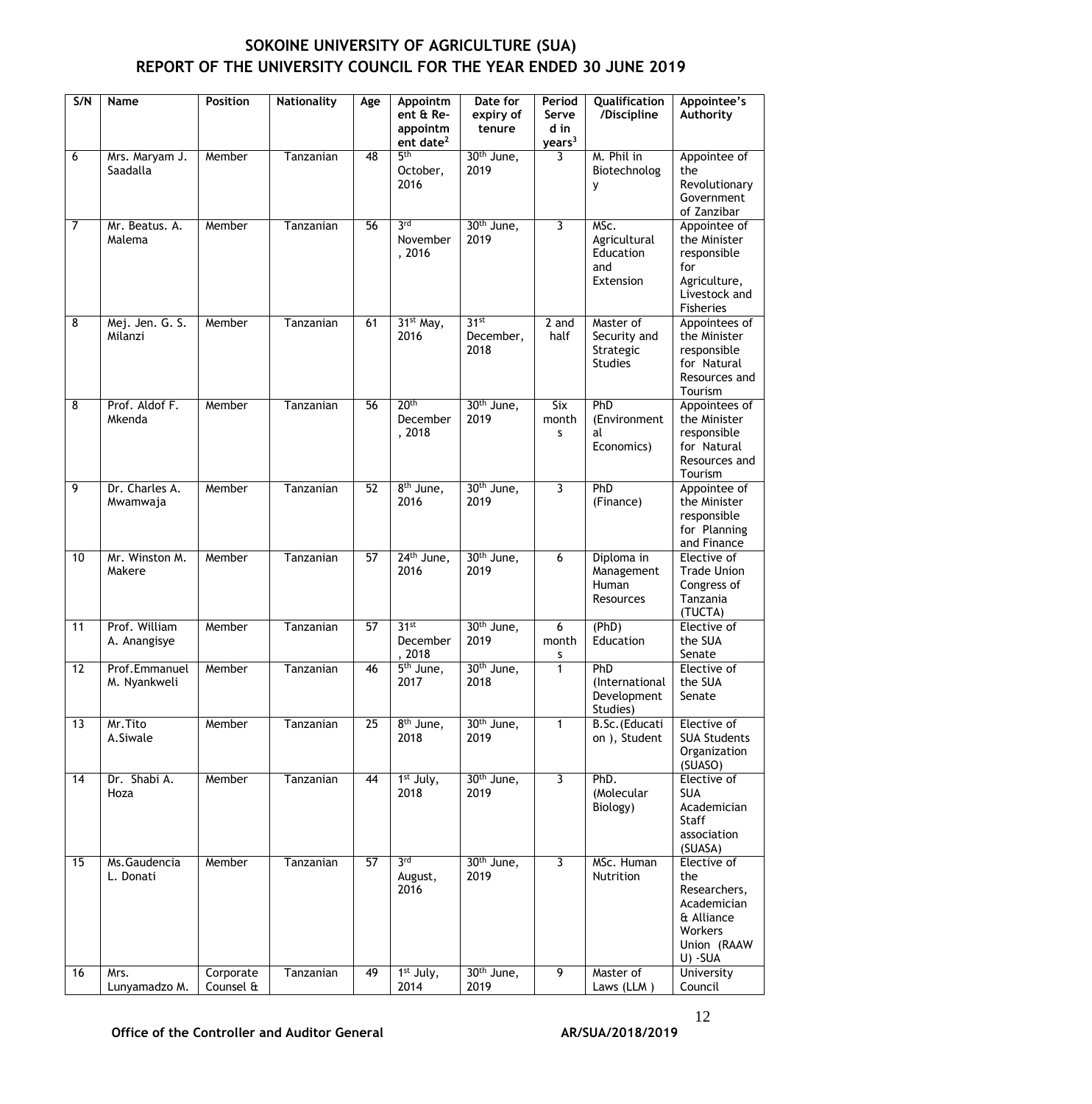# SOKOINE UNIVERSITY OF AGRICULTURE (SUA)
## REPORT OF THE UNIVERSITY COUNCIL FOR THE YEAR ENDED 30 JUNE 2019

| S/N | Name | Position | Nationality | Age | Appointment & Re-appointment date[2] | Date for expiry of tenure | Period Served in years[3] | Qualification /Discipline | Appointee's Authority |
|---|---|---|---|---|---|---|---|---|---|
| 6 | Mrs. Maryam J. Saadalla | Member | Tanzanian | 48 | 5th October, 2016 | 30th June, 2019 | 3 | M. Phil in Biotechnology | Appointee of the Revolutionary Government of Zanzibar |
| 7 | Mr. Beatus. A. Malema | Member | Tanzanian | 56 | 3rd November, 2016 | 30th June, 2019 | 3 | MSc. Agricultural Education and Extension | Appointee of the Minister responsible for Agriculture, Livestock and Fisheries |
| 8 | Mej. Jen. G. S. Milanzi | Member | Tanzanian | 61 | 31st May, 2016 | 31st December, 2018 | 2 and half | Master of Security and Strategic Studies | Appointees of the Minister responsible for Natural Resources and Tourism |
| 8 | Prof. Aldof F. Mkenda | Member | Tanzanian | 56 | 20th December, 2018 | 30th June, 2019 | Six months | PhD (Environmental Economics) | Appointees of the Minister responsible for Natural Resources and Tourism |
| 9 | Dr. Charles A. Mwamwaja | Member | Tanzanian | 52 | 8th June, 2016 | 30th June, 2019 | 3 | PhD (Finance) | Appointee of the Minister responsible for Planning and Finance |
| 10 | Mr. Winston M. Makere | Member | Tanzanian | 57 | 24th June, 2016 | 30th June, 2019 | 6 | Diploma in Management Human Resources | Elective of Trade Union Congress of Tanzania (TUCTA) |
| 11 | Prof. William A. Anangisye | Member | Tanzanian | 57 | 31st December, 2018 | 30th June, 2019 | 6 months | (PhD) Education | Elective of the SUA Senate |
| 12 | Prof.Emmanuel M. Nyankweli | Member | Tanzanian | 46 | 5th June, 2017 | 30th June, 2018 | 1 | PhD (International Development Studies) | Elective of the SUA Senate |
| 13 | Mr.Tito A.Siwale | Member | Tanzanian | 25 | 8th June, 2018 | 30th June, 2019 | 1 | B.Sc.(Education), Student | Elective of SUA Students Organization (SUASO) |
| 14 | Dr. Shabi A. Hoza | Member | Tanzanian | 44 | 1st July, 2018 | 30th June, 2019 | 3 | PhD. (Molecular Biology) | Elective of SUA Academician Staff association (SUASA) |
| 15 | Ms.Gaudencia L. Donati | Member | Tanzanian | 57 | 3rd August, 2016 | 30th June, 2019 | 3 | MSc. Human Nutrition | Elective of the Researchers, Academician & Alliance Workers Union (RAAWU) -SUA |
| 16 | Mrs. Lunyamadzo M. | Corporate Counsel & | Tanzanian | 49 | 1st July, 2014 | 30th June, 2019 | 9 | Master of Laws (LLM) | University Council |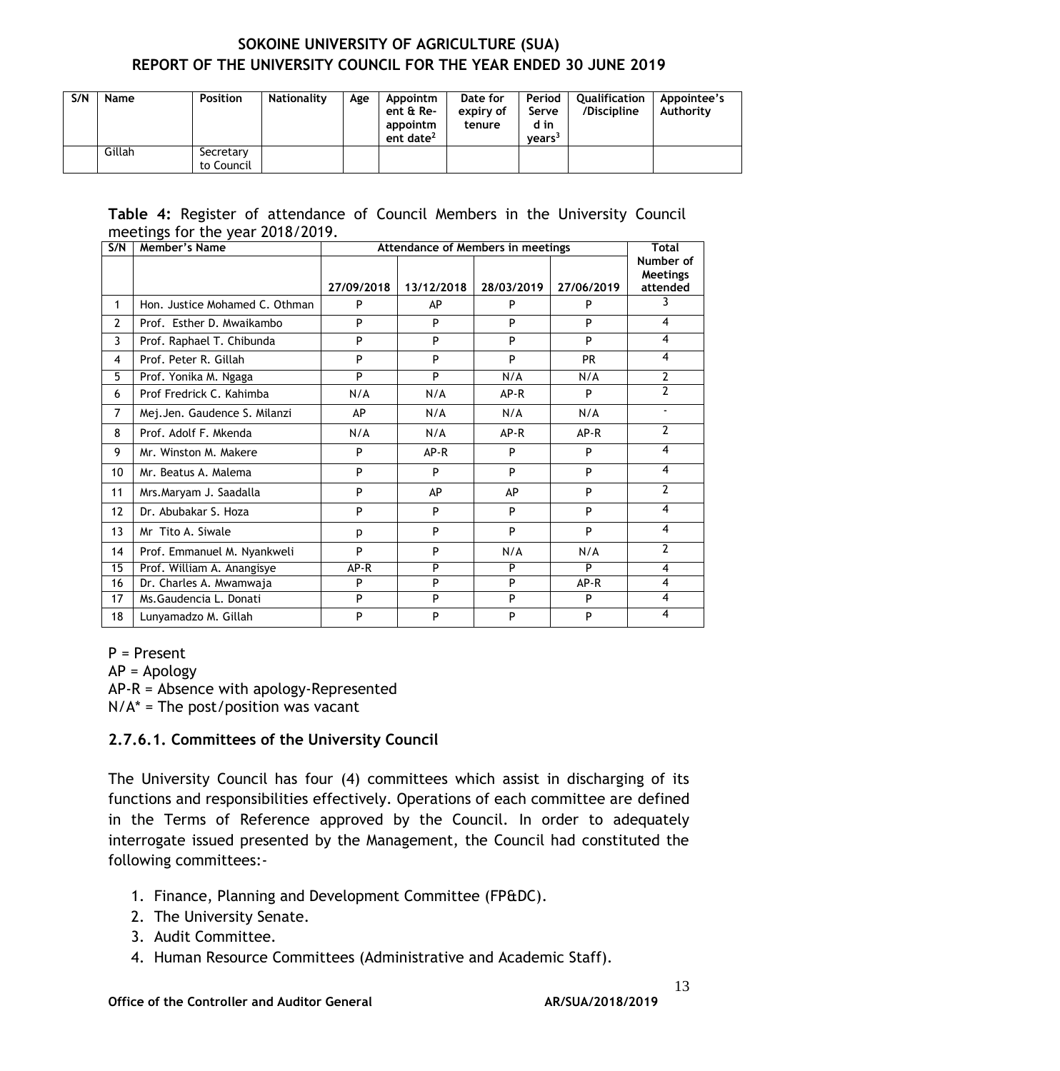| S/N | Name | Position | Nationality | Age | Appointment & Re-appointment date[2] | Date for expiry of tenure | Period Served in years[3] | Qualification /Discipline | Appointee's Authority |
|---|---|---|---|---|---|---|---|---|---|
| | Gillah | Secretary to Council | | | | | | | |

**Table 4:** Register of attendance of Council Members in the University Council meetings for the year 2018/2019.

| S/N | Member's Name | Attendance of Members in meetings | | | | Total Number of Meetings attended |
|---|---|---|---|---|---|---|
| | | 27/09/2018 | 13/12/2018 | 28/03/2019 | 27/06/2019 | |
| 1 | Hon. Justice Mohamed C. Othman | P | AP | P | P | 3 |
| 2 | Prof. Esther D. Mwaikambo | P | P | P | P | 4 |
| 3 | Prof. Raphael T. Chibunda | P | P | P | P | 4 |
| 4 | Prof. Peter R. Gillah | P | P | P | PR | 4 |
| 5 | Prof. Yonika M. Ngaga | P | P | N/A | N/A | 2 |
| 6 | Prof Fredrick C. Kahimba | N/A | N/A | AP-R | P | 2 |
| 7 | Mej.Jen. Gaudence S. Milanzi | AP | N/A | N/A | N/A | - |
| 8 | Prof. Adolf F. Mkenda | N/A | N/A | AP-R | AP-R | 2 |
| 9 | Mr. Winston M. Makere | P | AP-R | P | P | 4 |
| 10 | Mr. Beatus A. Malema | P | P | P | P | 4 |
| 11 | Mrs.Maryam J. Saadalla | P | AP | AP | P | 2 |
| 12 | Dr. Abubakar S. Hoza | P | P | P | P | 4 |
| 13 | Mr Tito A. Siwale | p | P | P | P | 4 |
| 14 | Prof. Emmanuel M. Nyankweli | P | P | N/A | N/A | 2 |
| 15 | Prof. William A. Anangisye | AP-R | P | P | P | 4 |
| 16 | Dr. Charles A. Mwamwaja | P | P | P | AP-R | 4 |
| 17 | Ms.Gaudencia L. Donati | P | P | P | P | 4 |
| 18 | Lunyamadzo M. Gillah | P | P | P | P | 4 |

P = Present
AP = Apology
AP-R = Absence with apology-Represented
N/A* = The post/position was vacant

#### 2.7.6.1. Committees of the University Council

The University Council has four (4) committees which assist in discharging of its functions and responsibilities effectively. Operations of each committee are defined in the Terms of Reference approved by the Council. In order to adequately interrogate issued presented by the Management, the Council had constituted the following committees:-

1. Finance, Planning and Development Committee (FP&DC).
2. The University Senate.
3. Audit Committee.
4. Human Resource Committees (Administrative and Academic Staff).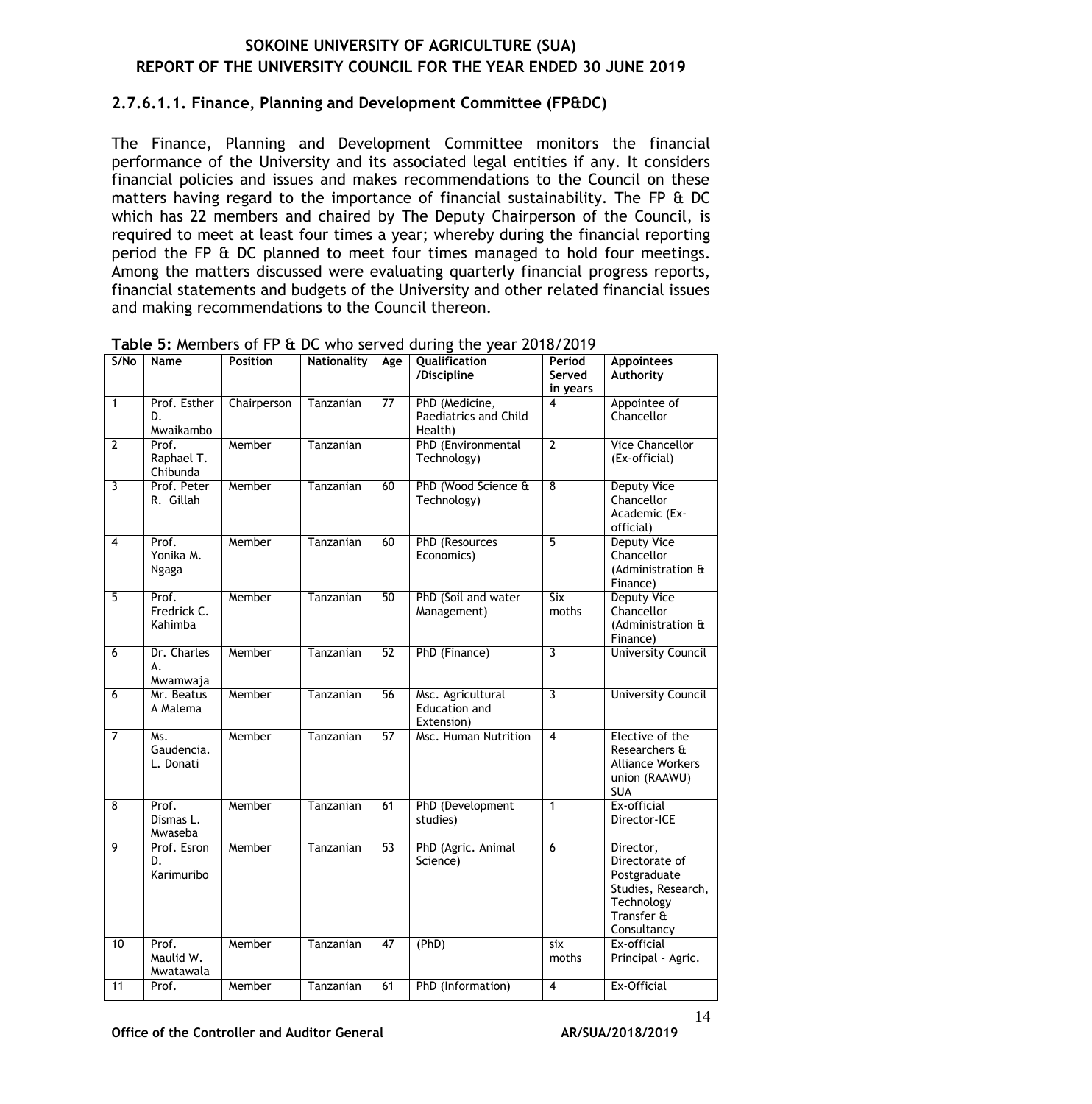### 2.7.6.1.1. Finance, Planning and Development Committee (FP&DC)

The Finance, Planning and Development Committee monitors the financial performance of the University and its associated legal entities if any. It considers financial policies and issues and makes recommendations to the Council on these matters having regard to the importance of financial sustainability. The FP & DC which has 22 members and chaired by The Deputy Chairperson of the Council, is required to meet at least four times a year; whereby during the financial reporting period the FP & DC planned to meet four times managed to hold four meetings. Among the matters discussed were evaluating quarterly financial progress reports, financial statements and budgets of the University and other related financial issues and making recommendations to the Council thereon.

**Table 5:** Members of FP & DC who served during the year 2018/2019

| S/No | Name | Position | Nationality | Age | Qualification /Discipline | Period Served in years | Appointees Authority |
|---|---|---|---|---|---|---|---|
| 1 | Prof. Esther D. Mwaikambo | Chairperson | Tanzanian | 77 | PhD (Medicine, Paediatrics and Child Health) | 4 | Appointee of Chancellor |
| 2 | Prof. Raphael T. Chibunda | Member | Tanzanian | | PhD (Environmental Technology) | 2 | Vice Chancellor (Ex-official) |
| 3 | Prof. Peter R. Gillah | Member | Tanzanian | 60 | PhD (Wood Science & Technology) | 8 | Deputy Vice Chancellor Academic (Ex-official) |
| 4 | Prof. Yonika M. Ngaga | Member | Tanzanian | 60 | PhD (Resources Economics) | 5 | Deputy Vice Chancellor (Administration & Finance) |
| 5 | Prof. Fredrick C. Kahimba | Member | Tanzanian | 50 | PhD (Soil and water Management) | Six moths | Deputy Vice Chancellor (Administration & Finance) |
| 6 | Dr. Charles A. Mwamwaja | Member | Tanzanian | 52 | PhD (Finance) | 3 | University Council |
| 6 | Mr. Beatus A Malema | Member | Tanzanian | 56 | Msc. Agricultural Education and Extension) | 3 | University Council |
| 7 | Ms. Gaudencia. L. Donati | Member | Tanzanian | 57 | Msc. Human Nutrition | 4 | Elective of the Researchers & Alliance Workers union (RAAWU) SUA |
| 8 | Prof. Dismas L. Mwaseba | Member | Tanzanian | 61 | PhD (Development studies) | 1 | Ex-official Director-ICE |
| 9 | Prof. Esron D. Karimuribo | Member | Tanzanian | 53 | PhD (Agric. Animal Science) | 6 | Director, Directorate of Postgraduate Studies, Research, Technology Transfer & Consultancy |
| 10 | Prof. Maulid W. Mwatawala | Member | Tanzanian | 47 | (PhD) | six moths | Ex-official Principal - Agric. |
| 11 | Prof. | Member | Tanzanian | 61 | PhD (Information) | 4 | Ex-Official |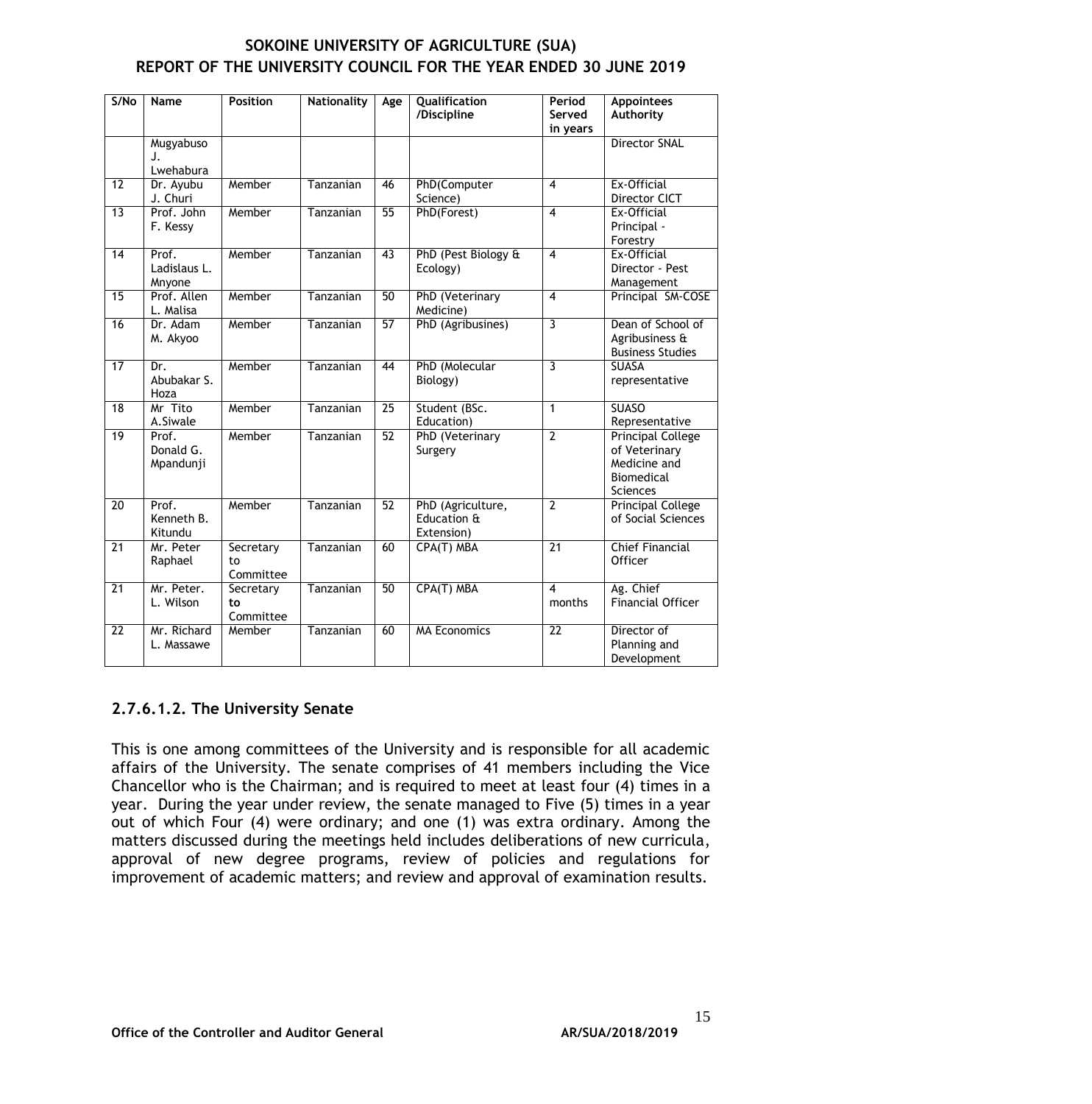| S/No | Name | Position | Nationality | Age | Qualification /Discipline | Period Served in years | Appointees Authority |
|---|---|---|---|---|---|---|---|
| | Mugyabuso J. Lwehabura | | | | | | Director SNAL |
| 12 | Dr. Ayubu J. Churi | Member | Tanzanian | 46 | PhD(Computer Science) | 4 | Ex-Official Director CICT |
| 13 | Prof. John F. Kessy | Member | Tanzanian | 55 | PhD(Forest) | 4 | Ex-Official Principal - Forestry |
| 14 | Prof. Ladislaus L. Mnyone | Member | Tanzanian | 43 | PhD (Pest Biology & Ecology) | 4 | Ex-Official Director - Pest Management |
| 15 | Prof. Allen L. Malisa | Member | Tanzanian | 50 | PhD (Veterinary Medicine) | 4 | Principal SM-COSE |
| 16 | Dr. Adam M. Akyoo | Member | Tanzanian | 57 | PhD (Agribusines) | 3 | Dean of School of Agribusiness & Business Studies |
| 17 | Dr. Abubakar S. Hoza | Member | Tanzanian | 44 | PhD (Molecular Biology) | 3 | SUASA representative |
| 18 | Mr Tito A.Siwale | Member | Tanzanian | 25 | Student (BSc. Education) | 1 | SUASO Representative |
| 19 | Prof. Donald G. Mpandunji | Member | Tanzanian | 52 | PhD (Veterinary Surgery | 2 | Principal College of Veterinary Medicine and Biomedical Sciences |
| 20 | Prof. Kenneth B. Kitundu | Member | Tanzanian | 52 | PhD (Agriculture, Education & Extension) | 2 | Principal College of Social Sciences |
| 21 | Mr. Peter Raphael | Secretary to Committee | Tanzanian | 60 | CPA(T) MBA | 21 | Chief Financial Officer |
| 21 | Mr. Peter. L. Wilson | Secretary to Committee | Tanzanian | 50 | CPA(T) MBA | 4 months | Ag. Chief Financial Officer |
| 22 | Mr. Richard L. Massawe | Member | Tanzanian | 60 | MA Economics | 22 | Director of Planning and Development |

#### 2.7.6.1.2. The University Senate

This is one among committees of the University and is responsible for all academic affairs of the University. The senate comprises of 41 members including the Vice Chancellor who is the Chairman; and is required to meet at least four (4) times in a year. During the year under review, the senate managed to Five (5) times in a year out of which Four (4) were ordinary; and one (1) was extra ordinary. Among the matters discussed during the meetings held includes deliberations of new curricula, approval of new degree programs, review of policies and regulations for improvement of academic matters; and review and approval of examination results.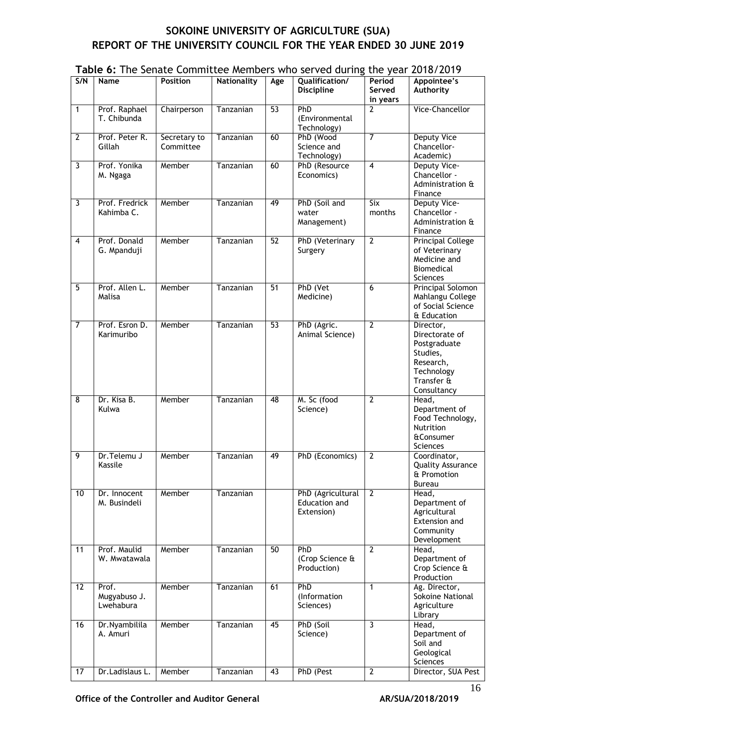# SOKOINE UNIVERSITY OF AGRICULTURE (SUA)
## REPORT OF THE UNIVERSITY COUNCIL FOR THE YEAR ENDED 30 JUNE 2019

**Table 6:** The Senate Committee Members who served during the year 2018/2019

| S/N | Name | Position | Nationality | Age | Qualification/ Discipline | Period Served in years | Appointee's Authority |
|---|---|---|---|---|---|---|---|
| 1 | Prof. Raphael T. Chibunda | Chairperson | Tanzanian | 53 | PhD (Environmental Technology) | 2 | Vice-Chancellor |
| 2 | Prof. Peter R. Gillah | Secretary to Committee | Tanzanian | 60 | PhD (Wood Science and Technology) | 7 | Deputy Vice Chancellor- Academic) |
| 3 | Prof. Yonika M. Ngaga | Member | Tanzanian | 60 | PhD (Resource Economics) | 4 | Deputy Vice-Chancellor - Administration & Finance |
| 3 | Prof. Fredrick Kahimba C. | Member | Tanzanian | 49 | PhD (Soil and water Management) | Six months | Deputy Vice-Chancellor - Administration & Finance |
| 4 | Prof. Donald G. Mpanduji | Member | Tanzanian | 52 | PhD (Veterinary Surgery | 2 | Principal College of Veterinary Medicine and Biomedical Sciences |
| 5 | Prof. Allen L. Malisa | Member | Tanzanian | 51 | PhD (Vet Medicine) | 6 | Principal Solomon Mahlangu College of Social Science & Education |
| 7 | Prof. Esron D. Karimuribo | Member | Tanzanian | 53 | PhD (Agric. Animal Science) | 2 | Director, Directorate of Postgraduate Studies, Research, Technology Transfer & Consultancy |
| 8 | Dr. Kisa B. Kulwa | Member | Tanzanian | 48 | M. Sc (food Science) | 2 | Head, Department of Food Technology, Nutrition &Consumer Sciences |
| 9 | Dr.Telemu J Kassile | Member | Tanzanian | 49 | PhD (Economics) | 2 | Coordinator, Quality Assurance & Promotion Bureau |
| 10 | Dr. Innocent M. Busindeli | Member | Tanzanian | | PhD (Agricultural Education and Extension) | 2 | Head, Department of Agricultural Extension and Community Development |
| 11 | Prof. Maulid W. Mwatawala | Member | Tanzanian | 50 | PhD (Crop Science & Production) | 2 | Head, Department of Crop Science & Production |
| 12 | Prof. Mugyabuso J. Lwehabura | Member | Tanzanian | 61 | PhD (Information Sciences) | 1 | Ag. Director, Sokoine National Agriculture Library |
| 16 | Dr.Nyambilila A. Amuri | Member | Tanzanian | 45 | PhD (Soil Science) | 3 | Head, Department of Soil and Geological Sciences |
| 17 | Dr.Ladislaus L. | Member | Tanzanian | 43 | PhD (Pest | 2 | Director, SUA Pest |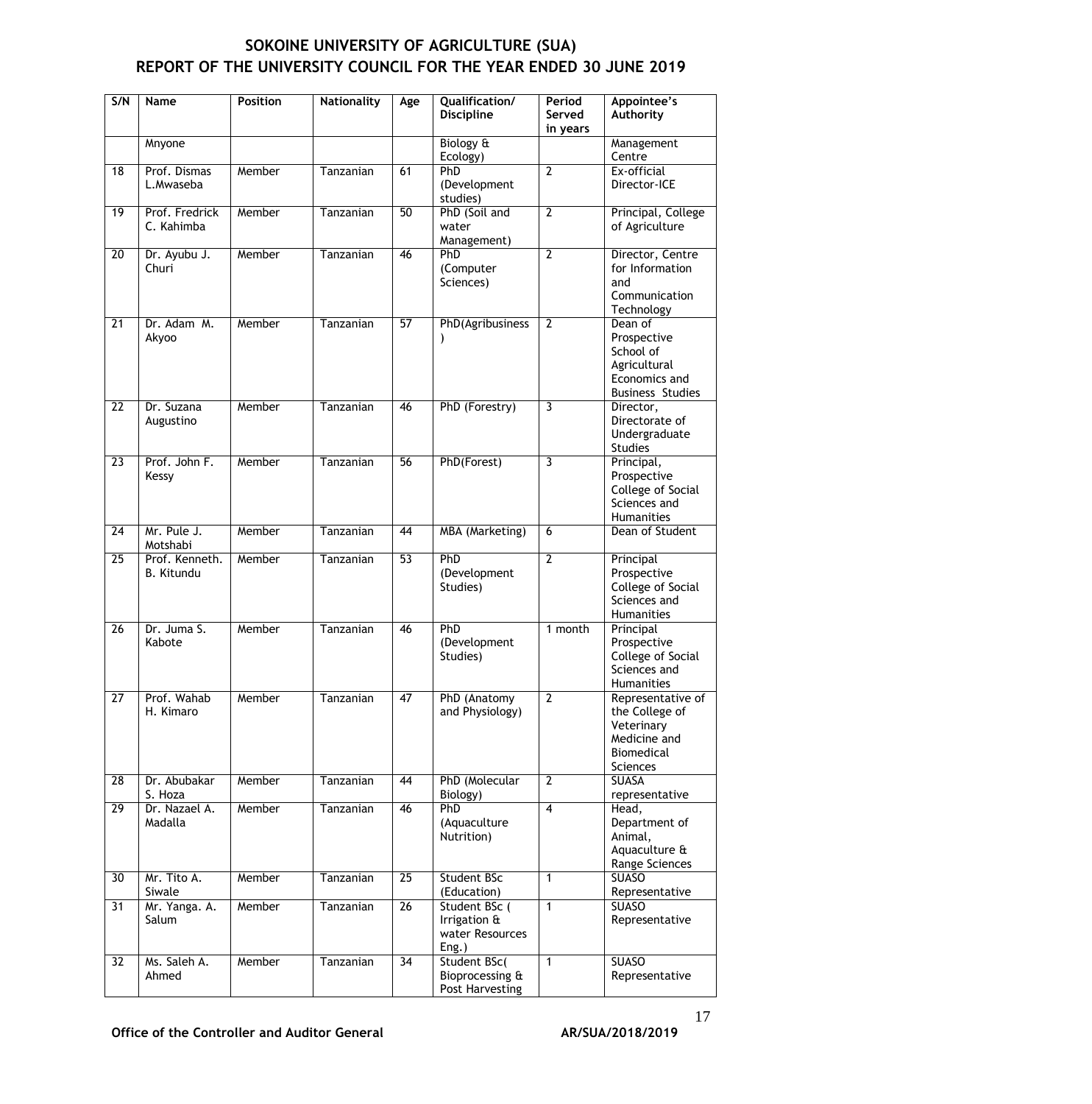## SOKOINE UNIVERSITY OF AGRICULTURE (SUA)
## REPORT OF THE UNIVERSITY COUNCIL FOR THE YEAR ENDED 30 JUNE 2019

| S/N | Name | Position | Nationality | Age | Qualification/ Discipline | Period Served in years | Appointee's Authority |
|---|---|---|---|---|---|---|---|
| | Mnyone | | | | Biology & Ecology) | | Management Centre |
| 18 | Prof. Dismas L.Mwaseba | Member | Tanzanian | 61 | PhD (Development studies) | 2 | Ex-official Director-ICE |
| 19 | Prof. Fredrick C. Kahimba | Member | Tanzanian | 50 | PhD (Soil and water Management) | 2 | Principal, College of Agriculture |
| 20 | Dr. Ayubu J. Churi | Member | Tanzanian | 46 | PhD (Computer Sciences) | 2 | Director, Centre for Information and Communication Technology |
| 21 | Dr. Adam M. Akyoo | Member | Tanzanian | 57 | PhD(Agribusiness) | 2 | Dean of Prospective School of Agricultural Economics and Business Studies |
| 22 | Dr. Suzana Augustino | Member | Tanzanian | 46 | PhD (Forestry) | 3 | Director, Directorate of Undergraduate Studies |
| 23 | Prof. John F. Kessy | Member | Tanzanian | 56 | PhD(Forest) | 3 | Principal, Prospective College of Social Sciences and Humanities |
| 24 | Mr. Pule J. Motshabi | Member | Tanzanian | 44 | MBA (Marketing) | 6 | Dean of Student |
| 25 | Prof. Kenneth. B. Kitundu | Member | Tanzanian | 53 | PhD (Development Studies) | 2 | Principal Prospective College of Social Sciences and Humanities |
| 26 | Dr. Juma S. Kabote | Member | Tanzanian | 46 | PhD (Development Studies) | 1 month | Principal Prospective College of Social Sciences and Humanities |
| 27 | Prof. Wahab H. Kimaro | Member | Tanzanian | 47 | PhD (Anatomy and Physiology) | 2 | Representative of the College of Veterinary Medicine and Biomedical Sciences |
| 28 | Dr. Abubakar S. Hoza | Member | Tanzanian | 44 | PhD (Molecular Biology) | 2 | SUASA representative |
| 29 | Dr. Nazael A. Madalla | Member | Tanzanian | 46 | PhD (Aquaculture Nutrition) | 4 | Head, Department of Animal, Aquaculture & Range Sciences |
| 30 | Mr. Tito A. Siwale | Member | Tanzanian | 25 | Student BSc (Education) | 1 | SUASO Representative |
| 31 | Mr. Yanga. A. Salum | Member | Tanzanian | 26 | Student BSc ( Irrigation & water Resources Eng.) | 1 | SUASO Representative |
| 32 | Ms. Saleh A. Ahmed | Member | Tanzanian | 34 | Student BSc( Bioprocessing & Post Harvesting | 1 | SUASO Representative |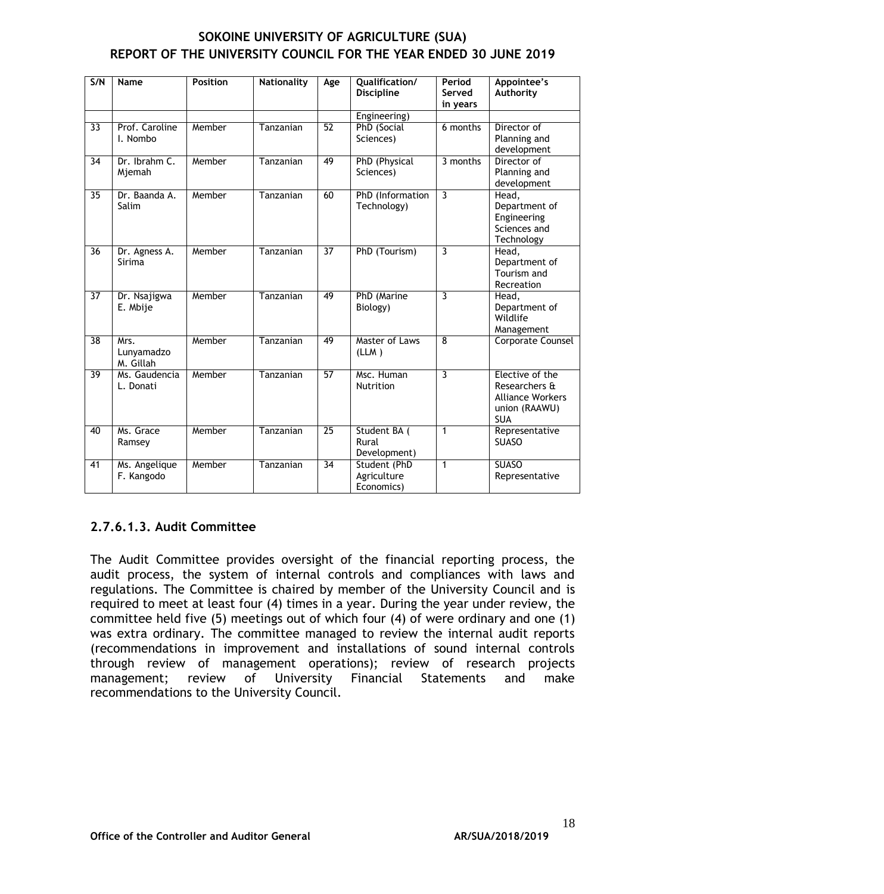| S/N | Name | Position | Nationality | Age | Qualification/ Discipline | Period Served in years | Appointee's Authority |
|---|---|---|---|---|---|---|---|
| | | | | | Engineering) | | |
| 33 | Prof. Caroline I. Nombo | Member | Tanzanian | 52 | PhD (Social Sciences) | 6 months | Director of Planning and development |
| 34 | Dr. Ibrahm C. Mjemah | Member | Tanzanian | 49 | PhD (Physical Sciences) | 3 months | Director of Planning and development |
| 35 | Dr. Baanda A. Salim | Member | Tanzanian | 60 | PhD (Information Technology) | 3 | Head, Department of Engineering Sciences and Technology |
| 36 | Dr. Agness A. Sirima | Member | Tanzanian | 37 | PhD (Tourism) | 3 | Head, Department of Tourism and Recreation |
| 37 | Dr. Nsajigwa E. Mbije | Member | Tanzanian | 49 | PhD (Marine Biology) | 3 | Head, Department of Wildlife Management |
| 38 | Mrs. Lunyamadzo M. Gillah | Member | Tanzanian | 49 | Master of Laws (LLM ) | 8 | Corporate Counsel |
| 39 | Ms. Gaudencia L. Donati | Member | Tanzanian | 57 | Msc. Human Nutrition | 3 | Elective of the Researchers & Alliance Workers union (RAAWU) SUA |
| 40 | Ms. Grace Ramsey | Member | Tanzanian | 25 | Student BA ( Rural Development) | 1 | Representative SUASO |
| 41 | Ms. Angelique F. Kangodo | Member | Tanzanian | 34 | Student (PhD Agriculture Economics) | 1 | SUASO Representative |

#### 2.7.6.1.3. Audit Committee

The Audit Committee provides oversight of the financial reporting process, the audit process, the system of internal controls and compliances with laws and regulations. The Committee is chaired by member of the University Council and is required to meet at least four (4) times in a year. During the year under review, the committee held five (5) meetings out of which four (4) of were ordinary and one (1) was extra ordinary. The committee managed to review the internal audit reports (recommendations in improvement and installations of sound internal controls through review of management operations); review of research projects management; review of University Financial Statements and make recommendations to the University Council.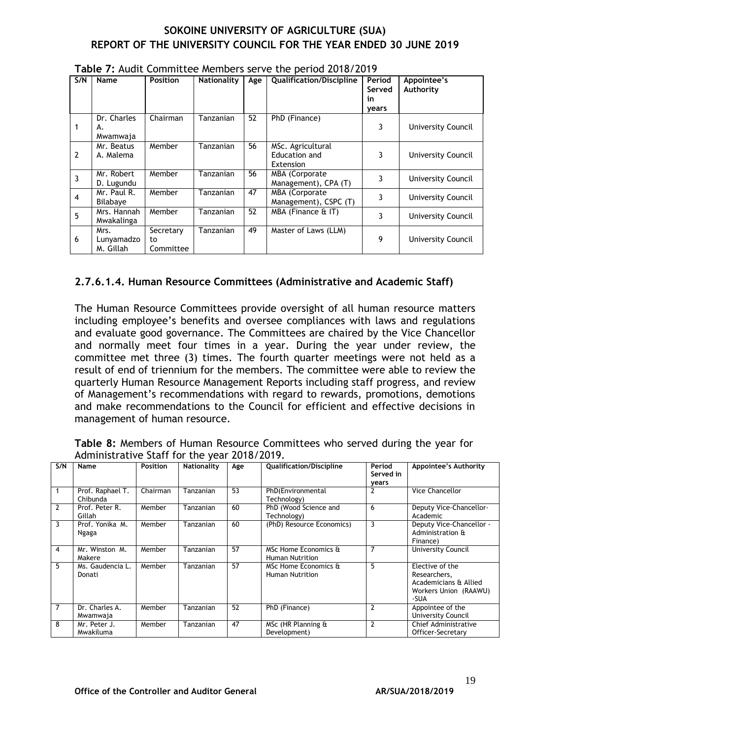**Table 7:** Audit Committee Members serve the period 2018/2019

| S/N | Name | Position | Nationality | Age | Qualification/Discipline | Period Served in years | Appointee's Authority |
|---|---|---|---|---|---|---|---|
| 1 | Dr. Charles A. Mwamwaja | Chairman | Tanzanian | 52 | PhD (Finance) | 3 | University Council |
| 2 | Mr. Beatus A. Malema | Member | Tanzanian | 56 | MSc. Agricultural Education and Extension | 3 | University Council |
| 3 | Mr. Robert D. Lugundu | Member | Tanzanian | 56 | MBA (Corporate Management), CPA (T) | 3 | University Council |
| 4 | Mr. Paul R. Bilabaye | Member | Tanzanian | 47 | MBA (Corporate Management), CSPC (T) | 3 | University Council |
| 5 | Mrs. Hannah Mwakalinga | Member | Tanzanian | 52 | MBA (Finance & IT) | 3 | University Council |
| 6 | Mrs. Lunyamadzo M. Gillah | Secretary to Committee | Tanzanian | 49 | Master of Laws (LLM) | 9 | University Council |

### 2.7.6.1.4. Human Resource Committees (Administrative and Academic Staff)

The Human Resource Committees provide oversight of all human resource matters including employee's benefits and oversee compliances with laws and regulations and evaluate good governance. The Committees are chaired by the Vice Chancellor and normally meet four times in a year. During the year under review, the committee met three (3) times. The fourth quarter meetings were not held as a result of end of triennium for the members. The committee were able to review the quarterly Human Resource Management Reports including staff progress, and review of Management's recommendations with regard to rewards, promotions, demotions and make recommendations to the Council for efficient and effective decisions in management of human resource.

**Table 8:** Members of Human Resource Committees who served during the year for Administrative Staff for the year 2018/2019.

| S/N | Name | Position | Nationality | Age | Qualification/Discipline | Period Served in years | Appointee's Authority |
|---|---|---|---|---|---|---|---|
| 1 | Prof. Raphael T. Chibunda | Chairman | Tanzanian | 53 | PhD(Environmental Technology) | 2 | Vice Chancellor |
| 2 | Prof. Peter R. Gillah | Member | Tanzanian | 60 | PhD (Wood Science and Technology) | 6 | Deputy Vice-Chancellor-Academic |
| 3 | Prof. Yonika M. Ngaga | Member | Tanzanian | 60 | (PhD) Resource Economics) | 3 | Deputy Vice-Chancellor - Administration & Finance) |
| 4 | Mr. Winston M. Makere | Member | Tanzanian | 57 | MSc Home Economics & Human Nutrition | 7 | University Council |
| 5 | Ms. Gaudencia L. Donati | Member | Tanzanian | 57 | MSc Home Economics & Human Nutrition | 5 | Elective of the Researchers, Academicians & Allied Workers Union (RAAWU) -SUA |
| 7 | Dr. Charles A. Mwamwaja | Member | Tanzanian | 52 | PhD (Finance) | 2 | Appointee of the University Council |
| 8 | Mr. Peter J. Mwakiluma | Member | Tanzanian | 47 | MSc (HR Planning & Development) | 2 | Chief Administrative Officer-Secretary |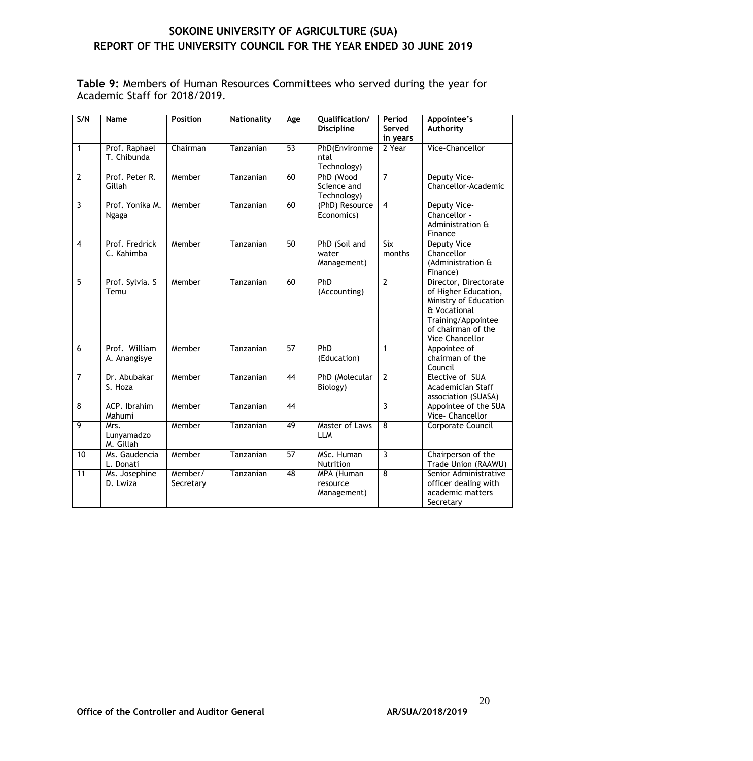**Table 9:** Members of Human Resources Committees who served during the year for Academic Staff for 2018/2019.

| S/N | Name | Position | Nationality | Age | Qualification/ Discipline | Period Served in years | Appointee's Authority |
|---|---|---|---|---|---|---|---|
| 1 | Prof. Raphael T. Chibunda | Chairman | Tanzanian | 53 | PhD(Environmental Technology) | 2 Year | Vice-Chancellor |
| 2 | Prof. Peter R. Gillah | Member | Tanzanian | 60 | PhD (Wood Science and Technology) | 7 | Deputy Vice-Chancellor-Academic |
| 3 | Prof. Yonika M. Ngaga | Member | Tanzanian | 60 | (PhD) Resource Economics) | 4 | Deputy Vice-Chancellor - Administration & Finance |
| 4 | Prof. Fredrick C. Kahimba | Member | Tanzanian | 50 | PhD (Soil and water Management) | Six months | Deputy Vice Chancellor (Administration & Finance) |
| 5 | Prof. Sylvia. S Temu | Member | Tanzanian | 60 | PhD (Accounting) | 2 | Director, Directorate of Higher Education, Ministry of Education & Vocational Training/Appointee of chairman of the Vice Chancellor |
| 6 | Prof. William A. Anangisye | Member | Tanzanian | 57 | PhD (Education) | 1 | Appointee of chairman of the Council |
| 7 | Dr. Abubakar S. Hoza | Member | Tanzanian | 44 | PhD (Molecular Biology) | 2 | Elective of SUA Academician Staff association (SUASA) |
| 8 | ACP. Ibrahim Mahumi | Member | Tanzanian | 44 | | 3 | Appointee of the SUA Vice- Chancellor |
| 9 | Mrs. Lunyamadzo M. Gillah | Member | Tanzanian | 49 | Master of Laws LLM | 8 | Corporate Council |
| 10 | Ms. Gaudencia L. Donati | Member | Tanzanian | 57 | MSc. Human Nutrition | 3 | Chairperson of the Trade Union (RAAWU) |
| 11 | Ms. Josephine D. Lwiza | Member/ Secretary | Tanzanian | 48 | MPA (Human resource Management) | 8 | Senior Administrative officer dealing with academic matters Secretary |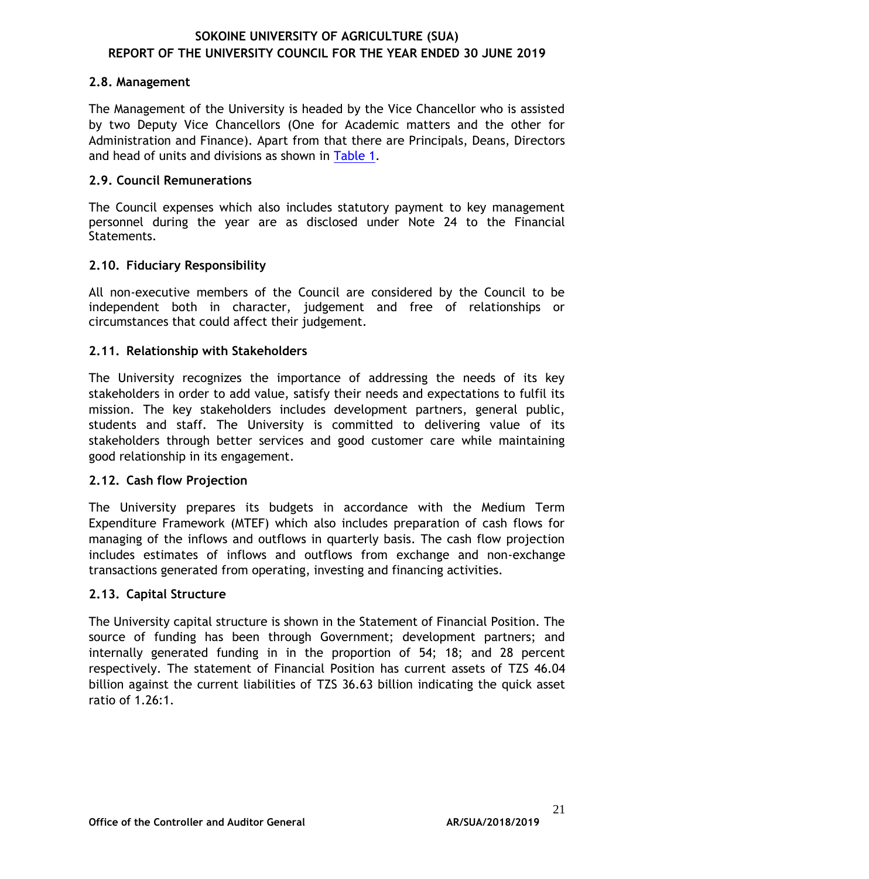### 2.8. Management

The Management of the University is headed by the Vice Chancellor who is assisted by two Deputy Vice Chancellors (One for Academic matters and the other for Administration and Finance). Apart from that there are Principals, Deans, Directors and head of units and divisions as shown in Table 1.

### 2.9. Council Remunerations

The Council expenses which also includes statutory payment to key management personnel during the year are as disclosed under Note 24 to the Financial Statements.

### 2.10. Fiduciary Responsibility

All non-executive members of the Council are considered by the Council to be independent both in character, judgement and free of relationships or circumstances that could affect their judgement.

### 2.11. Relationship with Stakeholders

The University recognizes the importance of addressing the needs of its key stakeholders in order to add value, satisfy their needs and expectations to fulfil its mission. The key stakeholders includes development partners, general public, students and staff. The University is committed to delivering value of its stakeholders through better services and good customer care while maintaining good relationship in its engagement.

### 2.12. Cash flow Projection

The University prepares its budgets in accordance with the Medium Term Expenditure Framework (MTEF) which also includes preparation of cash flows for managing of the inflows and outflows in quarterly basis. The cash flow projection includes estimates of inflows and outflows from exchange and non-exchange transactions generated from operating, investing and financing activities.

### 2.13. Capital Structure

The University capital structure is shown in the Statement of Financial Position. The source of funding has been through Government; development partners; and internally generated funding in in the proportion of 54; 18; and 28 percent respectively. The statement of Financial Position has current assets of TZS 46.04 billion against the current liabilities of TZS 36.63 billion indicating the quick asset ratio of 1.26:1.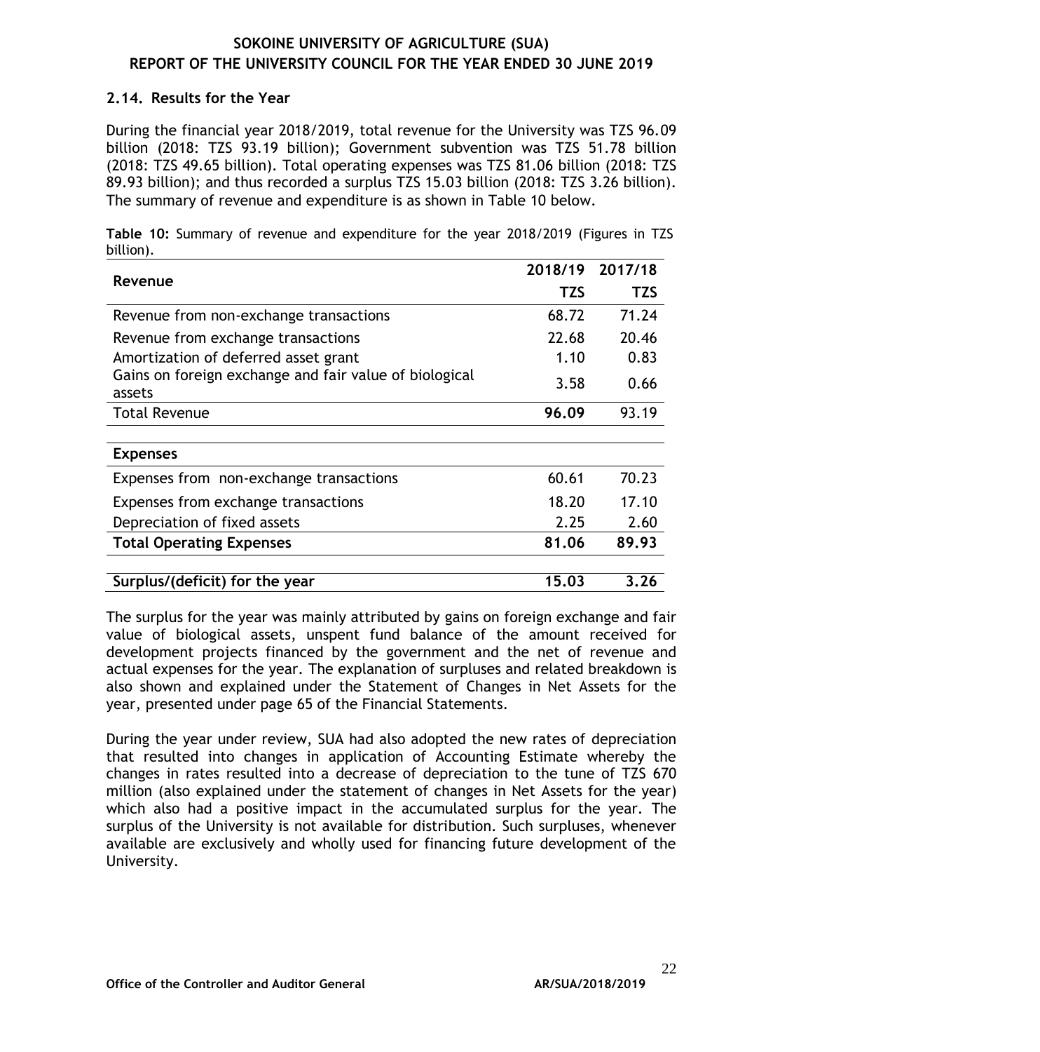### 2.14. Results for the Year

During the financial year 2018/2019, total revenue for the University was TZS 96.09 billion (2018: TZS 93.19 billion); Government subvention was TZS 51.78 billion (2018: TZS 49.65 billion). Total operating expenses was TZS 81.06 billion (2018: TZS 89.93 billion); and thus recorded a surplus TZS 15.03 billion (2018: TZS 3.26 billion). The summary of revenue and expenditure is as shown in Table 10 below.

**Table 10:** Summary of revenue and expenditure for the year 2018/2019 (Figures in TZS billion).

| Revenue | 2018/19 TZS | 2017/18 TZS |
|---|---|---|
| Revenue from non-exchange transactions | 68.72 | 71.24 |
| Revenue from exchange transactions | 22.68 | 20.46 |
| Amortization of deferred asset grant | 1.10 | 0.83 |
| Gains on foreign exchange and fair value of biological assets | 3.58 | 0.66 |
| Total Revenue | **96.09** | 93.19 |
| **Expenses** | | |
| Expenses from non-exchange transactions | 60.61 | 70.23 |
| Expenses from exchange transactions | 18.20 | 17.10 |
| Depreciation of fixed assets | 2.25 | 2.60 |
| **Total Operating Expenses** | **81.06** | **89.93** |
| **Surplus/(deficit) for the year** | **15.03** | **3.26** |

The surplus for the year was mainly attributed by gains on foreign exchange and fair value of biological assets, unspent fund balance of the amount received for development projects financed by the government and the net of revenue and actual expenses for the year. The explanation of surpluses and related breakdown is also shown and explained under the Statement of Changes in Net Assets for the year, presented under page 65 of the Financial Statements.

During the year under review, SUA had also adopted the new rates of depreciation that resulted into changes in application of Accounting Estimate whereby the changes in rates resulted into a decrease of depreciation to the tune of TZS 670 million (also explained under the statement of changes in Net Assets for the year) which also had a positive impact in the accumulated surplus for the year. The surplus of the University is not available for distribution. Such surpluses, whenever available are exclusively and wholly used for financing future development of the University.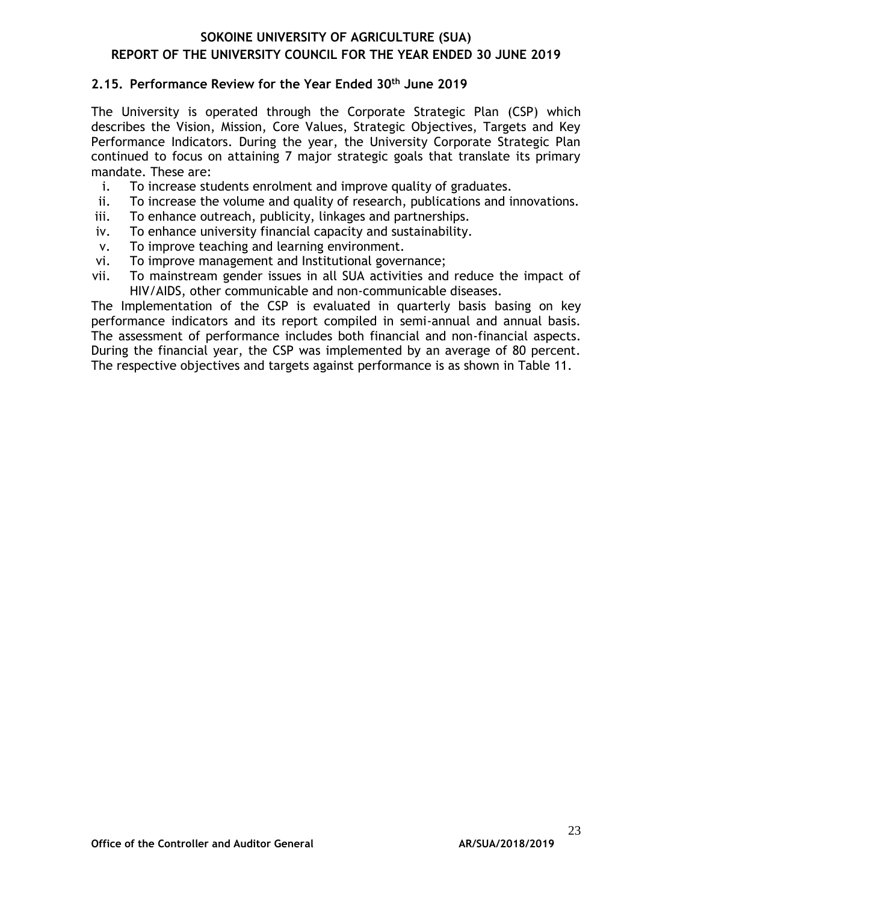## 2.15. Performance Review for the Year Ended 30th June 2019

The University is operated through the Corporate Strategic Plan (CSP) which describes the Vision, Mission, Core Values, Strategic Objectives, Targets and Key Performance Indicators. During the year, the University Corporate Strategic Plan continued to focus on attaining 7 major strategic goals that translate its primary mandate. These are:

i. To increase students enrolment and improve quality of graduates.
ii. To increase the volume and quality of research, publications and innovations.
iii. To enhance outreach, publicity, linkages and partnerships.
iv. To enhance university financial capacity and sustainability.
v. To improve teaching and learning environment.
vi. To improve management and Institutional governance;
vii. To mainstream gender issues in all SUA activities and reduce the impact of HIV/AIDS, other communicable and non-communicable diseases.

The Implementation of the CSP is evaluated in quarterly basis basing on key performance indicators and its report compiled in semi-annual and annual basis. The assessment of performance includes both financial and non-financial aspects. During the financial year, the CSP was implemented by an average of 80 percent. The respective objectives and targets against performance is as shown in Table 11.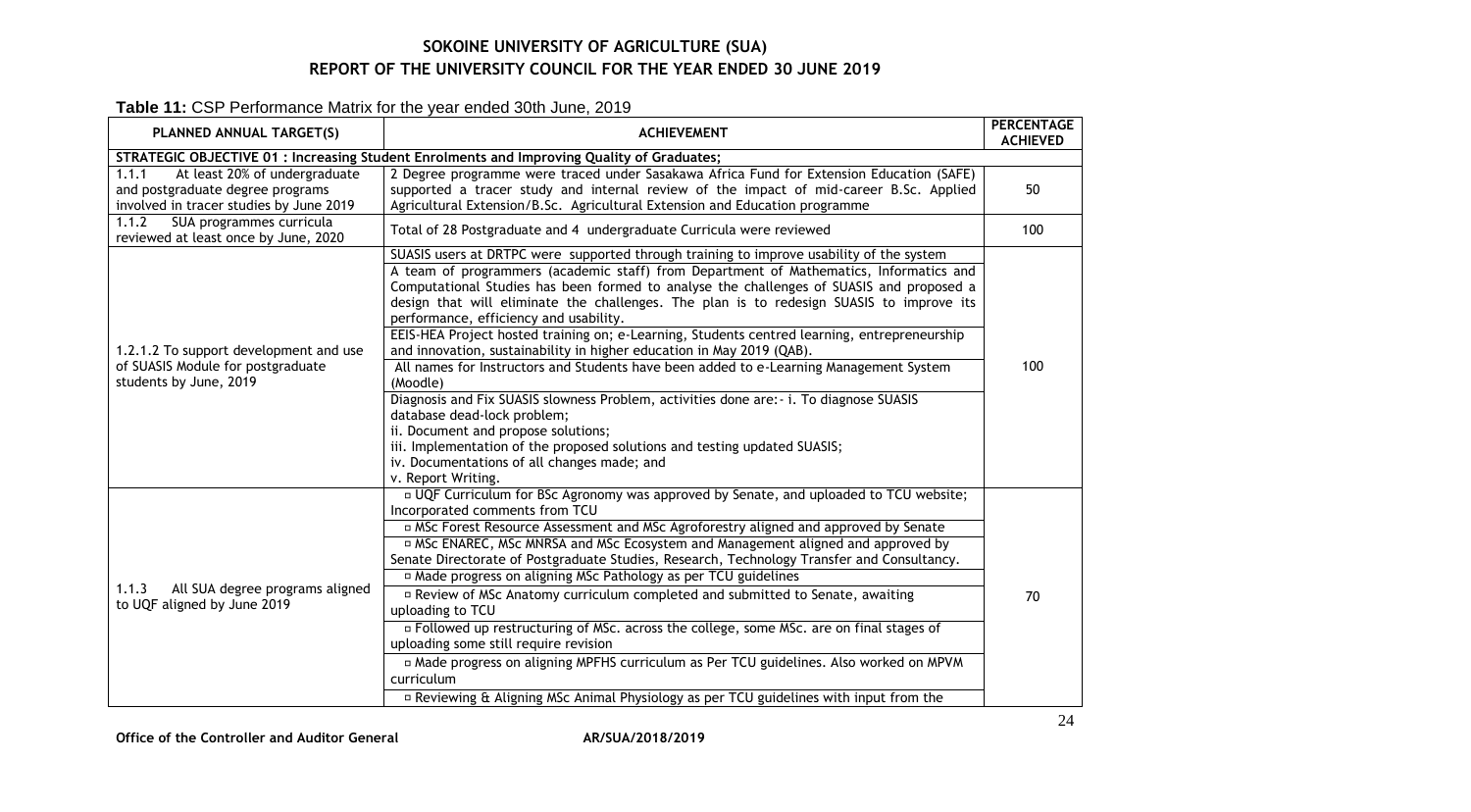# SOKOINE UNIVERSITY OF AGRICULTURE (SUA)
## REPORT OF THE UNIVERSITY COUNCIL FOR THE YEAR ENDED 30 JUNE 2019

**Table 11:** CSP Performance Matrix for the year ended 30th June, 2019

| PLANNED ANNUAL TARGET(S) | ACHIEVEMENT | PERCENTAGE ACHIEVED |
|---|---|---|
| **STRATEGIC OBJECTIVE 01 : Increasing Student Enrolments and Improving Quality of Graduates;** | | |
| 1.1.1 At least 20% of undergraduate and postgraduate degree programs involved in tracer studies by June 2019 | 2 Degree programme were traced under Sasakawa Africa Fund for Extension Education (SAFE) supported a tracer study and internal review of the impact of mid-career B.Sc. Applied Agricultural Extension/B.Sc. Agricultural Extension and Education programme | 50 |
| 1.1.2 SUA programmes curricula reviewed at least once by June, 2020 | Total of 28 Postgraduate and 4 undergraduate Curricula were reviewed | 100 |
| 1.2.1.2 To support development and use of SUASIS Module for postgraduate students by June, 2019 | SUASIS users at DRTPC were supported through training to improve usability of the system<br>A team of programmers (academic staff) from Department of Mathematics, Informatics and Computational Studies has been formed to analyse the challenges of SUASIS and proposed a design that will eliminate the challenges. The plan is to redesign SUASIS to improve its performance, efficiency and usability.<br>EEIS-HEA Project hosted training on; e-Learning, Students centred learning, entrepreneurship and innovation, sustainability in higher education in May 2019 (QAB).<br>All names for Instructors and Students have been added to e-Learning Management System (Moodle)<br>Diagnosis and Fix SUASIS slowness Problem, activities done are:- i. To diagnose SUASIS database dead-lock problem;<br>ii. Document and propose solutions;<br>iii. Implementation of the proposed solutions and testing updated SUASIS;<br>iv. Documentations of all changes made; and<br>v. Report Writing. | 100 |
| 1.1.3 All SUA degree programs aligned to UQF aligned by June 2019 | ▫ UQF Curriculum for BSc Agronomy was approved by Senate, and uploaded to TCU website; Incorporated comments from TCU<br>▫ MSc Forest Resource Assessment and MSc Agroforestry aligned and approved by Senate<br>▫ MSc ENAREC, MSc MNRSA and MSc Ecosystem and Management aligned and approved by Senate Directorate of Postgraduate Studies, Research, Technology Transfer and Consultancy.<br>▫ Made progress on aligning MSc Pathology as per TCU guidelines<br>▫ Review of MSc Anatomy curriculum completed and submitted to Senate, awaiting uploading to TCU<br>▫ Followed up restructuring of MSc. across the college, some MSc. are on final stages of uploading some still require revision<br>▫ Made progress on aligning MPFHS curriculum as Per TCU guidelines. Also worked on MPVM curriculum<br>▫ Reviewing & Aligning MSc Animal Physiology as per TCU guidelines with input from the | 70 |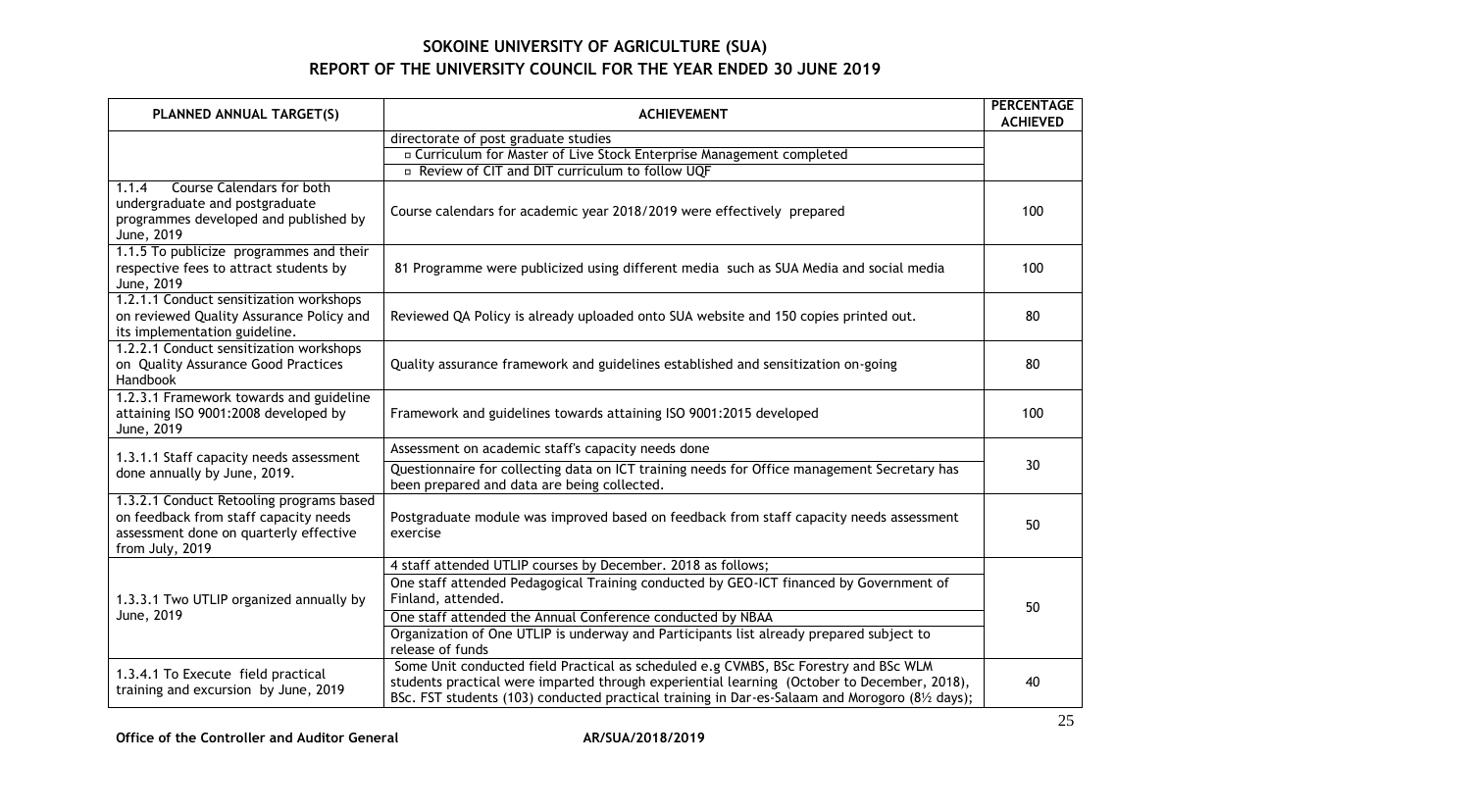## SOKOINE UNIVERSITY OF AGRICULTURE (SUA)
## REPORT OF THE UNIVERSITY COUNCIL FOR THE YEAR ENDED 30 JUNE 2019

| PLANNED ANNUAL TARGET(S) | ACHIEVEMENT | PERCENTAGE ACHIEVED |
|---|---|---|
| | directorate of post graduate studies<br>▫ Curriculum for Master of Live Stock Enterprise Management completed<br>▫ Review of CIT and DIT curriculum to follow UQF | |
| 1.1.4 Course Calendars for both undergraduate and postgraduate programmes developed and published by June, 2019 | Course calendars for academic year 2018/2019 were effectively prepared | 100 |
| 1.1.5 To publicize programmes and their respective fees to attract students by June, 2019 | 81 Programme were publicized using different media such as SUA Media and social media | 100 |
| 1.2.1.1 Conduct sensitization workshops on reviewed Quality Assurance Policy and its implementation guideline. | Reviewed QA Policy is already uploaded onto SUA website and 150 copies printed out. | 80 |
| 1.2.2.1 Conduct sensitization workshops on Quality Assurance Good Practices Handbook | Quality assurance framework and guidelines established and sensitization on-going | 80 |
| 1.2.3.1 Framework towards and guideline attaining ISO 9001:2008 developed by June, 2019 | Framework and guidelines towards attaining ISO 9001:2015 developed | 100 |
| 1.3.1.1 Staff capacity needs assessment done annually by June, 2019. | Assessment on academic staff's capacity needs done<br>Questionnaire for collecting data on ICT training needs for Office management Secretary has been prepared and data are being collected. | 30 |
| 1.3.2.1 Conduct Retooling programs based on feedback from staff capacity needs assessment done on quarterly effective from July, 2019 | Postgraduate module was improved based on feedback from staff capacity needs assessment exercise | 50 |
| 1.3.3.1 Two UTLIP organized annually by June, 2019 | 4 staff attended UTLIP courses by December. 2018 as follows;<br>One staff attended Pedagogical Training conducted by GEO-ICT financed by Government of Finland, attended.<br>One staff attended the Annual Conference conducted by NBAA<br>Organization of One UTLIP is underway and Participants list already prepared subject to release of funds | 50 |
| 1.3.4.1 To Execute field practical training and excursion by June, 2019 | Some Unit conducted field Practical as scheduled e.g CVMBS, BSc Forestry and BSc WLM students practical were imparted through experiential learning (October to December, 2018), BSc. FST students (103) conducted practical training in Dar-es-Salaam and Morogoro (8½ days); | 40 |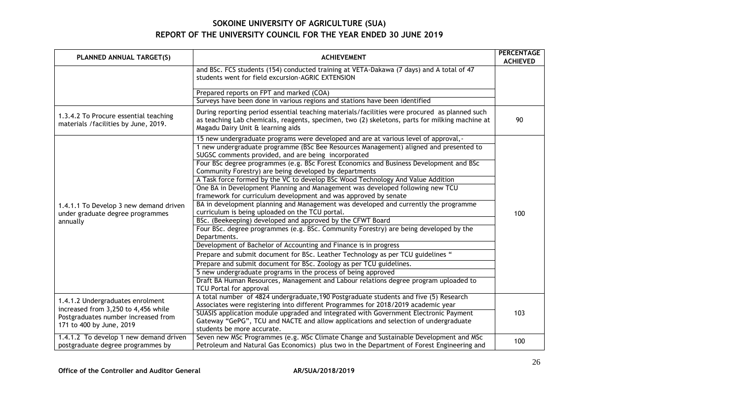# SOKOINE UNIVERSITY OF AGRICULTURE (SUA)

## REPORT OF THE UNIVERSITY COUNCIL FOR THE YEAR ENDED 30 JUNE 2019

| PLANNED ANNUAL TARGET(S) | ACHIEVEMENT | PERCENTAGE ACHIEVED |
|---|---|---|
| | and BSc. FCS students (154) conducted training at VETA-Dakawa (7 days) and A total of 47 students went for field excursion-AGRIC EXTENSION | |
| | Prepared reports on FPT and marked (COA) | |
| | Surveys have been done in various regions and stations have been identified | |
| 1.3.4.2 To Procure essential teaching materials /facilities by June, 2019. | During reporting period essential teaching materials/facilities were procured as planned such as teaching Lab chemicals, reagents, specimen, two (2) skeletons, parts for milking machine at Magadu Dairy Unit & learning aids | 90 |
| 1.4.1.1 To Develop 3 new demand driven under graduate degree programmes annually | 15 new undergraduate programs were developed and are at various level of approval,- | 100 |
| | 1 new undergraduate programme (BSc Bee Resources Management) aligned and presented to SUGSC comments provided, and are being incorporated | |
| | Four BSc degree programmes (e.g. BSc Forest Economics and Business Development and BSc Community Forestry) are being developed by departments | |
| | A Task force formed by the VC to develop BSc Wood Technology And Value Addition | |
| | One BA in Development Planning and Management was developed following new TCU framework for curriculum development and was approved by senate | |
| | BA in development planning and Management was developed and currently the programme curriculum is being uploaded on the TCU portal. | |
| | BSc. (Beekeeping) developed and approved by the CFWT Board | |
| | Four BSc. degree programmes (e.g. BSc. Community Forestry) are being developed by the Departments. | |
| | Development of Bachelor of Accounting and Finance is in progress | |
| | Prepare and submit document for BSc. Leather Technology as per TCU guidelines " | |
| | Prepare and submit document for BSc. Zoology as per TCU guidelines. | |
| | 5 new undergraduate programs in the process of being approved | |
| | Draft BA Human Resources, Management and Labour relations degree program uploaded to TCU Portal for approval | |
| 1.4.1.2 Undergraduates enrolment increased from 3,250 to 4,456 while Postgraduates number increased from 171 to 400 by June, 2019 | A total number of 4824 undergraduate,190 Postgraduate students and five (5) Research Associates were registering into different Programmes for 2018/2019 academic year | 103 |
| | SUASIS application module upgraded and integrated with Government Electronic Payment Gateway "GePG", TCU and NACTE and allow applications and selection of undergraduate students be more accurate. | |
| 1.4.1.2 To develop 1 new demand driven postgraduate degree programmes by | Seven new MSc Programmes (e.g. MSc Climate Change and Sustainable Development and MSc Petroleum and Natural Gas Economics) plus two in the Department of Forest Engineering and | 100 |

**Office of the Controller and Auditor General** **AR/SUA/2018/2019**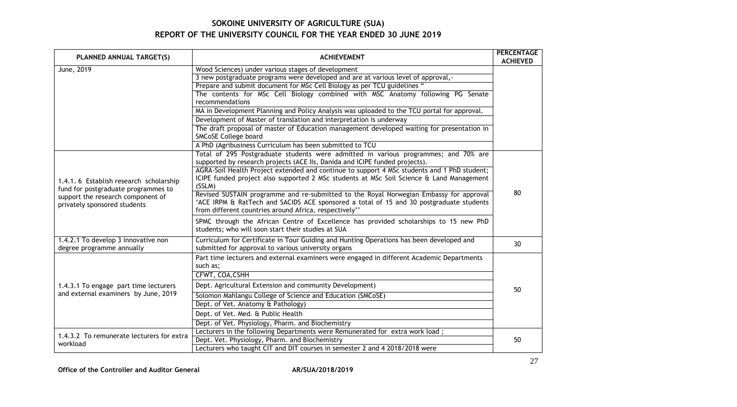# SOKOINE UNIVERSITY OF AGRICULTURE (SUA)
## REPORT OF THE UNIVERSITY COUNCIL FOR THE YEAR ENDED 30 JUNE 2019

| PLANNED ANNUAL TARGET(S) | ACHIEVEMENT | PERCENTAGE ACHIEVED |
|---|---|---|
| June, 2019 | Wood Sciences) under various stages of development | |
| | 3 new postgraduate programs were developed and are at various level of approval,- | |
| | Prepare and submit document for MSc Cell Biology as per TCU guidelines " | |
| | The contents for MSc Cell Biology combined with MSC Anatomy following PG Senate recommendations | |
| | MA in Development Planning and Policy Analysis was uploaded to the TCU portal for approval. | |
| | Development of Master of translation and interpretation is underway | |
| | The draft proposal of master of Education management developed waiting for presentation in SMCoSE College board | |
| | A PhD (Agribusiness Curriculum has been submitted to TCU | |
| 1.4.1. 6 Establish research scholarship fund for postgraduate programmes to support the research component of privately sponsored students | Total of 295 Postgraduate students were admitted in various programmes; and 70% are supported by research projects (ACE IIs, Danida and ICIPE funded projects). | 80 |
| | AGRA-Soil Health Project extended and continue to support 4 MSc students and 1 PhD student; ICIPE funded project also supported 2 MSc students at MSc Soil Science & Land Management (SSLM) | |
| | Revised SUSTAIN programme and re-submitted to the Royal Norwegian Embassy for approval 'ACE IRPM & RatTech and SACIDS ACE sponsored a total of 15 and 30 postgraduate students from different countries around Africa, respectively'' | |
| | SPMC through the African Centre of Excellence has provided scholarships to 15 new PhD students; who will soon start their studies at SUA | |
| 1.4.2.1 To develop 3 innovative non degree programme annually | Curriculum for Certificate in Tour Guiding and Hunting Operations has been developed and submitted for approval to various university organs | 30 |
| 1.4.3.1 To engage part time lecturers and external examiners by June, 2019 | Part time lecturers and external examiners were engaged in different Academic Departments such as; | 50 |
| | CFWT, COA,CSHH | |
| | Dept. Agricultural Extension and community Development) | |
| | Solomon Mahlangu College of Science and Education (SMCoSE) | |
| | Dept. of Vet. Anatomy & Pathology) | |
| | Dept. of Vet. Med. & Public Health | |
| | Dept. of Vet. Physiology, Pharm. and Biochemistry | |
| 1.4.3.2 To remunerate lecturers for extra workload | Lecturers in the following Departments were Remunerated for extra work load ; | 50 |
| | Dept. Vet. Physiology, Pharm. and Biochemistry | |
| | Lecturers who taught CIT and DIT courses in semester 2 and 4 2018/2018 were | |

**Office of the Controller and Auditor General** AR/SUA/2018/2019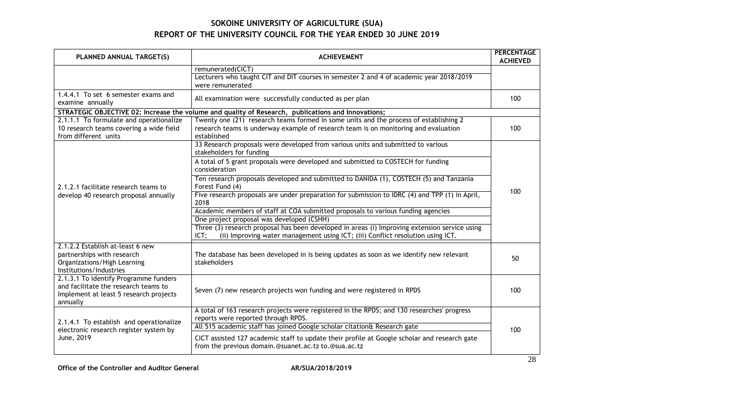# SOKOINE UNIVERSITY OF AGRICULTURE (SUA)
## REPORT OF THE UNIVERSITY COUNCIL FOR THE YEAR ENDED 30 JUNE 2019

| PLANNED ANNUAL TARGET(S) | ACHIEVEMENT | PERCENTAGE ACHIEVED |
|---|---|---|
| | remunerated(CICT)<br>Lecturers who taught CIT and DIT courses in semester 2 and 4 of academic year 2018/2019 were remunerated | |
| 1.4.4.1 To set 6 semester exams and examine annually | All examination were successfully conducted as per plan | 100 |
| **STRATEGIC OBJECTIVE 02: Increase the volume and quality of Research, publications and Innovations;** | | |
| 2.1.1.1 To formulate and operationalize 10 research teams covering a wide field from different units | Twenty one (21) research teams formed in some units and the process of establishing 2 research teams is underway example of research team is on monitoring and evaluation established | 100 |
| 2.1.2.1 facilitate research teams to develop 40 research proposal annually | 33 Research proposals were developed from various units and submitted to various stakeholders for funding<br>A total of 5 grant proposals were developed and submitted to COSTECH for funding consideration<br>Ten research proposals developed and submitted to DANIDA (1), COSTECH (5) and Tanzania Forest Fund (4)<br>Five research proposals are under preparation for submission to IDRC (4) and TPP (1) in April, 2018<br>Academic members of staff at COA submitted proposals to various funding agencies<br>One project proposal was developed (CSHH)<br>Three (3) research proposal has been developed in areas (i) Improving extension service using ICT; (ii) Improving water management using ICT; (iii) Conflict resolution using ICT. | 100 |
| 2.1.2.2 Establish at-least 6 new partnerships with research Organizations/High Learning Institutions/Industries | The database has been developed in is being updates as soon as we identify new relevant stakeholders | 50 |
| 2.1.3.1 To identify Programme funders and facilitate the research teams to Implement at least 5 research projects annually | Seven (7) new research projects won funding and were registered in RPDS | 100 |
| 2.1.4.1 To establish and operationalize electronic research register system by June, 2019 | A total of 163 research projects were registered in the RPDS; and 130 researches' progress reports were reported through RPDS.<br>All 515 academic staff has joined Google scholar citation& Research gate<br>CICT assisted 127 academic staff to update their profile at Google scholar and research gate from the previous domain.@suanet.ac.tz to.@sua.ac.tz | 100 |

**Office of the Controller and Auditor General** AR/SUA/2018/2019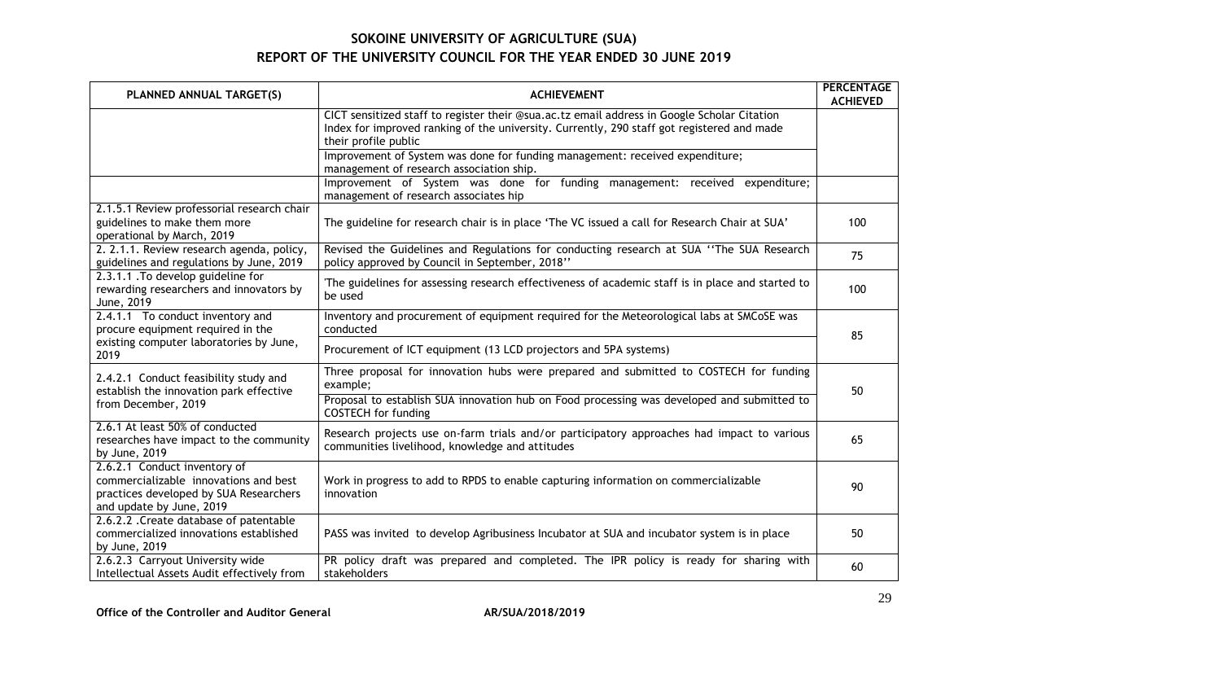## SOKOINE UNIVERSITY OF AGRICULTURE (SUA)

## REPORT OF THE UNIVERSITY COUNCIL FOR THE YEAR ENDED 30 JUNE 2019

| PLANNED ANNUAL TARGET(S) | ACHIEVEMENT | PERCENTAGE ACHIEVED |
|---|---|---|
| | CICT sensitized staff to register their @sua.ac.tz email address in Google Scholar Citation Index for improved ranking of the university. Currently, 290 staff got registered and made their profile public | |
| | Improvement of System was done for funding management: received expenditure; management of research association ship. | |
| | Improvement of System was done for funding management: received expenditure; management of research associates hip | |
| 2.1.5.1 Review professorial research chair guidelines to make them more operational by March, 2019 | The guideline for research chair is in place 'The VC issued a call for Research Chair at SUA' | 100 |
| 2. 2.1.1. Review research agenda, policy, guidelines and regulations by June, 2019 | Revised the Guidelines and Regulations for conducting research at SUA ''The SUA Research policy approved by Council in September, 2018'' | 75 |
| 2.3.1.1 .To develop guideline for rewarding researchers and innovators by June, 2019 | 'The guidelines for assessing research effectiveness of academic staff is in place and started to be used | 100 |
| 2.4.1.1 To conduct inventory and procure equipment required in the existing computer laboratories by June, 2019 | Inventory and procurement of equipment required for the Meteorological labs at SMCoSE was conducted | 85 |
| | Procurement of ICT equipment (13 LCD projectors and 5PA systems) | |
| 2.4.2.1 Conduct feasibility study and establish the innovation park effective from December, 2019 | Three proposal for innovation hubs were prepared and submitted to COSTECH for funding example; | 50 |
| | Proposal to establish SUA innovation hub on Food processing was developed and submitted to COSTECH for funding | |
| 2.6.1 At least 50% of conducted researches have impact to the community by June, 2019 | Research projects use on-farm trials and/or participatory approaches had impact to various communities livelihood, knowledge and attitudes | 65 |
| 2.6.2.1 Conduct inventory of commercializable innovations and best practices developed by SUA Researchers and update by June, 2019 | Work in progress to add to RPDS to enable capturing information on commercializable innovation | 90 |
| 2.6.2.2 .Create database of patentable commercialized innovations established by June, 2019 | PASS was invited to develop Agribusiness Incubator at SUA and incubator system is in place | 50 |
| 2.6.2.3 Carryout University wide Intellectual Assets Audit effectively from | PR policy draft was prepared and completed. The IPR policy is ready for sharing with stakeholders | 60 |

**Office of the Controller and Auditor General** AR/SUA/2018/2019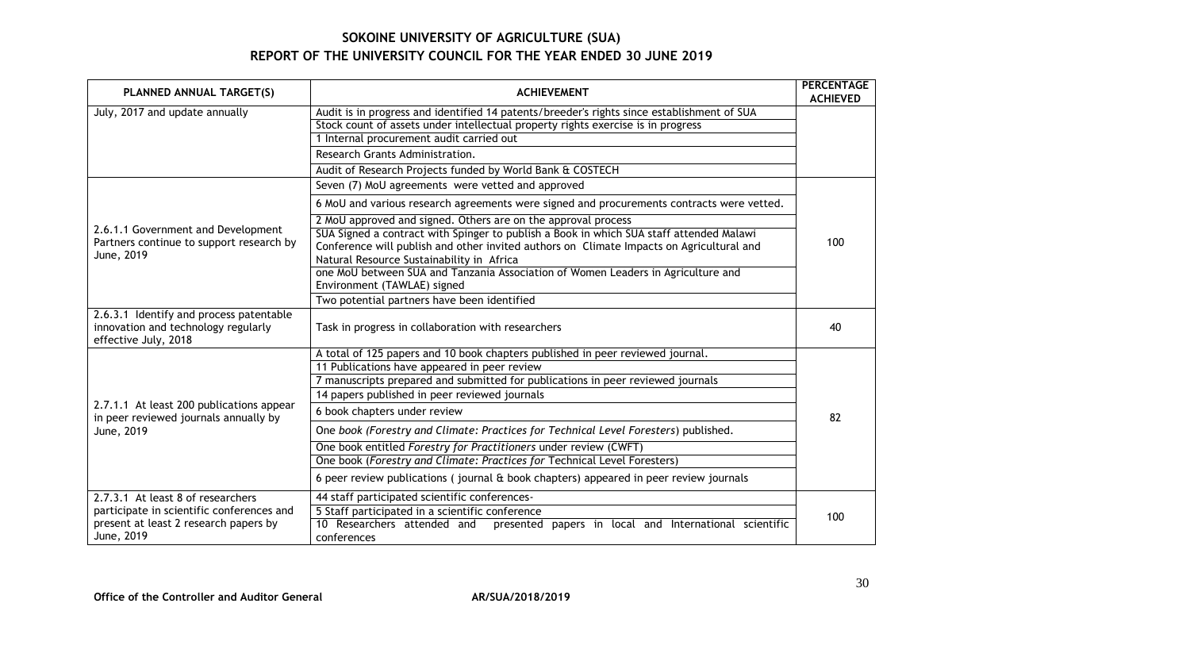## SOKOINE UNIVERSITY OF AGRICULTURE (SUA)
## REPORT OF THE UNIVERSITY COUNCIL FOR THE YEAR ENDED 30 JUNE 2019

| PLANNED ANNUAL TARGET(S) | ACHIEVEMENT | PERCENTAGE ACHIEVED |
|---|---|---|
| July, 2017 and update annually | Audit is in progress and identified 14 patents/breeder's rights since establishment of SUA | |
| | Stock count of assets under intellectual property rights exercise is in progress | |
| | 1 Internal procurement audit carried out | |
| | Research Grants Administration. | |
| | Audit of Research Projects funded by World Bank & COSTECH | |
| 2.6.1.1 Government and Development Partners continue to support research by June, 2019 | Seven (7) MoU agreements were vetted and approved | 100 |
| | 6 MoU and various research agreements were signed and procurements contracts were vetted. | |
| | 2 MoU approved and signed. Others are on the approval process | |
| | SUA Signed a contract with Spinger to publish a Book in which SUA staff attended Malawi Conference will publish and other invited authors on Climate Impacts on Agricultural and Natural Resource Sustainability in Africa | |
| | one MoU between SUA and Tanzania Association of Women Leaders in Agriculture and Environment (TAWLAE) signed | |
| | Two potential partners have been identified | |
| 2.6.3.1 Identify and process patentable innovation and technology regularly effective July, 2018 | Task in progress in collaboration with researchers | 40 |
| 2.7.1.1 At least 200 publications appear in peer reviewed journals annually by June, 2019 | A total of 125 papers and 10 book chapters published in peer reviewed journal. | 82 |
| | 11 Publications have appeared in peer review | |
| | 7 manuscripts prepared and submitted for publications in peer reviewed journals | |
| | 14 papers published in peer reviewed journals | |
| | 6 book chapters under review | |
| | One book *(Forestry and Climate: Practices for Technical Level Foresters)* published. | |
| | One book entitled *Forestry for Practitioners* under review (CWFT) | |
| | One book (*Forestry and Climate: Practices for* Technical Level Foresters) | |
| | 6 peer review publications ( journal & book chapters) appeared in peer review journals | |
| 2.7.3.1 At least 8 of researchers participate in scientific conferences and present at least 2 research papers by June, 2019 | 44 staff participated scientific conferences- | 100 |
| | 5 Staff participated in a scientific conference | |
| | 10 Researchers attended and presented papers in local and International scientific conferences | |

**Office of the Controller and Auditor General** **AR/SUA/2018/2019**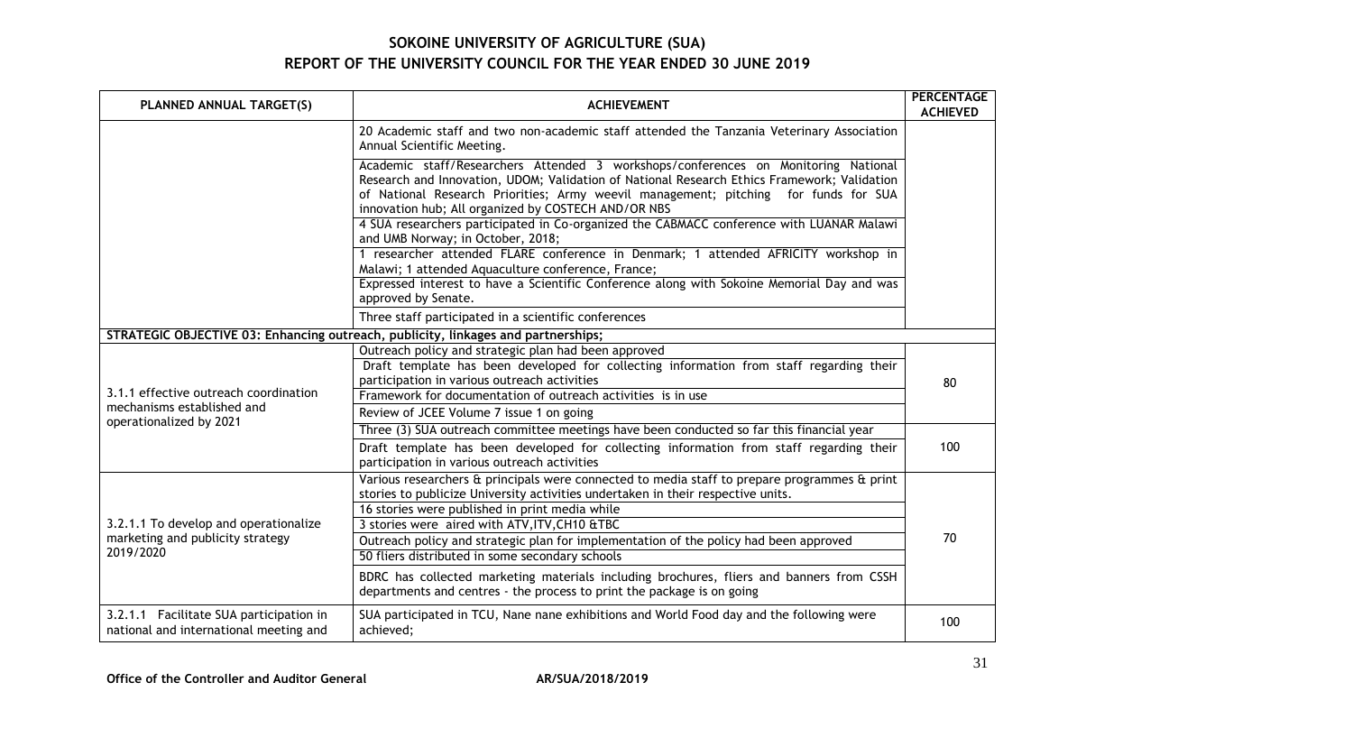**SOKOINE UNIVERSITY OF AGRICULTURE (SUA)**
**REPORT OF THE UNIVERSITY COUNCIL FOR THE YEAR ENDED 30 JUNE 2019**

| PLANNED ANNUAL TARGET(S) | ACHIEVEMENT | PERCENTAGE ACHIEVED |
|---|---|---|
| | 20 Academic staff and two non-academic staff attended the Tanzania Veterinary Association Annual Scientific Meeting. | |
| | Academic staff/Researchers Attended 3 workshops/conferences on Monitoring National Research and Innovation, UDOM; Validation of National Research Ethics Framework; Validation of National Research Priorities; Army weevil management; pitching for funds for SUA innovation hub; All organized by COSTECH AND/OR NBS | |
| | 4 SUA researchers participated in Co-organized the CABMACC conference with LUANAR Malawi and UMB Norway; in October, 2018; | |
| | 1 researcher attended FLARE conference in Denmark; 1 attended AFRICITY workshop in Malawi; 1 attended Aquaculture conference, France; | |
| | Expressed interest to have a Scientific Conference along with Sokoine Memorial Day and was approved by Senate. | |
| | Three staff participated in a scientific conferences | |
| **STRATEGIC OBJECTIVE 03: Enhancing outreach, publicity, linkages and partnerships;** | | |
| 3.1.1 effective outreach coordination mechanisms established and operationalized by 2021 | Outreach policy and strategic plan had been approved | 80 |
| | Draft template has been developed for collecting information from staff regarding their participation in various outreach activities | |
| | Framework for documentation of outreach activities is in use | |
| | Review of JCEE Volume 7 issue 1 on going | |
| | Three (3) SUA outreach committee meetings have been conducted so far this financial year | 100 |
| | Draft template has been developed for collecting information from staff regarding their participation in various outreach activities | |
| 3.2.1.1 To develop and operationalize marketing and publicity strategy 2019/2020 | Various researchers & principals were connected to media staff to prepare programmes & print stories to publicize University activities undertaken in their respective units. | 70 |
| | 16 stories were published in print media while | |
| | 3 stories were aired with ATV,ITV,CH10 &TBC | |
| | Outreach policy and strategic plan for implementation of the policy had been approved | |
| | 50 fliers distributed in some secondary schools | |
| | BDRC has collected marketing materials including brochures, fliers and banners from CSSH departments and centres - the process to print the package is on going | |
| 3.2.1.1 Facilitate SUA participation in national and international meeting and | SUA participated in TCU, Nane nane exhibitions and World Food day and the following were achieved; | 100 |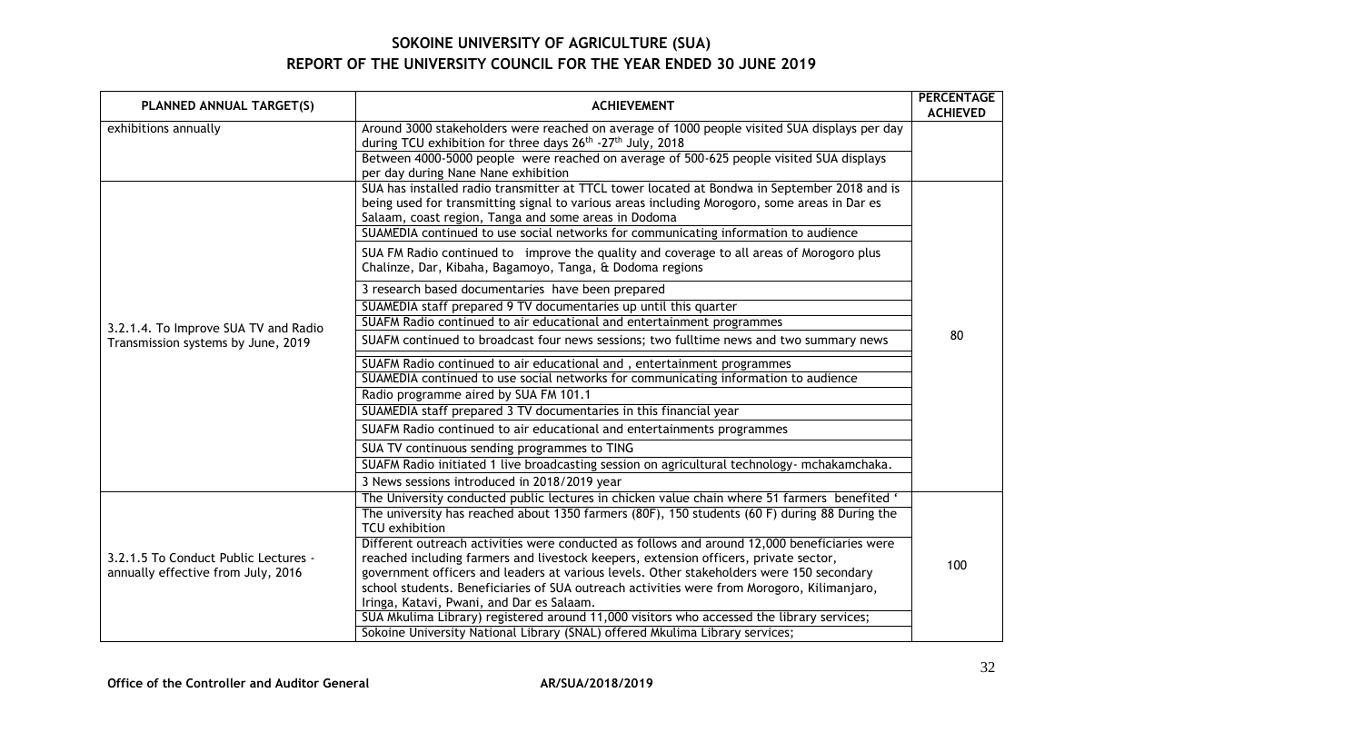## SOKOINE UNIVERSITY OF AGRICULTURE (SUA)
## REPORT OF THE UNIVERSITY COUNCIL FOR THE YEAR ENDED 30 JUNE 2019

| PLANNED ANNUAL TARGET(S) | ACHIEVEMENT | PERCENTAGE ACHIEVED |
|---|---|---|
| exhibitions annually | Around 3000 stakeholders were reached on average of 1000 people visited SUA displays per day during TCU exhibition for three days 26th -27th July, 2018 | |
| | Between 4000-5000 people were reached on average of 500-625 people visited SUA displays per day during Nane Nane exhibition | |
| 3.2.1.4. To Improve SUA TV and Radio Transmission systems by June, 2019 | SUA has installed radio transmitter at TTCL tower located at Bondwa in September 2018 and is being used for transmitting signal to various areas including Morogoro, some areas in Dar es Salaam, coast region, Tanga and some areas in Dodoma | 80 |
| | SUAMEDIA continued to use social networks for communicating information to audience | |
| | SUA FM Radio continued to improve the quality and coverage to all areas of Morogoro plus Chalinze, Dar, Kibaha, Bagamoyo, Tanga, & Dodoma regions | |
| | 3 research based documentaries have been prepared | |
| | SUAMEDIA staff prepared 9 TV documentaries up until this quarter | |
| | SUAFM Radio continued to air educational and entertainment programmes | |
| | SUAFM continued to broadcast four news sessions; two fulltime news and two summary news | |
| | SUAFM Radio continued to air educational and , entertainment programmes | |
| | SUAMEDIA continued to use social networks for communicating information to audience | |
| | Radio programme aired by SUA FM 101.1 | |
| | SUAMEDIA staff prepared 3 TV documentaries in this financial year | |
| | SUAFM Radio continued to air educational and entertainments programmes | |
| | SUA TV continuous sending programmes to TING | |
| | SUAFM Radio initiated 1 live broadcasting session on agricultural technology- mchakamchaka. | |
| | 3 News sessions introduced in 2018/2019 year | |
| 3.2.1.5 To Conduct Public Lectures - annually effective from July, 2016 | The University conducted public lectures in chicken value chain where 51 farmers benefited ' | 100 |
| | The university has reached about 1350 farmers (80F), 150 students (60 F) during 88 During the TCU exhibition | |
| | Different outreach activities were conducted as follows and around 12,000 beneficiaries were reached including farmers and livestock keepers, extension officers, private sector, government officers and leaders at various levels. Other stakeholders were 150 secondary school students. Beneficiaries of SUA outreach activities were from Morogoro, Kilimanjaro, Iringa, Katavi, Pwani, and Dar es Salaam. | |
| | SUA Mkulima Library) registered around 11,000 visitors who accessed the library services; | |
| | Sokoine University National Library (SNAL) offered Mkulima Library services; | |

Office of the Controller and Auditor General AR/SUA/2018/2019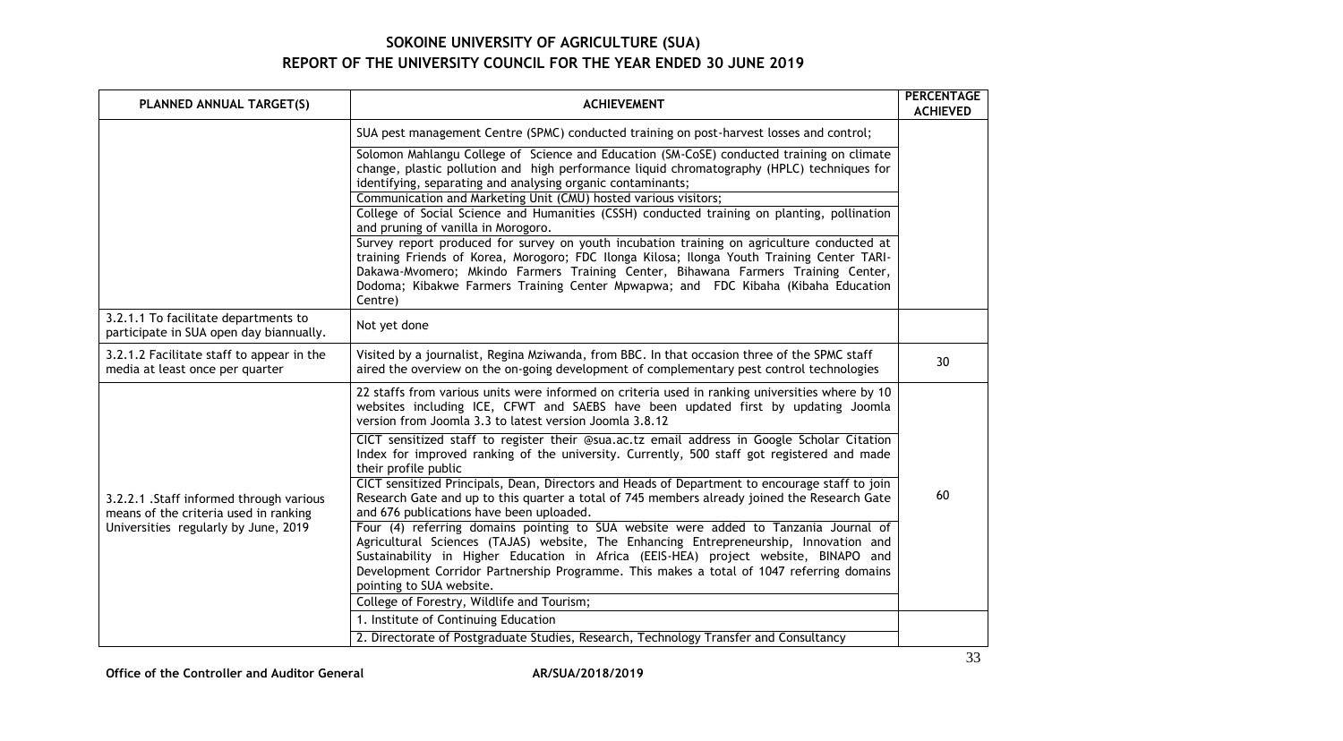## SOKOINE UNIVERSITY OF AGRICULTURE (SUA)
## REPORT OF THE UNIVERSITY COUNCIL FOR THE YEAR ENDED 30 JUNE 2019

| PLANNED ANNUAL TARGET(S) | ACHIEVEMENT | PERCENTAGE ACHIEVED |
|---|---|---|
| | SUA pest management Centre (SPMC) conducted training on post-harvest losses and control; | |
| | Solomon Mahlangu College of Science and Education (SM-CoSE) conducted training on climate change, plastic pollution and high performance liquid chromatography (HPLC) techniques for identifying, separating and analysing organic contaminants; | |
| | Communication and Marketing Unit (CMU) hosted various visitors; | |
| | College of Social Science and Humanities (CSSH) conducted training on planting, pollination and pruning of vanilla in Morogoro. | |
| | Survey report produced for survey on youth incubation training on agriculture conducted at training Friends of Korea, Morogoro; FDC Ilonga Kilosa; Ilonga Youth Training Center TARI-Dakawa-Mvomero; Mkindo Farmers Training Center, Bihawana Farmers Training Center, Dodoma; Kibakwe Farmers Training Center Mpwapwa; and FDC Kibaha (Kibaha Education Centre) | |
| 3.2.1.1 To facilitate departments to participate in SUA open day biannually. | Not yet done | |
| 3.2.1.2 Facilitate staff to appear in the media at least once per quarter | Visited by a journalist, Regina Mziwanda, from BBC. In that occasion three of the SPMC staff aired the overview on the on-going development of complementary pest control technologies | 30 |
| 3.2.2.1 .Staff informed through various means of the criteria used in ranking Universities regularly by June, 2019 | 22 staffs from various units were informed on criteria used in ranking universities where by 10 websites including ICE, CFWT and SAEBS have been updated first by updating Joomla version from Joomla 3.3 to latest version Joomla 3.8.12 | 60 |
| | CICT sensitized staff to register their @sua.ac.tz email address in Google Scholar Citation Index for improved ranking of the university. Currently, 500 staff got registered and made their profile public | |
| | CICT sensitized Principals, Dean, Directors and Heads of Department to encourage staff to join Research Gate and up to this quarter a total of 745 members already joined the Research Gate and 676 publications have been uploaded. | |
| | Four (4) referring domains pointing to SUA website were added to Tanzania Journal of Agricultural Sciences (TAJAS) website, The Enhancing Entrepreneurship, Innovation and Sustainability in Higher Education in Africa (EEIS-HEA) project website, BINAPO and Development Corridor Partnership Programme. This makes a total of 1047 referring domains pointing to SUA website. | |
| | College of Forestry, Wildlife and Tourism; | |
| | 1. Institute of Continuing Education | |
| | 2. Directorate of Postgraduate Studies, Research, Technology Transfer and Consultancy | |

**Office of the Controller and Auditor General** **AR/SUA/2018/2019**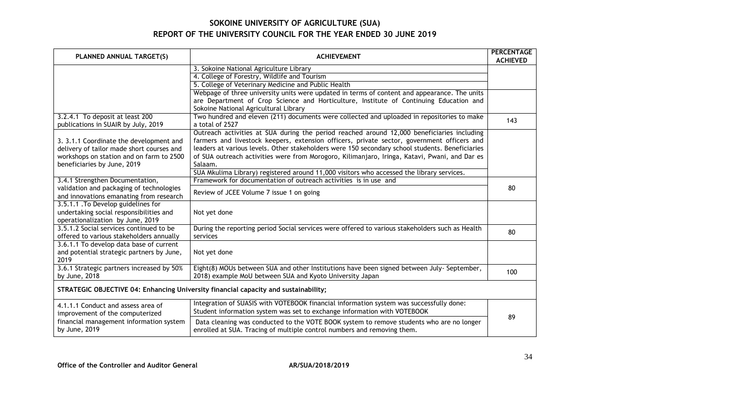## SOKOINE UNIVERSITY OF AGRICULTURE (SUA)
## REPORT OF THE UNIVERSITY COUNCIL FOR THE YEAR ENDED 30 JUNE 2019

| PLANNED ANNUAL TARGET(S) | ACHIEVEMENT | PERCENTAGE ACHIEVED |
|---|---|---|
| | 3. Sokoine National Agriculture Library<br>4. College of Forestry, Wildlife and Tourism<br>5. College of Veterinary Medicine and Public Health | |
| | Webpage of three university units were updated in terms of content and appearance. The units are Department of Crop Science and Horticulture, Institute of Continuing Education and Sokoine National Agricultural Library | |
| 3.2.4.1 To deposit at least 200 publications in SUAIR by July, 2019 | Two hundred and eleven (211) documents were collected and uploaded in repositories to make a total of 2527 | 143 |
| 3. 3.1.1 Coordinate the development and delivery of tailor made short courses and workshops on station and on farm to 2500 beneficiaries by June, 2019 | Outreach activities at SUA during the period reached around 12,000 beneficiaries including farmers and livestock keepers, extension officers, private sector, government officers and leaders at various levels. Other stakeholders were 150 secondary school students. Beneficiaries of SUA outreach activities were from Morogoro, Kilimanjaro, Iringa, Katavi, Pwani, and Dar es Salaam.<br>SUA Mkulima Library) registered around 11,000 visitors who accessed the library services. | |
| 3.4.1 Strengthen Documentation, validation and packaging of technologies and innovations emanating from research | Framework for documentation of outreach activities is in use and<br>Review of JCEE Volume 7 issue 1 on going | 80 |
| 3.5.1.1 .To Develop guidelines for undertaking social responsibilities and operationalization by June, 2019 | Not yet done | |
| 3.5.1.2 Social services continued to be offered to various stakeholders annually | During the reporting period Social services were offered to various stakeholders such as Health services | 80 |
| 3.6.1.1 To develop data base of current and potential strategic partners by June, 2019 | Not yet done | |
| 3.6.1 Strategic partners increased by 50% by June, 2018 | Eight(8) MOUs between SUA and other Institutions have been signed between July- September, 2018) example MoU between SUA and Kyoto University Japan | 100 |
| **STRATEGIC OBJECTIVE 04: Enhancing University financial capacity and sustainability;** | | |
| 4.1.1.1 Conduct and assess area of improvement of the computerized financial management information system by June, 2019 | Integration of SUASIS with VOTEBOOK financial information system was successfully done: Student information system was set to exchange information with VOTEBOOK<br>Data cleaning was conducted to the VOTE BOOK system to remove students who are no longer enrolled at SUA. Tracing of multiple control numbers and removing them. | 89 |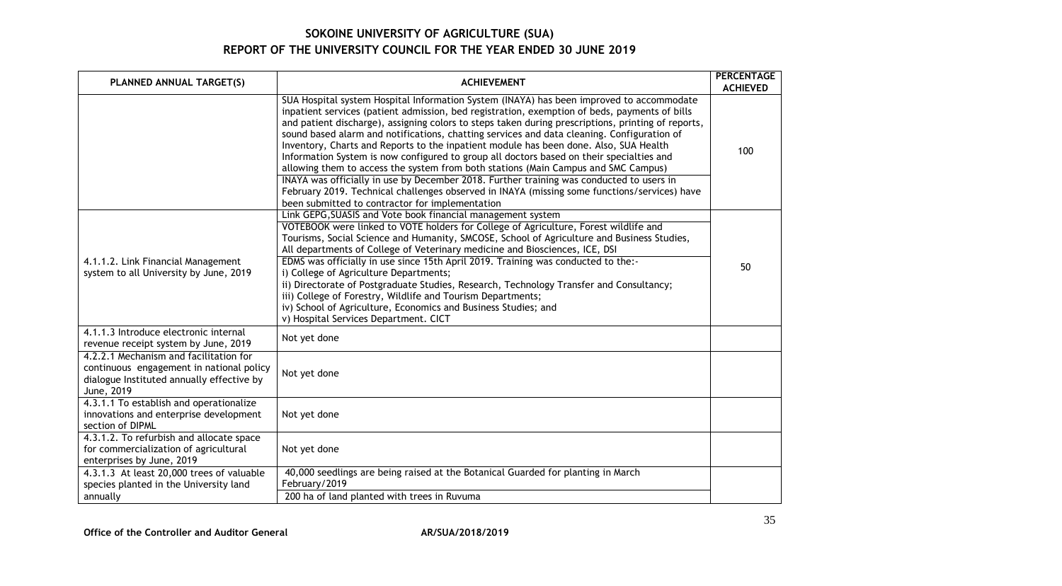| PLANNED ANNUAL TARGET(S) | ACHIEVEMENT | PERCENTAGE ACHIEVED |
|---|---|---|
| | SUA Hospital system Hospital Information System (INAYA) has been improved to accommodate inpatient services (patient admission, bed registration, exemption of beds, payments of bills and patient discharge), assigning colors to steps taken during prescriptions, printing of reports, sound based alarm and notifications, chatting services and data cleaning. Configuration of Inventory, Charts and Reports to the inpatient module has been done. Also, SUA Health Information System is now configured to group all doctors based on their specialties and allowing them to access the system from both stations (Main Campus and SMC Campus)<br>INAYA was officially in use by December 2018. Further training was conducted to users in February 2019. Technical challenges observed in INAYA (missing some functions/services) have been submitted to contractor for implementation | 100 |
| 4.1.1.2. Link Financial Management system to all University by June, 2019 | Link GEPG,SUASIS and Vote book financial management system<br>VOTEBOOK were linked to VOTE holders for College of Agriculture, Forest wildlife and Tourisms, Social Science and Humanity, SMCOSE, School of Agriculture and Business Studies, All departments of College of Veterinary medicine and Biosciences, ICE, DSI<br>EDMS was officially in use since 15th April 2019. Training was conducted to the:-<br>i) College of Agriculture Departments;<br>ii) Directorate of Postgraduate Studies, Research, Technology Transfer and Consultancy;<br>iii) College of Forestry, Wildlife and Tourism Departments;<br>iv) School of Agriculture, Economics and Business Studies; and<br>v) Hospital Services Department. CICT | 50 |
| 4.1.1.3 Introduce electronic internal revenue receipt system by June, 2019 | Not yet done | |
| 4.2.2.1 Mechanism and facilitation for continuous engagement in national policy dialogue Instituted annually effective by June, 2019 | Not yet done | |
| 4.3.1.1 To establish and operationalize innovations and enterprise development section of DIPML | Not yet done | |
| 4.3.1.2. To refurbish and allocate space for commercialization of agricultural enterprises by June, 2019 | Not yet done | |
| 4.3.1.3 At least 20,000 trees of valuable species planted in the University land annually | 40,000 seedlings are being raised at the Botanical Guarded for planting in March February/2019<br>200 ha of land planted with trees in Ruvuma | |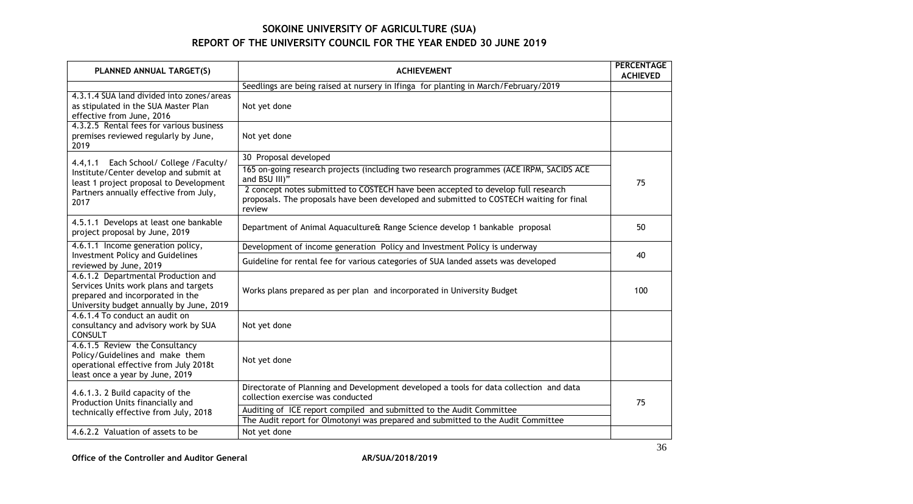## SOKOINE UNIVERSITY OF AGRICULTURE (SUA)
## REPORT OF THE UNIVERSITY COUNCIL FOR THE YEAR ENDED 30 JUNE 2019

| PLANNED ANNUAL TARGET(S) | ACHIEVEMENT | PERCENTAGE ACHIEVED |
|---|---|---|
| | Seedlings are being raised at nursery in Ifinga for planting in March/February/2019 | |
| 4.3.1.4 SUA land divided into zones/areas as stipulated in the SUA Master Plan effective from June, 2016 | Not yet done | |
| 4.3.2.5 Rental fees for various business premises reviewed regularly by June, 2019 | Not yet done | |
| 4.4,1.1 Each School/ College /Faculty/ Institute/Center develop and submit at least 1 project proposal to Development Partners annually effective from July, 2017 | 30 Proposal developed<br>165 on-going research projects (including two research programmes (ACE IRPM, SACIDS ACE and BSU III)"<br>2 concept notes submitted to COSTECH have been accepted to develop full research proposals. The proposals have been developed and submitted to COSTECH waiting for final review | 75 |
| 4.5.1.1 Develops at least one bankable project proposal by June, 2019 | Department of Animal Aquaculture& Range Science develop 1 bankable proposal | 50 |
| 4.6.1.1 Income generation policy, Investment Policy and Guidelines reviewed by June, 2019 | Development of income generation Policy and Investment Policy is underway<br>Guideline for rental fee for various categories of SUA landed assets was developed | 40 |
| 4.6.1.2 Departmental Production and Services Units work plans and targets prepared and incorporated in the University budget annually by June, 2019 | Works plans prepared as per plan and incorporated in University Budget | 100 |
| 4.6.1.4 To conduct an audit on consultancy and advisory work by SUA CONSULT | Not yet done | |
| 4.6.1.5 Review the Consultancy Policy/Guidelines and make them operational effective from July 2018t least once a year by June, 2019 | Not yet done | |
| 4.6.1.3. 2 Build capacity of the Production Units financially and technically effective from July, 2018 | Directorate of Planning and Development developed a tools for data collection and data collection exercise was conducted<br>Auditing of ICE report compiled and submitted to the Audit Committee<br>The Audit report for Olmotonyi was prepared and submitted to the Audit Committee | 75 |
| 4.6.2.2 Valuation of assets to be | Not yet done | |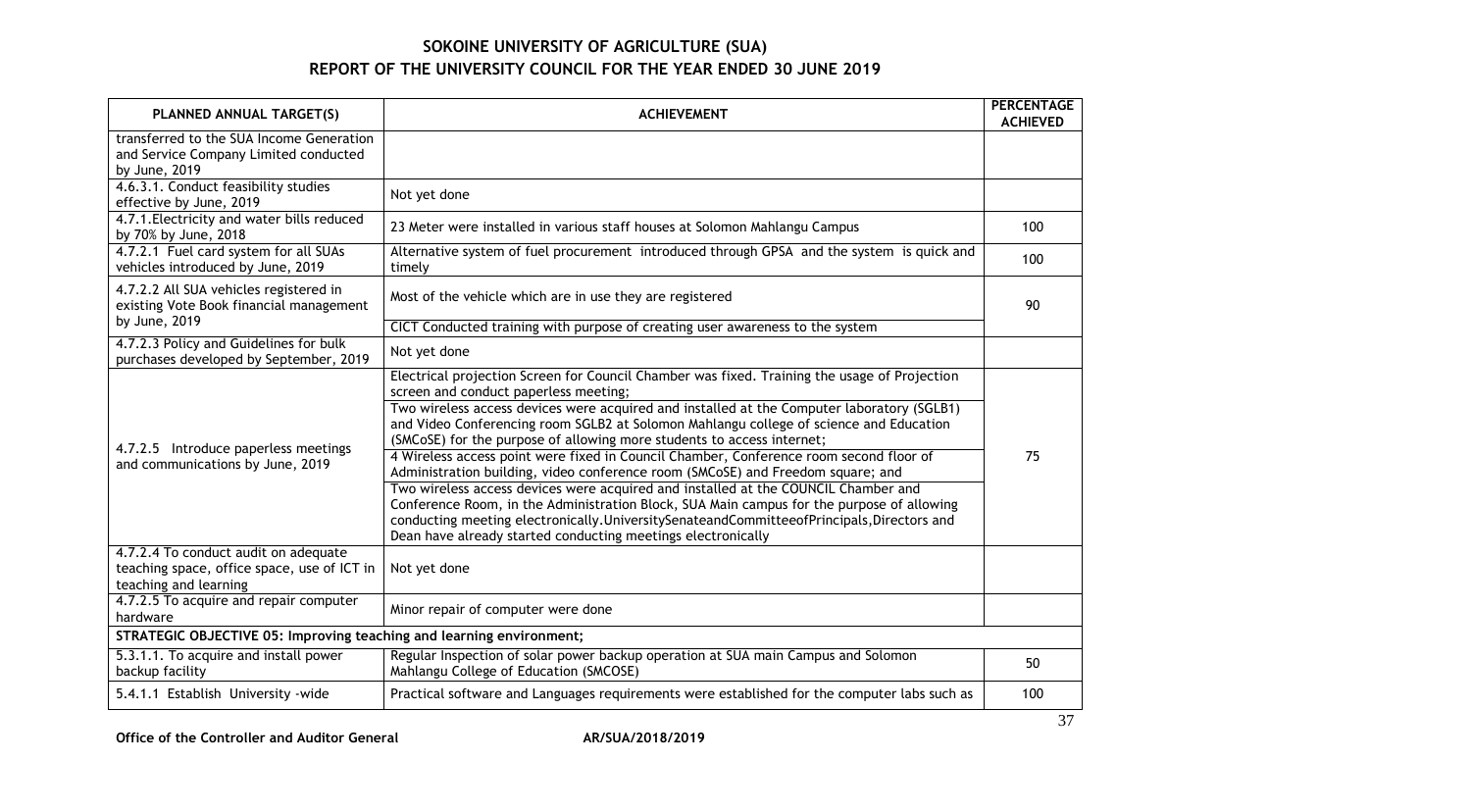## SOKOINE UNIVERSITY OF AGRICULTURE (SUA)

## REPORT OF THE UNIVERSITY COUNCIL FOR THE YEAR ENDED 30 JUNE 2019

| PLANNED ANNUAL TARGET(S) | ACHIEVEMENT | PERCENTAGE ACHIEVED |
|---|---|---|
| transferred to the SUA Income Generation and Service Company Limited conducted by June, 2019 | | |
| 4.6.3.1. Conduct feasibility studies effective by June, 2019 | Not yet done | |
| 4.7.1.Electricity and water bills reduced by 70% by June, 2018 | 23 Meter were installed in various staff houses at Solomon Mahlangu Campus | 100 |
| 4.7.2.1 Fuel card system for all SUAs vehicles introduced by June, 2019 | Alternative system of fuel procurement introduced through GPSA and the system is quick and timely | 100 |
| 4.7.2.2 All SUA vehicles registered in existing Vote Book financial management by June, 2019 | Most of the vehicle which are in use they are registered<br>CICT Conducted training with purpose of creating user awareness to the system | 90 |
| 4.7.2.3 Policy and Guidelines for bulk purchases developed by September, 2019 | Not yet done | |
| 4.7.2.5 Introduce paperless meetings and communications by June, 2019 | Electrical projection Screen for Council Chamber was fixed. Training the usage of Projection screen and conduct paperless meeting;<br>Two wireless access devices were acquired and installed at the Computer laboratory (SGLB1) and Video Conferencing room SGLB2 at Solomon Mahlangu college of science and Education (SMCoSE) for the purpose of allowing more students to access internet;<br>4 Wireless access point were fixed in Council Chamber, Conference room second floor of Administration building, video conference room (SMCoSE) and Freedom square; and<br>Two wireless access devices were acquired and installed at the COUNCIL Chamber and Conference Room, in the Administration Block, SUA Main campus for the purpose of allowing conducting meeting electronically.UniversitySenateandCommitteeofPrincipals,Directors and Dean have already started conducting meetings electronically | 75 |
| 4.7.2.4 To conduct audit on adequate teaching space, office space, use of ICT in teaching and learning | Not yet done | |
| 4.7.2.5 To acquire and repair computer hardware | Minor repair of computer were done | |
| **STRATEGIC OBJECTIVE 05: Improving teaching and learning environment;** | | |
| 5.3.1.1. To acquire and install power backup facility | Regular Inspection of solar power backup operation at SUA main Campus and Solomon Mahlangu College of Education (SMCOSE) | 50 |
| 5.4.1.1 Establish University -wide | Practical software and Languages requirements were established for the computer labs such as | 100 |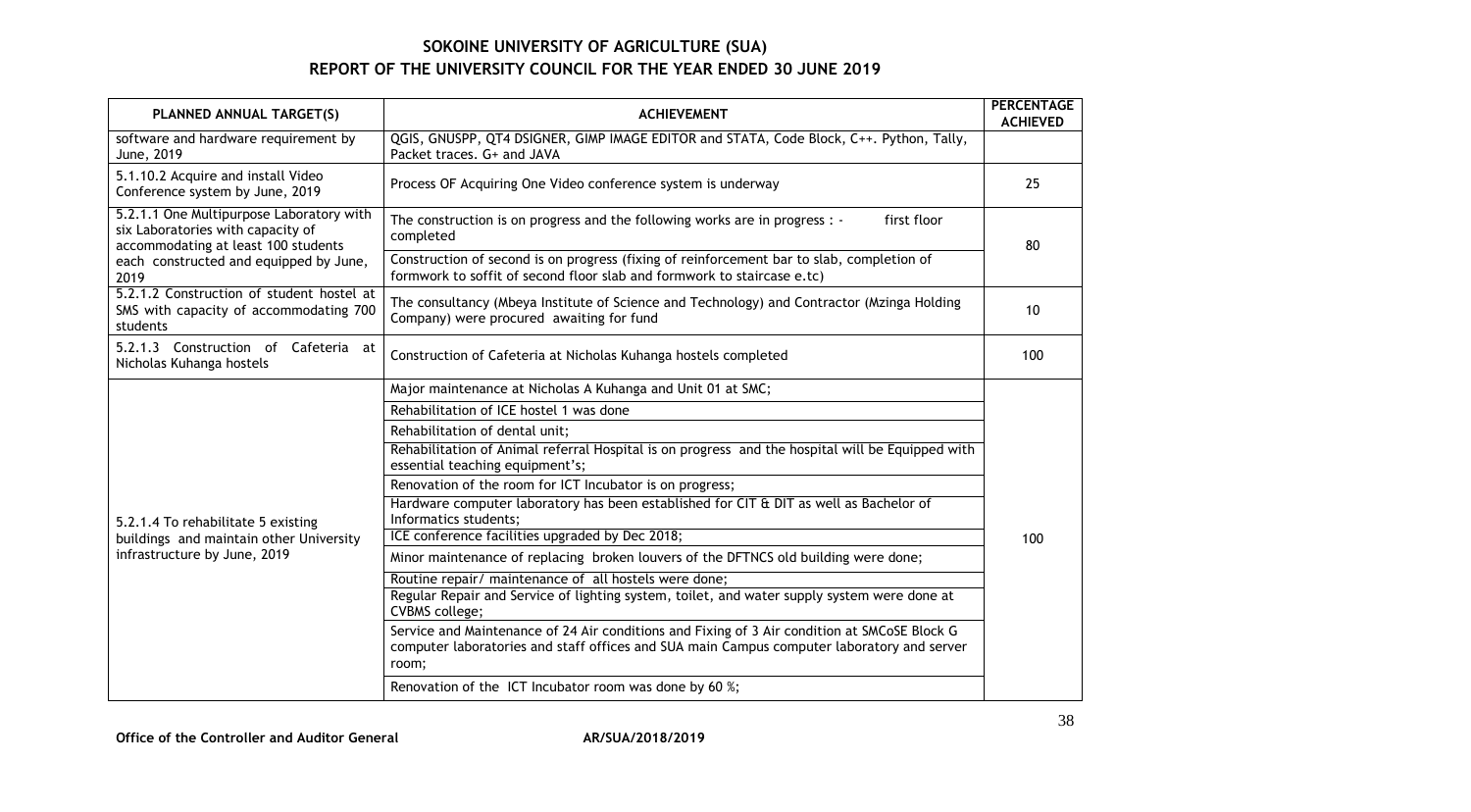# SOKOINE UNIVERSITY OF AGRICULTURE (SUA)
## REPORT OF THE UNIVERSITY COUNCIL FOR THE YEAR ENDED 30 JUNE 2019

| PLANNED ANNUAL TARGET(S) | ACHIEVEMENT | PERCENTAGE ACHIEVED |
|---|---|---|
| software and hardware requirement by June, 2019 | QGIS, GNUSPP, QT4 DSIGNER, GIMP IMAGE EDITOR and STATA, Code Block, C++. Python, Tally, Packet traces. G+ and JAVA | |
| 5.1.10.2 Acquire and install Video Conference system by June, 2019 | Process OF Acquiring One Video conference system is underway | 25 |
| 5.2.1.1 One Multipurpose Laboratory with six Laboratories with capacity of accommodating at least 100 students each constructed and equipped by June, 2019 | The construction is on progress and the following works are in progress : - first floor completed | 80 |
| | Construction of second is on progress (fixing of reinforcement bar to slab, completion of formwork to soffit of second floor slab and formwork to staircase e.tc) | |
| 5.2.1.2 Construction of student hostel at SMS with capacity of accommodating 700 students | The consultancy (Mbeya Institute of Science and Technology) and Contractor (Mzinga Holding Company) were procured awaiting for fund | 10 |
| 5.2.1.3 Construction of Cafeteria at Nicholas Kuhanga hostels | Construction of Cafeteria at Nicholas Kuhanga hostels completed | 100 |
| 5.2.1.4 To rehabilitate 5 existing buildings and maintain other University infrastructure by June, 2019 | Major maintenance at Nicholas A Kuhanga and Unit 01 at SMC; | 100 |
| | Rehabilitation of ICE hostel 1 was done | |
| | Rehabilitation of dental unit; | |
| | Rehabilitation of Animal referral Hospital is on progress and the hospital will be Equipped with essential teaching equipment's; | |
| | Renovation of the room for ICT Incubator is on progress; | |
| | Hardware computer laboratory has been established for CIT & DIT as well as Bachelor of Informatics students; | |
| | ICE conference facilities upgraded by Dec 2018; | |
| | Minor maintenance of replacing broken louvers of the DFTNCS old building were done; | |
| | Routine repair/ maintenance of all hostels were done; | |
| | Regular Repair and Service of lighting system, toilet, and water supply system were done at CVBMS college; | |
| | Service and Maintenance of 24 Air conditions and Fixing of 3 Air condition at SMCoSE Block G computer laboratories and staff offices and SUA main Campus computer laboratory and server room; | |
| | Renovation of the ICT Incubator room was done by 60 %; | |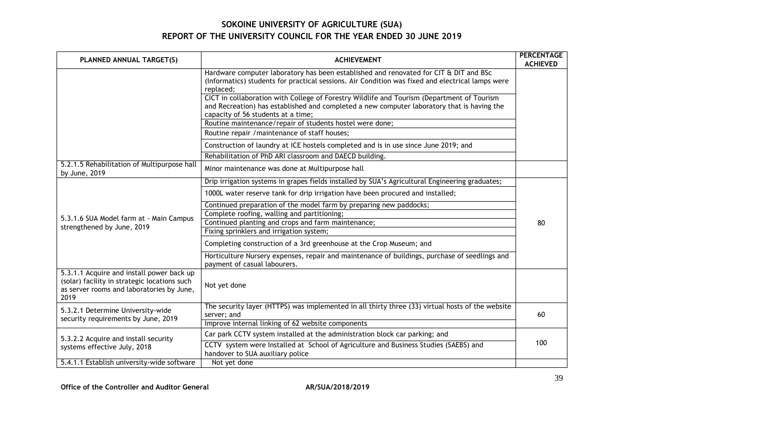| PLANNED ANNUAL TARGET(S) | ACHIEVEMENT | PERCENTAGE ACHIEVED |
|---|---|---|
| | Hardware computer laboratory has been established and renovated for CIT & DIT and BSc (Informatics) students for practical sessions. Air Condition was fixed and electrical lamps were replaced; | |
| | CICT in collaboration with College of Forestry Wildlife and Tourism (Department of Tourism and Recreation) has established and completed a new computer laboratory that is having the capacity of 56 students at a time; | |
| | Routine maintenance/repair of students hostel were done; | |
| | Routine repair /maintenance of staff houses; | |
| | Construction of laundry at ICE hostels completed and is in use since June 2019; and | |
| | Rehabilitation of PhD ARI classroom and DAECD building. | |
| 5.2.1.5 Rehabilitation of Multipurpose hall by June, 2019 | Minor maintenance was done at Multipurpose hall | |
| 5.3.1.6 SUA Model farm at - Main Campus strengthened by June, 2019 | Drip irrigation systems in grapes fields installed by SUA's Agricultural Engineering graduates; | 80 |
| | 1000L water reserve tank for drip irrigation have been procured and installed; | |
| | Continued preparation of the model farm by preparing new paddocks; | |
| | Complete roofing, walling and partitioning; | |
| | Continued planting and crops and farm maintenance; | |
| | Fixing sprinklers and irrigation system; | |
| | Completing construction of a 3rd greenhouse at the Crop Museum; and | |
| | Horticulture Nursery expenses, repair and maintenance of buildings, purchase of seedlings and payment of casual labourers. | |
| 5.3.1.1 Acquire and install power back up (solar) facility in strategic locations such as server rooms and laboratories by June, 2019 | Not yet done | |
| 5.3.2.1 Determine University-wide security requirements by June, 2019 | The security layer (HTTPS) was implemented in all thirty three (33) virtual hosts of the website server; and | 60 |
| | Improve internal linking of 62 website components | |
| 5.3.2.2 Acquire and install security systems effective July, 2018 | Car park CCTV system installed at the administration block car parking; and | 100 |
| | CCTV system were Installed at School of Agriculture and Business Studies (SAEBS) and handover to SUA auxiliary police | |
| 5.4.1.1 Establish university-wide software | Not yet done | |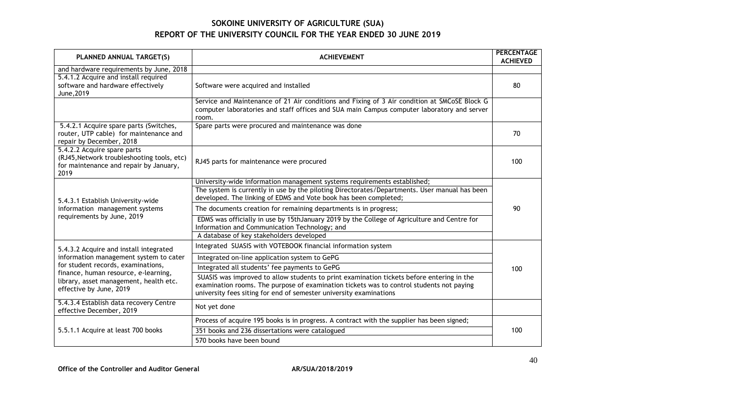**SOKOINE UNIVERSITY OF AGRICULTURE (SUA)**
**REPORT OF THE UNIVERSITY COUNCIL FOR THE YEAR ENDED 30 JUNE 2019**

| PLANNED ANNUAL TARGET(S) | ACHIEVEMENT | PERCENTAGE ACHIEVED |
|---|---|---|
| and hardware requirements by June, 2018 | | |
| 5.4.1.2 Acquire and install required software and hardware effectively June,2019 | Software were acquired and installed | 80 |
| | Service and Maintenance of 21 Air conditions and Fixing of 3 Air condition at SMCoSE Block G computer laboratories and staff offices and SUA main Campus computer laboratory and server room. | |
| 5.4.2.1 Acquire spare parts (Switches, router, UTP cable) for maintenance and repair by December, 2018 | Spare parts were procured and maintenance was done | 70 |
| 5.4.2.2 Acquire spare parts (RJ45,Network troubleshooting tools, etc) for maintenance and repair by January, 2019 | RJ45 parts for maintenance were procured | 100 |
| 5.4.3.1 Establish University-wide information management systems requirements by June, 2019 | University-wide information management systems requirements established; | 90 |
| | The system is currently in use by the piloting Directorates/Departments. User manual has been developed. The linking of EDMS and Vote book has been completed; | |
| | The documents creation for remaining departments is in progress; | |
| | EDMS was officially in use by 15thJanuary 2019 by the College of Agriculture and Centre for Information and Communication Technology; and | |
| | A database of key stakeholders developed | |
| 5.4.3.2 Acquire and install integrated information management system to cater for student records, examinations, finance, human resource, e-learning, library, asset management, health etc. effective by June, 2019 | Integrated SUASIS with VOTEBOOK financial information system | 100 |
| | Integrated on-line application system to GePG | |
| | Integrated all students' fee payments to GePG | |
| | SUASIS was improved to allow students to print examination tickets before entering in the examination rooms. The purpose of examination tickets was to control students not paying university fees siting for end of semester university examinations | |
| 5.4.3.4 Establish data recovery Centre effective December, 2019 | Not yet done | |
| 5.5.1.1 Acquire at least 700 books | Process of acquire 195 books is in progress. A contract with the supplier has been signed; | 100 |
| | 351 books and 236 dissertations were catalogued | |
| | 570 books have been bound | |

**Office of the Controller and Auditor General** AR/SUA/2018/2019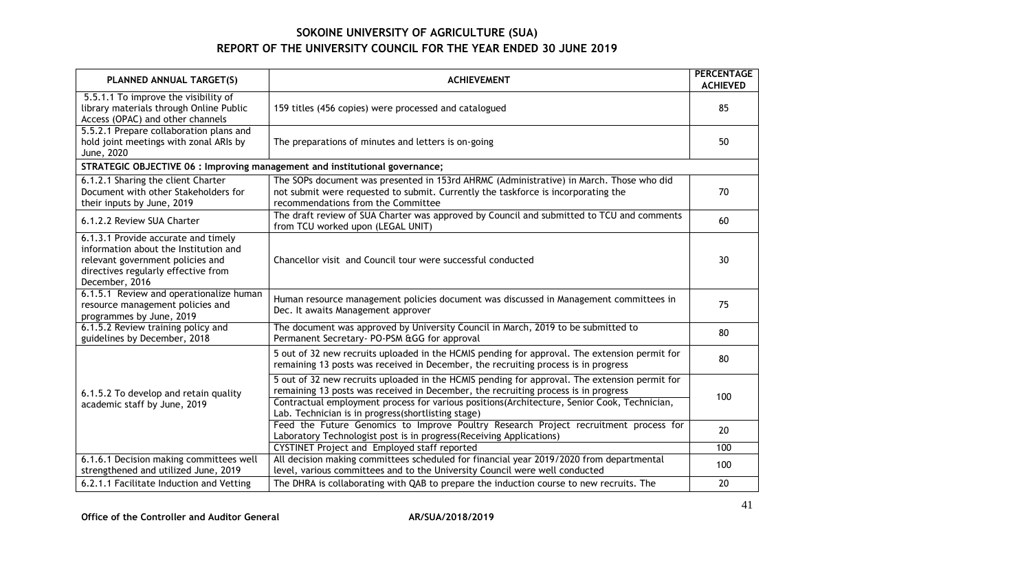# SOKOINE UNIVERSITY OF AGRICULTURE (SUA)

## REPORT OF THE UNIVERSITY COUNCIL FOR THE YEAR ENDED 30 JUNE 2019

| PLANNED ANNUAL TARGET(S) | ACHIEVEMENT | PERCENTAGE ACHIEVED |
|---|---|---|
| 5.5.1.1 To improve the visibility of library materials through Online Public Access (OPAC) and other channels | 159 titles (456 copies) were processed and catalogued | 85 |
| 5.5.2.1 Prepare collaboration plans and hold joint meetings with zonal ARIs by June, 2020 | The preparations of minutes and letters is on-going | 50 |
| **STRATEGIC OBJECTIVE 06 : Improving management and institutional governance;** | | |
| 6.1.2.1 Sharing the client Charter Document with other Stakeholders for their inputs by June, 2019 | The SOPs document was presented in 153rd AHRMC (Administrative) in March. Those who did not submit were requested to submit. Currently the taskforce is incorporating the recommendations from the Committee | 70 |
| 6.1.2.2 Review SUA Charter | The draft review of SUA Charter was approved by Council and submitted to TCU and comments from TCU worked upon (LEGAL UNIT) | 60 |
| 6.1.3.1 Provide accurate and timely information about the Institution and relevant government policies and directives regularly effective from December, 2016 | Chancellor visit and Council tour were successful conducted | 30 |
| 6.1.5.1 Review and operationalize human resource management policies and programmes by June, 2019 | Human resource management policies document was discussed in Management committees in Dec. It awaits Management approver | 75 |
| 6.1.5.2 Review training policy and guidelines by December, 2018 | The document was approved by University Council in March, 2019 to be submitted to Permanent Secretary- PO-PSM &GG for approval | 80 |
| 6.1.5.2 To develop and retain quality academic staff by June, 2019 | 5 out of 32 new recruits uploaded in the HCMIS pending for approval. The extension permit for remaining 13 posts was received in December, the recruiting process is in progress | 80 |
| | 5 out of 32 new recruits uploaded in the HCMIS pending for approval. The extension permit for remaining 13 posts was received in December, the recruiting process is in progress<br>Contractual employment process for various positions(Architecture, Senior Cook, Technician, Lab. Technician is in progress(shortlisting stage) | 100 |
| | Feed the Future Genomics to Improve Poultry Research Project recruitment process for Laboratory Technologist post is in progress(Receiving Applications) | 20 |
| | CYSTINET Project and Employed staff reported | 100 |
| 6.1.6.1 Decision making committees well strengthened and utilized June, 2019 | All decision making committees scheduled for financial year 2019/2020 from departmental level, various committees and to the University Council were well conducted | 100 |
| 6.2.1.1 Facilitate Induction and Vetting | The DHRA is collaborating with QAB to prepare the induction course to new recruits. The | 20 |

**Office of the Controller and Auditor General** AR/SUA/2018/2019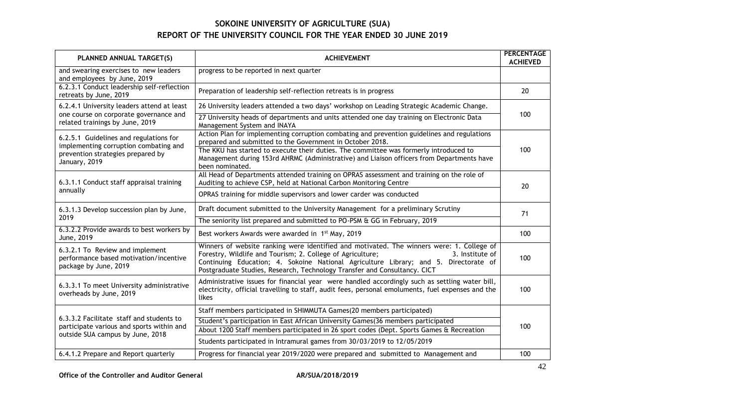# SOKOINE UNIVERSITY OF AGRICULTURE (SUA)
## REPORT OF THE UNIVERSITY COUNCIL FOR THE YEAR ENDED 30 JUNE 2019

| PLANNED ANNUAL TARGET(S) | ACHIEVEMENT | PERCENTAGE ACHIEVED |
|---|---|---|
| and swearing exercises to new leaders and employees by June, 2019 | progress to be reported in next quarter | |
| 6.2.3.1 Conduct leadership self-reflection retreats by June, 2019 | Preparation of leadership self-reflection retreats is in progress | 20 |
| 6.2.4.1 University leaders attend at least one course on corporate governance and related trainings by June, 2019 | 26 University leaders attended a two days' workshop on Leading Strategic Academic Change.<br>27 University heads of departments and units attended one day training on Electronic Data Management System and INAYA | 100 |
| 6.2.5.1 Guidelines and regulations for implementing corruption combating and prevention strategies prepared by January, 2019 | Action Plan for implementing corruption combating and prevention guidelines and regulations prepared and submitted to the Government in October 2018.<br>The KKU has started to execute their duties. The committee was formerly introduced to Management during 153rd AHRMC (Administrative) and Liaison officers from Departments have been nominated. | 100 |
| 6.3.1.1 Conduct staff appraisal training annually | All Head of Departments attended training on OPRAS assessment and training on the role of Auditing to achieve CSP, held at National Carbon Monitoring Centre<br>OPRAS training for middle supervisors and lower carder was conducted | 20 |
| 6.3.1.3 Develop succession plan by June, 2019 | Draft document submitted to the University Management for a preliminary Scrutiny<br>The seniority list prepared and submitted to PO-PSM & GG in February, 2019 | 71 |
| 6.3.2.2 Provide awards to best workers by June, 2019 | Best workers Awards were awarded in 1st May, 2019 | 100 |
| 6.3.2.1 To Review and implement performance based motivation/incentive package by June, 2019 | Winners of website ranking were identified and motivated. The winners were: 1. College of Forestry, Wildlife and Tourism; 2. College of Agriculture; 3. Institute of Continuing Education; 4. Sokoine National Agriculture Library; and 5. Directorate of Postgraduate Studies, Research, Technology Transfer and Consultancy. CICT | 100 |
| 6.3.3.1 To meet University administrative overheads by June, 2019 | Administrative issues for financial year were handled accordingly such as settling water bill, electricity, official travelling to staff, audit fees, personal emoluments, fuel expenses and the likes | 100 |
| 6.3.3.2 Facilitate staff and students to participate various and sports within and outside SUA campus by June, 2018 | Staff members participated in SHIMMUTA Games(20 members participated)<br>Student's participation in East African University Games(36 members participated<br>About 1200 Staff members participated in 26 sport codes (Dept. Sports Games & Recreation<br>Students participated in Intramural games from 30/03/2019 to 12/05/2019 | 100 |
| 6.4.1.2 Prepare and Report quarterly | Progress for financial year 2019/2020 were prepared and submitted to Management and | 100 |

**Office of the Controller and Auditor General** AR/SUA/2018/2019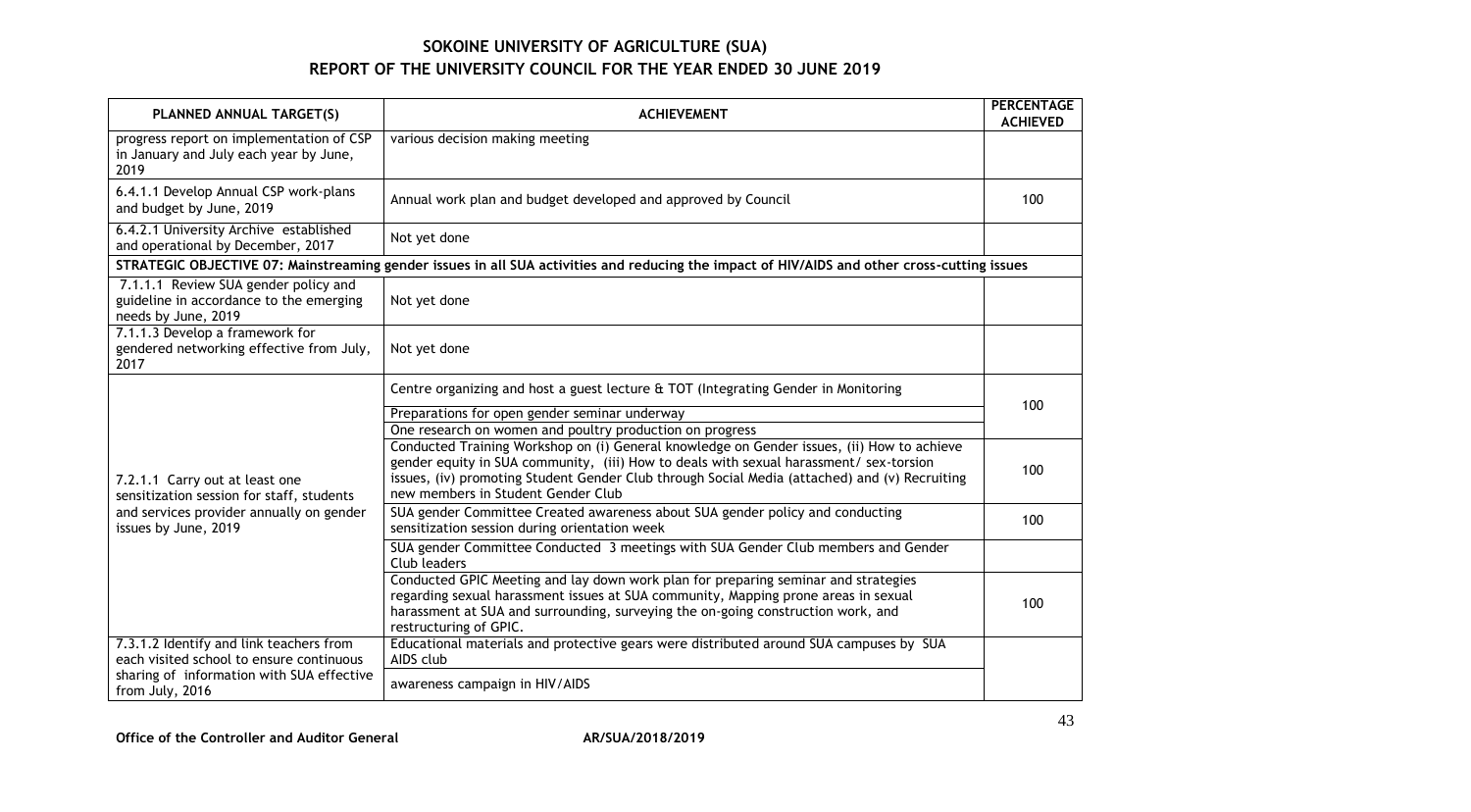| PLANNED ANNUAL TARGET(S) | ACHIEVEMENT | PERCENTAGE ACHIEVED |
|---|---|---|
| progress report on implementation of CSP in January and July each year by June, 2019 | various decision making meeting | |
| 6.4.1.1 Develop Annual CSP work-plans and budget by June, 2019 | Annual work plan and budget developed and approved by Council | 100 |
| 6.4.2.1 University Archive established and operational by December, 2017 | Not yet done | |
| **STRATEGIC OBJECTIVE 07: Mainstreaming gender issues in all SUA activities and reducing the impact of HIV/AIDS and other cross-cutting issues** | | |
| 7.1.1.1 Review SUA gender policy and guideline in accordance to the emerging needs by June, 2019 | Not yet done | |
| 7.1.1.3 Develop a framework for gendered networking effective from July, 2017 | Not yet done | |
| 7.2.1.1 Carry out at least one sensitization session for staff, students and services provider annually on gender issues by June, 2019 | Centre organizing and host a guest lecture & TOT (Integrating Gender in Monitoring | 100 |
| | Preparations for open gender seminar underway | |
| | One research on women and poultry production on progress | |
| | Conducted Training Workshop on (i) General knowledge on Gender issues, (ii) How to achieve gender equity in SUA community, (iii) How to deals with sexual harassment/ sex-torsion issues, (iv) promoting Student Gender Club through Social Media (attached) and (v) Recruiting new members in Student Gender Club | 100 |
| | SUA gender Committee Created awareness about SUA gender policy and conducting sensitization session during orientation week | 100 |
| | SUA gender Committee Conducted 3 meetings with SUA Gender Club members and Gender Club leaders | |
| | Conducted GPIC Meeting and lay down work plan for preparing seminar and strategies regarding sexual harassment issues at SUA community, Mapping prone areas in sexual harassment at SUA and surrounding, surveying the on-going construction work, and restructuring of GPIC. | 100 |
| 7.3.1.2 Identify and link teachers from each visited school to ensure continuous sharing of information with SUA effective from July, 2016 | Educational materials and protective gears were distributed around SUA campuses by SUA AIDS club | |
| | awareness campaign in HIV/AIDS | |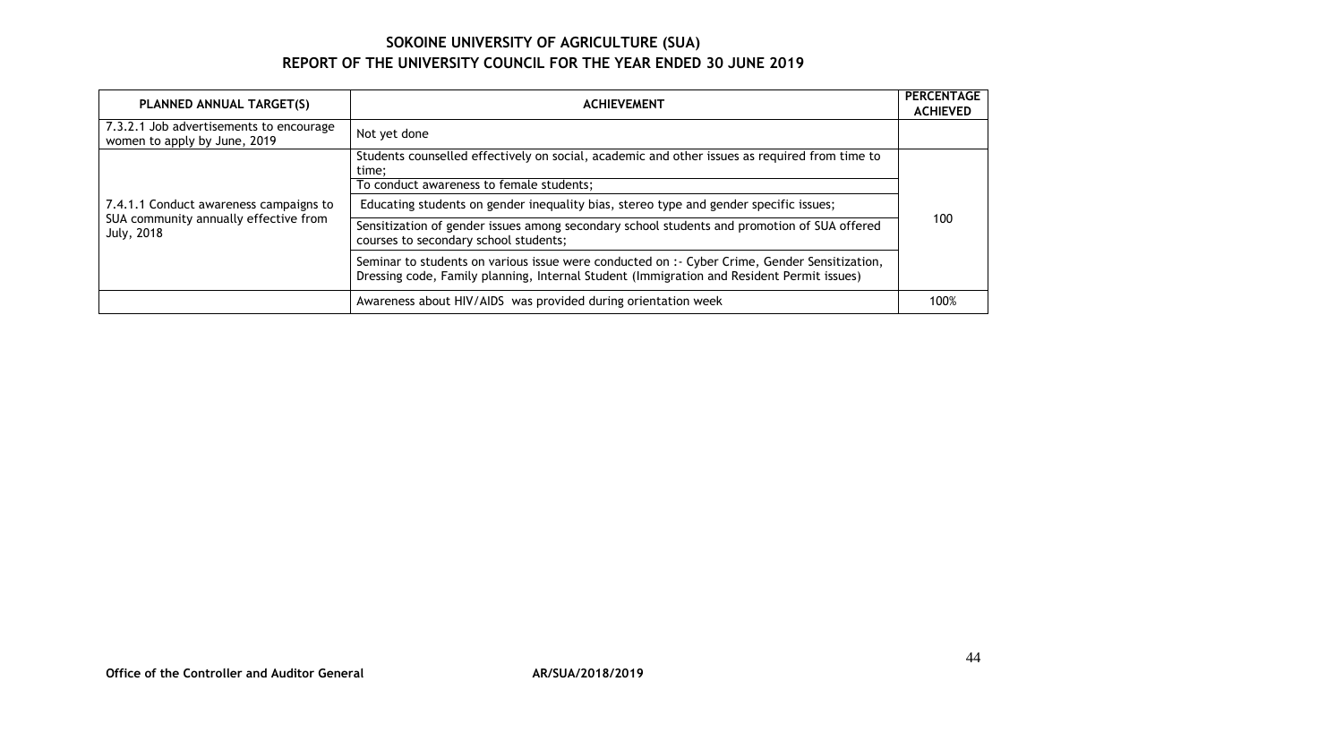## SOKOINE UNIVERSITY OF AGRICULTURE (SUA)
## REPORT OF THE UNIVERSITY COUNCIL FOR THE YEAR ENDED 30 JUNE 2019

| PLANNED ANNUAL TARGET(S) | ACHIEVEMENT | PERCENTAGE ACHIEVED |
|---|---|---|
| 7.3.2.1 Job advertisements to encourage women to apply by June, 2019 | Not yet done | |
| 7.4.1.1 Conduct awareness campaigns to SUA community annually effective from July, 2018 | Students counselled effectively on social, academic and other issues as required from time to time; | 100 |
| | To conduct awareness to female students; | |
| | Educating students on gender inequality bias, stereo type and gender specific issues; | |
| | Sensitization of gender issues among secondary school students and promotion of SUA offered courses to secondary school students; | |
| | Seminar to students on various issue were conducted on :- Cyber Crime, Gender Sensitization, Dressing code, Family planning, Internal Student (Immigration and Resident Permit issues) | |
| | Awareness about HIV/AIDS was provided during orientation week | 100% |

**Office of the Controller and Auditor General** **AR/SUA/2018/2019**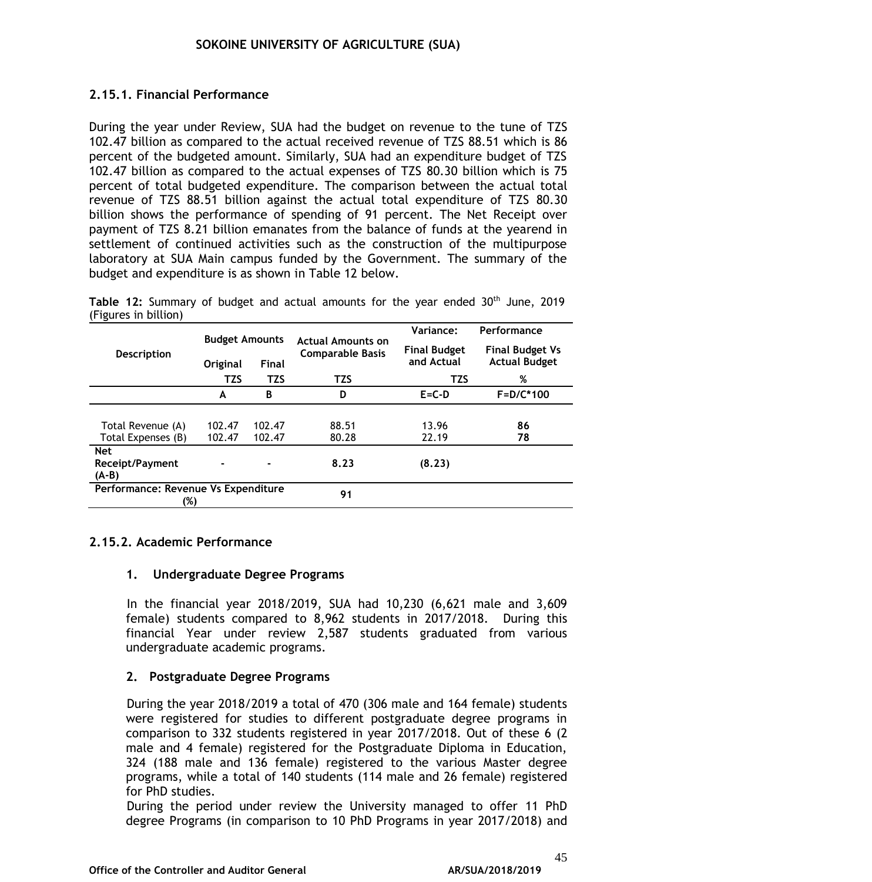### 2.15.1. Financial Performance

During the year under Review, SUA had the budget on revenue to the tune of TZS 102.47 billion as compared to the actual received revenue of TZS 88.51 which is 86 percent of the budgeted amount. Similarly, SUA had an expenditure budget of TZS 102.47 billion as compared to the actual expenses of TZS 80.30 billion which is 75 percent of total budgeted expenditure. The comparison between the actual total revenue of TZS 88.51 billion against the actual total expenditure of TZS 80.30 billion shows the performance of spending of 91 percent. The Net Receipt over payment of TZS 8.21 billion emanates from the balance of funds at the yearend in settlement of continued activities such as the construction of the multipurpose laboratory at SUA Main campus funded by the Government. The summary of the budget and expenditure is as shown in Table 12 below.

**Table 12:** Summary of budget and actual amounts for the year ended 30th June, 2019 (Figures in billion)

| Description | Budget Amounts | | Actual Amounts on Comparable Basis | Variance: Final Budget and Actual | Performance Final Budget Vs Actual Budget |
|---|---|---|---|---|---|
| | Original | Final | | | |
| | TZS | TZS | TZS | TZS | % |
| | A | B | D | E=C-D | F=D/C*100 |
| Total Revenue (A) | 102.47 | 102.47 | 88.51 | 13.96 | **86** |
| Total Expenses (B) | 102.47 | 102.47 | 80.28 | 22.19 | **78** |
| **Net Receipt/Payment (A-B)** | - | - | **8.23** | **(8.23)** | |
| **Performance: Revenue Vs Expenditure (%)** | | | **91** | | |

### 2.15.2. Academic Performance

**1. Undergraduate Degree Programs**

In the financial year 2018/2019, SUA had 10,230 (6,621 male and 3,609 female) students compared to 8,962 students in 2017/2018. During this financial Year under review 2,587 students graduated from various undergraduate academic programs.

**2. Postgraduate Degree Programs**

During the year 2018/2019 a total of 470 (306 male and 164 female) students were registered for studies to different postgraduate degree programs in comparison to 332 students registered in year 2017/2018. Out of these 6 (2 male and 4 female) registered for the Postgraduate Diploma in Education, 324 (188 male and 136 female) registered to the various Master degree programs, while a total of 140 students (114 male and 26 female) registered for PhD studies.

During the period under review the University managed to offer 11 PhD degree Programs (in comparison to 10 PhD Programs in year 2017/2018) and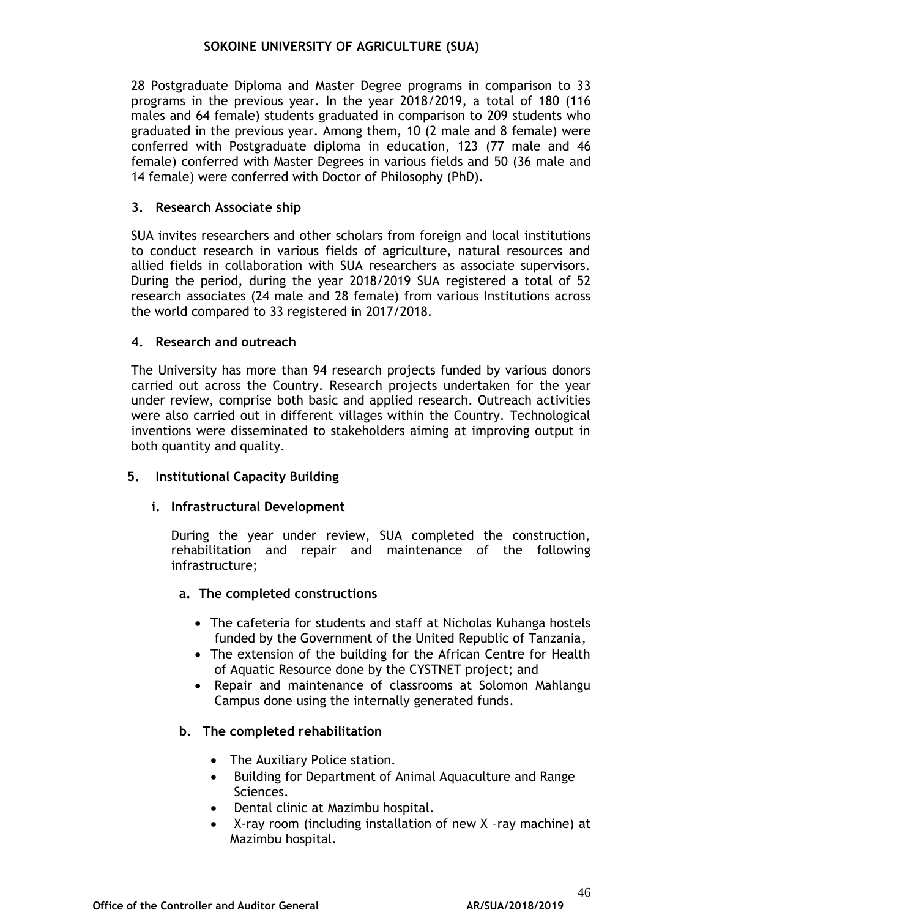28 Postgraduate Diploma and Master Degree programs in comparison to 33 programs in the previous year. In the year 2018/2019, a total of 180 (116 males and 64 female) students graduated in comparison to 209 students who graduated in the previous year. Among them, 10 (2 male and 8 female) were conferred with Postgraduate diploma in education, 123 (77 male and 46 female) conferred with Master Degrees in various fields and 50 (36 male and 14 female) were conferred with Doctor of Philosophy (PhD).

### 3. Research Associate ship

SUA invites researchers and other scholars from foreign and local institutions to conduct research in various fields of agriculture, natural resources and allied fields in collaboration with SUA researchers as associate supervisors. During the period, during the year 2018/2019 SUA registered a total of 52 research associates (24 male and 28 female) from various Institutions across the world compared to 33 registered in 2017/2018.

### 4. Research and outreach

The University has more than 94 research projects funded by various donors carried out across the Country. Research projects undertaken for the year under review, comprise both basic and applied research. Outreach activities were also carried out in different villages within the Country. Technological inventions were disseminated to stakeholders aiming at improving output in both quantity and quality.

### 5. Institutional Capacity Building

#### i. Infrastructural Development

During the year under review, SUA completed the construction, rehabilitation and repair and maintenance of the following infrastructure;

##### a. The completed constructions

- The cafeteria for students and staff at Nicholas Kuhanga hostels funded by the Government of the United Republic of Tanzania,
- The extension of the building for the African Centre for Health of Aquatic Resource done by the CYSTNET project; and
- Repair and maintenance of classrooms at Solomon Mahlangu Campus done using the internally generated funds.

##### b. The completed rehabilitation

- The Auxiliary Police station.
- Building for Department of Animal Aquaculture and Range Sciences.
- Dental clinic at Mazimbu hospital.
- X-ray room (including installation of new X –ray machine) at Mazimbu hospital.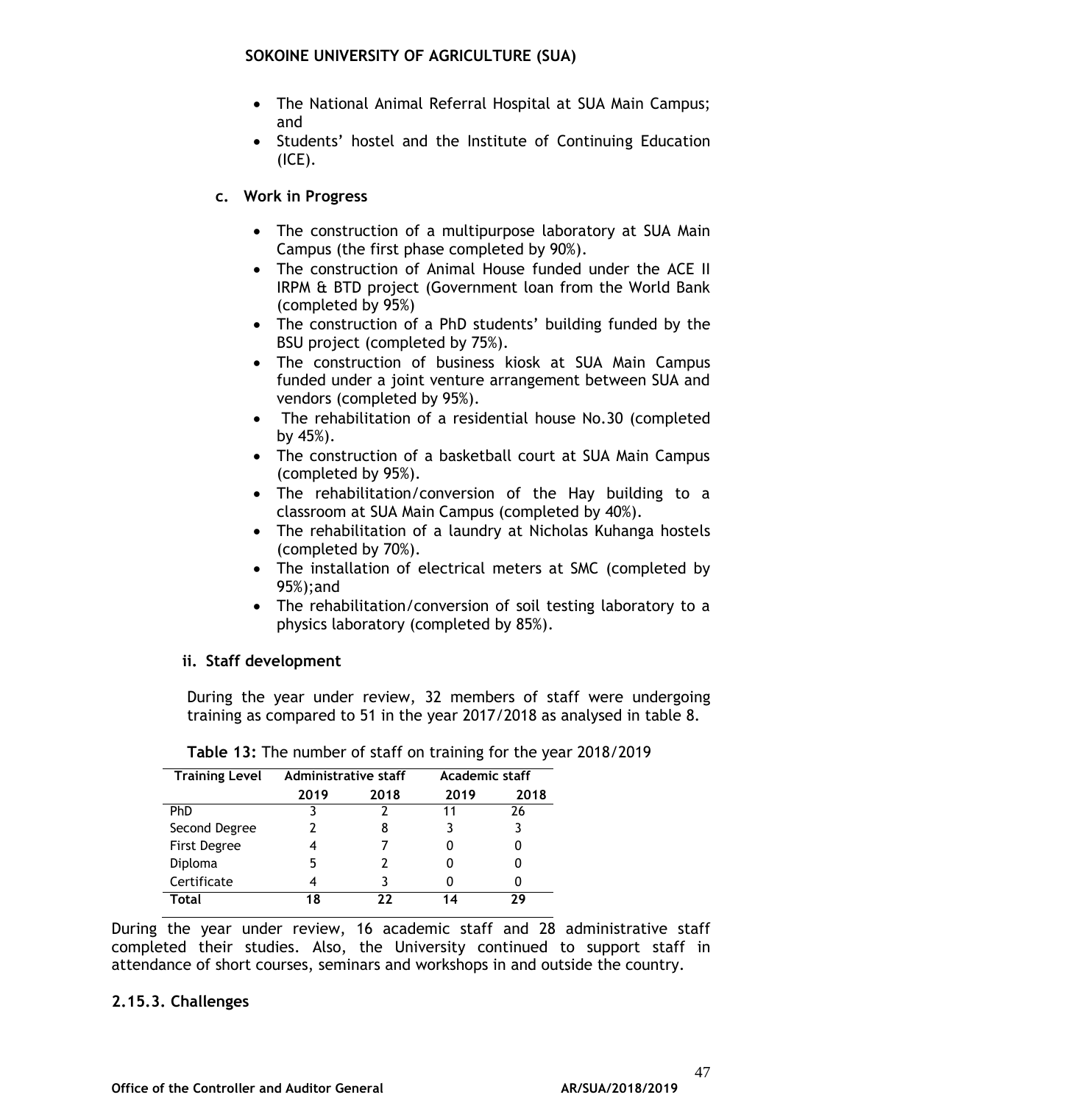- The National Animal Referral Hospital at SUA Main Campus; and
- Students' hostel and the Institute of Continuing Education (ICE).

**c. Work in Progress**

- The construction of a multipurpose laboratory at SUA Main Campus (the first phase completed by 90%).
- The construction of Animal House funded under the ACE II IRPM & BTD project (Government loan from the World Bank (completed by 95%)
- The construction of a PhD students' building funded by the BSU project (completed by 75%).
- The construction of business kiosk at SUA Main Campus funded under a joint venture arrangement between SUA and vendors (completed by 95%).
- The rehabilitation of a residential house No.30 (completed by 45%).
- The construction of a basketball court at SUA Main Campus (completed by 95%).
- The rehabilitation/conversion of the Hay building to a classroom at SUA Main Campus (completed by 40%).
- The rehabilitation of a laundry at Nicholas Kuhanga hostels (completed by 70%).
- The installation of electrical meters at SMC (completed by 95%);and
- The rehabilitation/conversion of soil testing laboratory to a physics laboratory (completed by 85%).

**ii. Staff development**

During the year under review, 32 members of staff were undergoing training as compared to 51 in the year 2017/2018 as analysed in table 8.

**Table 13:** The number of staff on training for the year 2018/2019

| Training Level | Administrative staff | | Academic staff | |
|---|---|---|---|---|
| | 2019 | 2018 | 2019 | 2018 |
| PhD | 3 | 2 | 11 | 26 |
| Second Degree | 2 | 8 | 3 | 3 |
| First Degree | 4 | 7 | 0 | 0 |
| Diploma | 5 | 2 | 0 | 0 |
| Certificate | 4 | 3 | 0 | 0 |
| **Total** | **18** | **22** | **14** | **29** |

During the year under review, 16 academic staff and 28 administrative staff completed their studies. Also, the University continued to support staff in attendance of short courses, seminars and workshops in and outside the country.

### 2.15.3. Challenges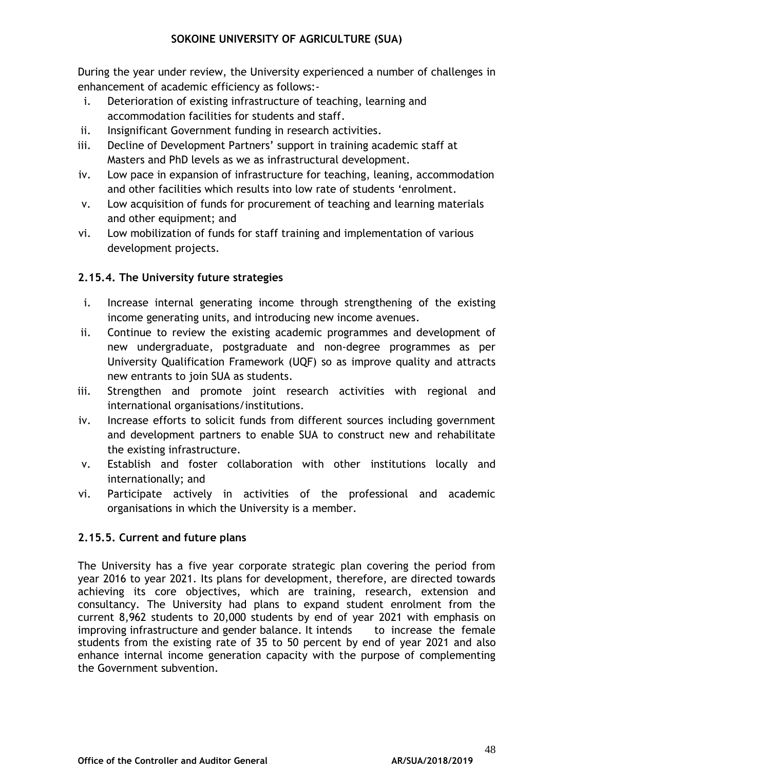During the year under review, the University experienced a number of challenges in enhancement of academic efficiency as follows:-

i. Deterioration of existing infrastructure of teaching, learning and accommodation facilities for students and staff.
ii. Insignificant Government funding in research activities.
iii. Decline of Development Partners' support in training academic staff at Masters and PhD levels as we as infrastructural development.
iv. Low pace in expansion of infrastructure for teaching, leaning, accommodation and other facilities which results into low rate of students 'enrolment.
v. Low acquisition of funds for procurement of teaching and learning materials and other equipment; and
vi. Low mobilization of funds for staff training and implementation of various development projects.

### 2.15.4. The University future strategies

i. Increase internal generating income through strengthening of the existing income generating units, and introducing new income avenues.
ii. Continue to review the existing academic programmes and development of new undergraduate, postgraduate and non-degree programmes as per University Qualification Framework (UQF) so as improve quality and attracts new entrants to join SUA as students.
iii. Strengthen and promote joint research activities with regional and international organisations/institutions.
iv. Increase efforts to solicit funds from different sources including government and development partners to enable SUA to construct new and rehabilitate the existing infrastructure.
v. Establish and foster collaboration with other institutions locally and internationally; and
vi. Participate actively in activities of the professional and academic organisations in which the University is a member.

### 2.15.5. Current and future plans

The University has a five year corporate strategic plan covering the period from year 2016 to year 2021. Its plans for development, therefore, are directed towards achieving its core objectives, which are training, research, extension and consultancy. The University had plans to expand student enrolment from the current 8,962 students to 20,000 students by end of year 2021 with emphasis on improving infrastructure and gender balance. It intends to increase the female students from the existing rate of 35 to 50 percent by end of year 2021 and also enhance internal income generation capacity with the purpose of complementing the Government subvention.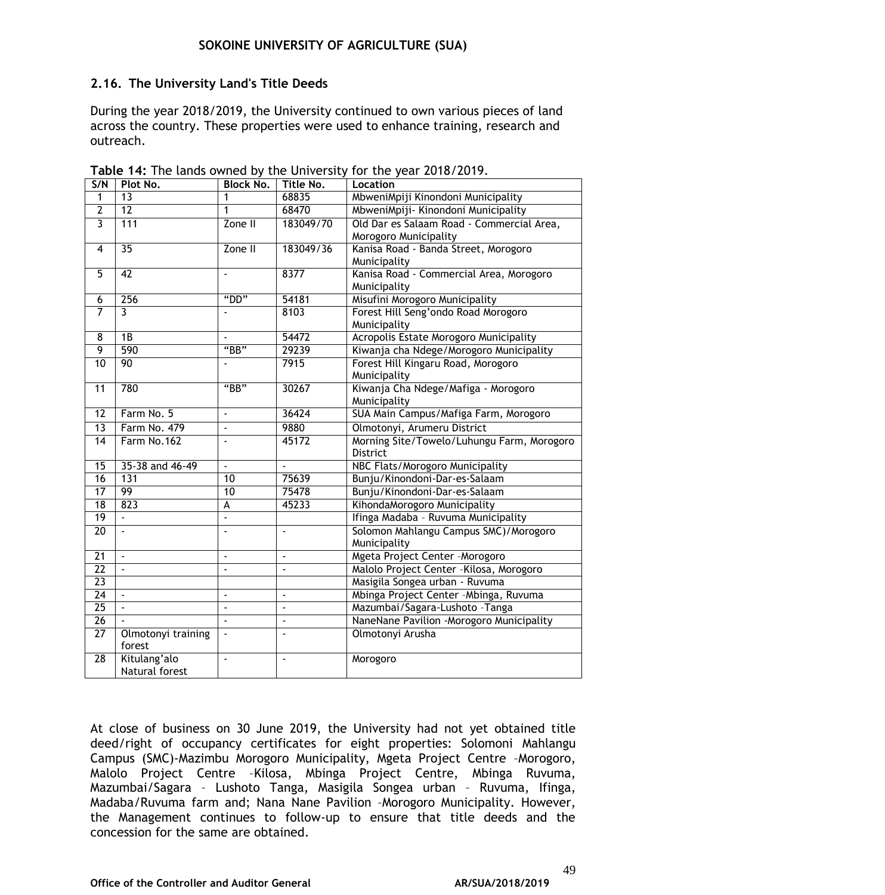## 2.16. The University Land's Title Deeds

During the year 2018/2019, the University continued to own various pieces of land across the country. These properties were used to enhance training, research and outreach.

**Table 14:** The lands owned by the University for the year 2018/2019.

| S/N | Plot No. | Block No. | Title No. | Location |
|---|---|---|---|---|
| 1 | 13 | 1 | 68835 | MbweniMpiji Kinondoni Municipality |
| 2 | 12 | 1 | 68470 | MbweniMpiji- Kinondoni Municipality |
| 3 | 111 | Zone II | 183049/70 | Old Dar es Salaam Road - Commercial Area, Morogoro Municipality |
| 4 | 35 | Zone II | 183049/36 | Kanisa Road - Banda Street, Morogoro Municipality |
| 5 | 42 | - | 8377 | Kanisa Road - Commercial Area, Morogoro Municipality |
| 6 | 256 | "DD" | 54181 | Misufini Morogoro Municipality |
| 7 | 3 | - | 8103 | Forest Hill Seng'ondo Road Morogoro Municipality |
| 8 | 1B | - | 54472 | Acropolis Estate Morogoro Municipality |
| 9 | 590 | "BB" | 29239 | Kiwanja cha Ndege/Morogoro Municipality |
| 10 | 90 | - | 7915 | Forest Hill Kingaru Road, Morogoro Municipality |
| 11 | 780 | "BB" | 30267 | Kiwanja Cha Ndege/Mafiga - Morogoro Municipality |
| 12 | Farm No. 5 | - | 36424 | SUA Main Campus/Mafiga Farm, Morogoro |
| 13 | Farm No. 479 | - | 9880 | Olmotonyi, Arumeru District |
| 14 | Farm No.162 | - | 45172 | Morning Site/Towelo/Luhungu Farm, Morogoro District |
| 15 | 35-38 and 46-49 | - | - | NBC Flats/Morogoro Municipality |
| 16 | 131 | 10 | 75639 | Bunju/Kinondoni-Dar-es-Salaam |
| 17 | 99 | 10 | 75478 | Bunju/Kinondoni-Dar-es-Salaam |
| 18 | 823 | A | 45233 | KihondaMorogoro Municipality |
| 19 | - | - | | Ifinga Madaba – Ruvuma Municipality |
| 20 | - | - | - | Solomon Mahlangu Campus SMC)/Morogoro Municipality |
| 21 | - | - | - | Mgeta Project Center –Morogoro |
| 22 | - | - | - | Malolo Project Center –Kilosa, Morogoro |
| 23 | | | | Masigila Songea urban - Ruvuma |
| 24 | - | - | - | Mbinga Project Center –Mbinga, Ruvuma |
| 25 | - | - | - | Mazumbai/Sagara-Lushoto –Tanga |
| 26 | - | - | - | NaneNane Pavilion -Morogoro Municipality |
| 27 | Olmotonyi training forest | - | - | Olmotonyi Arusha |
| 28 | Kitulang'alo Natural forest | - | - | Morogoro |

At close of business on 30 June 2019, the University had not yet obtained title deed/right of occupancy certificates for eight properties: Solomoni Mahlangu Campus (SMC)-Mazimbu Morogoro Municipality, Mgeta Project Centre –Morogoro, Malolo Project Centre –Kilosa, Mbinga Project Centre, Mbinga Ruvuma, Mazumbai/Sagara – Lushoto Tanga, Masigila Songea urban – Ruvuma, Ifinga, Madaba/Ruvuma farm and; Nana Nane Pavilion –Morogoro Municipality. However, the Management continues to follow-up to ensure that title deeds and the concession for the same are obtained.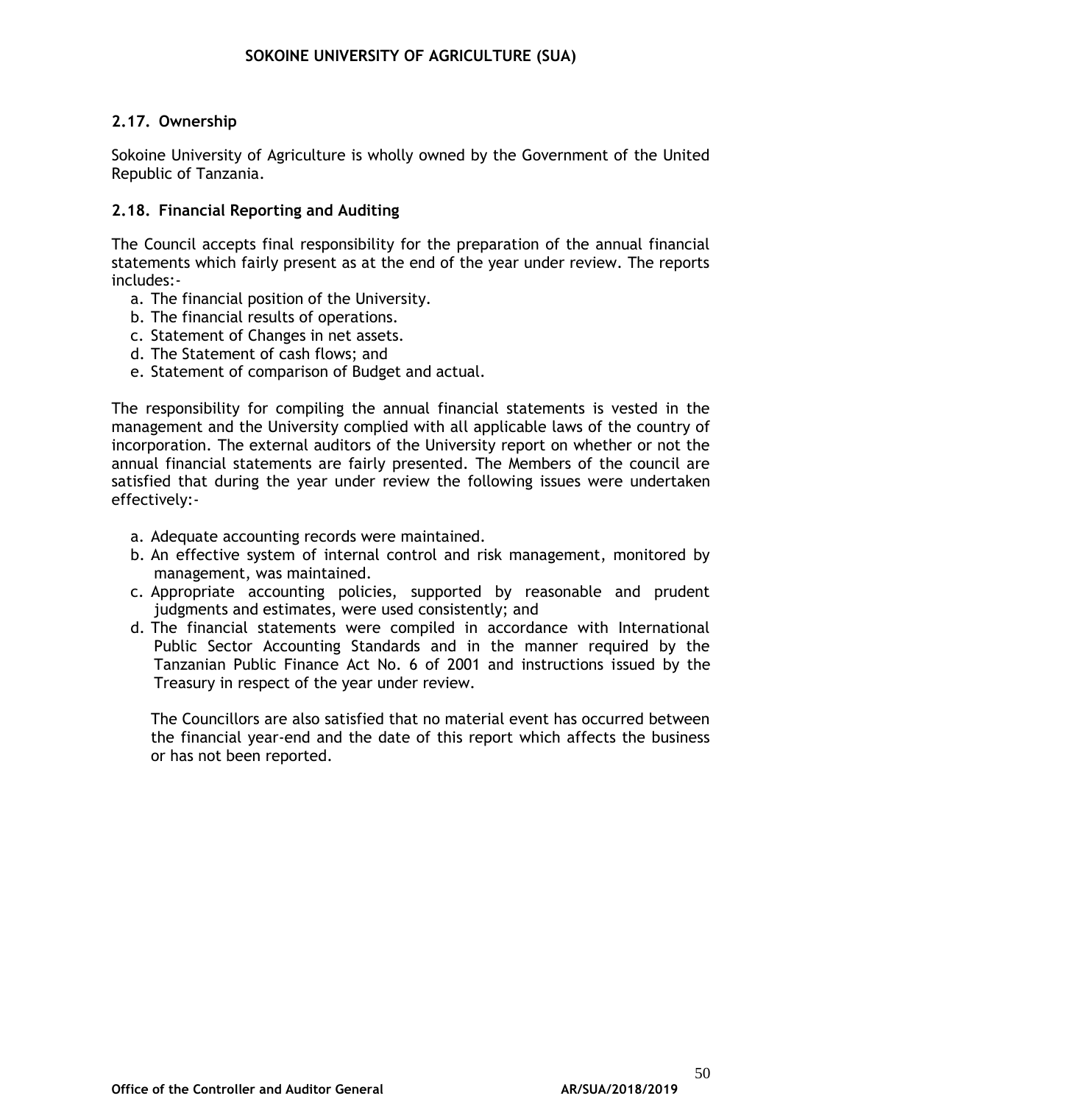## 2.17. Ownership

Sokoine University of Agriculture is wholly owned by the Government of the United Republic of Tanzania.

## 2.18. Financial Reporting and Auditing

The Council accepts final responsibility for the preparation of the annual financial statements which fairly present as at the end of the year under review. The reports includes:-

a. The financial position of the University.
b. The financial results of operations.
c. Statement of Changes in net assets.
d. The Statement of cash flows; and
e. Statement of comparison of Budget and actual.

The responsibility for compiling the annual financial statements is vested in the management and the University complied with all applicable laws of the country of incorporation. The external auditors of the University report on whether or not the annual financial statements are fairly presented. The Members of the council are satisfied that during the year under review the following issues were undertaken effectively:-

a. Adequate accounting records were maintained.
b. An effective system of internal control and risk management, monitored by management, was maintained.
c. Appropriate accounting policies, supported by reasonable and prudent judgments and estimates, were used consistently; and
d. The financial statements were compiled in accordance with International Public Sector Accounting Standards and in the manner required by the Tanzanian Public Finance Act No. 6 of 2001 and instructions issued by the Treasury in respect of the year under review.

The Councillors are also satisfied that no material event has occurred between the financial year-end and the date of this report which affects the business or has not been reported.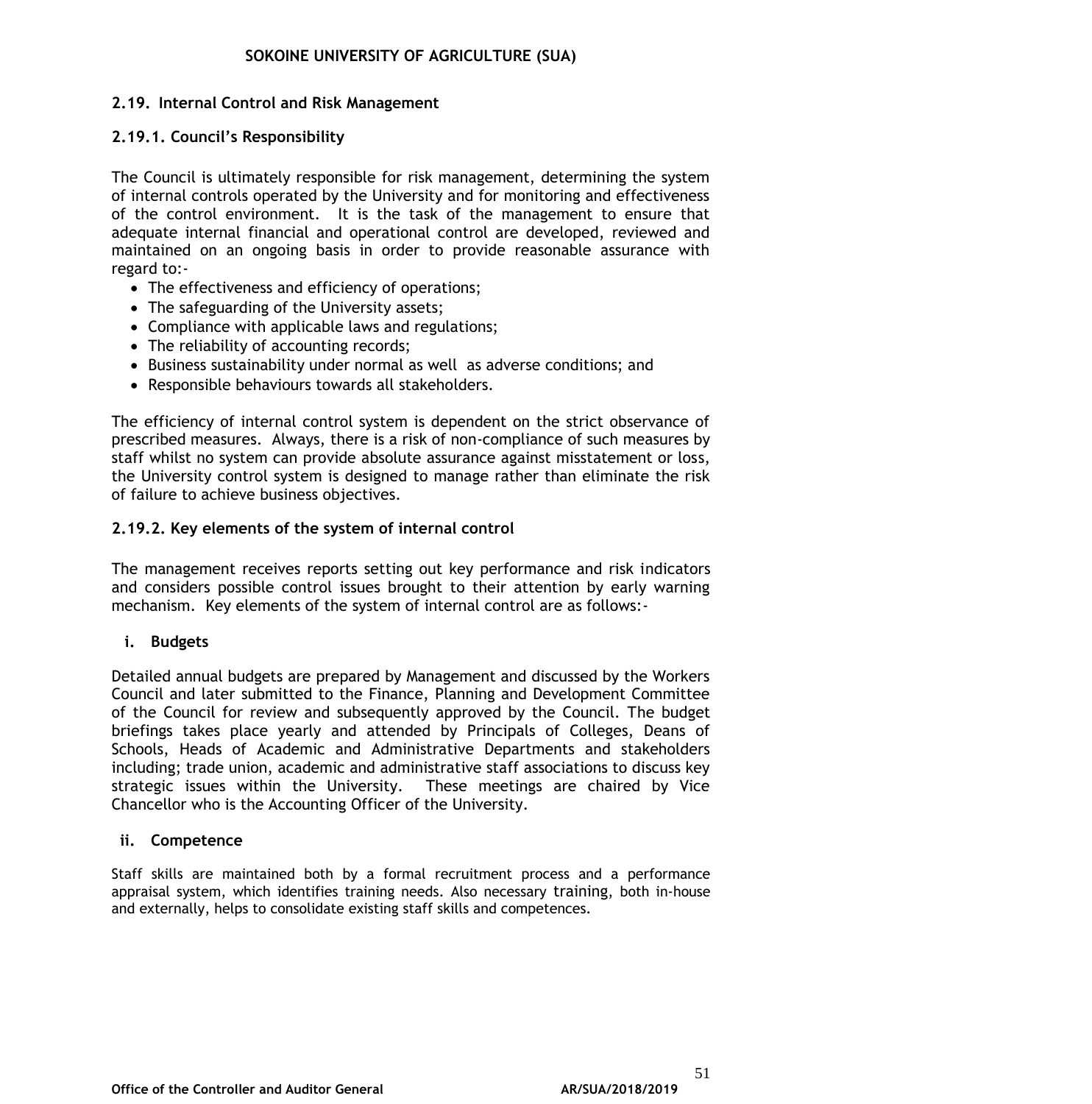## 2.19. Internal Control and Risk Management

### 2.19.1. Council's Responsibility

The Council is ultimately responsible for risk management, determining the system of internal controls operated by the University and for monitoring and effectiveness of the control environment. It is the task of the management to ensure that adequate internal financial and operational control are developed, reviewed and maintained on an ongoing basis in order to provide reasonable assurance with regard to:-

- The effectiveness and efficiency of operations;
- The safeguarding of the University assets;
- Compliance with applicable laws and regulations;
- The reliability of accounting records;
- Business sustainability under normal as well as adverse conditions; and
- Responsible behaviours towards all stakeholders.

The efficiency of internal control system is dependent on the strict observance of prescribed measures. Always, there is a risk of non-compliance of such measures by staff whilst no system can provide absolute assurance against misstatement or loss, the University control system is designed to manage rather than eliminate the risk of failure to achieve business objectives.

### 2.19.2. Key elements of the system of internal control

The management receives reports setting out key performance and risk indicators and considers possible control issues brought to their attention by early warning mechanism. Key elements of the system of internal control are as follows:-

**i. Budgets**

Detailed annual budgets are prepared by Management and discussed by the Workers Council and later submitted to the Finance, Planning and Development Committee of the Council for review and subsequently approved by the Council. The budget briefings takes place yearly and attended by Principals of Colleges, Deans of Schools, Heads of Academic and Administrative Departments and stakeholders including; trade union, academic and administrative staff associations to discuss key strategic issues within the University. These meetings are chaired by Vice Chancellor who is the Accounting Officer of the University.

**ii. Competence**

Staff skills are maintained both by a formal recruitment process and a performance appraisal system, which identifies training needs. Also necessary training, both in-house and externally, helps to consolidate existing staff skills and competences.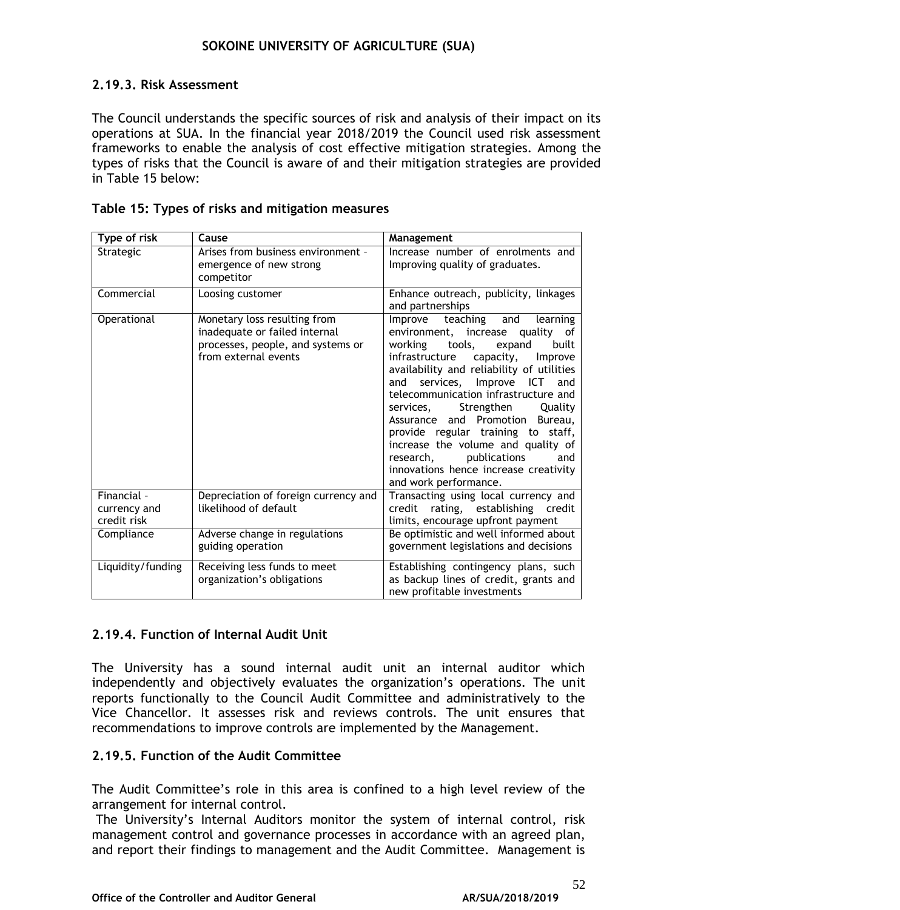#### 2.19.3. Risk Assessment

The Council understands the specific sources of risk and analysis of their impact on its operations at SUA. In the financial year 2018/2019 the Council used risk assessment frameworks to enable the analysis of cost effective mitigation strategies. Among the types of risks that the Council is aware of and their mitigation strategies are provided in Table 15 below:

**Table 15: Types of risks and mitigation measures**

| Type of risk | Cause | Management |
|---|---|---|
| Strategic | Arises from business environment - emergence of new strong competitor | Increase number of enrolments and Improving quality of graduates. |
| Commercial | Loosing customer | Enhance outreach, publicity, linkages and partnerships |
| Operational | Monetary loss resulting from inadequate or failed internal processes, people, and systems or from external events | Improve teaching and learning environment, increase quality of working tools, expand built infrastructure capacity, Improve availability and reliability of utilities and services, Improve ICT and telecommunication infrastructure and services, Strengthen Quality Assurance and Promotion Bureau, provide regular training to staff, increase the volume and quality of research, publications and innovations hence increase creativity and work performance. |
| Financial - currency and credit risk | Depreciation of foreign currency and likelihood of default | Transacting using local currency and credit rating, establishing credit limits, encourage upfront payment |
| Compliance | Adverse change in regulations guiding operation | Be optimistic and well informed about government legislations and decisions |
| Liquidity/funding | Receiving less funds to meet organization's obligations | Establishing contingency plans, such as backup lines of credit, grants and new profitable investments |

#### 2.19.4. Function of Internal Audit Unit

The University has a sound internal audit unit an internal auditor which independently and objectively evaluates the organization's operations. The unit reports functionally to the Council Audit Committee and administratively to the Vice Chancellor. It assesses risk and reviews controls. The unit ensures that recommendations to improve controls are implemented by the Management.

#### 2.19.5. Function of the Audit Committee

The Audit Committee's role in this area is confined to a high level review of the arrangement for internal control.

The University's Internal Auditors monitor the system of internal control, risk management control and governance processes in accordance with an agreed plan, and report their findings to management and the Audit Committee. Management is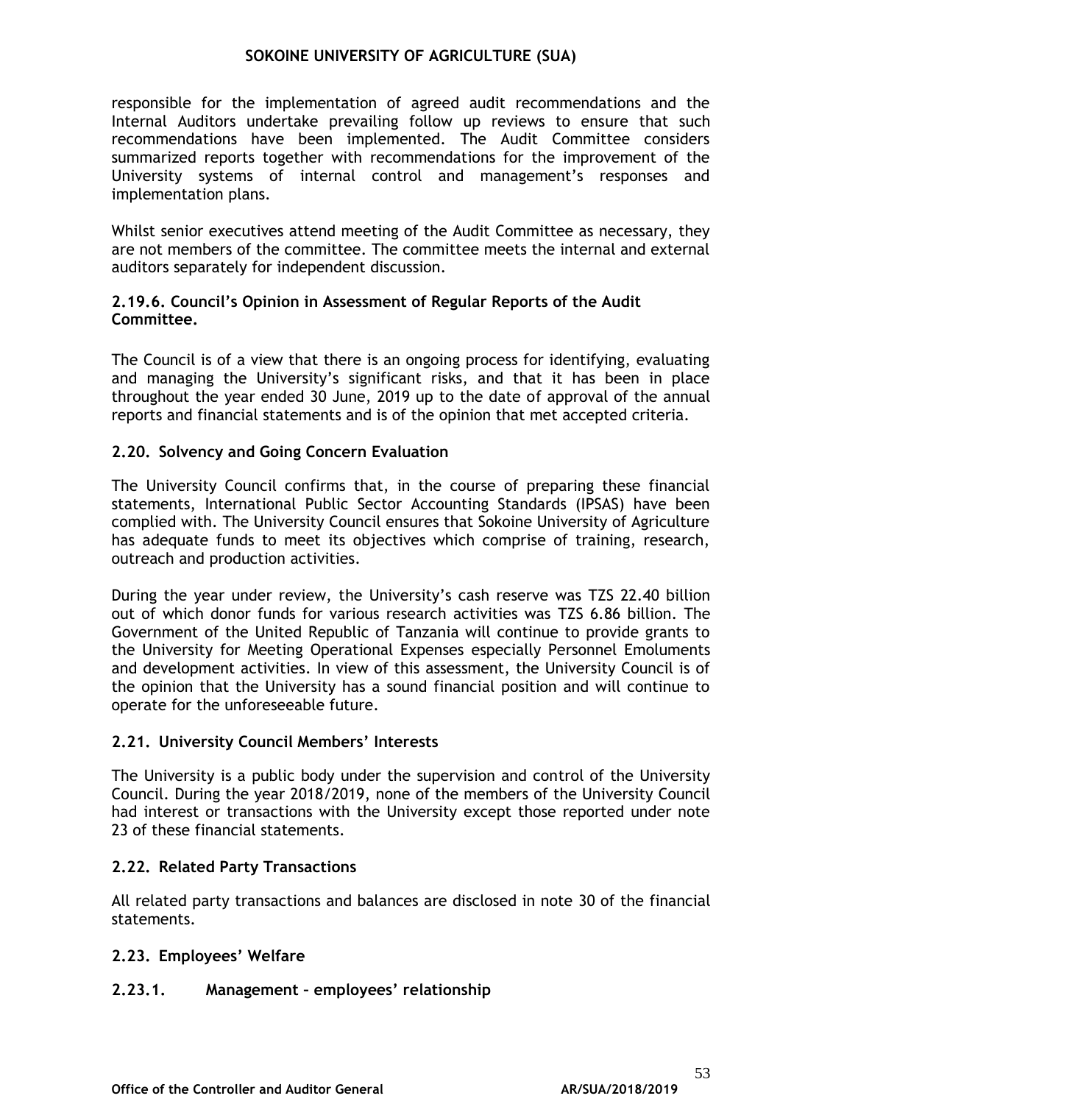responsible for the implementation of agreed audit recommendations and the Internal Auditors undertake prevailing follow up reviews to ensure that such recommendations have been implemented. The Audit Committee considers summarized reports together with recommendations for the improvement of the University systems of internal control and management's responses and implementation plans.

Whilst senior executives attend meeting of the Audit Committee as necessary, they are not members of the committee. The committee meets the internal and external auditors separately for independent discussion.

#### 2.19.6. Council's Opinion in Assessment of Regular Reports of the Audit Committee.

The Council is of a view that there is an ongoing process for identifying, evaluating and managing the University's significant risks, and that it has been in place throughout the year ended 30 June, 2019 up to the date of approval of the annual reports and financial statements and is of the opinion that met accepted criteria.

### 2.20. Solvency and Going Concern Evaluation

The University Council confirms that, in the course of preparing these financial statements, International Public Sector Accounting Standards (IPSAS) have been complied with. The University Council ensures that Sokoine University of Agriculture has adequate funds to meet its objectives which comprise of training, research, outreach and production activities.

During the year under review, the University's cash reserve was TZS 22.40 billion out of which donor funds for various research activities was TZS 6.86 billion. The Government of the United Republic of Tanzania will continue to provide grants to the University for Meeting Operational Expenses especially Personnel Emoluments and development activities. In view of this assessment, the University Council is of the opinion that the University has a sound financial position and will continue to operate for the unforeseeable future.

### 2.21. University Council Members' Interests

The University is a public body under the supervision and control of the University Council. During the year 2018/2019, none of the members of the University Council had interest or transactions with the University except those reported under note 23 of these financial statements.

### 2.22. Related Party Transactions

All related party transactions and balances are disclosed in note 30 of the financial statements.

### 2.23. Employees' Welfare

#### 2.23.1. Management – employees' relationship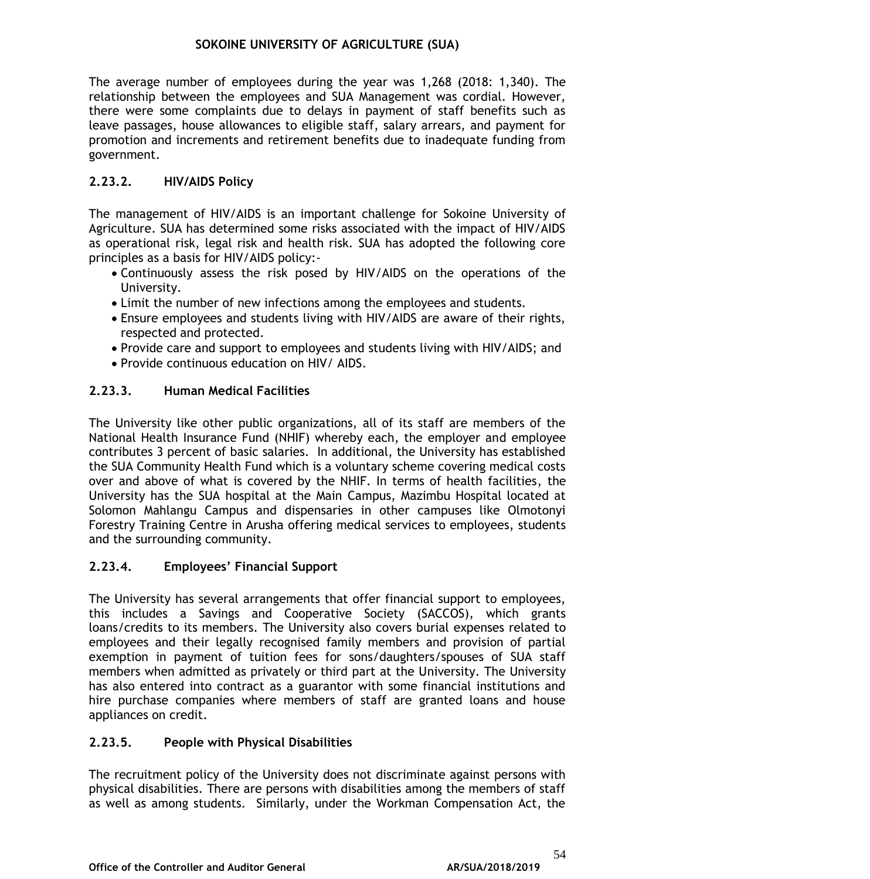The average number of employees during the year was 1,268 (2018: 1,340). The relationship between the employees and SUA Management was cordial. However, there were some complaints due to delays in payment of staff benefits such as leave passages, house allowances to eligible staff, salary arrears, and payment for promotion and increments and retirement benefits due to inadequate funding from government.

### 2.23.2. HIV/AIDS Policy

The management of HIV/AIDS is an important challenge for Sokoine University of Agriculture. SUA has determined some risks associated with the impact of HIV/AIDS as operational risk, legal risk and health risk. SUA has adopted the following core principles as a basis for HIV/AIDS policy:-

- Continuously assess the risk posed by HIV/AIDS on the operations of the University.
- Limit the number of new infections among the employees and students.
- Ensure employees and students living with HIV/AIDS are aware of their rights, respected and protected.
- Provide care and support to employees and students living with HIV/AIDS; and
- Provide continuous education on HIV/ AIDS.

### 2.23.3. Human Medical Facilities

The University like other public organizations, all of its staff are members of the National Health Insurance Fund (NHIF) whereby each, the employer and employee contributes 3 percent of basic salaries. In additional, the University has established the SUA Community Health Fund which is a voluntary scheme covering medical costs over and above of what is covered by the NHIF. In terms of health facilities, the University has the SUA hospital at the Main Campus, Mazimbu Hospital located at Solomon Mahlangu Campus and dispensaries in other campuses like Olmotonyi Forestry Training Centre in Arusha offering medical services to employees, students and the surrounding community.

### 2.23.4. Employees' Financial Support

The University has several arrangements that offer financial support to employees, this includes a Savings and Cooperative Society (SACCOS), which grants loans/credits to its members. The University also covers burial expenses related to employees and their legally recognised family members and provision of partial exemption in payment of tuition fees for sons/daughters/spouses of SUA staff members when admitted as privately or third part at the University. The University has also entered into contract as a guarantor with some financial institutions and hire purchase companies where members of staff are granted loans and house appliances on credit.

### 2.23.5. People with Physical Disabilities

The recruitment policy of the University does not discriminate against persons with physical disabilities. There are persons with disabilities among the members of staff as well as among students. Similarly, under the Workman Compensation Act, the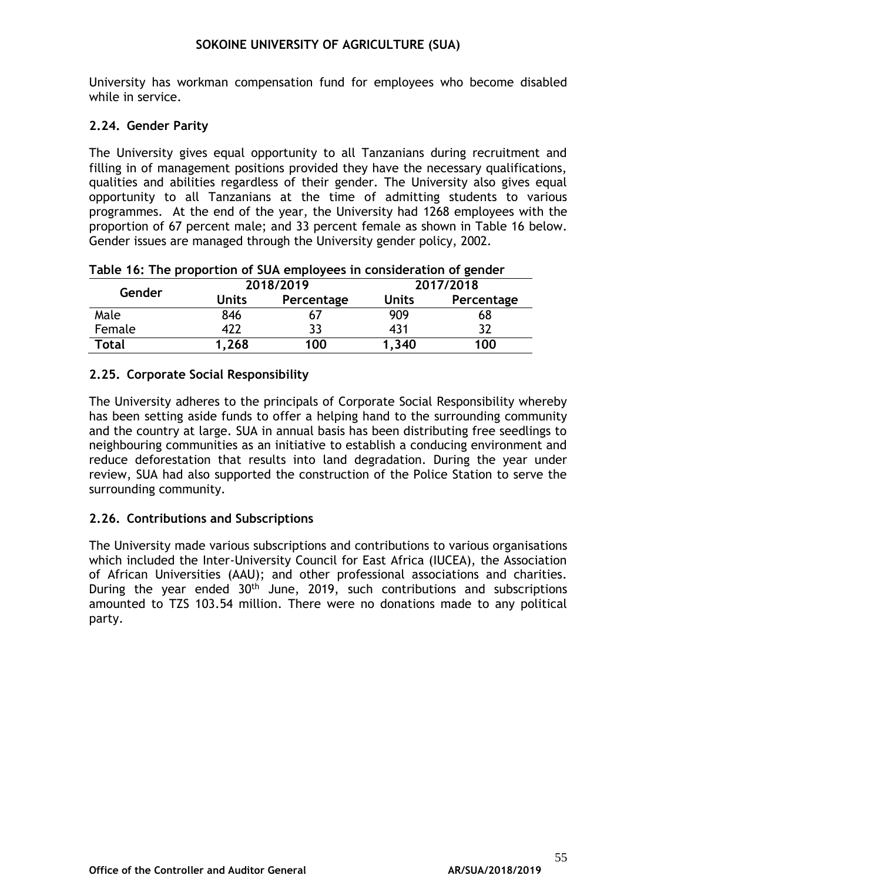University has workman compensation fund for employees who become disabled while in service.

## 2.24. Gender Parity

The University gives equal opportunity to all Tanzanians during recruitment and filling in of management positions provided they have the necessary qualifications, qualities and abilities regardless of their gender. The University also gives equal opportunity to all Tanzanians at the time of admitting students to various programmes. At the end of the year, the University had 1268 employees with the proportion of 67 percent male; and 33 percent female as shown in Table 16 below. Gender issues are managed through the University gender policy, 2002.

**Table 16: The proportion of SUA employees in consideration of gender**

| Gender | 2018/2019 | | 2017/2018 | |
|---|---|---|---|---|
| | Units | Percentage | Units | Percentage |
| Male | 846 | 67 | 909 | 68 |
| Female | 422 | 33 | 431 | 32 |
| **Total** | **1,268** | **100** | **1,340** | **100** |

## 2.25. Corporate Social Responsibility

The University adheres to the principals of Corporate Social Responsibility whereby has been setting aside funds to offer a helping hand to the surrounding community and the country at large. SUA in annual basis has been distributing free seedlings to neighbouring communities as an initiative to establish a conducing environment and reduce deforestation that results into land degradation. During the year under review, SUA had also supported the construction of the Police Station to serve the surrounding community.

## 2.26. Contributions and Subscriptions

The University made various subscriptions and contributions to various organisations which included the Inter-University Council for East Africa (IUCEA), the Association of African Universities (AAU); and other professional associations and charities. During the year ended 30th June, 2019, such contributions and subscriptions amounted to TZS 103.54 million. There were no donations made to any political party.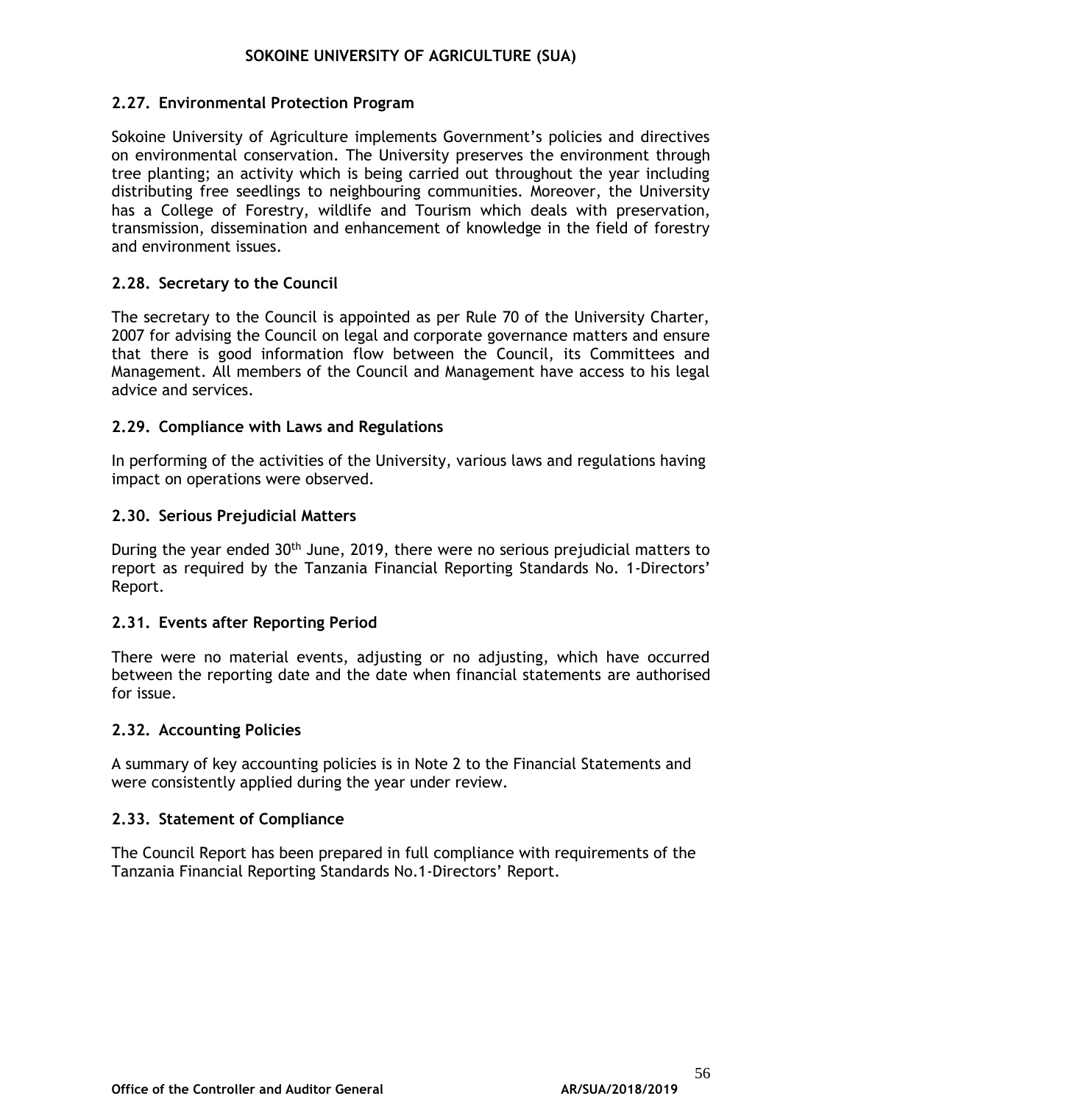### 2.27. Environmental Protection Program

Sokoine University of Agriculture implements Government's policies and directives on environmental conservation. The University preserves the environment through tree planting; an activity which is being carried out throughout the year including distributing free seedlings to neighbouring communities. Moreover, the University has a College of Forestry, wildlife and Tourism which deals with preservation, transmission, dissemination and enhancement of knowledge in the field of forestry and environment issues.

### 2.28. Secretary to the Council

The secretary to the Council is appointed as per Rule 70 of the University Charter, 2007 for advising the Council on legal and corporate governance matters and ensure that there is good information flow between the Council, its Committees and Management. All members of the Council and Management have access to his legal advice and services.

### 2.29. Compliance with Laws and Regulations

In performing of the activities of the University, various laws and regulations having impact on operations were observed.

### 2.30. Serious Prejudicial Matters

During the year ended 30th June, 2019, there were no serious prejudicial matters to report as required by the Tanzania Financial Reporting Standards No. 1-Directors' Report.

### 2.31. Events after Reporting Period

There were no material events, adjusting or no adjusting, which have occurred between the reporting date and the date when financial statements are authorised for issue.

### 2.32. Accounting Policies

A summary of key accounting policies is in Note 2 to the Financial Statements and were consistently applied during the year under review.

### 2.33. Statement of Compliance

The Council Report has been prepared in full compliance with requirements of the Tanzania Financial Reporting Standards No.1-Directors' Report.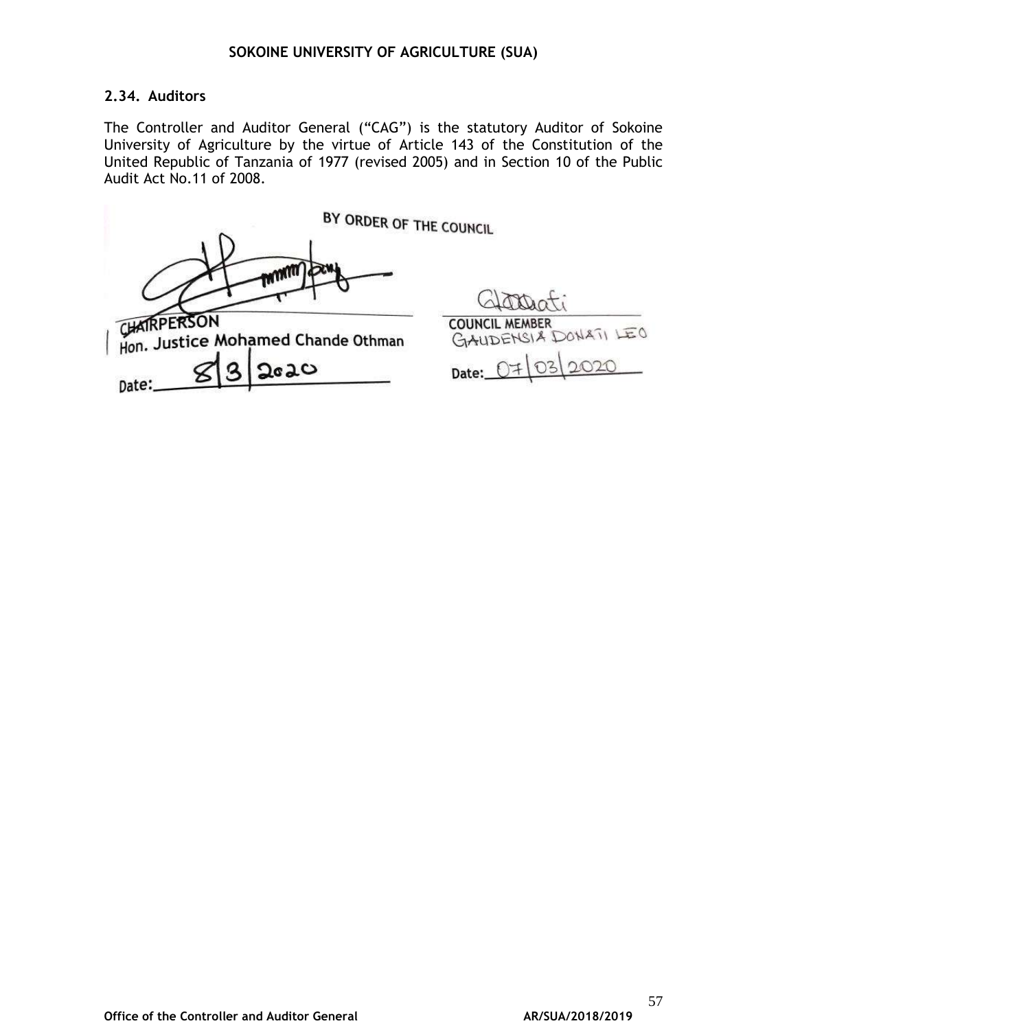### 2.34. Auditors

The Controller and Auditor General ("CAG") is the statutory Auditor of Sokoine University of Agriculture by the virtue of Article 143 of the Constitution of the United Republic of Tanzania of 1977 (revised 2005) and in Section 10 of the Public Audit Act No.11 of 2008.

BY ORDER OF THE COUNCIL

| | |
|---|---|
| CHAIRPERSON | COUNCIL MEMBER |
| Hon. Justice Mohamed Chande Othman | GAUDENSIA DONATI LEO |
| Date: 8/3/2020 | Date: 07/03/2020 |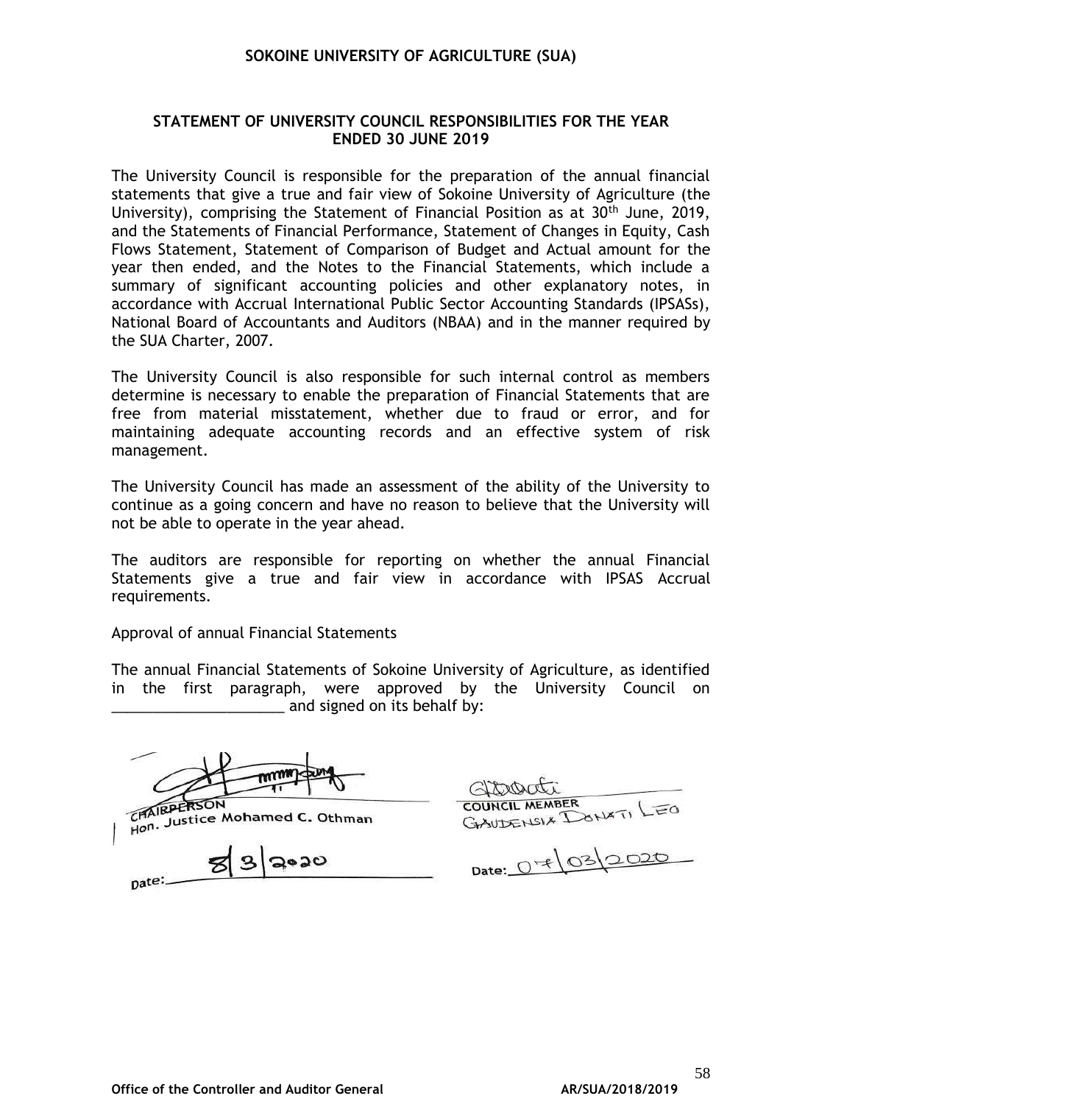**SOKOINE UNIVERSITY OF AGRICULTURE (SUA)**

## STATEMENT OF UNIVERSITY COUNCIL RESPONSIBILITIES FOR THE YEAR ENDED 30 JUNE 2019

The University Council is responsible for the preparation of the annual financial statements that give a true and fair view of Sokoine University of Agriculture (the University), comprising the Statement of Financial Position as at 30th June, 2019, and the Statements of Financial Performance, Statement of Changes in Equity, Cash Flows Statement, Statement of Comparison of Budget and Actual amount for the year then ended, and the Notes to the Financial Statements, which include a summary of significant accounting policies and other explanatory notes, in accordance with Accrual International Public Sector Accounting Standards (IPSASs), National Board of Accountants and Auditors (NBAA) and in the manner required by the SUA Charter, 2007.

The University Council is also responsible for such internal control as members determine is necessary to enable the preparation of Financial Statements that are free from material misstatement, whether due to fraud or error, and for maintaining adequate accounting records and an effective system of risk management.

The University Council has made an assessment of the ability of the University to continue as a going concern and have no reason to believe that the University will not be able to operate in the year ahead.

The auditors are responsible for reporting on whether the annual Financial Statements give a true and fair view in accordance with IPSAS Accrual requirements.

Approval of annual Financial Statements

The annual Financial Statements of Sokoine University of Agriculture, as identified in the first paragraph, were approved by the University Council on ____________________ and signed on its behalf by:

| | |
|---|---|
| CHAIRPERSON | COUNCIL MEMBER |
| Hon. Justice Mohamed C. Othman | GAUDENSIA DONATI LEO |
| Date: 8/3/2020 | Date: 07/03/2020 |

**Office of the Controller and Auditor General** AR/SUA/2018/2019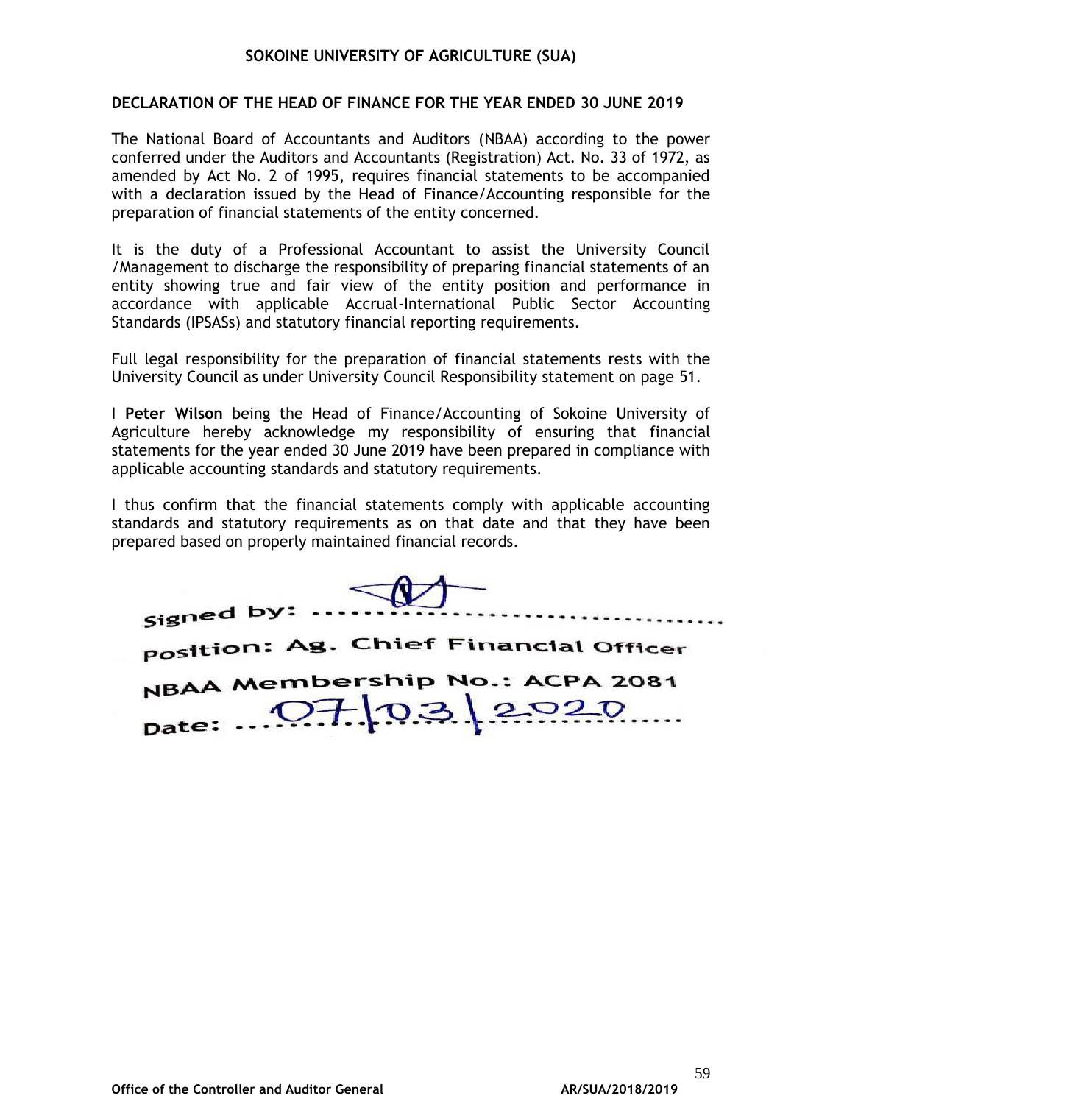**SOKOINE UNIVERSITY OF AGRICULTURE (SUA)**

## DECLARATION OF THE HEAD OF FINANCE FOR THE YEAR ENDED 30 JUNE 2019

The National Board of Accountants and Auditors (NBAA) according to the power conferred under the Auditors and Accountants (Registration) Act. No. 33 of 1972, as amended by Act No. 2 of 1995, requires financial statements to be accompanied with a declaration issued by the Head of Finance/Accounting responsible for the preparation of financial statements of the entity concerned.

It is the duty of a Professional Accountant to assist the University Council /Management to discharge the responsibility of preparing financial statements of an entity showing true and fair view of the entity position and performance in accordance with applicable Accrual-International Public Sector Accounting Standards (IPSASs) and statutory financial reporting requirements.

Full legal responsibility for the preparation of financial statements rests with the University Council as under University Council Responsibility statement on page 51.

I **Peter Wilson** being the Head of Finance/Accounting of Sokoine University of Agriculture hereby acknowledge my responsibility of ensuring that financial statements for the year ended 30 June 2019 have been prepared in compliance with applicable accounting standards and statutory requirements.

I thus confirm that the financial statements comply with applicable accounting standards and statutory requirements as on that date and that they have been prepared based on properly maintained financial records.

Signed by: ....................................

Position: Ag. Chief Financial Officer

NBAA Membership No.: ACPA 2081

Date: 07/03/2020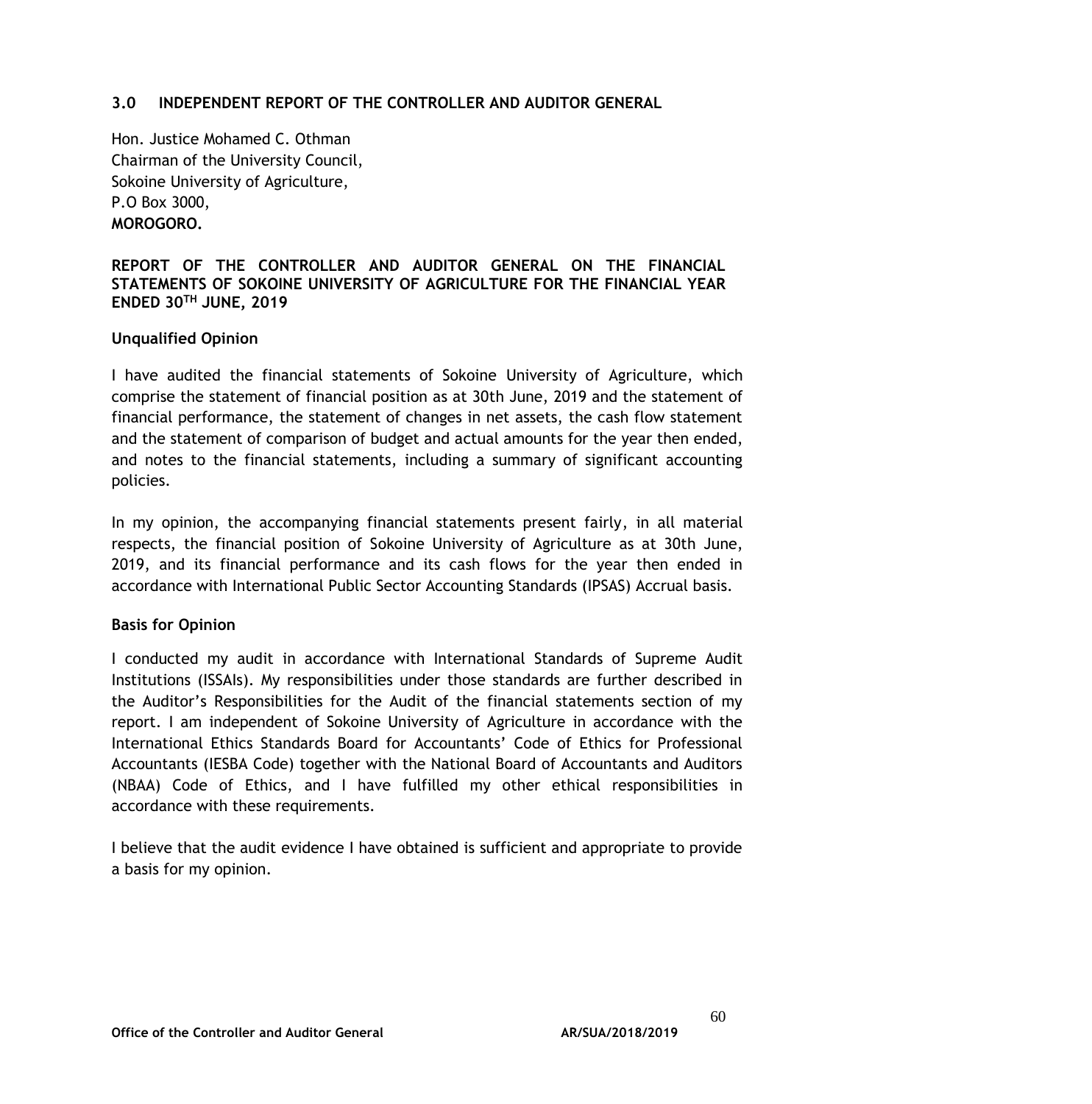## 3.0 INDEPENDENT REPORT OF THE CONTROLLER AND AUDITOR GENERAL

Hon. Justice Mohamed C. Othman
Chairman of the University Council,
Sokoine University of Agriculture,
P.O Box 3000,
**MOROGORO.**

**REPORT OF THE CONTROLLER AND AUDITOR GENERAL ON THE FINANCIAL STATEMENTS OF SOKOINE UNIVERSITY OF AGRICULTURE FOR THE FINANCIAL YEAR ENDED 30TH JUNE, 2019**

**Unqualified Opinion**

I have audited the financial statements of Sokoine University of Agriculture, which comprise the statement of financial position as at 30th June, 2019 and the statement of financial performance, the statement of changes in net assets, the cash flow statement and the statement of comparison of budget and actual amounts for the year then ended, and notes to the financial statements, including a summary of significant accounting policies.

In my opinion, the accompanying financial statements present fairly, in all material respects, the financial position of Sokoine University of Agriculture as at 30th June, 2019, and its financial performance and its cash flows for the year then ended in accordance with International Public Sector Accounting Standards (IPSAS) Accrual basis.

**Basis for Opinion**

I conducted my audit in accordance with International Standards of Supreme Audit Institutions (ISSAIs). My responsibilities under those standards are further described in the Auditor's Responsibilities for the Audit of the financial statements section of my report. I am independent of Sokoine University of Agriculture in accordance with the International Ethics Standards Board for Accountants' Code of Ethics for Professional Accountants (IESBA Code) together with the National Board of Accountants and Auditors (NBAA) Code of Ethics, and I have fulfilled my other ethical responsibilities in accordance with these requirements.

I believe that the audit evidence I have obtained is sufficient and appropriate to provide a basis for my opinion.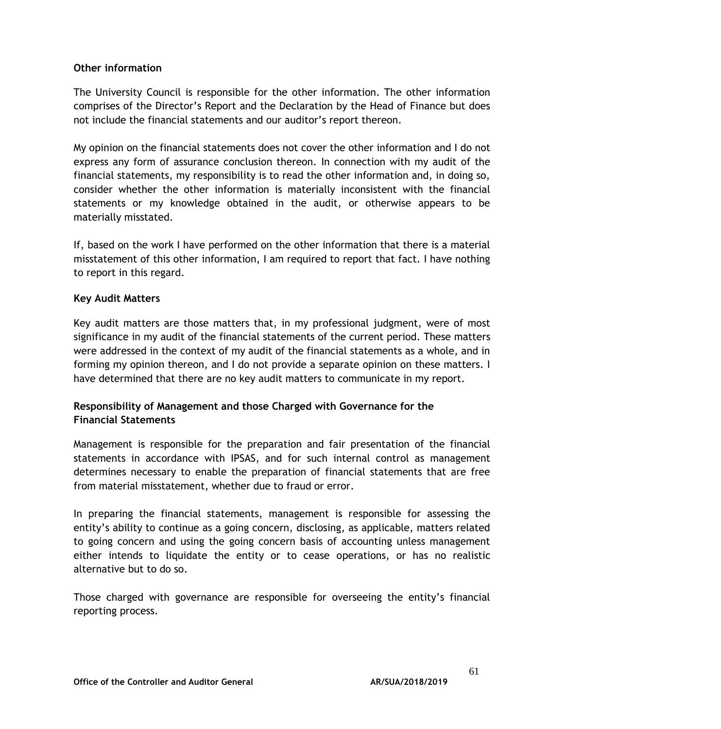**Other information**

The University Council is responsible for the other information. The other information comprises of the Director's Report and the Declaration by the Head of Finance but does not include the financial statements and our auditor's report thereon.

My opinion on the financial statements does not cover the other information and I do not express any form of assurance conclusion thereon. In connection with my audit of the financial statements, my responsibility is to read the other information and, in doing so, consider whether the other information is materially inconsistent with the financial statements or my knowledge obtained in the audit, or otherwise appears to be materially misstated.

If, based on the work I have performed on the other information that there is a material misstatement of this other information, I am required to report that fact. I have nothing to report in this regard.

**Key Audit Matters**

Key audit matters are those matters that, in my professional judgment, were of most significance in my audit of the financial statements of the current period. These matters were addressed in the context of my audit of the financial statements as a whole, and in forming my opinion thereon, and I do not provide a separate opinion on these matters. I have determined that there are no key audit matters to communicate in my report.

**Responsibility of Management and those Charged with Governance for the Financial Statements**

Management is responsible for the preparation and fair presentation of the financial statements in accordance with IPSAS, and for such internal control as management determines necessary to enable the preparation of financial statements that are free from material misstatement, whether due to fraud or error.

In preparing the financial statements, management is responsible for assessing the entity's ability to continue as a going concern, disclosing, as applicable, matters related to going concern and using the going concern basis of accounting unless management either intends to liquidate the entity or to cease operations, or has no realistic alternative but to do so.

Those charged with governance are responsible for overseeing the entity's financial reporting process.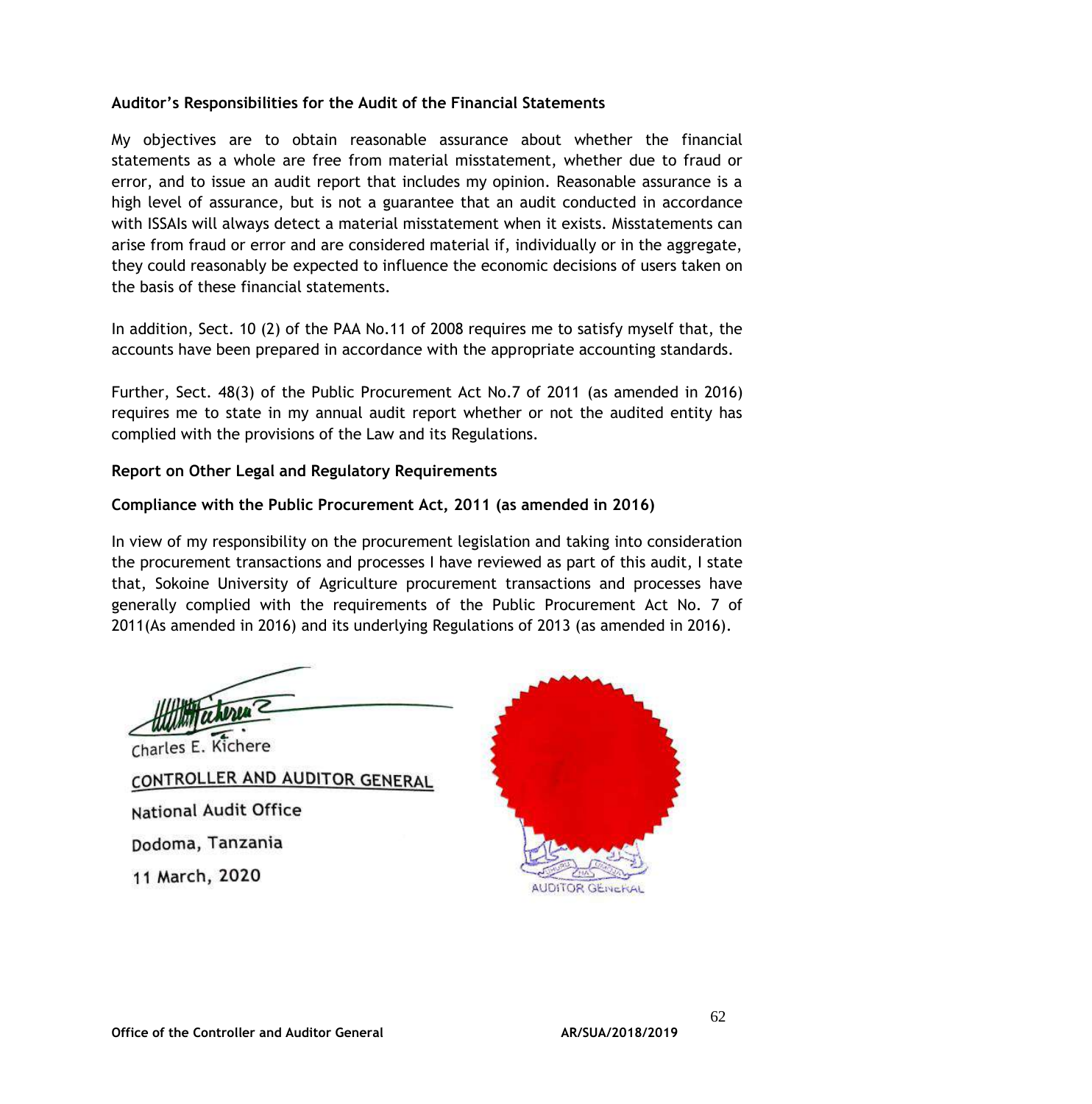**Auditor's Responsibilities for the Audit of the Financial Statements**

My objectives are to obtain reasonable assurance about whether the financial statements as a whole are free from material misstatement, whether due to fraud or error, and to issue an audit report that includes my opinion. Reasonable assurance is a high level of assurance, but is not a guarantee that an audit conducted in accordance with ISSAIs will always detect a material misstatement when it exists. Misstatements can arise from fraud or error and are considered material if, individually or in the aggregate, they could reasonably be expected to influence the economic decisions of users taken on the basis of these financial statements.

In addition, Sect. 10 (2) of the PAA No.11 of 2008 requires me to satisfy myself that, the accounts have been prepared in accordance with the appropriate accounting standards.

Further, Sect. 48(3) of the Public Procurement Act No.7 of 2011 (as amended in 2016) requires me to state in my annual audit report whether or not the audited entity has complied with the provisions of the Law and its Regulations.

**Report on Other Legal and Regulatory Requirements**

**Compliance with the Public Procurement Act, 2011 (as amended in 2016)**

In view of my responsibility on the procurement legislation and taking into consideration the procurement transactions and processes I have reviewed as part of this audit, I state that, Sokoine University of Agriculture procurement transactions and processes have generally complied with the requirements of the Public Procurement Act No. 7 of 2011(As amended in 2016) and its underlying Regulations of 2013 (as amended in 2016).

Charles E. Kichere

CONTROLLER AND AUDITOR GENERAL

National Audit Office

Dodoma, Tanzania

11 March, 2020

AUDITOR GENERAL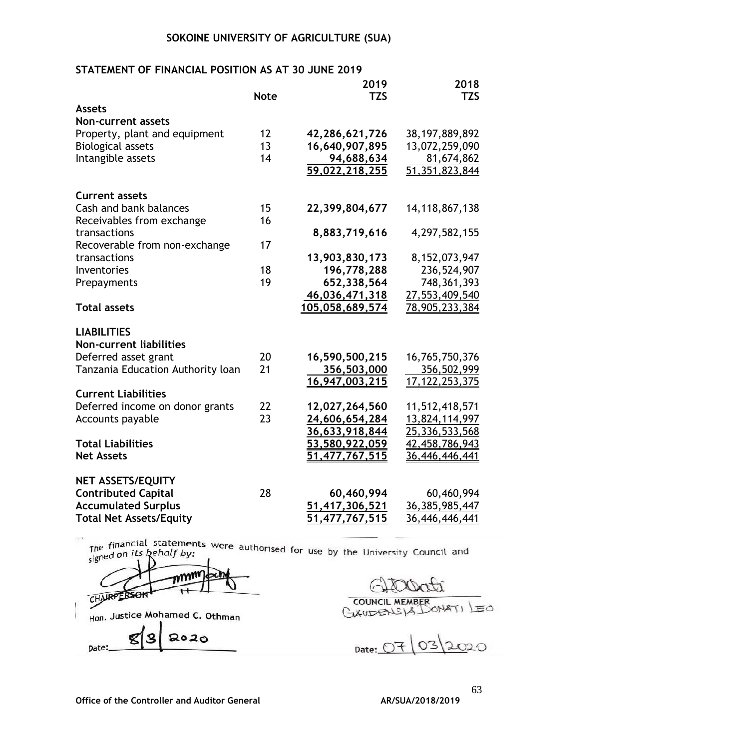# SOKOINE UNIVERSITY OF AGRICULTURE (SUA)

## STATEMENT OF FINANCIAL POSITION AS AT 30 JUNE 2019

| | Note | 2019 TZS | 2018 TZS |
|---|---|---|---|
| **Assets** | | | |
| **Non-current assets** | | | |
| Property, plant and equipment | 12 | **42,286,621,726** | 38,197,889,892 |
| Biological assets | 13 | **16,640,907,895** | 13,072,259,090 |
| Intangible assets | 14 | **94,688,634** | 81,674,862 |
| | | **59,022,218,255** | 51,351,823,844 |
| **Current assets** | | | |
| Cash and bank balances | 15 | **22,399,804,677** | 14,118,867,138 |
| Receivables from exchange transactions | 16 | **8,883,719,616** | 4,297,582,155 |
| Recoverable from non-exchange transactions | 17 | **13,903,830,173** | 8,152,073,947 |
| Inventories | 18 | **196,778,288** | 236,524,907 |
| Prepayments | 19 | **652,338,564** | 748,361,393 |
| | | **46,036,471,318** | 27,553,409,540 |
| **Total assets** | | **105,058,689,574** | 78,905,233,384 |
| **LIABILITIES** | | | |
| **Non-current liabilities** | | | |
| Deferred asset grant | 20 | **16,590,500,215** | 16,765,750,376 |
| Tanzania Education Authority loan | 21 | **356,503,000** | 356,502,999 |
| | | **16,947,003,215** | 17,122,253,375 |
| **Current Liabilities** | | | |
| Deferred income on donor grants | 22 | **12,027,264,560** | 11,512,418,571 |
| Accounts payable | 23 | **24,606,654,284** | 13,824,114,997 |
| | | **36,633,918,844** | 25,336,533,568 |
| **Total Liabilities** | | **53,580,922,059** | 42,458,786,943 |
| **Net Assets** | | **51,477,767,515** | 36,446,446,441 |
| **NET ASSETS/EQUITY** | | | |
| **Contributed Capital** | 28 | **60,460,994** | 60,460,994 |
| **Accumulated Surplus** | | **51,417,306,521** | 36,385,985,447 |
| **Total Net Assets/Equity** | | **51,477,767,515** | 36,446,446,441 |

*The financial statements were authorised for use by the University Council and signed on its behalf by:*

CHAIRPERSON
Hon. Justice Mohamed C. Othman
Date: 8/3/2020

COUNCIL MEMBER
GAUDENSIA DONATI LEO
Date: 07/03/2020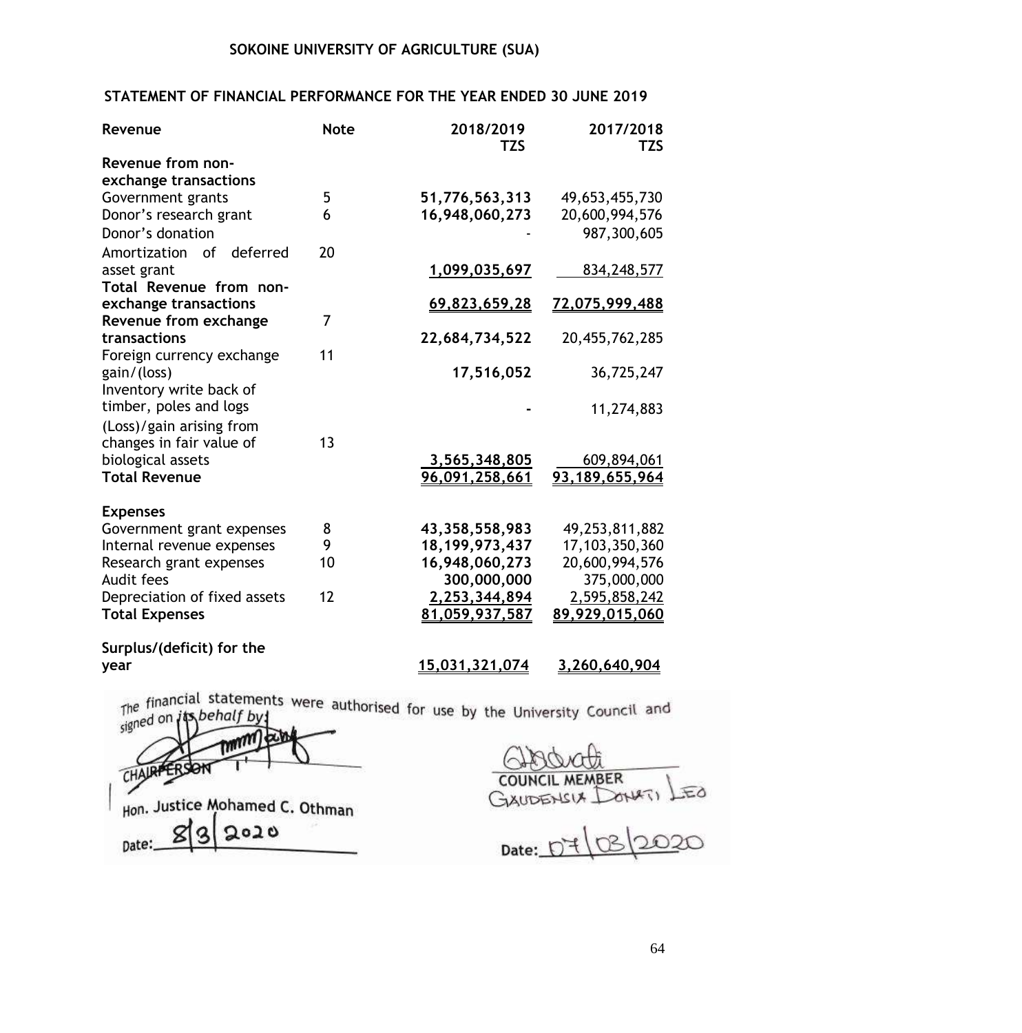**SOKOINE UNIVERSITY OF AGRICULTURE (SUA)**

**STATEMENT OF FINANCIAL PERFORMANCE FOR THE YEAR ENDED 30 JUNE 2019**

| Revenue | Note | 2018/2019 TZS | 2017/2018 TZS |
|---|---|---|---|
| **Revenue from non-exchange transactions** | | | |
| Government grants | 5 | **51,776,563,313** | 49,653,455,730 |
| Donor's research grant | 6 | **16,948,060,273** | 20,600,994,576 |
| Donor's donation | | - | 987,300,605 |
| Amortization of deferred asset grant | 20 | **1,099,035,697** | 834,248,577 |
| **Total Revenue from non-exchange transactions** | | **69,823,659,28** | **72,075,999,488** |
| **Revenue from exchange transactions** | 7 | **22,684,734,522** | 20,455,762,285 |
| Foreign currency exchange gain/(loss) | 11 | **17,516,052** | 36,725,247 |
| Inventory write back of timber, poles and logs | | **-** | 11,274,883 |
| (Loss)/gain arising from changes in fair value of biological assets | 13 | **3,565,348,805** | 609,894,061 |
| **Total Revenue** | | **96,091,258,661** | **93,189,655,964** |
| | | | |
| **Expenses** | | | |
| Government grant expenses | 8 | **43,358,558,983** | 49,253,811,882 |
| Internal revenue expenses | 9 | **18,199,973,437** | 17,103,350,360 |
| Research grant expenses | 10 | **16,948,060,273** | 20,600,994,576 |
| Audit fees | | **300,000,000** | 375,000,000 |
| Depreciation of fixed assets | 12 | **2,253,344,894** | 2,595,858,242 |
| **Total Expenses** | | **81,059,937,587** | **89,929,015,060** |
| | | | |
| **Surplus/(deficit) for the year** | | **15,031,321,074** | **3,260,640,904** |

The financial statements were authorised for use by the University Council and signed on its behalf by:

CHAIRPERSON
Hon. Justice Mohamed C. Othman
Date: 8/3/2020

COUNCIL MEMBER
GAUDENSIA DONATI LEO
Date: 07/03/2020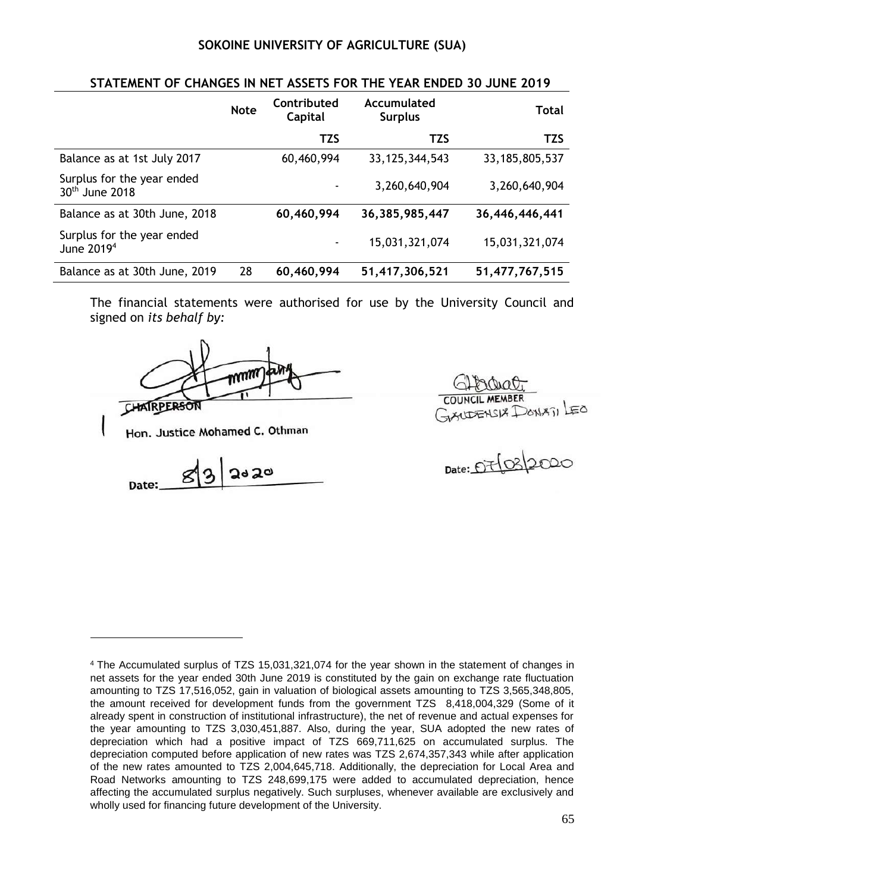**SOKOINE UNIVERSITY OF AGRICULTURE (SUA)**

**STATEMENT OF CHANGES IN NET ASSETS FOR THE YEAR ENDED 30 JUNE 2019**

| | Note | Contributed Capital | Accumulated Surplus | Total |
|---|---|---|---|---|
| | | TZS | TZS | TZS |
| Balance as at 1st July 2017 | | 60,460,994 | 33,125,344,543 | 33,185,805,537 |
| Surplus for the year ended 30th June 2018 | | - | 3,260,640,904 | 3,260,640,904 |
| Balance as at 30th June, 2018 | | **60,460,994** | **36,385,985,447** | **36,446,446,441** |
| Surplus for the year ended June 2019[4] | | - | 15,031,321,074 | 15,031,321,074 |
| Balance as at 30th June, 2019 | 28 | **60,460,994** | **51,417,306,521** | **51,477,767,515** |

The financial statements were authorised for use by the University Council and signed on *its behalf by:*

CHAIRPERSON

Hon. Justice Mohamed C. Othman

Date: 8/3/2020

COUNCIL MEMBER

GAUDENSIA DONATI LEO

Date: 07/03/2020

[4] The Accumulated surplus of TZS 15,031,321,074 for the year shown in the statement of changes in net assets for the year ended 30th June 2019 is constituted by the gain on exchange rate fluctuation amounting to TZS 17,516,052, gain in valuation of biological assets amounting to TZS 3,565,348,805, the amount received for development funds from the government TZS 8,418,004,329 (Some of it already spent in construction of institutional infrastructure), the net of revenue and actual expenses for the year amounting to TZS 3,030,451,887. Also, during the year, SUA adopted the new rates of depreciation which had a positive impact of TZS 669,711,625 on accumulated surplus. The depreciation computed before application of new rates was TZS 2,674,357,343 while after application of the new rates amounted to TZS 2,004,645,718. Additionally, the depreciation for Local Area and Road Networks amounting to TZS 248,699,175 were added to accumulated depreciation, hence affecting the accumulated surplus negatively. Such surpluses, whenever available are exclusively and wholly used for financing future development of the University.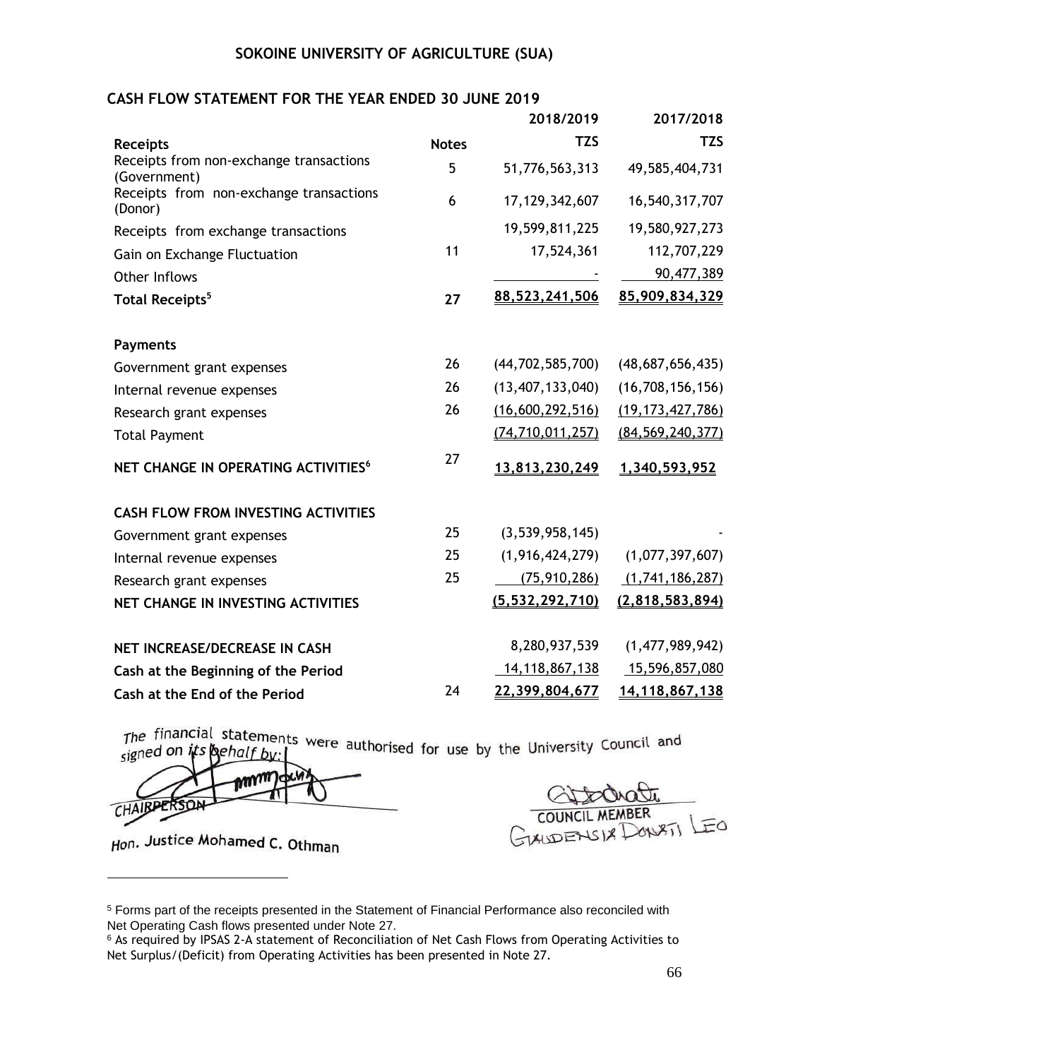**SOKOINE UNIVERSITY OF AGRICULTURE (SUA)**

**CASH FLOW STATEMENT FOR THE YEAR ENDED 30 JUNE 2019**

| | | 2018/2019 | 2017/2018 |
|---|---|---|---|
| **Receipts** | **Notes** | **TZS** | **TZS** |
| Receipts from non-exchange transactions (Government) | 5 | 51,776,563,313 | 49,585,404,731 |
| Receipts from non-exchange transactions (Donor) | 6 | 17,129,342,607 | 16,540,317,707 |
| Receipts from exchange transactions | | 19,599,811,225 | 19,580,927,273 |
| Gain on Exchange Fluctuation | 11 | 17,524,361 | 112,707,229 |
| Other Inflows | | - | 90,477,389 |
| **Total Receipts**[5] | **27** | **88,523,241,506** | **85,909,834,329** |
| | | | |
| **Payments** | | | |
| Government grant expenses | 26 | (44,702,585,700) | (48,687,656,435) |
| Internal revenue expenses | 26 | (13,407,133,040) | (16,708,156,156) |
| Research grant expenses | 26 | (16,600,292,516) | (19,173,427,786) |
| Total Payment | | (74,710,011,257) | (84,569,240,377) |
| **NET CHANGE IN OPERATING ACTIVITIES**[6] | 27 | **13,813,230,249** | **1,340,593,952** |
| | | | |
| **CASH FLOW FROM INVESTING ACTIVITIES** | | | |
| Government grant expenses | 25 | (3,539,958,145) | - |
| Internal revenue expenses | 25 | (1,916,424,279) | (1,077,397,607) |
| Research grant expenses | 25 | (75,910,286) | (1,741,186,287) |
| **NET CHANGE IN INVESTING ACTIVITIES** | | **(5,532,292,710)** | **(2,818,583,894)** |
| | | | |
| **NET INCREASE/DECREASE IN CASH** | | 8,280,937,539 | (1,477,989,942) |
| **Cash at the Beginning of the Period** | | 14,118,867,138 | 15,596,857,080 |
| **Cash at the End of the Period** | 24 | **22,399,804,677** | **14,118,867,138** |

*The financial statements were authorised for use by the University Council and signed on its behalf by:*

CHAIRPERSON
*Hon. Justice Mohamed C. Othman*

COUNCIL MEMBER
GAUDENSIA DONATI LEO

---

[5] Forms part of the receipts presented in the Statement of Financial Performance also reconciled with Net Operating Cash flows presented under Note 27.

[6] As required by IPSAS 2-A statement of Reconciliation of Net Cash Flows from Operating Activities to Net Surplus/(Deficit) from Operating Activities has been presented in Note 27.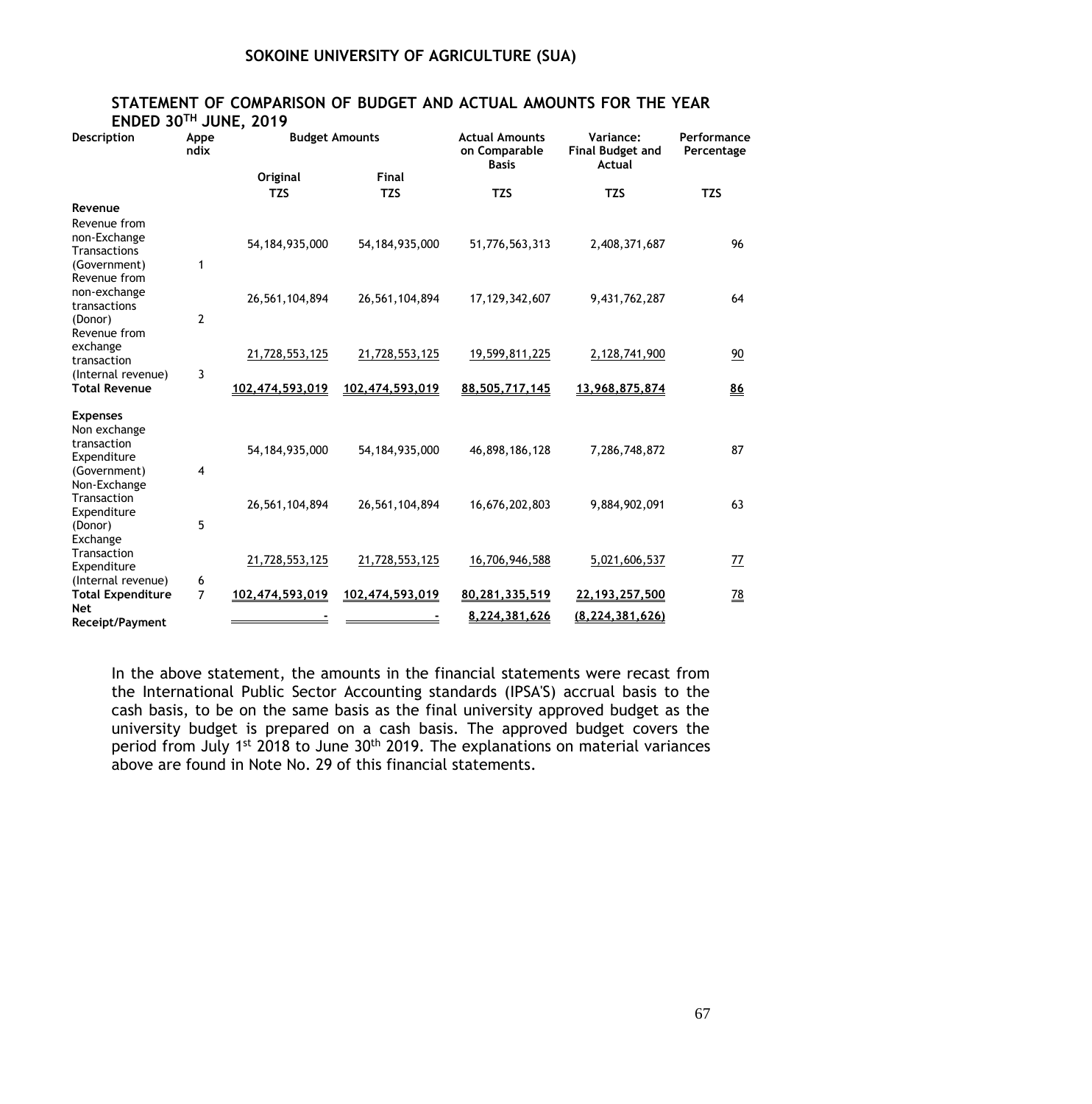**SOKOINE UNIVERSITY OF AGRICULTURE (SUA)**

## STATEMENT OF COMPARISON OF BUDGET AND ACTUAL AMOUNTS FOR THE YEAR ENDED 30TH JUNE, 2019

| Description | Appendix | Budget Amounts | | Actual Amounts on Comparable Basis | Variance: Final Budget and Actual | Performance Percentage |
|---|---|---|---|---|---|---|
| | | Original | Final | | | |
| | | TZS | TZS | TZS | TZS | TZS |
| **Revenue** | | | | | | |
| Revenue from non-Exchange Transactions (Government) | 1 | 54,184,935,000 | 54,184,935,000 | 51,776,563,313 | 2,408,371,687 | 96 |
| Revenue from non-exchange transactions (Donor) | 2 | 26,561,104,894 | 26,561,104,894 | 17,129,342,607 | 9,431,762,287 | 64 |
| Revenue from exchange transaction (Internal revenue) | 3 | 21,728,553,125 | 21,728,553,125 | 19,599,811,225 | 2,128,741,900 | 90 |
| **Total Revenue** | | **102,474,593,019** | **102,474,593,019** | **88,505,717,145** | **13,968,875,874** | **86** |
| **Expenses** | | | | | | |
| Non exchange transaction Expenditure (Government) | 4 | 54,184,935,000 | 54,184,935,000 | 46,898,186,128 | 7,286,748,872 | 87 |
| Non-Exchange Transaction Expenditure (Donor) | 5 | 26,561,104,894 | 26,561,104,894 | 16,676,202,803 | 9,884,902,091 | 63 |
| Exchange Transaction Expenditure (Internal revenue) | 6 | 21,728,553,125 | 21,728,553,125 | 16,706,946,588 | 5,021,606,537 | 77 |
| **Total Expenditure** | 7 | **102,474,593,019** | **102,474,593,019** | **80,281,335,519** | **22,193,257,500** | 78 |
| **Net Receipt/Payment** | | - | - | **8,224,381,626** | **(8,224,381,626)** | |

In the above statement, the amounts in the financial statements were recast from the International Public Sector Accounting standards (IPSA'S) accrual basis to the cash basis, to be on the same basis as the final university approved budget as the university budget is prepared on a cash basis. The approved budget covers the period from July 1st 2018 to June 30th 2019. The explanations on material variances above are found in Note No. 29 of this financial statements.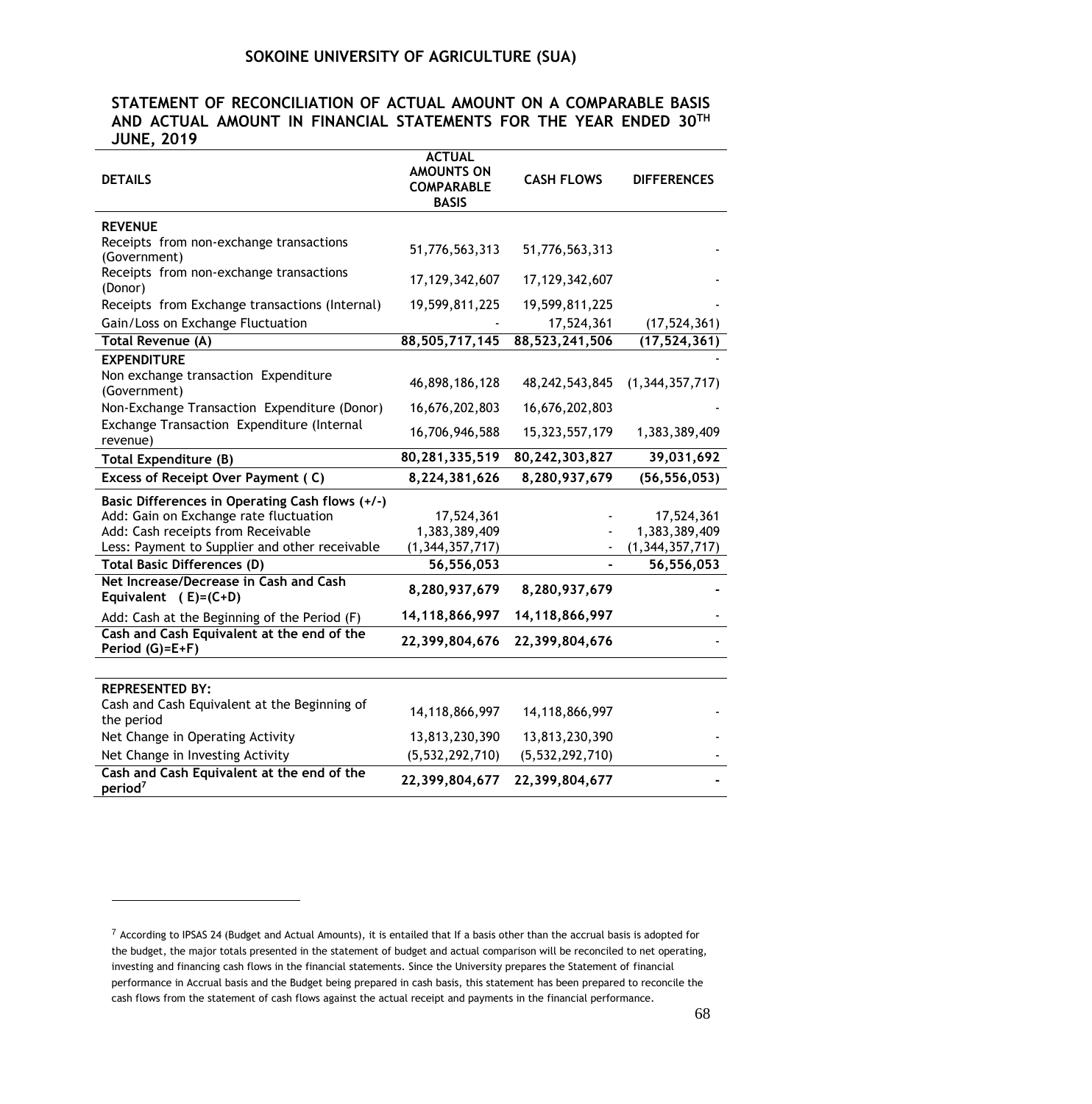# SOKOINE UNIVERSITY OF AGRICULTURE (SUA)

## STATEMENT OF RECONCILIATION OF ACTUAL AMOUNT ON A COMPARABLE BASIS AND ACTUAL AMOUNT IN FINANCIAL STATEMENTS FOR THE YEAR ENDED 30TH JUNE, 2019

| DETAILS | ACTUAL AMOUNTS ON COMPARABLE BASIS | CASH FLOWS | DIFFERENCES |
|---|---|---|---|
| **REVENUE** | | | |
| Receipts from non-exchange transactions (Government) | 51,776,563,313 | 51,776,563,313 | - |
| Receipts from non-exchange transactions (Donor) | 17,129,342,607 | 17,129,342,607 | - |
| Receipts from Exchange transactions (Internal) | 19,599,811,225 | 19,599,811,225 | - |
| Gain/Loss on Exchange Fluctuation | - | 17,524,361 | (17,524,361) |
| **Total Revenue (A)** | **88,505,717,145** | **88,523,241,506** | **(17,524,361)** |
| **EXPENDITURE** | | | - |
| Non exchange transaction Expenditure (Government) | 46,898,186,128 | 48,242,543,845 | (1,344,357,717) |
| Non-Exchange Transaction Expenditure (Donor) | 16,676,202,803 | 16,676,202,803 | - |
| Exchange Transaction Expenditure (Internal revenue) | 16,706,946,588 | 15,323,557,179 | 1,383,389,409 |
| **Total Expenditure (B)** | **80,281,335,519** | **80,242,303,827** | **39,031,692** |
| **Excess of Receipt Over Payment ( C)** | **8,224,381,626** | **8,280,937,679** | **(56,556,053)** |
| **Basic Differences in Operating Cash flows (+/-)** | | | |
| Add: Gain on Exchange rate fluctuation | 17,524,361 | - | 17,524,361 |
| Add: Cash receipts from Receivable | 1,383,389,409 | - | 1,383,389,409 |
| Less: Payment to Supplier and other receivable | (1,344,357,717) | - | (1,344,357,717) |
| **Total Basic Differences (D)** | **56,556,053** | **-** | **56,556,053** |
| **Net Increase/Decrease in Cash and Cash Equivalent ( E)=(C+D)** | **8,280,937,679** | **8,280,937,679** | **-** |
| Add: Cash at the Beginning of the Period (F) | **14,118,866,997** | **14,118,866,997** | - |
| **Cash and Cash Equivalent at the end of the Period (G)=E+F)** | **22,399,804,676** | **22,399,804,676** | - |
| | | | |
| **REPRESENTED BY:** | | | |
| Cash and Cash Equivalent at the Beginning of the period | 14,118,866,997 | 14,118,866,997 | - |
| Net Change in Operating Activity | 13,813,230,390 | 13,813,230,390 | - |
| Net Change in Investing Activity | (5,532,292,710) | (5,532,292,710) | - |
| **Cash and Cash Equivalent at the end of the period[7]** | **22,399,804,677** | **22,399,804,677** | **-** |

[7] According to IPSAS 24 (Budget and Actual Amounts), it is entailed that If a basis other than the accrual basis is adopted for the budget, the major totals presented in the statement of budget and actual comparison will be reconciled to net operating, investing and financing cash flows in the financial statements. Since the University prepares the Statement of financial performance in Accrual basis and the Budget being prepared in cash basis, this statement has been prepared to reconcile the cash flows from the statement of cash flows against the actual receipt and payments in the financial performance.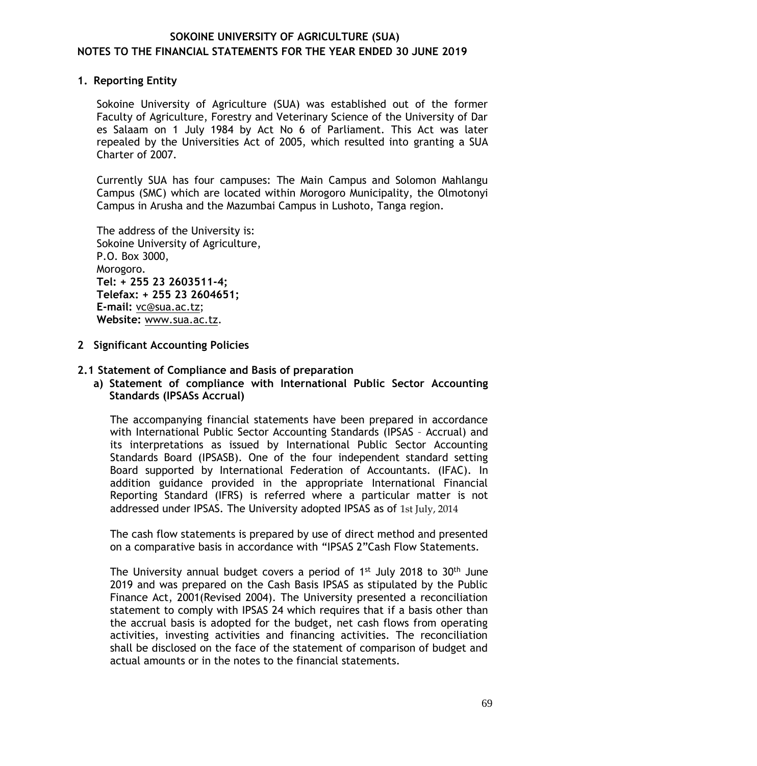**SOKOINE UNIVERSITY OF AGRICULTURE (SUA)**
**NOTES TO THE FINANCIAL STATEMENTS FOR THE YEAR ENDED 30 JUNE 2019**

## 1. Reporting Entity

Sokoine University of Agriculture (SUA) was established out of the former Faculty of Agriculture, Forestry and Veterinary Science of the University of Dar es Salaam on 1 July 1984 by Act No 6 of Parliament. This Act was later repealed by the Universities Act of 2005, which resulted into granting a SUA Charter of 2007.

Currently SUA has four campuses: The Main Campus and Solomon Mahlangu Campus (SMC) which are located within Morogoro Municipality, the Olmotonyi Campus in Arusha and the Mazumbai Campus in Lushoto, Tanga region.

The address of the University is:
Sokoine University of Agriculture,
P.O. Box 3000,
Morogoro.
**Tel: + 255 23 2603511-4;**
**Telefax: + 255 23 2604651;**
**E-mail:** vc@sua.ac.tz;
**Website:** www.sua.ac.tz.

## 2 Significant Accounting Policies

### 2.1 Statement of Compliance and Basis of preparation

**a) Statement of compliance with International Public Sector Accounting Standards (IPSASs Accrual)**

The accompanying financial statements have been prepared in accordance with International Public Sector Accounting Standards (IPSAS – Accrual) and its interpretations as issued by International Public Sector Accounting Standards Board (IPSASB). One of the four independent standard setting Board supported by International Federation of Accountants. (IFAC). In addition guidance provided in the appropriate International Financial Reporting Standard (IFRS) is referred where a particular matter is not addressed under IPSAS. The University adopted IPSAS as of 1st July, 2014

The cash flow statements is prepared by use of direct method and presented on a comparative basis in accordance with "IPSAS 2"Cash Flow Statements.

The University annual budget covers a period of 1st July 2018 to 30th June 2019 and was prepared on the Cash Basis IPSAS as stipulated by the Public Finance Act, 2001(Revised 2004). The University presented a reconciliation statement to comply with IPSAS 24 which requires that if a basis other than the accrual basis is adopted for the budget, net cash flows from operating activities, investing activities and financing activities. The reconciliation shall be disclosed on the face of the statement of comparison of budget and actual amounts or in the notes to the financial statements.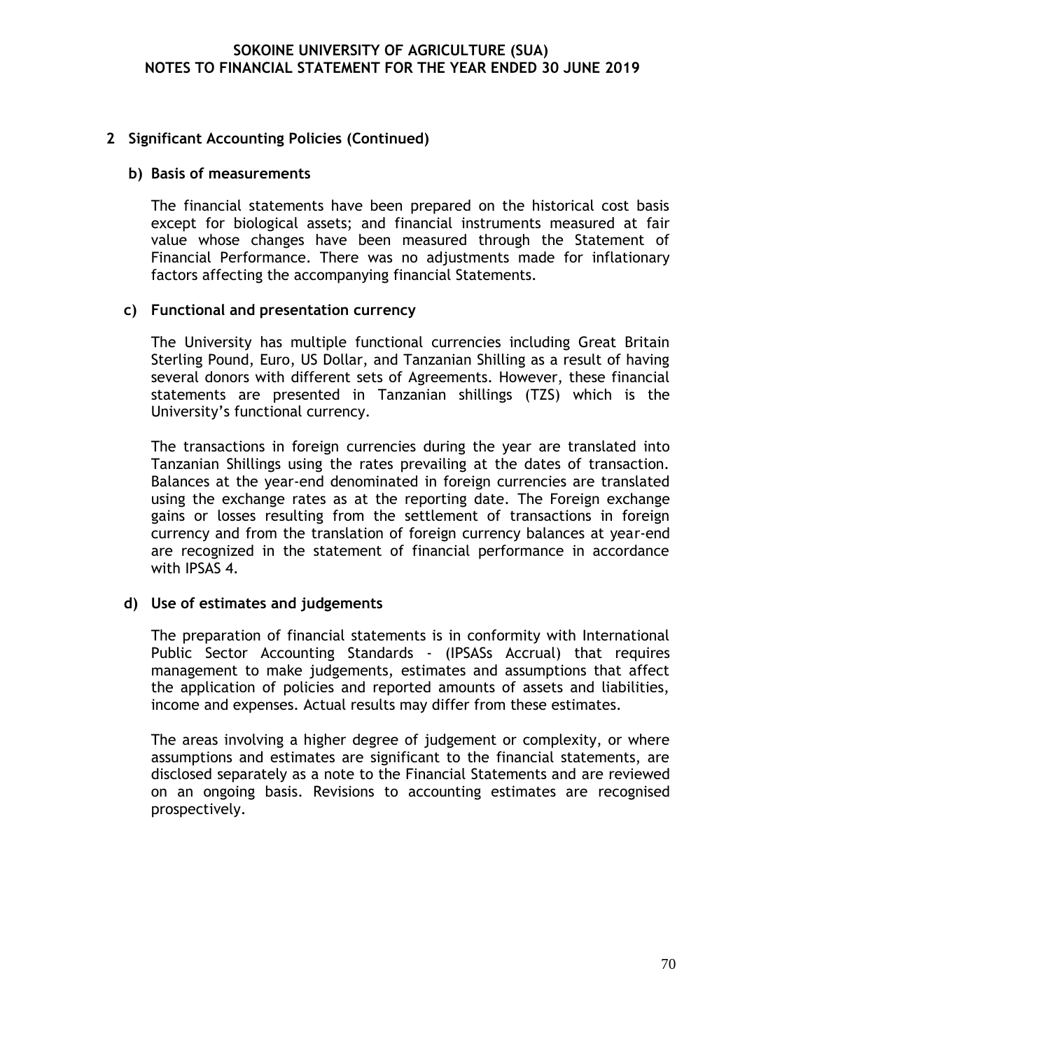## 2 Significant Accounting Policies (Continued)

### b) Basis of measurements

The financial statements have been prepared on the historical cost basis except for biological assets; and financial instruments measured at fair value whose changes have been measured through the Statement of Financial Performance. There was no adjustments made for inflationary factors affecting the accompanying financial Statements.

### c) Functional and presentation currency

The University has multiple functional currencies including Great Britain Sterling Pound, Euro, US Dollar, and Tanzanian Shilling as a result of having several donors with different sets of Agreements. However, these financial statements are presented in Tanzanian shillings (TZS) which is the University's functional currency.

The transactions in foreign currencies during the year are translated into Tanzanian Shillings using the rates prevailing at the dates of transaction. Balances at the year-end denominated in foreign currencies are translated using the exchange rates as at the reporting date. The Foreign exchange gains or losses resulting from the settlement of transactions in foreign currency and from the translation of foreign currency balances at year-end are recognized in the statement of financial performance in accordance with IPSAS 4.

### d) Use of estimates and judgements

The preparation of financial statements is in conformity with International Public Sector Accounting Standards - (IPSASs Accrual) that requires management to make judgements, estimates and assumptions that affect the application of policies and reported amounts of assets and liabilities, income and expenses. Actual results may differ from these estimates.

The areas involving a higher degree of judgement or complexity, or where assumptions and estimates are significant to the financial statements, are disclosed separately as a note to the Financial Statements and are reviewed on an ongoing basis. Revisions to accounting estimates are recognised prospectively.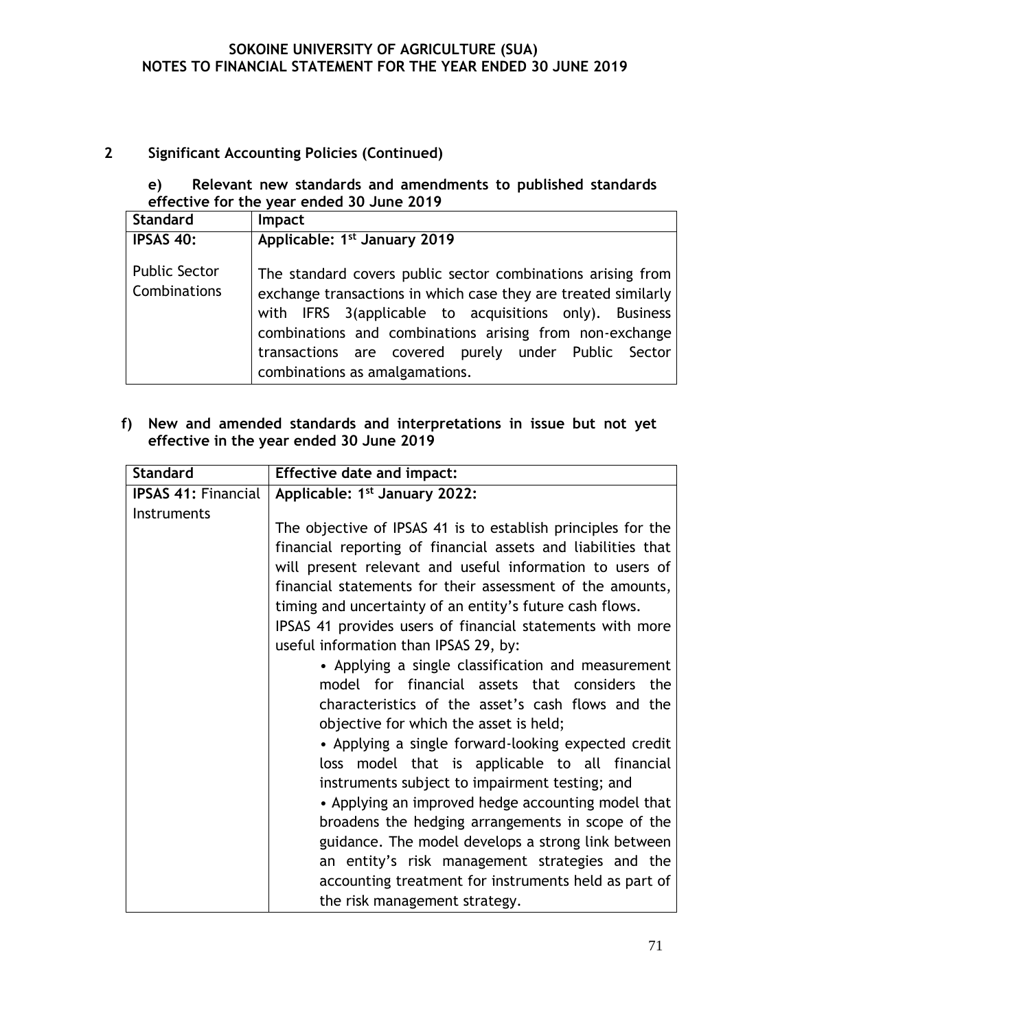## 2 Significant Accounting Policies (Continued)

### e) Relevant new standards and amendments to published standards effective for the year ended 30 June 2019

| Standard | Impact |
|---|---|
| **IPSAS 40:** Public Sector Combinations | **Applicable: 1st January 2019** The standard covers public sector combinations arising from exchange transactions in which case they are treated similarly with IFRS 3(applicable to acquisitions only). Business combinations and combinations arising from non-exchange transactions are covered purely under Public Sector combinations as amalgamations. |

### f) New and amended standards and interpretations in issue but not yet effective in the year ended 30 June 2019

| Standard | Effective date and impact: |
|---|---|
| **IPSAS 41:** Financial Instruments | **Applicable: 1st January 2022:** The objective of IPSAS 41 is to establish principles for the financial reporting of financial assets and liabilities that will present relevant and useful information to users of financial statements for their assessment of the amounts, timing and uncertainty of an entity's future cash flows. IPSAS 41 provides users of financial statements with more useful information than IPSAS 29, by: • Applying a single classification and measurement model for financial assets that considers the characteristics of the asset's cash flows and the objective for which the asset is held; • Applying a single forward-looking expected credit loss model that is applicable to all financial instruments subject to impairment testing; and • Applying an improved hedge accounting model that broadens the hedging arrangements in scope of the guidance. The model develops a strong link between an entity's risk management strategies and the accounting treatment for instruments held as part of the risk management strategy. |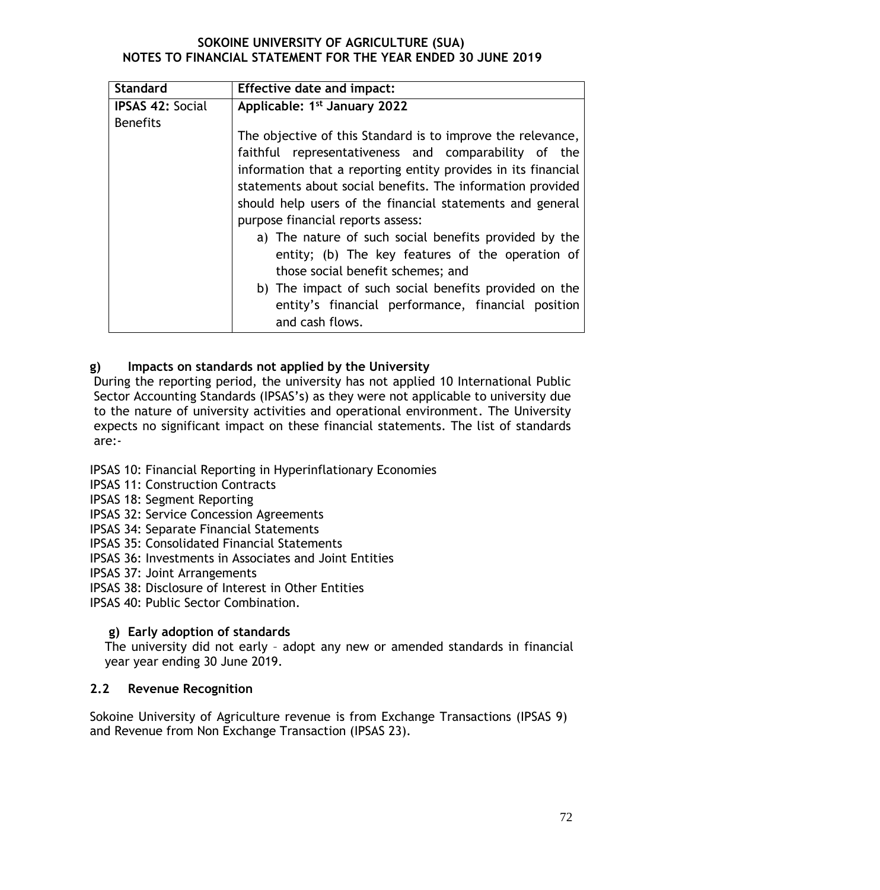| Standard | Effective date and impact: |
|---|---|
| **IPSAS 42:** Social Benefits | **Applicable: 1st January 2022**<br><br>The objective of this Standard is to improve the relevance, faithful representativeness and comparability of the information that a reporting entity provides in its financial statements about social benefits. The information provided should help users of the financial statements and general purpose financial reports assess:<br>a) The nature of such social benefits provided by the entity; (b) The key features of the operation of those social benefit schemes; and<br>b) The impact of such social benefits provided on the entity's financial performance, financial position and cash flows. |

**g) Impacts on standards not applied by the University**

During the reporting period, the university has not applied 10 International Public Sector Accounting Standards (IPSAS's) as they were not applicable to university due to the nature of university activities and operational environment. The University expects no significant impact on these financial statements. The list of standards are:-

IPSAS 10: Financial Reporting in Hyperinflationary Economies
IPSAS 11: Construction Contracts
IPSAS 18: Segment Reporting
IPSAS 32: Service Concession Agreements
IPSAS 34: Separate Financial Statements
IPSAS 35: Consolidated Financial Statements
IPSAS 36: Investments in Associates and Joint Entities
IPSAS 37: Joint Arrangements
IPSAS 38: Disclosure of Interest in Other Entities
IPSAS 40: Public Sector Combination.

**g) Early adoption of standards**

The university did not early – adopt any new or amended standards in financial year year ending 30 June 2019.

### 2.2 Revenue Recognition

Sokoine University of Agriculture revenue is from Exchange Transactions (IPSAS 9) and Revenue from Non Exchange Transaction (IPSAS 23).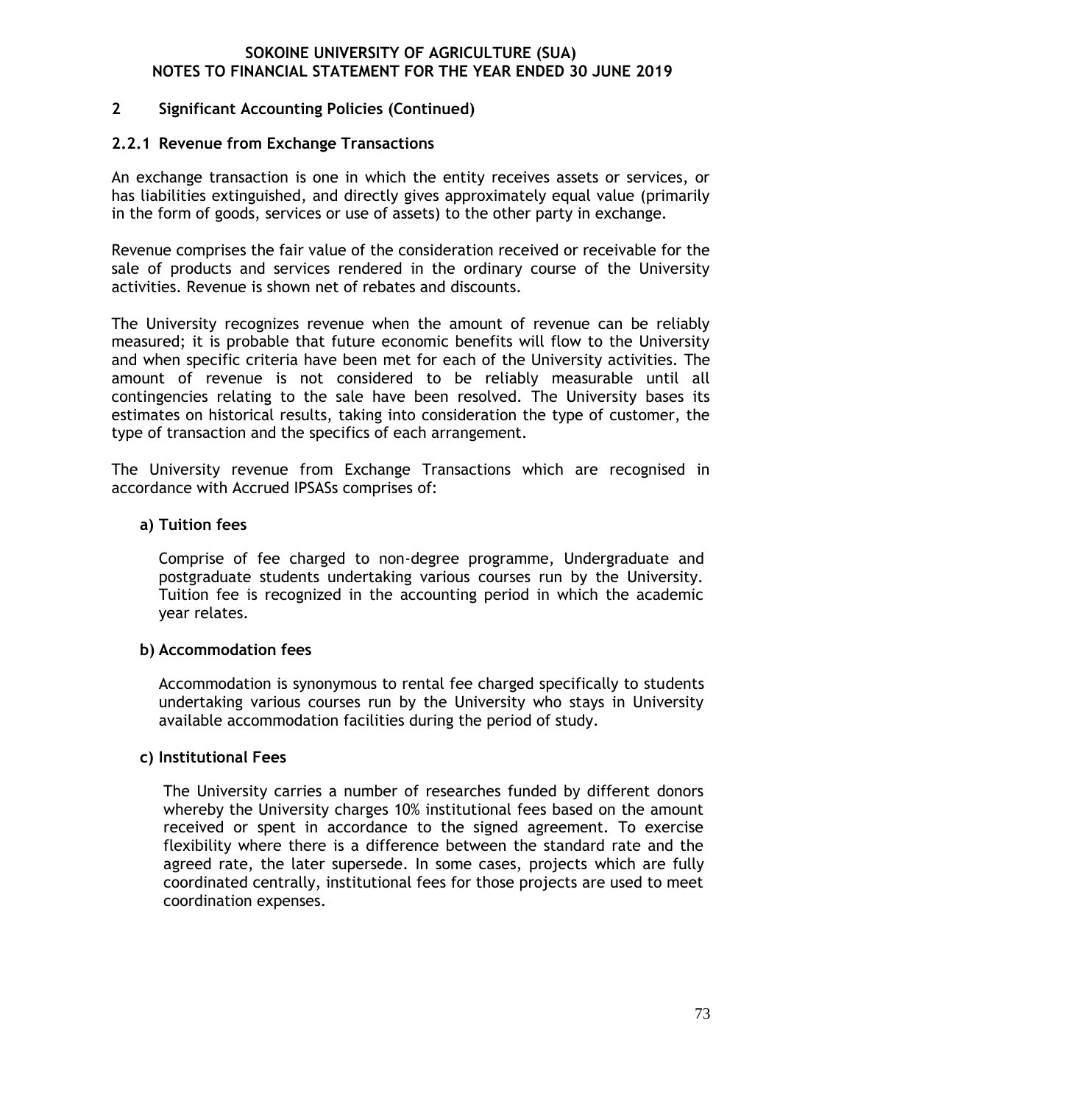## 2 Significant Accounting Policies (Continued)

### 2.2.1 Revenue from Exchange Transactions

An exchange transaction is one in which the entity receives assets or services, or has liabilities extinguished, and directly gives approximately equal value (primarily in the form of goods, services or use of assets) to the other party in exchange.

Revenue comprises the fair value of the consideration received or receivable for the sale of products and services rendered in the ordinary course of the University activities. Revenue is shown net of rebates and discounts.

The University recognizes revenue when the amount of revenue can be reliably measured; it is probable that future economic benefits will flow to the University and when specific criteria have been met for each of the University activities. The amount of revenue is not considered to be reliably measurable until all contingencies relating to the sale have been resolved. The University bases its estimates on historical results, taking into consideration the type of customer, the type of transaction and the specifics of each arrangement.

The University revenue from Exchange Transactions which are recognised in accordance with Accrued IPSASs comprises of:

**a) Tuition fees**

Comprise of fee charged to non-degree programme, Undergraduate and postgraduate students undertaking various courses run by the University. Tuition fee is recognized in the accounting period in which the academic year relates.

**b) Accommodation fees**

Accommodation is synonymous to rental fee charged specifically to students undertaking various courses run by the University who stays in University available accommodation facilities during the period of study.

**c) Institutional Fees**

The University carries a number of researches funded by different donors whereby the University charges 10% institutional fees based on the amount received or spent in accordance to the signed agreement. To exercise flexibility where there is a difference between the standard rate and the agreed rate, the later supersede. In some cases, projects which are fully coordinated centrally, institutional fees for those projects are used to meet coordination expenses.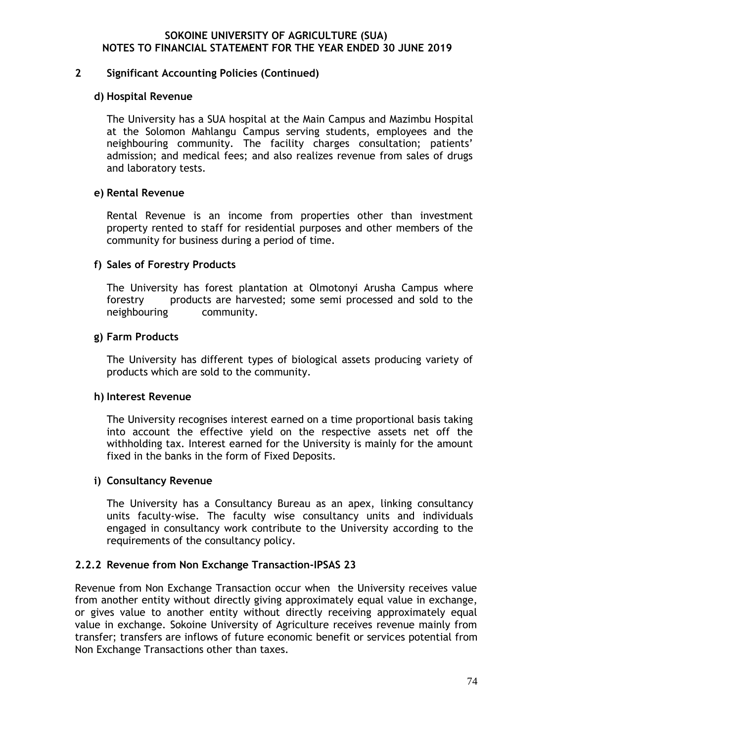## 2 Significant Accounting Policies (Continued)

### d) Hospital Revenue

The University has a SUA hospital at the Main Campus and Mazimbu Hospital at the Solomon Mahlangu Campus serving students, employees and the neighbouring community. The facility charges consultation; patients' admission; and medical fees; and also realizes revenue from sales of drugs and laboratory tests.

### e) Rental Revenue

Rental Revenue is an income from properties other than investment property rented to staff for residential purposes and other members of the community for business during a period of time.

### f) Sales of Forestry Products

The University has forest plantation at Olmotonyi Arusha Campus where forestry products are harvested; some semi processed and sold to the neighbouring community.

### g) Farm Products

The University has different types of biological assets producing variety of products which are sold to the community.

### h) Interest Revenue

The University recognises interest earned on a time proportional basis taking into account the effective yield on the respective assets net off the withholding tax. Interest earned for the University is mainly for the amount fixed in the banks in the form of Fixed Deposits.

### i) Consultancy Revenue

The University has a Consultancy Bureau as an apex, linking consultancy units faculty-wise. The faculty wise consultancy units and individuals engaged in consultancy work contribute to the University according to the requirements of the consultancy policy.

### 2.2.2 Revenue from Non Exchange Transaction-IPSAS 23

Revenue from Non Exchange Transaction occur when the University receives value from another entity without directly giving approximately equal value in exchange, or gives value to another entity without directly receiving approximately equal value in exchange. Sokoine University of Agriculture receives revenue mainly from transfer; transfers are inflows of future economic benefit or services potential from Non Exchange Transactions other than taxes.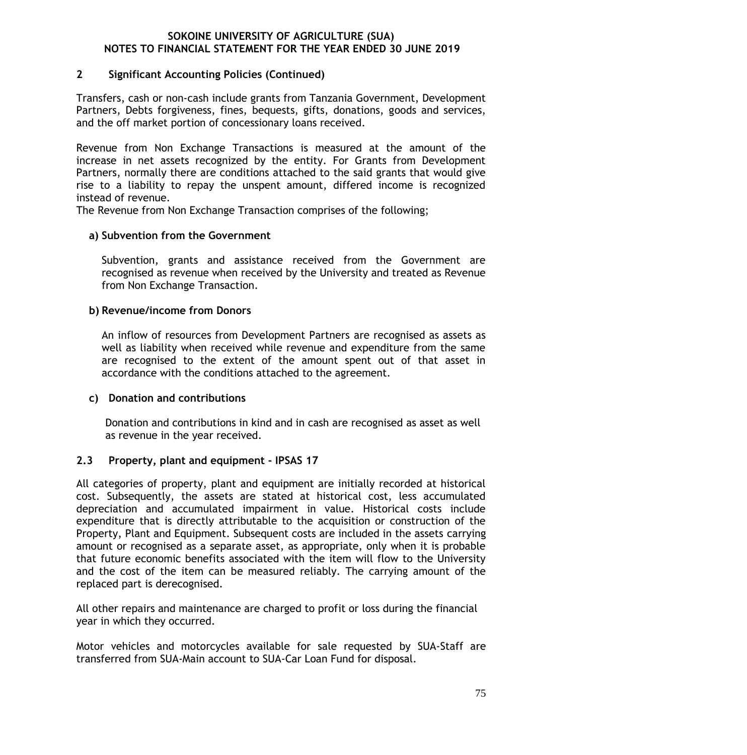## 2 Significant Accounting Policies (Continued)

Transfers, cash or non-cash include grants from Tanzania Government, Development Partners, Debts forgiveness, fines, bequests, gifts, donations, goods and services, and the off market portion of concessionary loans received.

Revenue from Non Exchange Transactions is measured at the amount of the increase in net assets recognized by the entity. For Grants from Development Partners, normally there are conditions attached to the said grants that would give rise to a liability to repay the unspent amount, differed income is recognized instead of revenue.
The Revenue from Non Exchange Transaction comprises of the following;

**a) Subvention from the Government**

Subvention, grants and assistance received from the Government are recognised as revenue when received by the University and treated as Revenue from Non Exchange Transaction.

**b) Revenue/income from Donors**

An inflow of resources from Development Partners are recognised as assets as well as liability when received while revenue and expenditure from the same are recognised to the extent of the amount spent out of that asset in accordance with the conditions attached to the agreement.

**c) Donation and contributions**

Donation and contributions in kind and in cash are recognised as asset as well as revenue in the year received.

### 2.3 Property, plant and equipment - IPSAS 17

All categories of property, plant and equipment are initially recorded at historical cost. Subsequently, the assets are stated at historical cost, less accumulated depreciation and accumulated impairment in value. Historical costs include expenditure that is directly attributable to the acquisition or construction of the Property, Plant and Equipment. Subsequent costs are included in the assets carrying amount or recognised as a separate asset, as appropriate, only when it is probable that future economic benefits associated with the item will flow to the University and the cost of the item can be measured reliably. The carrying amount of the replaced part is derecognised.

All other repairs and maintenance are charged to profit or loss during the financial year in which they occurred.

Motor vehicles and motorcycles available for sale requested by SUA-Staff are transferred from SUA-Main account to SUA-Car Loan Fund for disposal.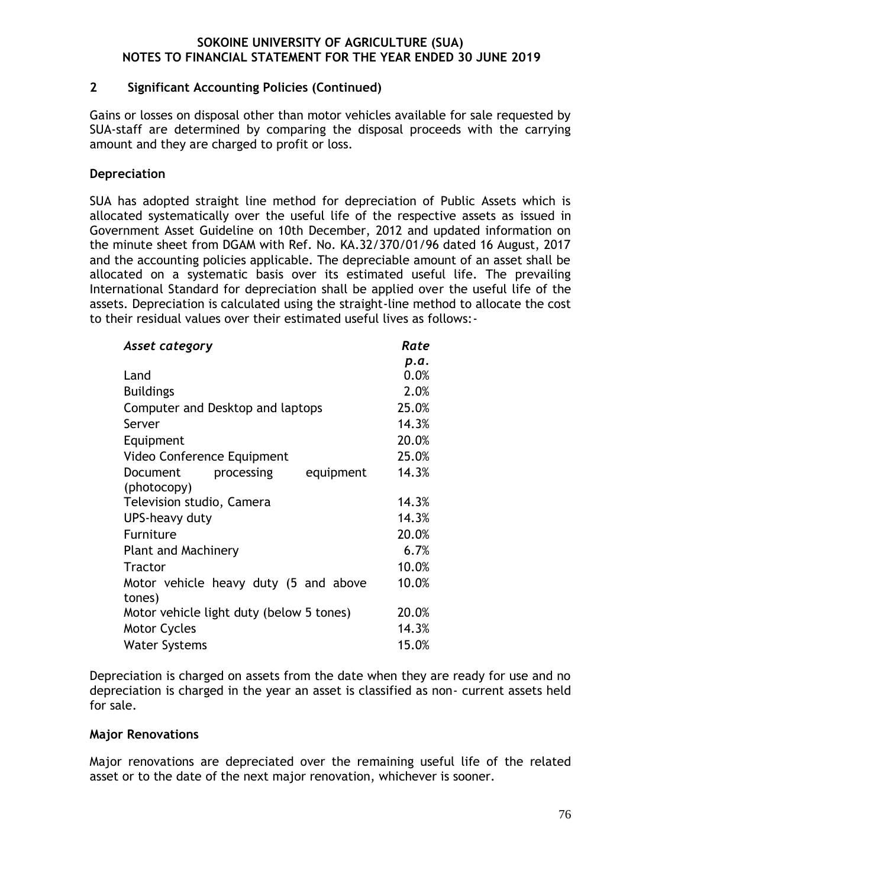## 2 Significant Accounting Policies (Continued)

Gains or losses on disposal other than motor vehicles available for sale requested by SUA-staff are determined by comparing the disposal proceeds with the carrying amount and they are charged to profit or loss.

### Depreciation

SUA has adopted straight line method for depreciation of Public Assets which is allocated systematically over the useful life of the respective assets as issued in Government Asset Guideline on 10th December, 2012 and updated information on the minute sheet from DGAM with Ref. No. KA.32/370/01/96 dated 16 August, 2017 and the accounting policies applicable. The depreciable amount of an asset shall be allocated on a systematic basis over its estimated useful life. The prevailing International Standard for depreciation shall be applied over the useful life of the assets. Depreciation is calculated using the straight-line method to allocate the cost to their residual values over their estimated useful lives as follows:-

| *Asset category* | *Rate p.a.* |
|---|---|
| Land | 0.0% |
| Buildings | 2.0% |
| Computer and Desktop and laptops | 25.0% |
| Server | 14.3% |
| Equipment | 20.0% |
| Video Conference Equipment | 25.0% |
| Document processing equipment (photocopy) | 14.3% |
| Television studio, Camera | 14.3% |
| UPS-heavy duty | 14.3% |
| Furniture | 20.0% |
| Plant and Machinery | 6.7% |
| Tractor | 10.0% |
| Motor vehicle heavy duty (5 and above tones) | 10.0% |
| Motor vehicle light duty (below 5 tones) | 20.0% |
| Motor Cycles | 14.3% |
| Water Systems | 15.0% |

Depreciation is charged on assets from the date when they are ready for use and no depreciation is charged in the year an asset is classified as non- current assets held for sale.

### Major Renovations

Major renovations are depreciated over the remaining useful life of the related asset or to the date of the next major renovation, whichever is sooner.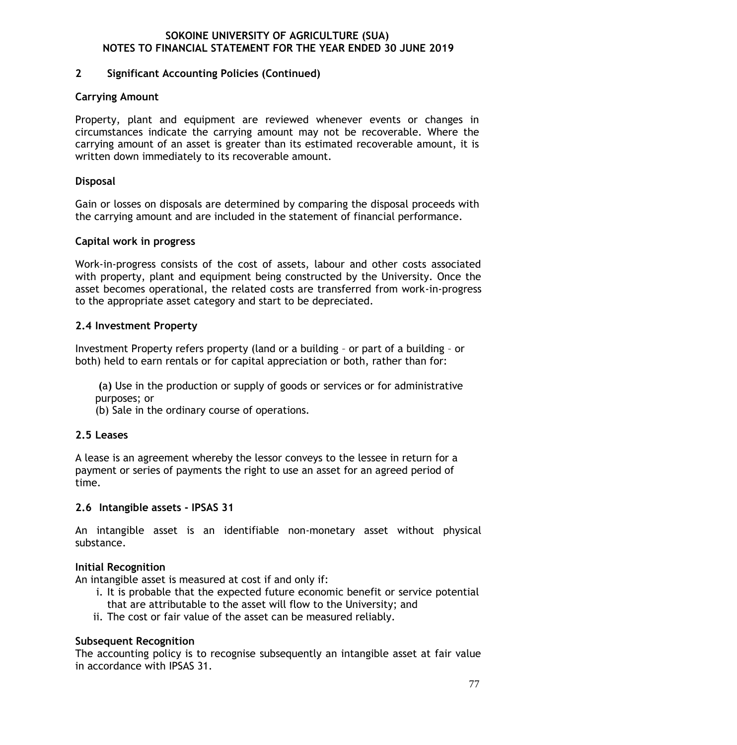## 2 Significant Accounting Policies (Continued)

**Carrying Amount**

Property, plant and equipment are reviewed whenever events or changes in circumstances indicate the carrying amount may not be recoverable. Where the carrying amount of an asset is greater than its estimated recoverable amount, it is written down immediately to its recoverable amount.

**Disposal**

Gain or losses on disposals are determined by comparing the disposal proceeds with the carrying amount and are included in the statement of financial performance.

**Capital work in progress**

Work-in-progress consists of the cost of assets, labour and other costs associated with property, plant and equipment being constructed by the University. Once the asset becomes operational, the related costs are transferred from work-in-progress to the appropriate asset category and start to be depreciated.

### 2.4 Investment Property

Investment Property refers property (land or a building – or part of a building – or both) held to earn rentals or for capital appreciation or both, rather than for:

(a) Use in the production or supply of goods or services or for administrative purposes; or
(b) Sale in the ordinary course of operations.

### 2.5 Leases

A lease is an agreement whereby the lessor conveys to the lessee in return for a payment or series of payments the right to use an asset for an agreed period of time.

### 2.6 Intangible assets - IPSAS 31

An intangible asset is an identifiable non-monetary asset without physical substance.

**Initial Recognition**

An intangible asset is measured at cost if and only if:

i. It is probable that the expected future economic benefit or service potential that are attributable to the asset will flow to the University; and
ii. The cost or fair value of the asset can be measured reliably.

**Subsequent Recognition**

The accounting policy is to recognise subsequently an intangible asset at fair value in accordance with IPSAS 31.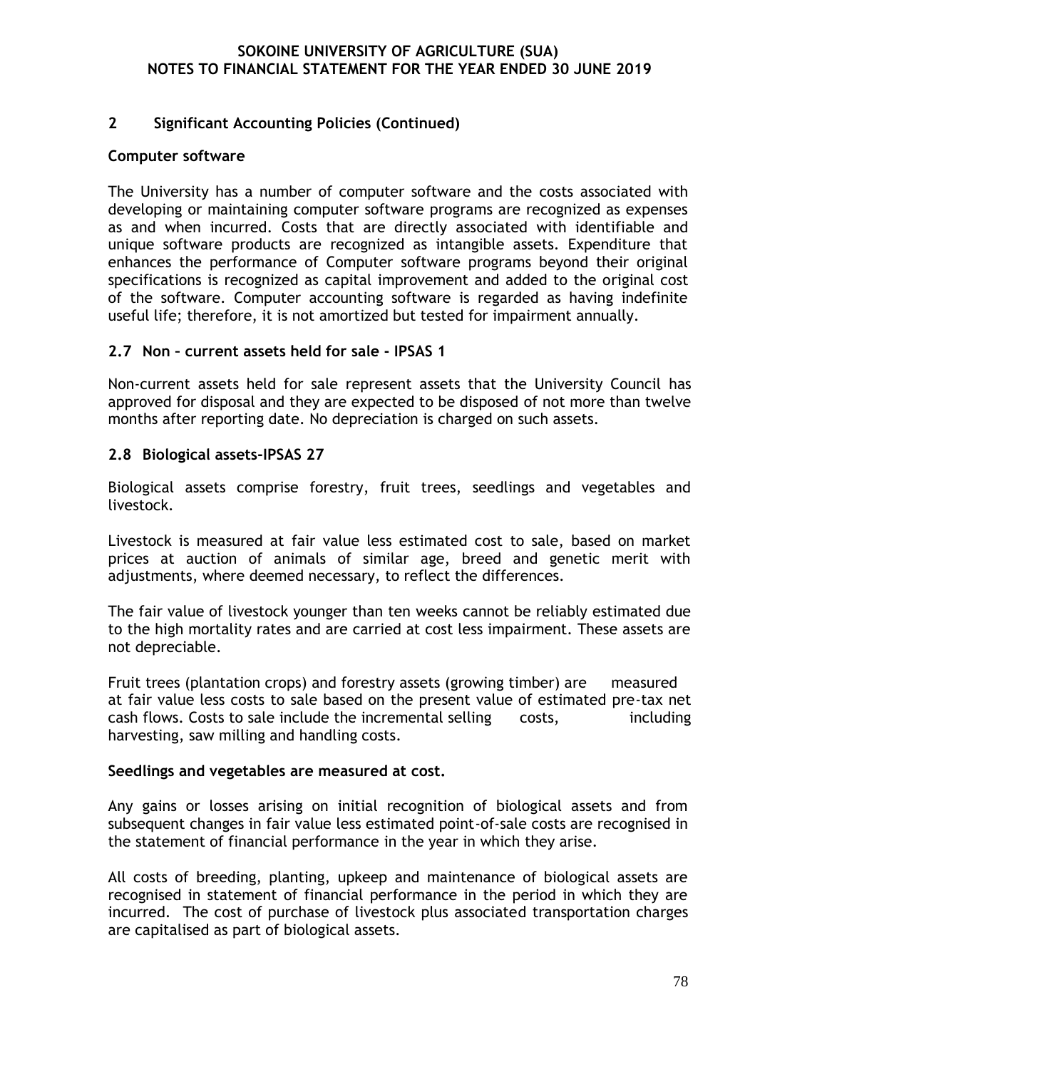## 2 Significant Accounting Policies (Continued)

**Computer software**

The University has a number of computer software and the costs associated with developing or maintaining computer software programs are recognized as expenses as and when incurred. Costs that are directly associated with identifiable and unique software products are recognized as intangible assets. Expenditure that enhances the performance of Computer software programs beyond their original specifications is recognized as capital improvement and added to the original cost of the software. Computer accounting software is regarded as having indefinite useful life; therefore, it is not amortized but tested for impairment annually.

### 2.7 Non – current assets held for sale - IPSAS 1

Non-current assets held for sale represent assets that the University Council has approved for disposal and they are expected to be disposed of not more than twelve months after reporting date. No depreciation is charged on such assets.

### 2.8 Biological assets-IPSAS 27

Biological assets comprise forestry, fruit trees, seedlings and vegetables and livestock.

Livestock is measured at fair value less estimated cost to sale, based on market prices at auction of animals of similar age, breed and genetic merit with adjustments, where deemed necessary, to reflect the differences.

The fair value of livestock younger than ten weeks cannot be reliably estimated due to the high mortality rates and are carried at cost less impairment. These assets are not depreciable.

Fruit trees (plantation crops) and forestry assets (growing timber) are measured at fair value less costs to sale based on the present value of estimated pre-tax net cash flows. Costs to sale include the incremental selling costs, including harvesting, saw milling and handling costs.

**Seedlings and vegetables are measured at cost.**

Any gains or losses arising on initial recognition of biological assets and from subsequent changes in fair value less estimated point-of-sale costs are recognised in the statement of financial performance in the year in which they arise.

All costs of breeding, planting, upkeep and maintenance of biological assets are recognised in statement of financial performance in the period in which they are incurred. The cost of purchase of livestock plus associated transportation charges are capitalised as part of biological assets.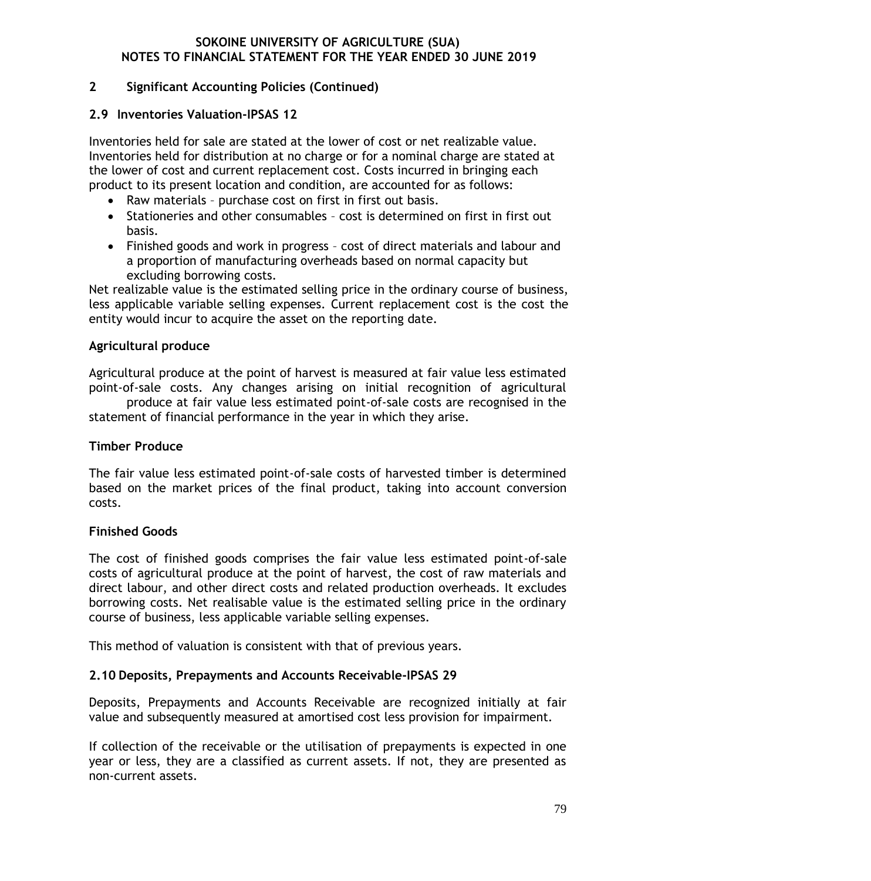## 2 Significant Accounting Policies (Continued)

### 2.9 Inventories Valuation-IPSAS 12

Inventories held for sale are stated at the lower of cost or net realizable value. Inventories held for distribution at no charge or for a nominal charge are stated at the lower of cost and current replacement cost. Costs incurred in bringing each product to its present location and condition, are accounted for as follows:

- Raw materials – purchase cost on first in first out basis.
- Stationeries and other consumables – cost is determined on first in first out basis.
- Finished goods and work in progress – cost of direct materials and labour and a proportion of manufacturing overheads based on normal capacity but excluding borrowing costs.

Net realizable value is the estimated selling price in the ordinary course of business, less applicable variable selling expenses. Current replacement cost is the cost the entity would incur to acquire the asset on the reporting date.

**Agricultural produce**

Agricultural produce at the point of harvest is measured at fair value less estimated point-of-sale costs. Any changes arising on initial recognition of agricultural produce at fair value less estimated point-of-sale costs are recognised in the statement of financial performance in the year in which they arise.

**Timber Produce**

The fair value less estimated point-of-sale costs of harvested timber is determined based on the market prices of the final product, taking into account conversion costs.

**Finished Goods**

The cost of finished goods comprises the fair value less estimated point-of-sale costs of agricultural produce at the point of harvest, the cost of raw materials and direct labour, and other direct costs and related production overheads. It excludes borrowing costs. Net realisable value is the estimated selling price in the ordinary course of business, less applicable variable selling expenses.

This method of valuation is consistent with that of previous years.

### 2.10 Deposits, Prepayments and Accounts Receivable-IPSAS 29

Deposits, Prepayments and Accounts Receivable are recognized initially at fair value and subsequently measured at amortised cost less provision for impairment.

If collection of the receivable or the utilisation of prepayments is expected in one year or less, they are a classified as current assets. If not, they are presented as non-current assets.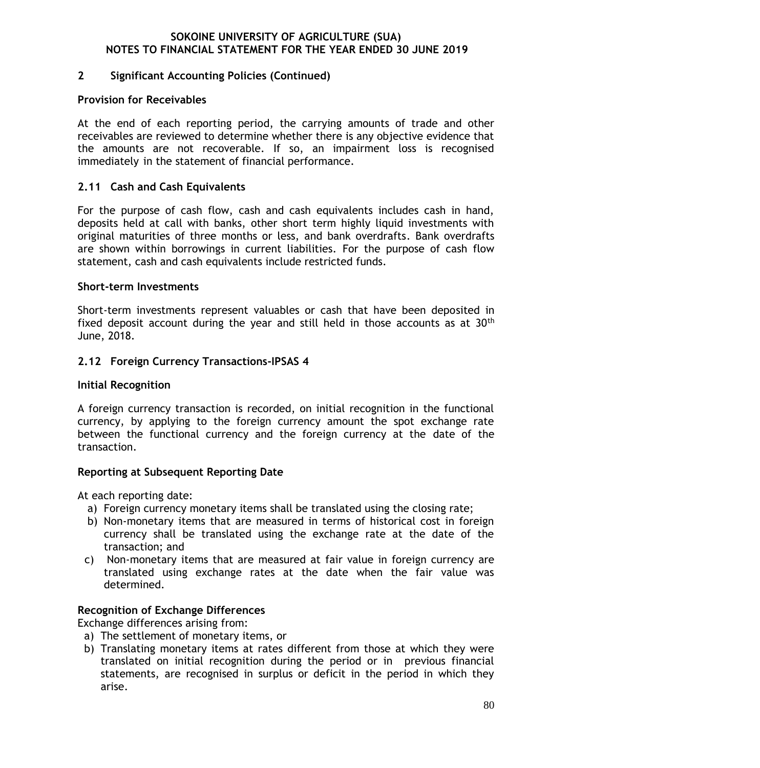## 2 Significant Accounting Policies (Continued)

### Provision for Receivables

At the end of each reporting period, the carrying amounts of trade and other receivables are reviewed to determine whether there is any objective evidence that the amounts are not recoverable. If so, an impairment loss is recognised immediately in the statement of financial performance.

### 2.11 Cash and Cash Equivalents

For the purpose of cash flow, cash and cash equivalents includes cash in hand, deposits held at call with banks, other short term highly liquid investments with original maturities of three months or less, and bank overdrafts. Bank overdrafts are shown within borrowings in current liabilities. For the purpose of cash flow statement, cash and cash equivalents include restricted funds.

### Short-term Investments

Short-term investments represent valuables or cash that have been deposited in fixed deposit account during the year and still held in those accounts as at 30th June, 2018.

### 2.12 Foreign Currency Transactions-IPSAS 4

#### Initial Recognition

A foreign currency transaction is recorded, on initial recognition in the functional currency, by applying to the foreign currency amount the spot exchange rate between the functional currency and the foreign currency at the date of the transaction.

#### Reporting at Subsequent Reporting Date

At each reporting date:

a) Foreign currency monetary items shall be translated using the closing rate;
b) Non-monetary items that are measured in terms of historical cost in foreign currency shall be translated using the exchange rate at the date of the transaction; and
c) Non-monetary items that are measured at fair value in foreign currency are translated using exchange rates at the date when the fair value was determined.

#### Recognition of Exchange Differences

Exchange differences arising from:

a) The settlement of monetary items, or
b) Translating monetary items at rates different from those at which they were translated on initial recognition during the period or in previous financial statements, are recognised in surplus or deficit in the period in which they arise.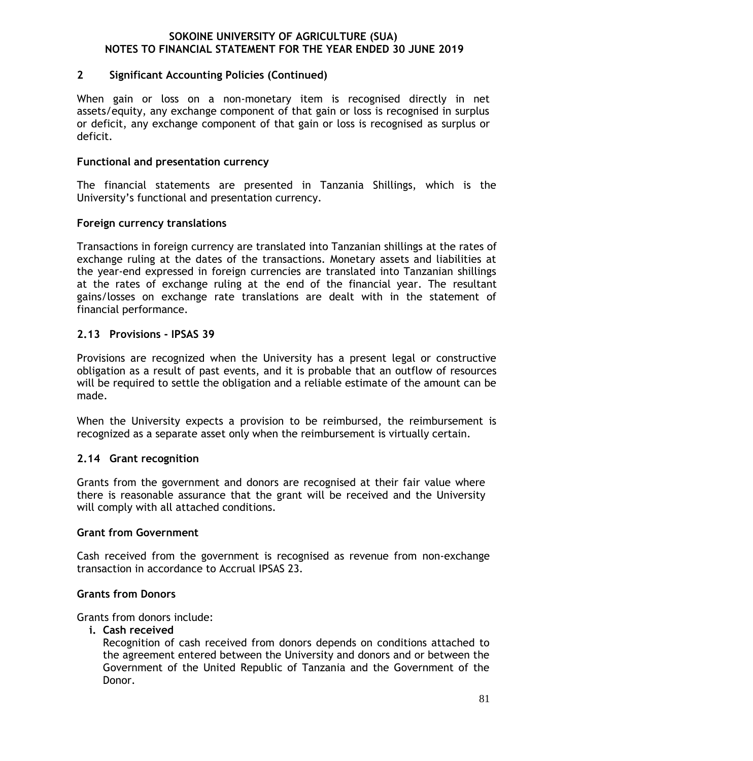## 2 Significant Accounting Policies (Continued)

When gain or loss on a non-monetary item is recognised directly in net assets/equity, any exchange component of that gain or loss is recognised in surplus or deficit, any exchange component of that gain or loss is recognised as surplus or deficit.

**Functional and presentation currency**

The financial statements are presented in Tanzania Shillings, which is the University's functional and presentation currency.

**Foreign currency translations**

Transactions in foreign currency are translated into Tanzanian shillings at the rates of exchange ruling at the dates of the transactions. Monetary assets and liabilities at the year-end expressed in foreign currencies are translated into Tanzanian shillings at the rates of exchange ruling at the end of the financial year. The resultant gains/losses on exchange rate translations are dealt with in the statement of financial performance.

### 2.13 Provisions - IPSAS 39

Provisions are recognized when the University has a present legal or constructive obligation as a result of past events, and it is probable that an outflow of resources will be required to settle the obligation and a reliable estimate of the amount can be made.

When the University expects a provision to be reimbursed, the reimbursement is recognized as a separate asset only when the reimbursement is virtually certain.

### 2.14 Grant recognition

Grants from the government and donors are recognised at their fair value where there is reasonable assurance that the grant will be received and the University will comply with all attached conditions.

**Grant from Government**

Cash received from the government is recognised as revenue from non-exchange transaction in accordance to Accrual IPSAS 23.

**Grants from Donors**

Grants from donors include:

i. **Cash received**
   Recognition of cash received from donors depends on conditions attached to the agreement entered between the University and donors and or between the Government of the United Republic of Tanzania and the Government of the Donor.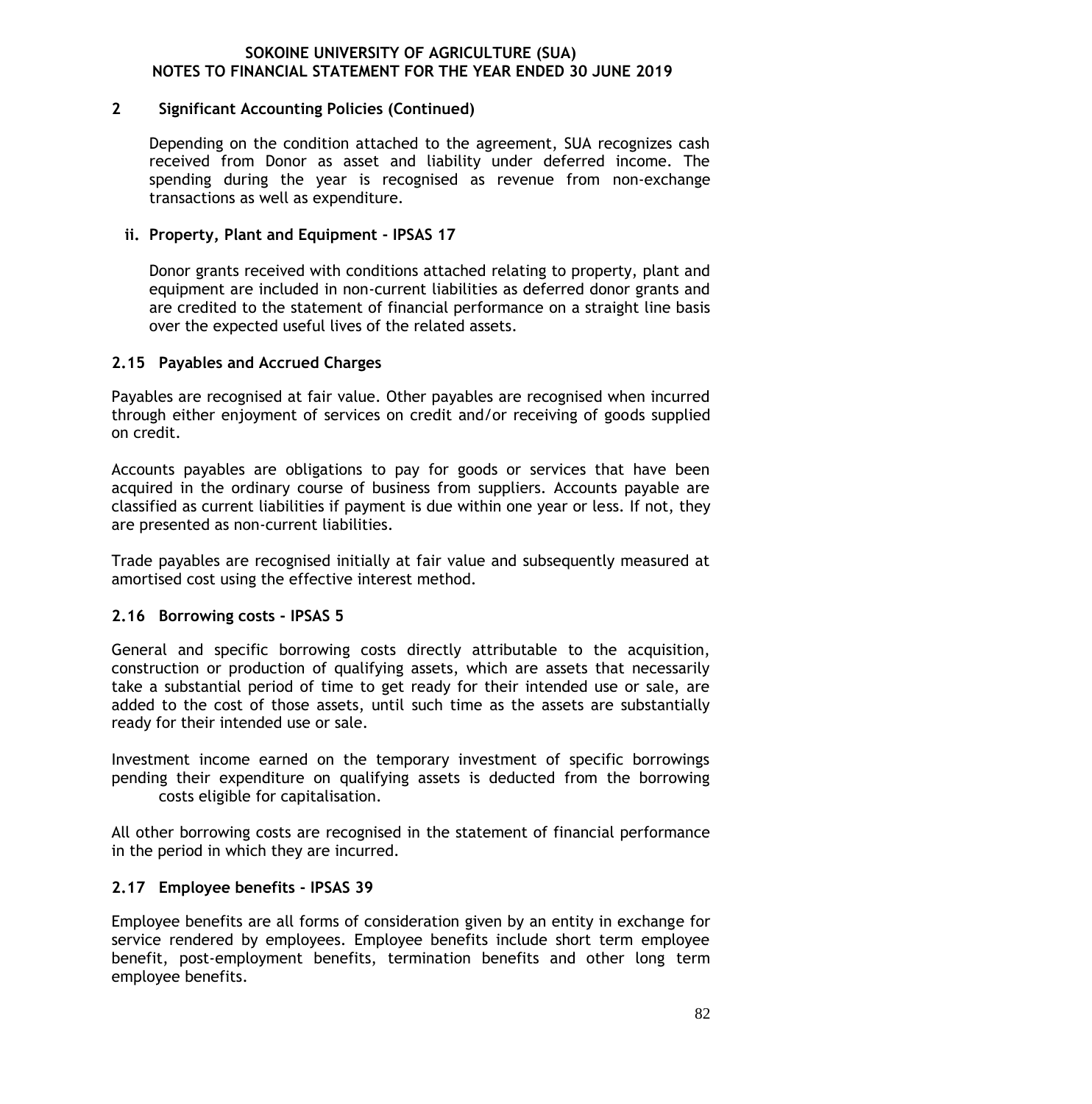## 2 Significant Accounting Policies (Continued)

Depending on the condition attached to the agreement, SUA recognizes cash received from Donor as asset and liability under deferred income. The spending during the year is recognised as revenue from non-exchange transactions as well as expenditure.

**ii. Property, Plant and Equipment - IPSAS 17**

Donor grants received with conditions attached relating to property, plant and equipment are included in non-current liabilities as deferred donor grants and are credited to the statement of financial performance on a straight line basis over the expected useful lives of the related assets.

### 2.15 Payables and Accrued Charges

Payables are recognised at fair value. Other payables are recognised when incurred through either enjoyment of services on credit and/or receiving of goods supplied on credit.

Accounts payables are obligations to pay for goods or services that have been acquired in the ordinary course of business from suppliers. Accounts payable are classified as current liabilities if payment is due within one year or less. If not, they are presented as non-current liabilities.

Trade payables are recognised initially at fair value and subsequently measured at amortised cost using the effective interest method.

### 2.16 Borrowing costs - IPSAS 5

General and specific borrowing costs directly attributable to the acquisition, construction or production of qualifying assets, which are assets that necessarily take a substantial period of time to get ready for their intended use or sale, are added to the cost of those assets, until such time as the assets are substantially ready for their intended use or sale.

Investment income earned on the temporary investment of specific borrowings pending their expenditure on qualifying assets is deducted from the borrowing costs eligible for capitalisation.

All other borrowing costs are recognised in the statement of financial performance in the period in which they are incurred.

### 2.17 Employee benefits - IPSAS 39

Employee benefits are all forms of consideration given by an entity in exchange for service rendered by employees. Employee benefits include short term employee benefit, post-employment benefits, termination benefits and other long term employee benefits.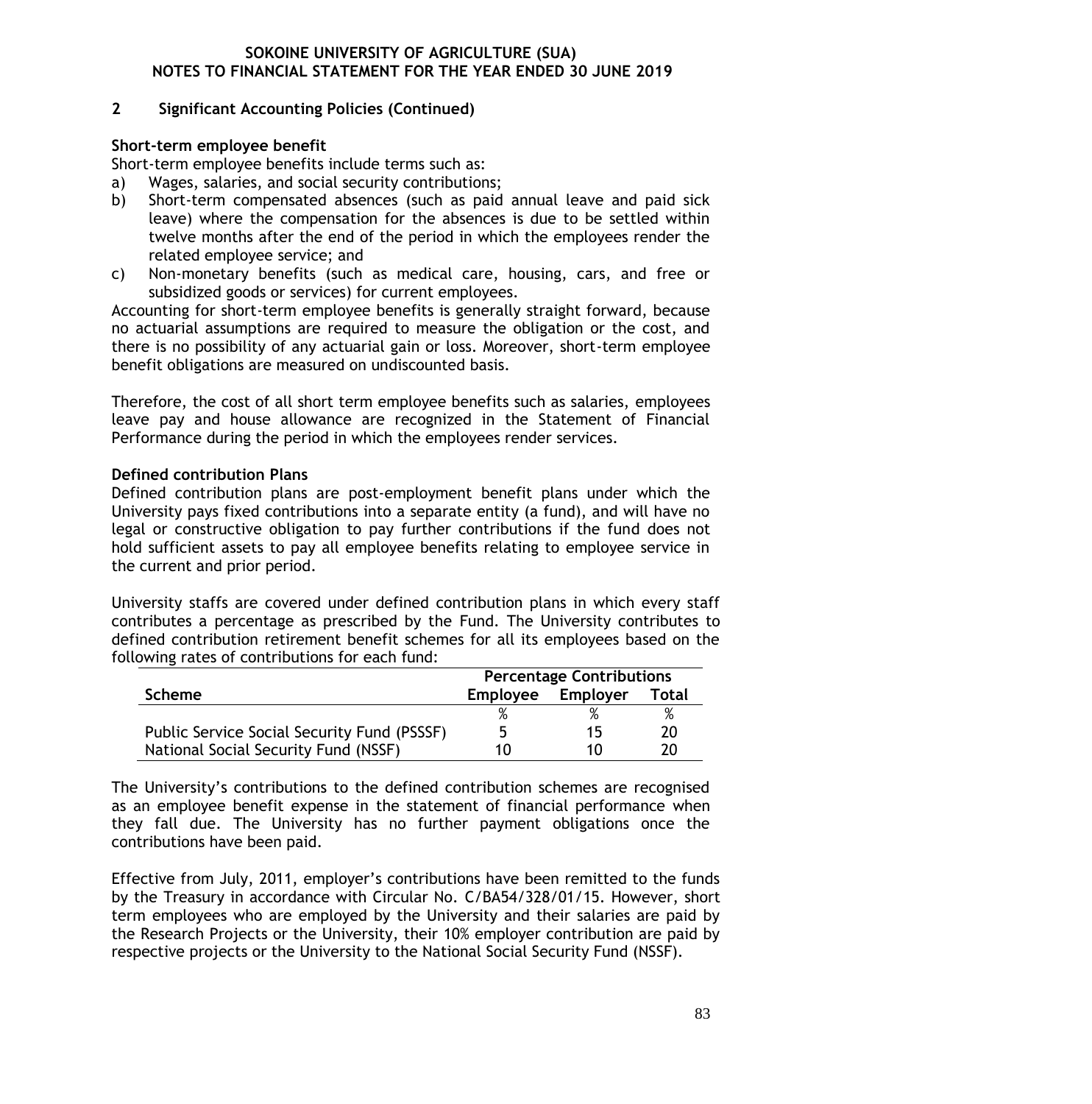## 2 Significant Accounting Policies (Continued)

**Short-term employee benefit**

Short-term employee benefits include terms such as:

a) Wages, salaries, and social security contributions;
b) Short-term compensated absences (such as paid annual leave and paid sick leave) where the compensation for the absences is due to be settled within twelve months after the end of the period in which the employees render the related employee service; and
c) Non-monetary benefits (such as medical care, housing, cars, and free or subsidized goods or services) for current employees.

Accounting for short-term employee benefits is generally straight forward, because no actuarial assumptions are required to measure the obligation or the cost, and there is no possibility of any actuarial gain or loss. Moreover, short-term employee benefit obligations are measured on undiscounted basis.

Therefore, the cost of all short term employee benefits such as salaries, employees leave pay and house allowance are recognized in the Statement of Financial Performance during the period in which the employees render services.

**Defined contribution Plans**

Defined contribution plans are post-employment benefit plans under which the University pays fixed contributions into a separate entity (a fund), and will have no legal or constructive obligation to pay further contributions if the fund does not hold sufficient assets to pay all employee benefits relating to employee service in the current and prior period.

University staffs are covered under defined contribution plans in which every staff contributes a percentage as prescribed by the Fund. The University contributes to defined contribution retirement benefit schemes for all its employees based on the following rates of contributions for each fund:

| | Percentage Contributions | | |
|---|---|---|---|
| **Scheme** | **Employee** | **Employer** | **Total** |
| | % | % | % |
| Public Service Social Security Fund (PSSSF) | 5 | 15 | 20 |
| National Social Security Fund (NSSF) | 10 | 10 | 20 |

The University's contributions to the defined contribution schemes are recognised as an employee benefit expense in the statement of financial performance when they fall due. The University has no further payment obligations once the contributions have been paid.

Effective from July, 2011, employer's contributions have been remitted to the funds by the Treasury in accordance with Circular No. C/BA54/328/01/15. However, short term employees who are employed by the University and their salaries are paid by the Research Projects or the University, their 10% employer contribution are paid by respective projects or the University to the National Social Security Fund (NSSF).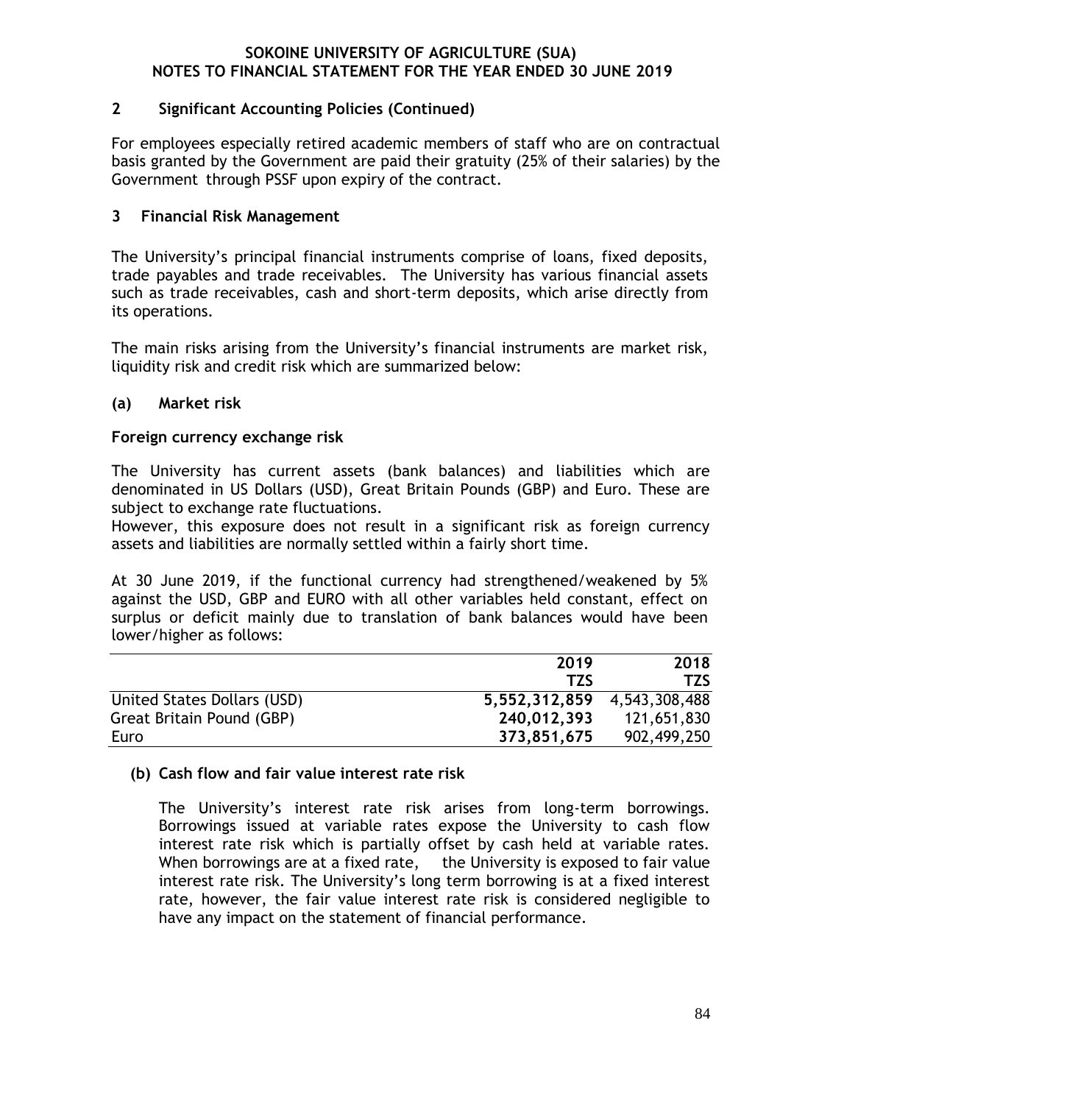## 2 Significant Accounting Policies (Continued)

For employees especially retired academic members of staff who are on contractual basis granted by the Government are paid their gratuity (25% of their salaries) by the Government through PSSF upon expiry of the contract.

## 3 Financial Risk Management

The University's principal financial instruments comprise of loans, fixed deposits, trade payables and trade receivables. The University has various financial assets such as trade receivables, cash and short-term deposits, which arise directly from its operations.

The main risks arising from the University's financial instruments are market risk, liquidity risk and credit risk which are summarized below:

### (a) Market risk

**Foreign currency exchange risk**

The University has current assets (bank balances) and liabilities which are denominated in US Dollars (USD), Great Britain Pounds (GBP) and Euro. These are subject to exchange rate fluctuations.

However, this exposure does not result in a significant risk as foreign currency assets and liabilities are normally settled within a fairly short time.

At 30 June 2019, if the functional currency had strengthened/weakened by 5% against the USD, GBP and EURO with all other variables held constant, effect on surplus or deficit mainly due to translation of bank balances would have been lower/higher as follows:

| | 2019 | 2018 |
|---|---|---|
| | TZS | TZS |
| United States Dollars (USD) | **5,552,312,859** | 4,543,308,488 |
| Great Britain Pound (GBP) | **240,012,393** | 121,651,830 |
| Euro | **373,851,675** | 902,499,250 |

### (b) Cash flow and fair value interest rate risk

The University's interest rate risk arises from long-term borrowings. Borrowings issued at variable rates expose the University to cash flow interest rate risk which is partially offset by cash held at variable rates. When borrowings are at a fixed rate, the University is exposed to fair value interest rate risk. The University's long term borrowing is at a fixed interest rate, however, the fair value interest rate risk is considered negligible to have any impact on the statement of financial performance.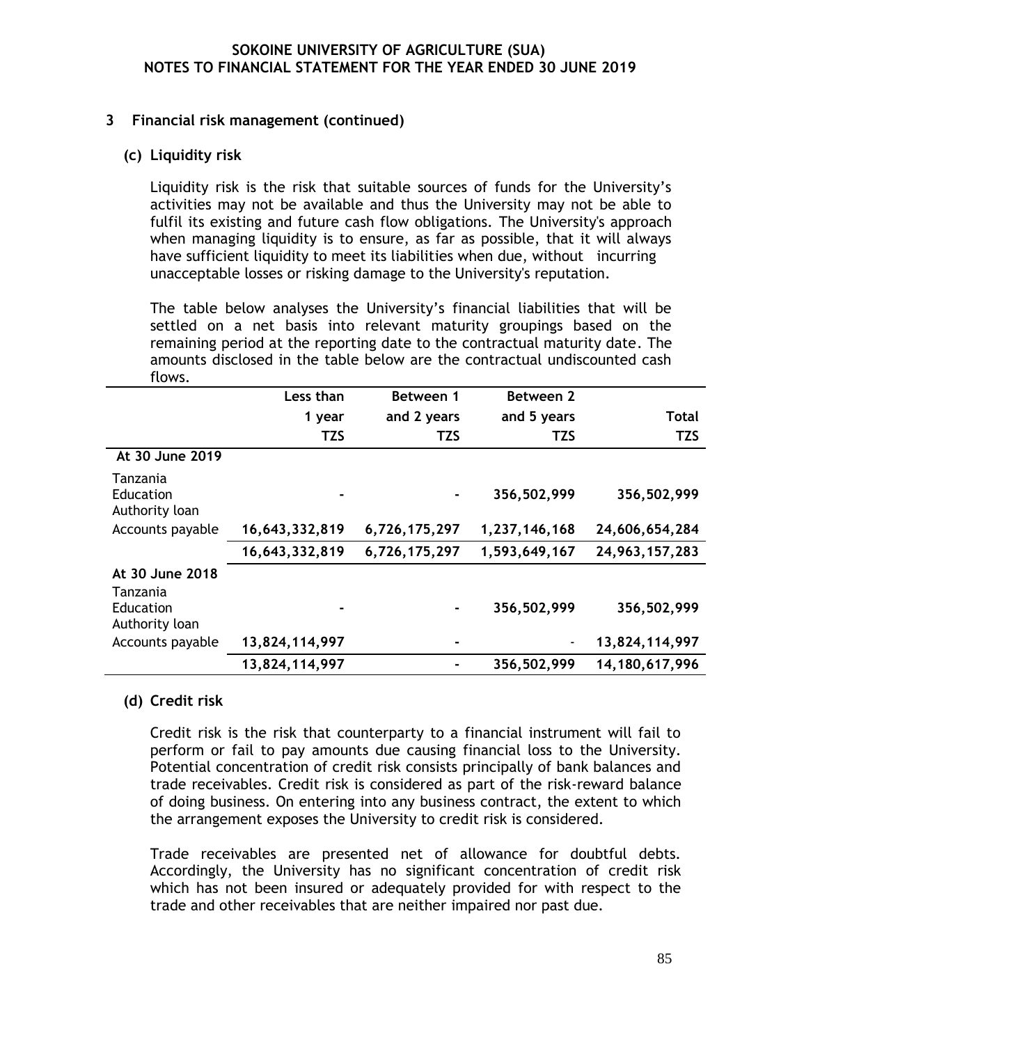## 3 Financial risk management (continued)

### (c) Liquidity risk

Liquidity risk is the risk that suitable sources of funds for the University's activities may not be available and thus the University may not be able to fulfil its existing and future cash flow obligations. The University's approach when managing liquidity is to ensure, as far as possible, that it will always have sufficient liquidity to meet its liabilities when due, without incurring unacceptable losses or risking damage to the University's reputation.

The table below analyses the University's financial liabilities that will be settled on a net basis into relevant maturity groupings based on the remaining period at the reporting date to the contractual maturity date. The amounts disclosed in the table below are the contractual undiscounted cash flows.

| | Less than 1 year | Between 1 and 2 years | Between 2 and 5 years | Total |
|---|---|---|---|---|
| | TZS | TZS | TZS | TZS |
| **At 30 June 2019** | | | | |
| Tanzania Education Authority loan | - | - | 356,502,999 | 356,502,999 |
| Accounts payable | 16,643,332,819 | 6,726,175,297 | 1,237,146,168 | 24,606,654,284 |
| | 16,643,332,819 | 6,726,175,297 | 1,593,649,167 | 24,963,157,283 |
| **At 30 June 2018** | | | | |
| Tanzania Education Authority loan | - | - | 356,502,999 | 356,502,999 |
| Accounts payable | 13,824,114,997 | - | - | 13,824,114,997 |
| | 13,824,114,997 | - | 356,502,999 | 14,180,617,996 |

### (d) Credit risk

Credit risk is the risk that counterparty to a financial instrument will fail to perform or fail to pay amounts due causing financial loss to the University. Potential concentration of credit risk consists principally of bank balances and trade receivables. Credit risk is considered as part of the risk-reward balance of doing business. On entering into any business contract, the extent to which the arrangement exposes the University to credit risk is considered.

Trade receivables are presented net of allowance for doubtful debts. Accordingly, the University has no significant concentration of credit risk which has not been insured or adequately provided for with respect to the trade and other receivables that are neither impaired nor past due.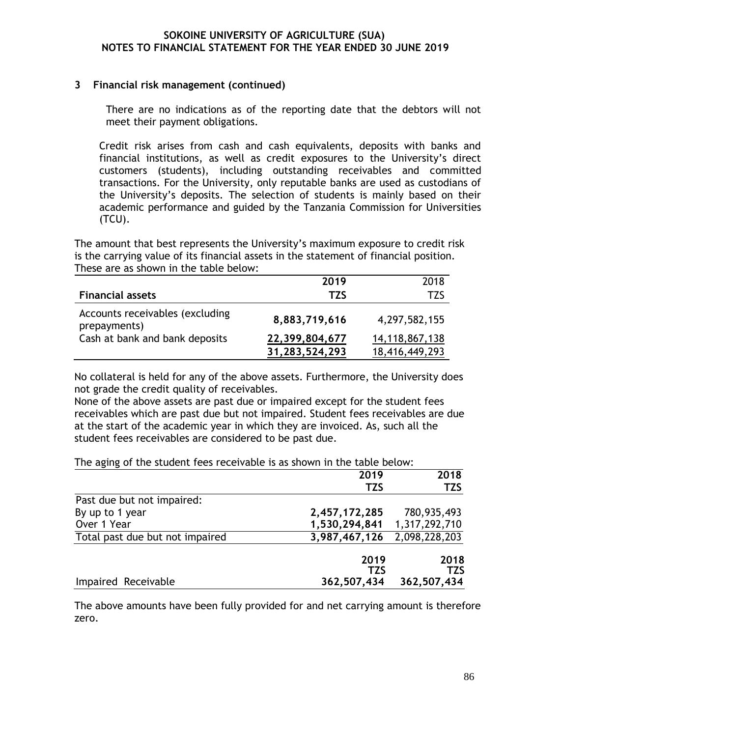### 3 Financial risk management (continued)

There are no indications as of the reporting date that the debtors will not meet their payment obligations.

Credit risk arises from cash and cash equivalents, deposits with banks and financial institutions, as well as credit exposures to the University's direct customers (students), including outstanding receivables and committed transactions. For the University, only reputable banks are used as custodians of the University's deposits. The selection of students is mainly based on their academic performance and guided by the Tanzania Commission for Universities (TCU).

The amount that best represents the University's maximum exposure to credit risk is the carrying value of its financial assets in the statement of financial position. These are as shown in the table below:

| | **2019** | 2018 |
|---|---|---|
| **Financial assets** | **TZS** | TZS |
| Accounts receivables (excluding prepayments) | **8,883,719,616** | 4,297,582,155 |
| Cash at bank and bank deposits | **22,399,804,677** | 14,118,867,138 |
| | **31,283,524,293** | 18,416,449,293 |

No collateral is held for any of the above assets. Furthermore, the University does not grade the credit quality of receivables.

None of the above assets are past due or impaired except for the student fees receivables which are past due but not impaired. Student fees receivables are due at the start of the academic year in which they are invoiced. As, such all the student fees receivables are considered to be past due.

The aging of the student fees receivable is as shown in the table below:

| | **2019** | **2018** |
|---|---|---|
| | **TZS** | **TZS** |
| Past due but not impaired: | | |
| By up to 1 year | **2,457,172,285** | 780,935,493 |
| Over 1 Year | **1,530,294,841** | 1,317,292,710 |
| Total past due but not impaired | **3,987,467,126** | 2,098,228,203 |

| | **2019** | **2018** |
|---|---|---|
| | **TZS** | **TZS** |
| Impaired Receivable | **362,507,434** | **362,507,434** |

The above amounts have been fully provided for and net carrying amount is therefore zero.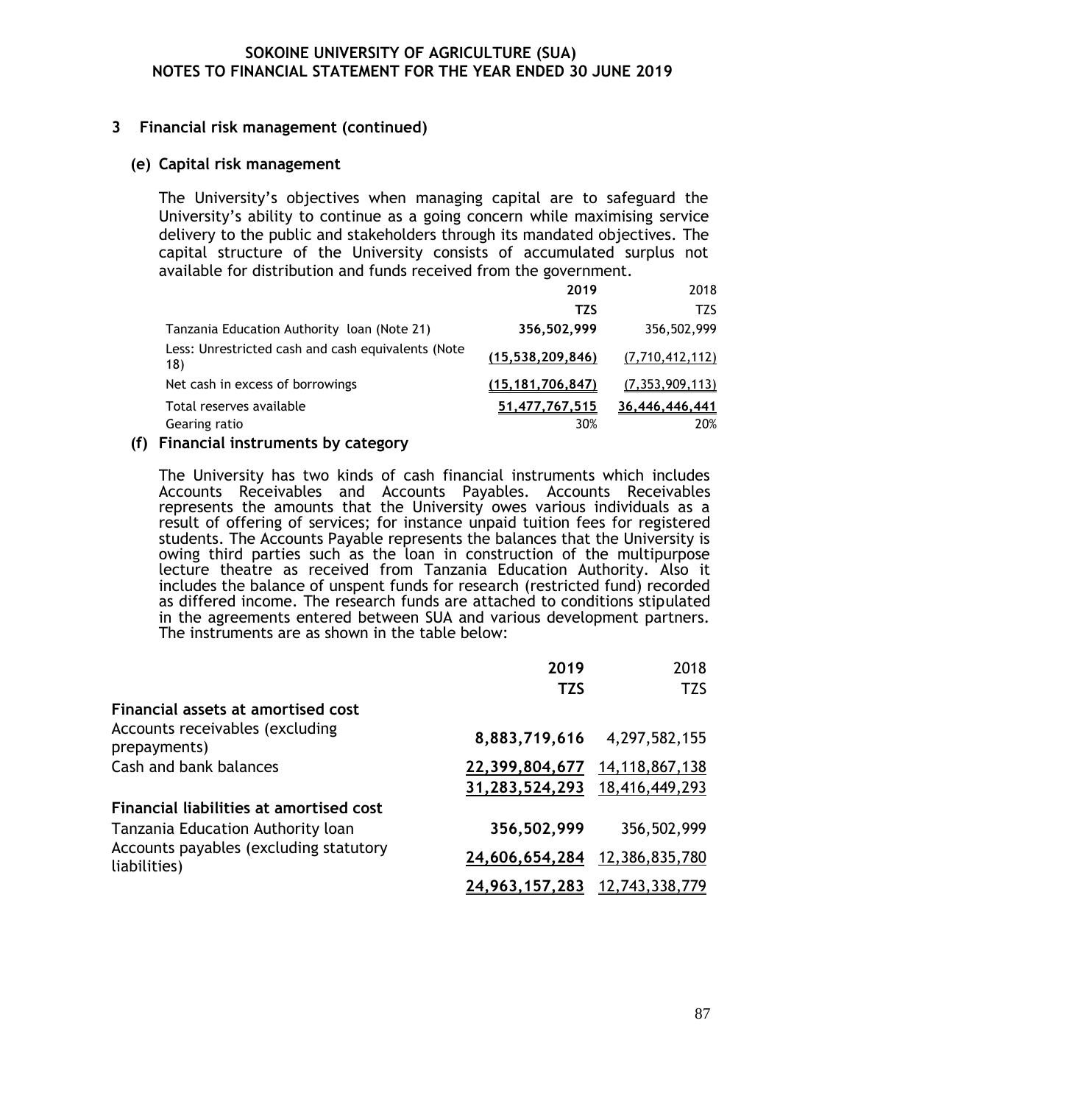## 3 Financial risk management (continued)

### (e) Capital risk management

The University's objectives when managing capital are to safeguard the University's ability to continue as a going concern while maximising service delivery to the public and stakeholders through its mandated objectives. The capital structure of the University consists of accumulated surplus not available for distribution and funds received from the government.

| | **2019** | 2018 |
|---|---|---|
| | **TZS** | TZS |
| Tanzania Education Authority loan (Note 21) | **356,502,999** | 356,502,999 |
| Less: Unrestricted cash and cash equivalents (Note 18) | **(15,538,209,846)** | (7,710,412,112) |
| Net cash in excess of borrowings | **(15,181,706,847)** | (7,353,909,113) |
| Total reserves available | **51,477,767,515** | 36,446,446,441 |
| Gearing ratio | 30% | 20% |

### (f) Financial instruments by category

The University has two kinds of cash financial instruments which includes Accounts Receivables and Accounts Payables. Accounts Receivables represents the amounts that the University owes various individuals as a result of offering of services; for instance unpaid tuition fees for registered students. The Accounts Payable represents the balances that the University is owing third parties such as the loan in construction of the multipurpose lecture theatre as received from Tanzania Education Authority. Also it includes the balance of unspent funds for research (restricted fund) recorded as differed income. The research funds are attached to conditions stipulated in the agreements entered between SUA and various development partners. The instruments are as shown in the table below:

| | **2019** | 2018 |
|---|---|---|
| | **TZS** | TZS |
| **Financial assets at amortised cost** | | |
| Accounts receivables (excluding prepayments) | **8,883,719,616** | 4,297,582,155 |
| Cash and bank balances | **22,399,804,677** | 14,118,867,138 |
| | **31,283,524,293** | 18,416,449,293 |
| **Financial liabilities at amortised cost** | | |
| Tanzania Education Authority loan | **356,502,999** | 356,502,999 |
| Accounts payables (excluding statutory liabilities) | **24,606,654,284** | 12,386,835,780 |
| | **24,963,157,283** | 12,743,338,779 |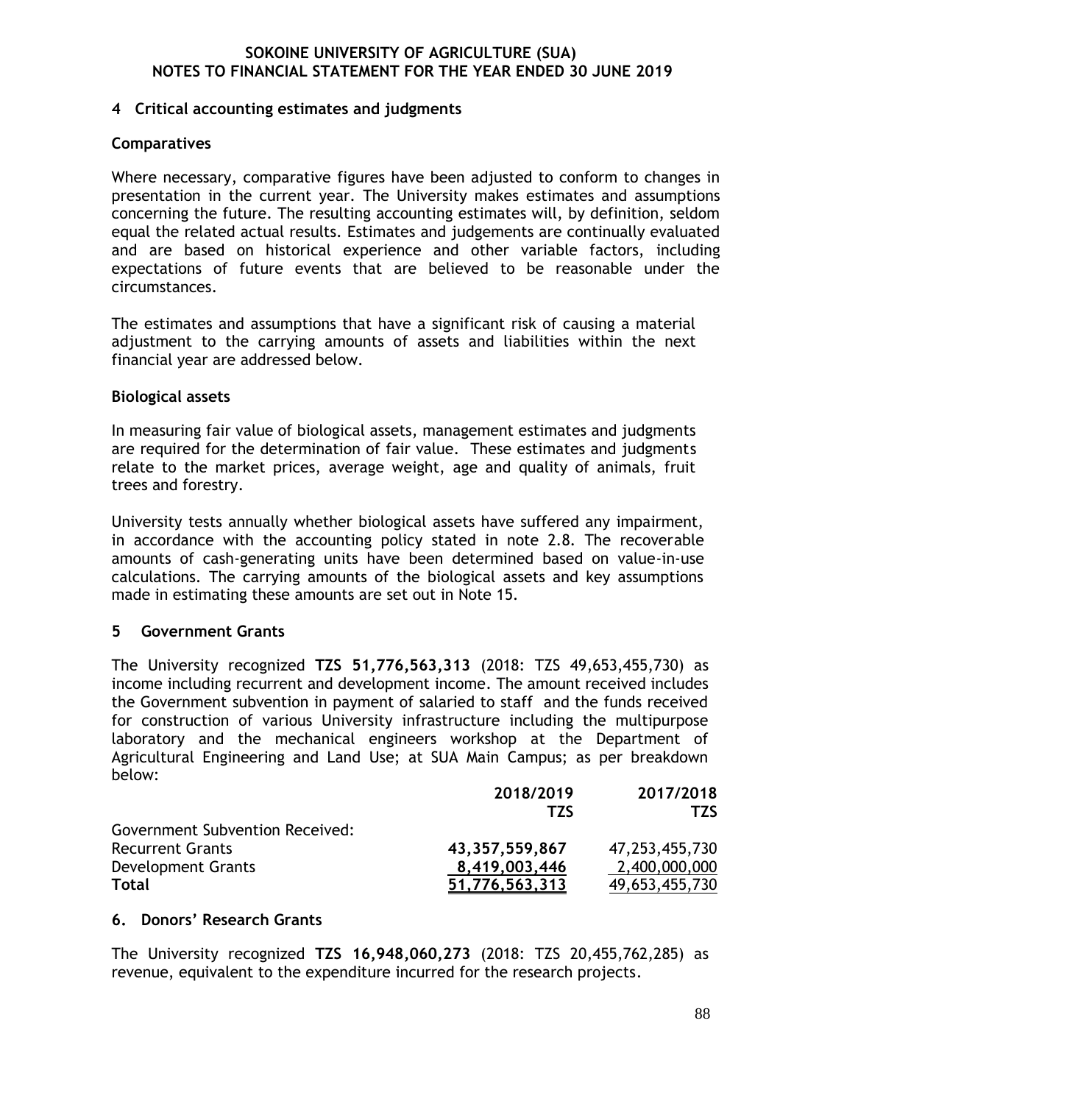## 4 Critical accounting estimates and judgments

### Comparatives

Where necessary, comparative figures have been adjusted to conform to changes in presentation in the current year. The University makes estimates and assumptions concerning the future. The resulting accounting estimates will, by definition, seldom equal the related actual results. Estimates and judgements are continually evaluated and are based on historical experience and other variable factors, including expectations of future events that are believed to be reasonable under the circumstances.

The estimates and assumptions that have a significant risk of causing a material adjustment to the carrying amounts of assets and liabilities within the next financial year are addressed below.

### Biological assets

In measuring fair value of biological assets, management estimates and judgments are required for the determination of fair value. These estimates and judgments relate to the market prices, average weight, age and quality of animals, fruit trees and forestry.

University tests annually whether biological assets have suffered any impairment, in accordance with the accounting policy stated in note 2.8. The recoverable amounts of cash-generating units have been determined based on value-in-use calculations. The carrying amounts of the biological assets and key assumptions made in estimating these amounts are set out in Note 15.

## 5 Government Grants

The University recognized **TZS 51,776,563,313** (2018: TZS 49,653,455,730) as income including recurrent and development income. The amount received includes the Government subvention in payment of salaried to staff and the funds received for construction of various University infrastructure including the multipurpose laboratory and the mechanical engineers workshop at the Department of Agricultural Engineering and Land Use; at SUA Main Campus; as per breakdown below:

| | 2018/2019 | 2017/2018 |
|---|---|---|
| | TZS | TZS |
| Government Subvention Received: | | |
| Recurrent Grants | **43,357,559,867** | 47,253,455,730 |
| Development Grants | **8,419,003,446** | 2,400,000,000 |
| **Total** | **51,776,563,313** | 49,653,455,730 |

## 6. Donors' Research Grants

The University recognized **TZS 16,948,060,273** (2018: TZS 20,455,762,285) as revenue, equivalent to the expenditure incurred for the research projects.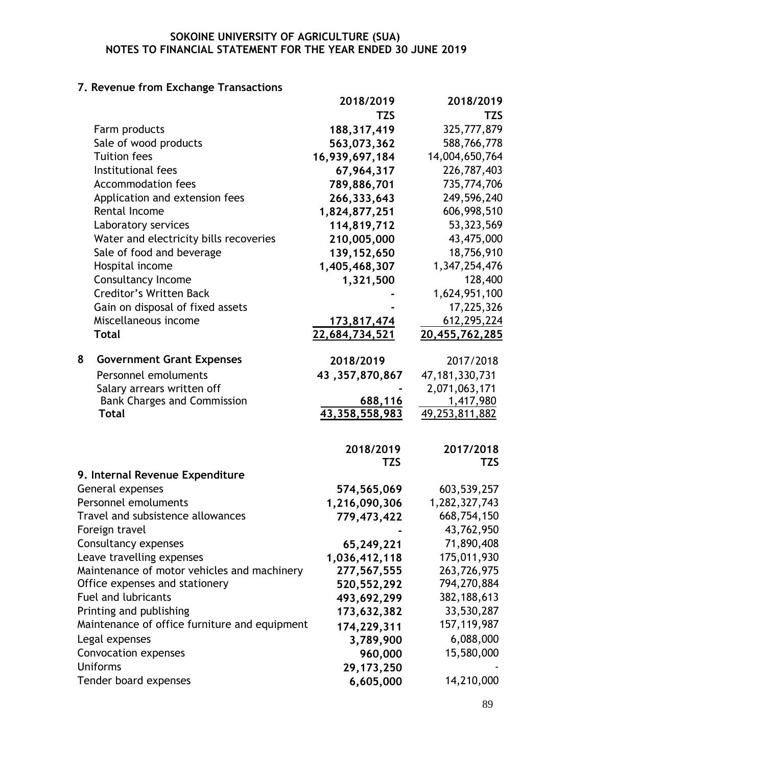# SOKOINE UNIVERSITY OF AGRICULTURE (SUA)
## NOTES TO FINANCIAL STATEMENT FOR THE YEAR ENDED 30 JUNE 2019

### 7. Revenue from Exchange Transactions

| | 2018/2019 TZS | 2018/2019 TZS |
|---|---|---|
| Farm products | **188,317,419** | 325,777,879 |
| Sale of wood products | **563,073,362** | 588,766,778 |
| Tuition fees | **16,939,697,184** | 14,004,650,764 |
| Institutional fees | **67,964,317** | 226,787,403 |
| Accommodation fees | **789,886,701** | 735,774,706 |
| Application and extension fees | **266,333,643** | 249,596,240 |
| Rental Income | **1,824,877,251** | 606,998,510 |
| Laboratory services | **114,819,712** | 53,323,569 |
| Water and electricity bills recoveries | **210,005,000** | 43,475,000 |
| Sale of food and beverage | **139,152,650** | 18,756,910 |
| Hospital income | **1,405,468,307** | 1,347,254,476 |
| Consultancy Income | **1,321,500** | 128,400 |
| Creditor's Written Back | **-** | 1,624,951,100 |
| Gain on disposal of fixed assets | **-** | 17,225,326 |
| Miscellaneous income | **173,817,474** | 612,295,224 |
| **Total** | **22,684,734,521** | **20,455,762,285** |

### 8 Government Grant Expenses

| | 2018/2019 | 2017/2018 |
|---|---|---|
| Personnel emoluments | **43 ,357,870,867** | 47,181,330,731 |
| Salary arrears written off | **-** | 2,071,063,171 |
| Bank Charges and Commission | **688,116** | 1,417,980 |
| **Total** | **43,358,558,983** | 49,253,811,882 |

### 9. Internal Revenue Expenditure

| | 2018/2019 TZS | 2017/2018 TZS |
|---|---|---|
| General expenses | **574,565,069** | 603,539,257 |
| Personnel emoluments | **1,216,090,306** | 1,282,327,743 |
| Travel and subsistence allowances | **779,473,422** | 668,754,150 |
| Foreign travel | **-** | 43,762,950 |
| Consultancy expenses | **65,249,221** | 71,890,408 |
| Leave travelling expenses | **1,036,412,118** | 175,011,930 |
| Maintenance of motor vehicles and machinery | **277,567,555** | 263,726,975 |
| Office expenses and stationery | **520,552,292** | 794,270,884 |
| Fuel and lubricants | **493,692,299** | 382,188,613 |
| Printing and publishing | **173,632,382** | 33,530,287 |
| Maintenance of office furniture and equipment | **174,229,311** | 157,119,987 |
| Legal expenses | **3,789,900** | 6,088,000 |
| Convocation expenses | **960,000** | 15,580,000 |
| Uniforms | **29,173,250** | - |
| Tender board expenses | **6,605,000** | 14,210,000 |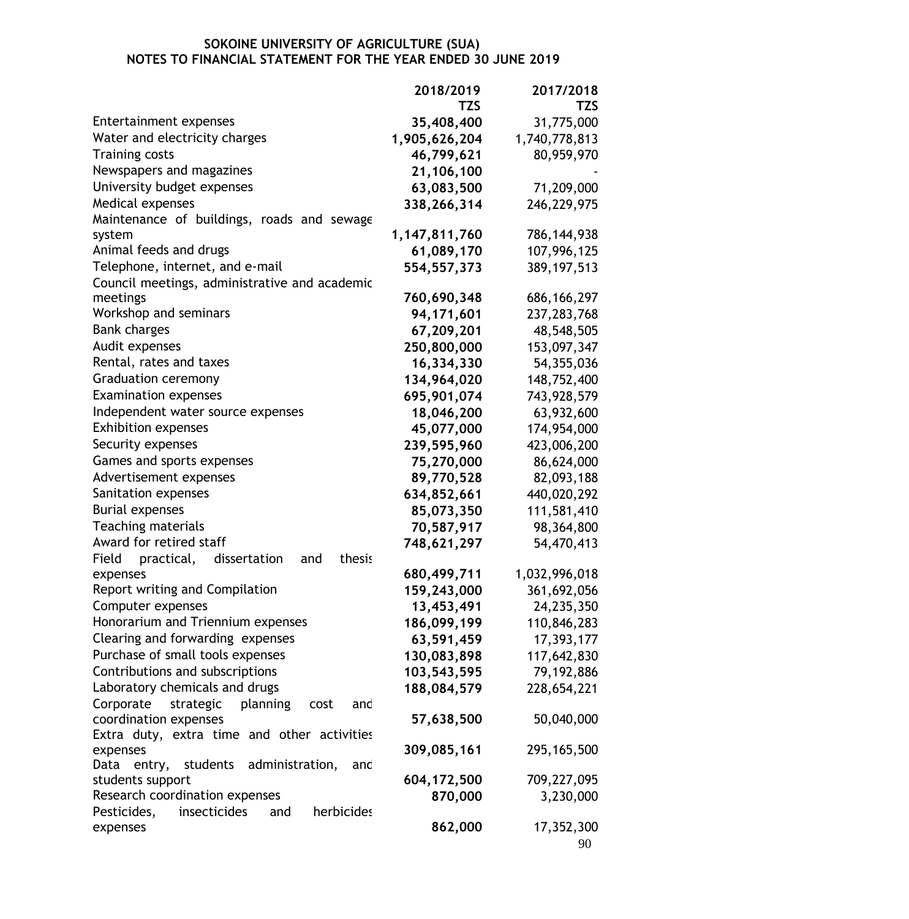**SOKOINE UNIVERSITY OF AGRICULTURE (SUA)**
**NOTES TO FINANCIAL STATEMENT FOR THE YEAR ENDED 30 JUNE 2019**

| | 2018/2019 TZS | 2017/2018 TZS |
|---|---|---|
| Entertainment expenses | **35,408,400** | 31,775,000 |
| Water and electricity charges | **1,905,626,204** | 1,740,778,813 |
| Training costs | **46,799,621** | 80,959,970 |
| Newspapers and magazines | **21,106,100** | - |
| University budget expenses | **63,083,500** | 71,209,000 |
| Medical expenses | **338,266,314** | 246,229,975 |
| Maintenance of buildings, roads and sewage system | **1,147,811,760** | 786,144,938 |
| Animal feeds and drugs | **61,089,170** | 107,996,125 |
| Telephone, internet, and e-mail | **554,557,373** | 389,197,513 |
| Council meetings, administrative and academic meetings | **760,690,348** | 686,166,297 |
| Workshop and seminars | **94,171,601** | 237,283,768 |
| Bank charges | **67,209,201** | 48,548,505 |
| Audit expenses | **250,800,000** | 153,097,347 |
| Rental, rates and taxes | **16,334,330** | 54,355,036 |
| Graduation ceremony | **134,964,020** | 148,752,400 |
| Examination expenses | **695,901,074** | 743,928,579 |
| Independent water source expenses | **18,046,200** | 63,932,600 |
| Exhibition expenses | **45,077,000** | 174,954,000 |
| Security expenses | **239,595,960** | 423,006,200 |
| Games and sports expenses | **75,270,000** | 86,624,000 |
| Advertisement expenses | **89,770,528** | 82,093,188 |
| Sanitation expenses | **634,852,661** | 440,020,292 |
| Burial expenses | **85,073,350** | 111,581,410 |
| Teaching materials | **70,587,917** | 98,364,800 |
| Award for retired staff | **748,621,297** | 54,470,413 |
| Field practical, dissertation and thesis expenses | **680,499,711** | 1,032,996,018 |
| Report writing and Compilation | **159,243,000** | 361,692,056 |
| Computer expenses | **13,453,491** | 24,235,350 |
| Honorarium and Triennium expenses | **186,099,199** | 110,846,283 |
| Clearing and forwarding expenses | **63,591,459** | 17,393,177 |
| Purchase of small tools expenses | **130,083,898** | 117,642,830 |
| Contributions and subscriptions | **103,543,595** | 79,192,886 |
| Laboratory chemicals and drugs | **188,084,579** | 228,654,221 |
| Corporate strategic planning cost and coordination expenses | **57,638,500** | 50,040,000 |
| Extra duty, extra time and other activities expenses | **309,085,161** | 295,165,500 |
| Data entry, students administration, and students support | **604,172,500** | 709,227,095 |
| Research coordination expenses | **870,000** | 3,230,000 |
| Pesticides, insecticides and herbicides expenses | **862,000** | 17,352,300 |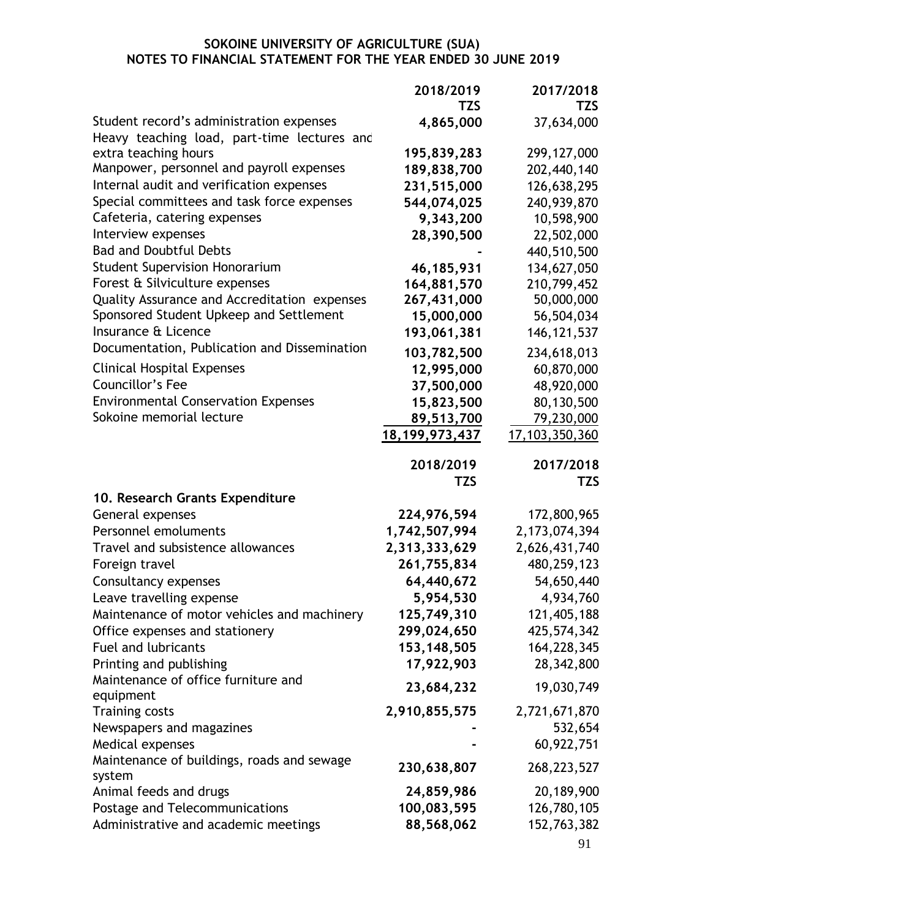**SOKOINE UNIVERSITY OF AGRICULTURE (SUA)**
**NOTES TO FINANCIAL STATEMENT FOR THE YEAR ENDED 30 JUNE 2019**

| | 2018/2019 TZS | 2017/2018 TZS |
|---|---|---|
| Student record's administration expenses | **4,865,000** | 37,634,000 |
| Heavy teaching load, part-time lectures and extra teaching hours | **195,839,283** | 299,127,000 |
| Manpower, personnel and payroll expenses | **189,838,700** | 202,440,140 |
| Internal audit and verification expenses | **231,515,000** | 126,638,295 |
| Special committees and task force expenses | **544,074,025** | 240,939,870 |
| Cafeteria, catering expenses | **9,343,200** | 10,598,900 |
| Interview expenses | **28,390,500** | 22,502,000 |
| Bad and Doubtful Debts | **-** | 440,510,500 |
| Student Supervision Honorarium | **46,185,931** | 134,627,050 |
| Forest & Silviculture expenses | **164,881,570** | 210,799,452 |
| Quality Assurance and Accreditation expenses | **267,431,000** | 50,000,000 |
| Sponsored Student Upkeep and Settlement | **15,000,000** | 56,504,034 |
| Insurance & Licence | **193,061,381** | 146,121,537 |
| Documentation, Publication and Dissemination | **103,782,500** | 234,618,013 |
| Clinical Hospital Expenses | **12,995,000** | 60,870,000 |
| Councillor's Fee | **37,500,000** | 48,920,000 |
| Environmental Conservation Expenses | **15,823,500** | 80,130,500 |
| Sokoine memorial lecture | **89,513,700** | 79,230,000 |
| | **18,199,973,437** | 17,103,350,360 |

| | 2018/2019 TZS | 2017/2018 TZS |
|---|---|---|
| **10. Research Grants Expenditure** | | |
| General expenses | **224,976,594** | 172,800,965 |
| Personnel emoluments | **1,742,507,994** | 2,173,074,394 |
| Travel and subsistence allowances | **2,313,333,629** | 2,626,431,740 |
| Foreign travel | **261,755,834** | 480,259,123 |
| Consultancy expenses | **64,440,672** | 54,650,440 |
| Leave travelling expense | **5,954,530** | 4,934,760 |
| Maintenance of motor vehicles and machinery | **125,749,310** | 121,405,188 |
| Office expenses and stationery | **299,024,650** | 425,574,342 |
| Fuel and lubricants | **153,148,505** | 164,228,345 |
| Printing and publishing | **17,922,903** | 28,342,800 |
| Maintenance of office furniture and equipment | **23,684,232** | 19,030,749 |
| Training costs | **2,910,855,575** | 2,721,671,870 |
| Newspapers and magazines | **-** | 532,654 |
| Medical expenses | **-** | 60,922,751 |
| Maintenance of buildings, roads and sewage system | **230,638,807** | 268,223,527 |
| Animal feeds and drugs | **24,859,986** | 20,189,900 |
| Postage and Telecommunications | **100,083,595** | 126,780,105 |
| Administrative and academic meetings | **88,568,062** | 152,763,382 |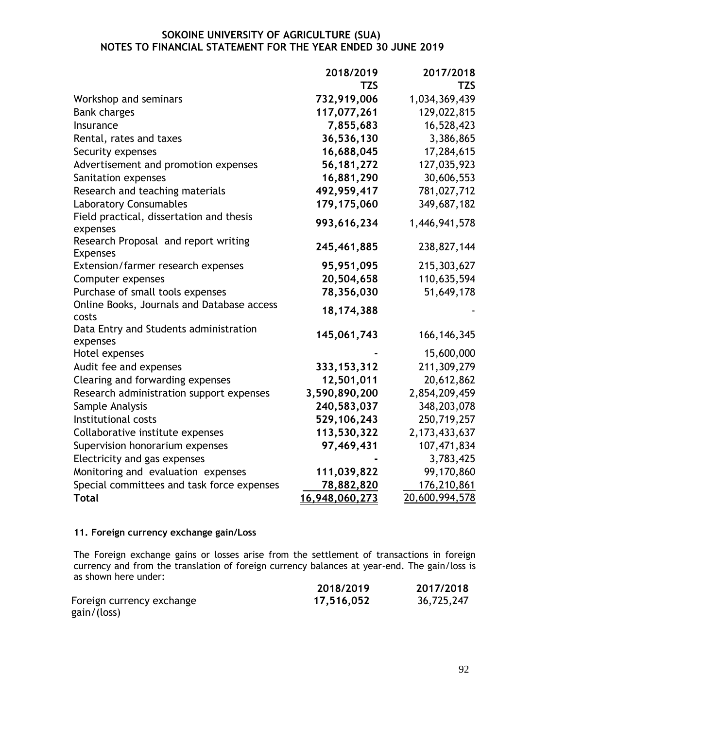**SOKOINE UNIVERSITY OF AGRICULTURE (SUA)**
**NOTES TO FINANCIAL STATEMENT FOR THE YEAR ENDED 30 JUNE 2019**

| | 2018/2019<br>TZS | 2017/2018<br>TZS |
|---|---|---|
| Workshop and seminars | **732,919,006** | 1,034,369,439 |
| Bank charges | **117,077,261** | 129,022,815 |
| Insurance | **7,855,683** | 16,528,423 |
| Rental, rates and taxes | **36,536,130** | 3,386,865 |
| Security expenses | **16,688,045** | 17,284,615 |
| Advertisement and promotion expenses | **56,181,272** | 127,035,923 |
| Sanitation expenses | **16,881,290** | 30,606,553 |
| Research and teaching materials | **492,959,417** | 781,027,712 |
| Laboratory Consumables | **179,175,060** | 349,687,182 |
| Field practical, dissertation and thesis expenses | **993,616,234** | 1,446,941,578 |
| Research Proposal and report writing Expenses | **245,461,885** | 238,827,144 |
| Extension/farmer research expenses | **95,951,095** | 215,303,627 |
| Computer expenses | **20,504,658** | 110,635,594 |
| Purchase of small tools expenses | **78,356,030** | 51,649,178 |
| Online Books, Journals and Database access costs | **18,174,388** | - |
| Data Entry and Students administration expenses | **145,061,743** | 166,146,345 |
| Hotel expenses | **-** | 15,600,000 |
| Audit fee and expenses | **333,153,312** | 211,309,279 |
| Clearing and forwarding expenses | **12,501,011** | 20,612,862 |
| Research administration support expenses | **3,590,890,200** | 2,854,209,459 |
| Sample Analysis | **240,583,037** | 348,203,078 |
| Institutional costs | **529,106,243** | 250,719,257 |
| Collaborative institute expenses | **113,530,322** | 2,173,433,637 |
| Supervision honorarium expenses | **97,469,431** | 107,471,834 |
| Electricity and gas expenses | **-** | 3,783,425 |
| Monitoring and evaluation expenses | **111,039,822** | 99,170,860 |
| Special committees and task force expenses | **78,882,820** | 176,210,861 |
| **Total** | **16,948,060,273** | 20,600,994,578 |

**11. Foreign currency exchange gain/Loss**

The Foreign exchange gains or losses arise from the settlement of transactions in foreign currency and from the translation of foreign currency balances at year-end. The gain/loss is as shown here under:

| | 2018/2019 | 2017/2018 |
|---|---|---|
| Foreign currency exchange gain/(loss) | **17,516,052** | 36,725,247 |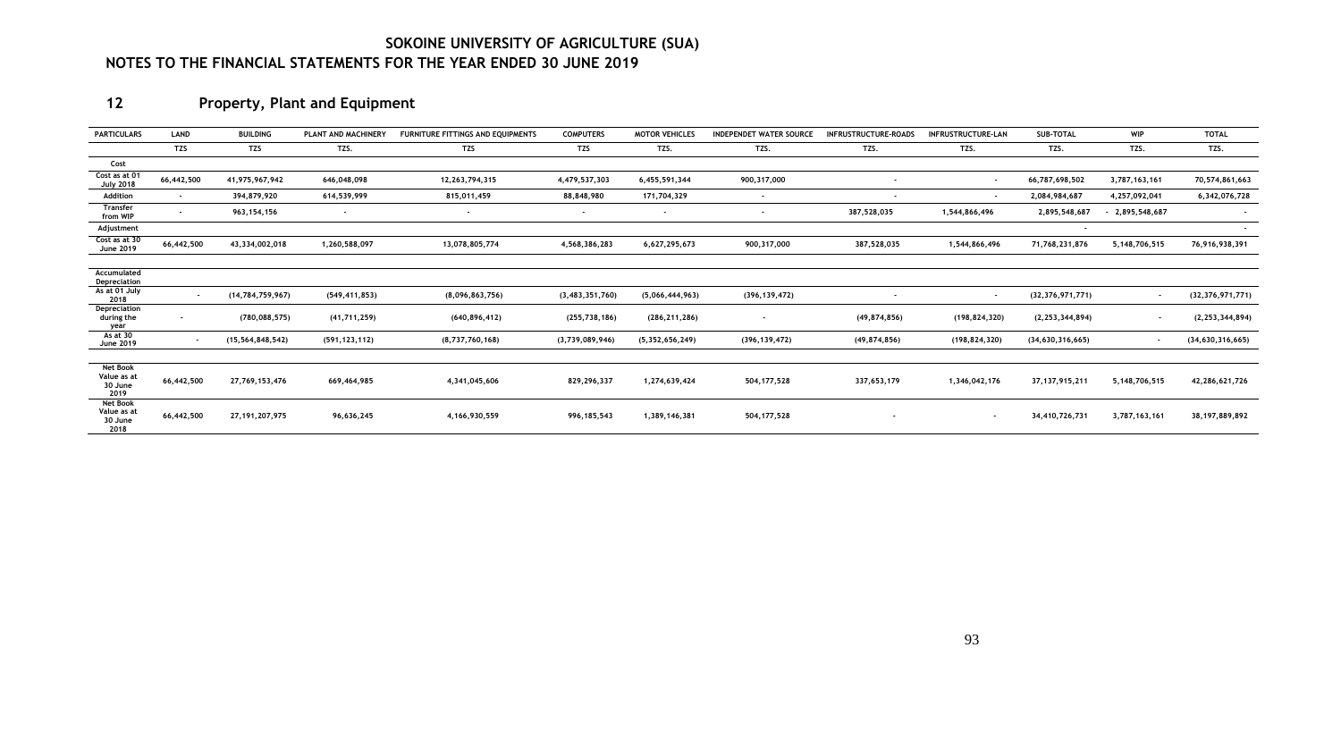# SOKOINE UNIVERSITY OF AGRICULTURE (SUA)

## NOTES TO THE FINANCIAL STATEMENTS FOR THE YEAR ENDED 30 JUNE 2019

### 12 Property, Plant and Equipment

| PARTICULARS | LAND | BUILDING | PLANT AND MACHINERY | FURNITURE FITTINGS AND EQUIPMENTS | COMPUTERS | MOTOR VEHICLES | INDEPENDET WATER SOURCE | INFRUSTRUCTURE-ROADS | INFRUSTRUCTURE-LAN | SUB-TOTAL | WIP | TOTAL |
|---|---|---|---|---|---|---|---|---|---|---|---|---|
| | TZS | TZS | TZS. | TZS | TZS | TZS. | TZS. | TZS. | TZS. | TZS. | TZS. | TZS. |
| **Cost** | | | | | | | | | | | | |
| Cost as at 01 July 2018 | 66,442,500 | 41,975,967,942 | 646,048,098 | 12,263,794,315 | 4,479,537,303 | 6,455,591,344 | 900,317,000 | - | - | 66,787,698,502 | 3,787,163,161 | 70,574,861,663 |
| Addition | - | 394,879,920 | 614,539,999 | 815,011,459 | 88,848,980 | 171,704,329 | - | - | - | 2,084,984,687 | 4,257,092,041 | 6,342,076,728 |
| Transfer from WIP | - | 963,154,156 | - | - | - | - | - | 387,528,035 | 1,544,866,496 | 2,895,548,687 | - 2,895,548,687 | - |
| Adjustment | | | | | | | | | | - | | - |
| Cost as at 30 June 2019 | 66,442,500 | 43,334,002,018 | 1,260,588,097 | 13,078,805,774 | 4,568,386,283 | 6,627,295,673 | 900,317,000 | 387,528,035 | 1,544,866,496 | 71,768,231,876 | 5,148,706,515 | 76,916,938,391 |
| **Accumulated Depreciation** | | | | | | | | | | | | |
| As at 01 July 2018 | - | (14,784,759,967) | (549,411,853) | (8,096,863,756) | (3,483,351,760) | (5,066,444,963) | (396,139,472) | - | - | (32,376,971,771) | - | (32,376,971,771) |
| Depreciation during the year | - | (780,088,575) | (41,711,259) | (640,896,412) | (255,738,186) | (286,211,286) | - | (49,874,856) | (198,824,320) | (2,253,344,894) | - | (2,253,344,894) |
| As at 30 June 2019 | - | (15,564,848,542) | (591,123,112) | (8,737,760,168) | (3,739,089,946) | (5,352,656,249) | (396,139,472) | (49,874,856) | (198,824,320) | (34,630,316,665) | - | (34,630,316,665) |
| Net Book Value as at 30 June 2019 | 66,442,500 | 27,769,153,476 | 669,464,985 | 4,341,045,606 | 829,296,337 | 1,274,639,424 | 504,177,528 | 337,653,179 | 1,346,042,176 | 37,137,915,211 | 5,148,706,515 | 42,286,621,726 |
| Net Book Value as at 30 June 2018 | 66,442,500 | 27,191,207,975 | 96,636,245 | 4,166,930,559 | 996,185,543 | 1,389,146,381 | 504,177,528 | - | - | 34,410,726,731 | 3,787,163,161 | 38,197,889,892 |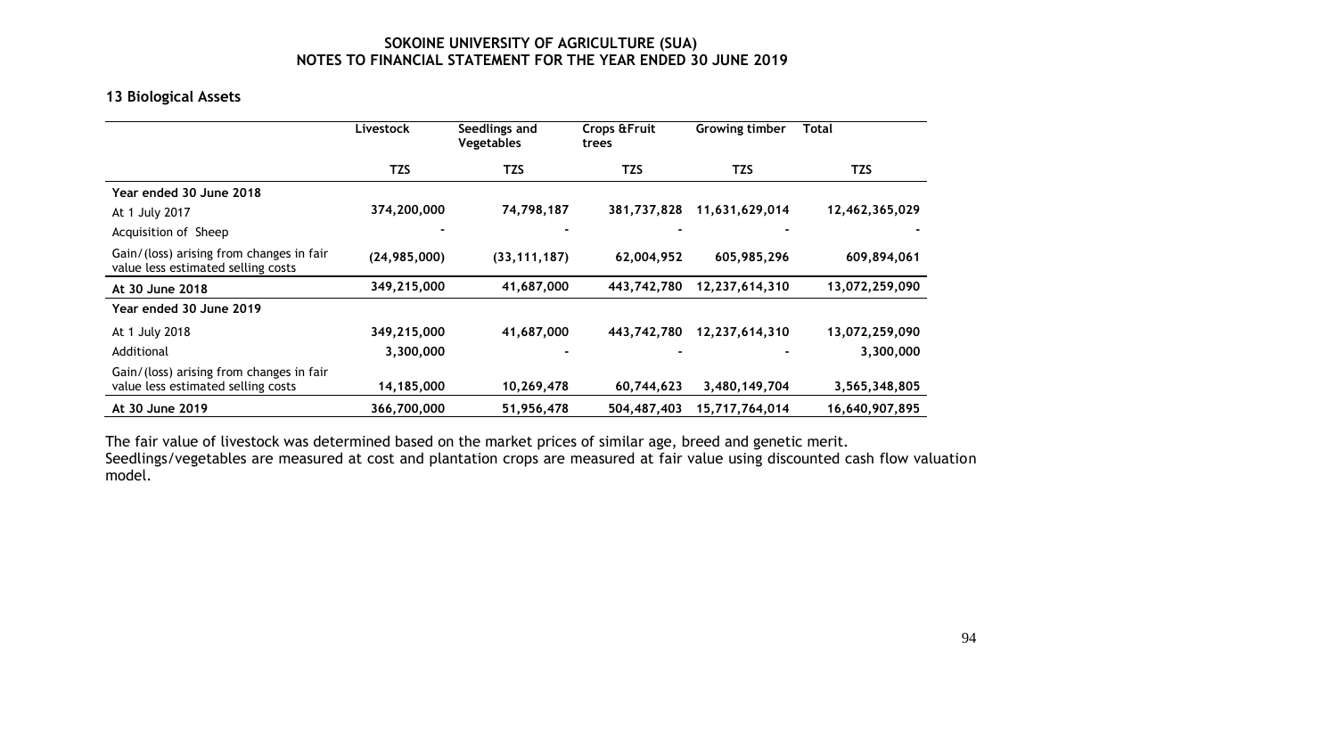## SOKOINE UNIVERSITY OF AGRICULTURE (SUA)
## NOTES TO FINANCIAL STATEMENT FOR THE YEAR ENDED 30 JUNE 2019

### 13 Biological Assets

| | Livestock | Seedlings and Vegetables | Crops &Fruit trees | Growing timber | Total |
|---|---|---|---|---|---|
| | TZS | TZS | TZS | TZS | TZS |
| **Year ended 30 June 2018** | | | | | |
| At 1 July 2017 | 374,200,000 | 74,798,187 | 381,737,828 | 11,631,629,014 | 12,462,365,029 |
| Acquisition of Sheep | - | - | - | - | - |
| Gain/(loss) arising from changes in fair value less estimated selling costs | (24,985,000) | (33,111,187) | 62,004,952 | 605,985,296 | 609,894,061 |
| **At 30 June 2018** | 349,215,000 | 41,687,000 | 443,742,780 | 12,237,614,310 | 13,072,259,090 |
| **Year ended 30 June 2019** | | | | | |
| At 1 July 2018 | 349,215,000 | 41,687,000 | 443,742,780 | 12,237,614,310 | 13,072,259,090 |
| Additional | 3,300,000 | - | - | - | 3,300,000 |
| Gain/(loss) arising from changes in fair value less estimated selling costs | 14,185,000 | 10,269,478 | 60,744,623 | 3,480,149,704 | 3,565,348,805 |
| **At 30 June 2019** | 366,700,000 | 51,956,478 | 504,487,403 | 15,717,764,014 | 16,640,907,895 |

The fair value of livestock was determined based on the market prices of similar age, breed and genetic merit.
Seedlings/vegetables are measured at cost and plantation crops are measured at fair value using discounted cash flow valuation model.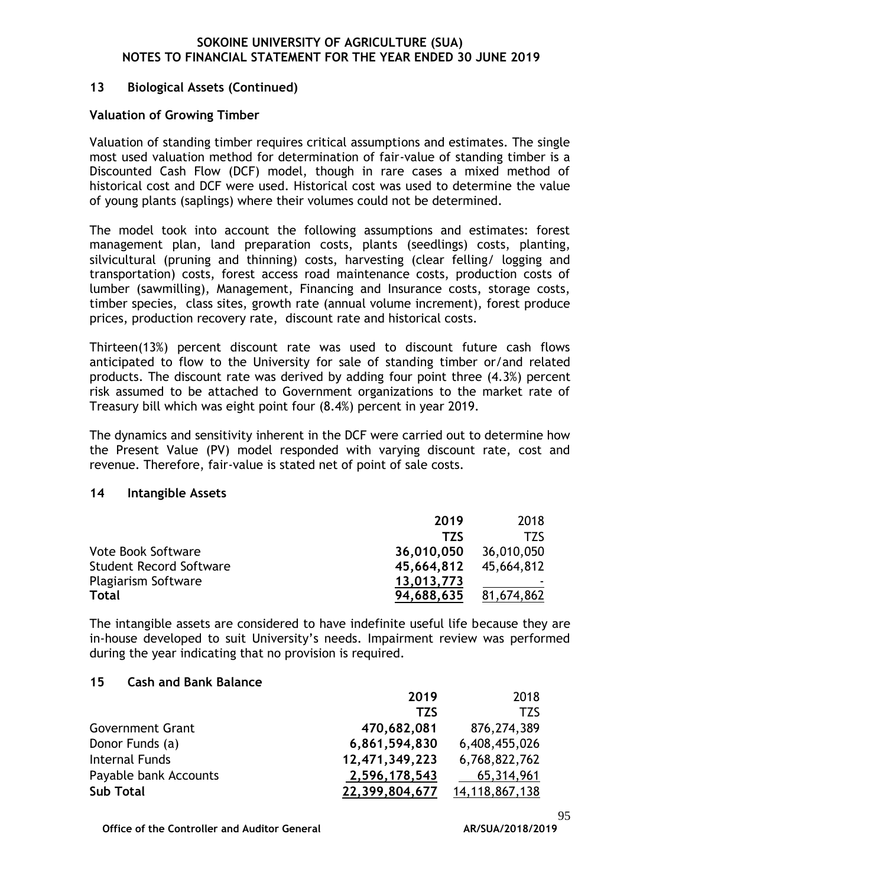## 13 Biological Assets (Continued)

**Valuation of Growing Timber**

Valuation of standing timber requires critical assumptions and estimates. The single most used valuation method for determination of fair-value of standing timber is a Discounted Cash Flow (DCF) model, though in rare cases a mixed method of historical cost and DCF were used. Historical cost was used to determine the value of young plants (saplings) where their volumes could not be determined.

The model took into account the following assumptions and estimates: forest management plan, land preparation costs, plants (seedlings) costs, planting, silvicultural (pruning and thinning) costs, harvesting (clear felling/ logging and transportation) costs, forest access road maintenance costs, production costs of lumber (sawmilling), Management, Financing and Insurance costs, storage costs, timber species, class sites, growth rate (annual volume increment), forest produce prices, production recovery rate, discount rate and historical costs.

Thirteen(13%) percent discount rate was used to discount future cash flows anticipated to flow to the University for sale of standing timber or/and related products. The discount rate was derived by adding four point three (4.3%) percent risk assumed to be attached to Government organizations to the market rate of Treasury bill which was eight point four (8.4%) percent in year 2019.

The dynamics and sensitivity inherent in the DCF were carried out to determine how the Present Value (PV) model responded with varying discount rate, cost and revenue. Therefore, fair-value is stated net of point of sale costs.

## 14 Intangible Assets

| | **2019** | 2018 |
|---|---|---|
| | **TZS** | TZS |
| Vote Book Software | **36,010,050** | 36,010,050 |
| Student Record Software | **45,664,812** | 45,664,812 |
| Plagiarism Software | **13,013,773** | - |
| **Total** | **94,688,635** | 81,674,862 |

The intangible assets are considered to have indefinite useful life because they are in-house developed to suit University's needs. Impairment review was performed during the year indicating that no provision is required.

## 15 Cash and Bank Balance

| | **2019** | 2018 |
|---|---|---|
| | **TZS** | TZS |
| Government Grant | **470,682,081** | 876,274,389 |
| Donor Funds (a) | **6,861,594,830** | 6,408,455,026 |
| Internal Funds | **12,471,349,223** | 6,768,822,762 |
| Payable bank Accounts | **2,596,178,543** | 65,314,961 |
| **Sub Total** | **22,399,804,677** | 14,118,867,138 |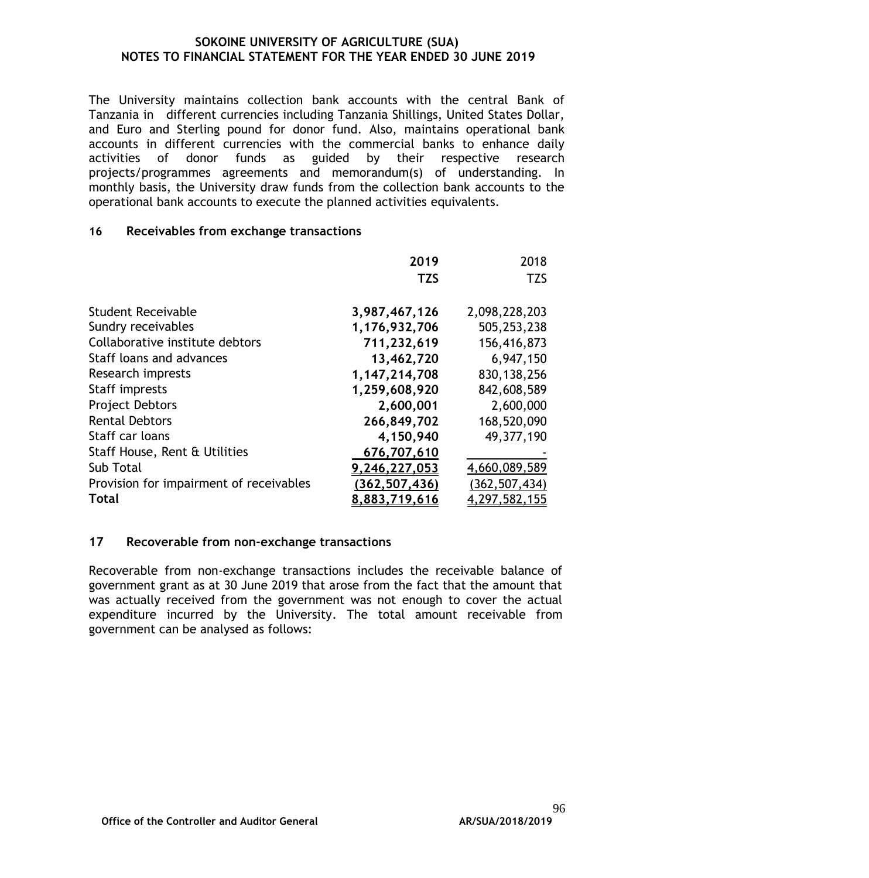The University maintains collection bank accounts with the central Bank of Tanzania in different currencies including Tanzania Shillings, United States Dollar, and Euro and Sterling pound for donor fund. Also, maintains operational bank accounts in different currencies with the commercial banks to enhance daily activities of donor funds as guided by their respective research projects/programmes agreements and memorandum(s) of understanding. In monthly basis, the University draw funds from the collection bank accounts to the operational bank accounts to execute the planned activities equivalents.

## 16 Receivables from exchange transactions

| | **2019** | 2018 |
|---|---|---|
| | **TZS** | TZS |
| Student Receivable | **3,987,467,126** | 2,098,228,203 |
| Sundry receivables | **1,176,932,706** | 505,253,238 |
| Collaborative institute debtors | **711,232,619** | 156,416,873 |
| Staff loans and advances | **13,462,720** | 6,947,150 |
| Research imprests | **1,147,214,708** | 830,138,256 |
| Staff imprests | **1,259,608,920** | 842,608,589 |
| Project Debtors | **2,600,001** | 2,600,000 |
| Rental Debtors | **266,849,702** | 168,520,090 |
| Staff car loans | **4,150,940** | 49,377,190 |
| Staff House, Rent & Utilities | **676,707,610** | - |
| Sub Total | **9,246,227,053** | 4,660,089,589 |
| Provision for impairment of receivables | **(362,507,436)** | (362,507,434) |
| **Total** | **8,883,719,616** | 4,297,582,155 |

## 17 Recoverable from non-exchange transactions

Recoverable from non-exchange transactions includes the receivable balance of government grant as at 30 June 2019 that arose from the fact that the amount that was actually received from the government was not enough to cover the actual expenditure incurred by the University. The total amount receivable from government can be analysed as follows: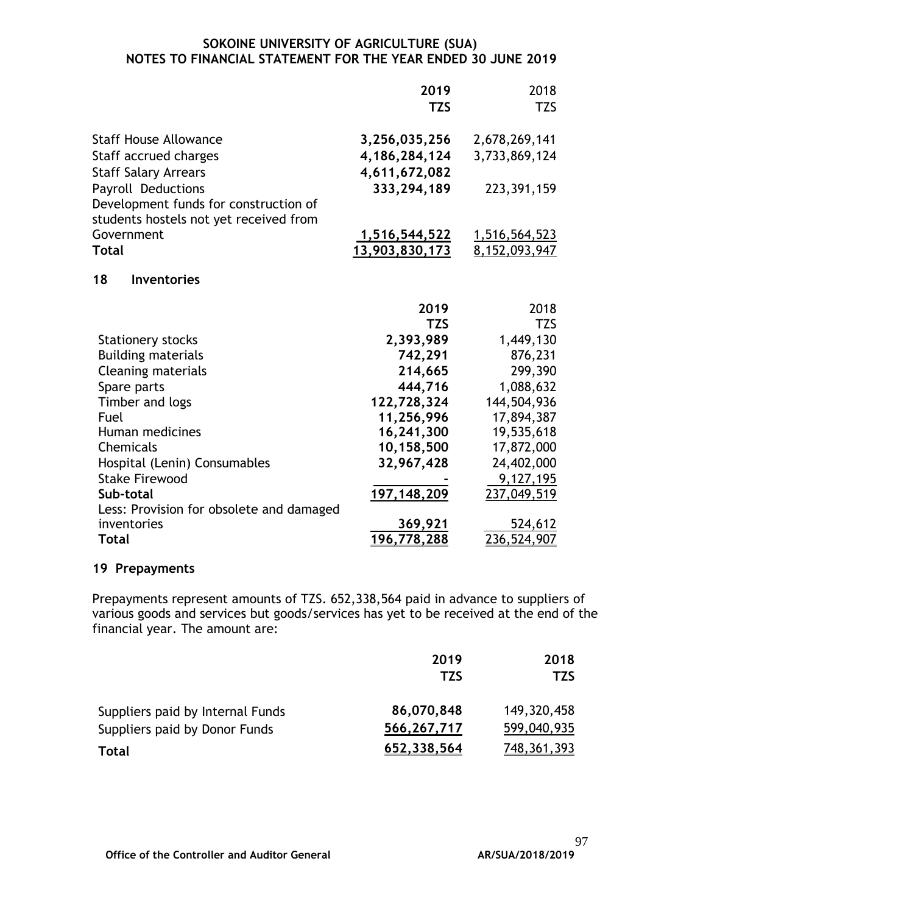| | 2019 TZS | 2018 TZS |
|---|---|---|
| Staff House Allowance | **3,256,035,256** | 2,678,269,141 |
| Staff accrued charges | **4,186,284,124** | 3,733,869,124 |
| Staff Salary Arrears | **4,611,672,082** | |
| Payroll Deductions | **333,294,189** | 223,391,159 |
| Development funds for construction of students hostels not yet received from Government | **1,516,544,522** | 1,516,564,523 |
| **Total** | **13,903,830,173** | 8,152,093,947 |

## 18 Inventories

| | 2019 TZS | 2018 TZS |
|---|---|---|
| Stationery stocks | **2,393,989** | 1,449,130 |
| Building materials | **742,291** | 876,231 |
| Cleaning materials | **214,665** | 299,390 |
| Spare parts | **444,716** | 1,088,632 |
| Timber and logs | **122,728,324** | 144,504,936 |
| Fuel | **11,256,996** | 17,894,387 |
| Human medicines | **16,241,300** | 19,535,618 |
| Chemicals | **10,158,500** | 17,872,000 |
| Hospital (Lenin) Consumables | **32,967,428** | 24,402,000 |
| Stake Firewood | **-** | 9,127,195 |
| **Sub-total** | **197,148,209** | 237,049,519 |
| Less: Provision for obsolete and damaged inventories | **369,921** | 524,612 |
| **Total** | **196,778,288** | 236,524,907 |

## 19 Prepayments

Prepayments represent amounts of TZS. 652,338,564 paid in advance to suppliers of various goods and services but goods/services has yet to be received at the end of the financial year. The amount are:

| | 2019 TZS | 2018 TZS |
|---|---|---|
| Suppliers paid by Internal Funds | **86,070,848** | 149,320,458 |
| Suppliers paid by Donor Funds | **566,267,717** | 599,040,935 |
| **Total** | **652,338,564** | 748,361,393 |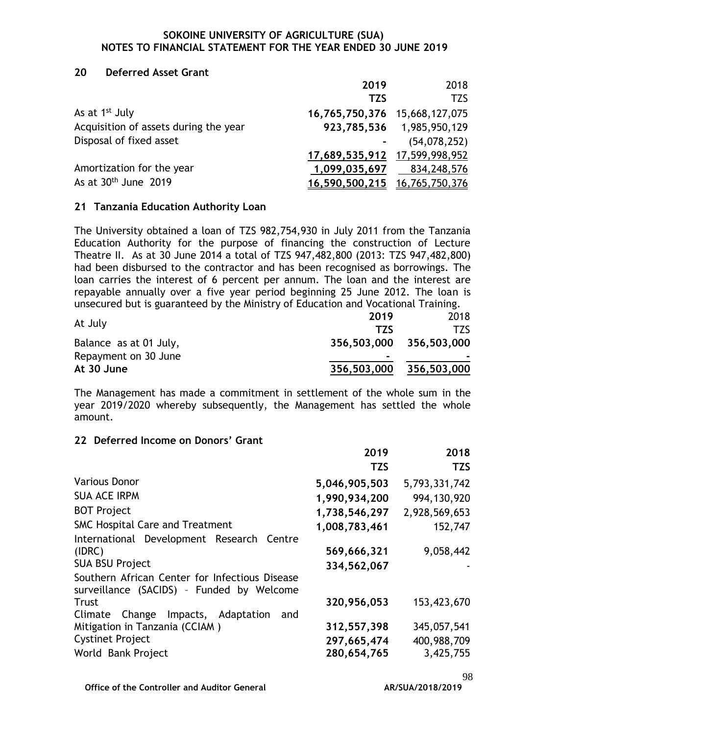## 20 Deferred Asset Grant

| | 2019 | 2018 |
|---|---|---|
| | TZS | TZS |
| As at 1st July | 16,765,750,376 | 15,668,127,075 |
| Acquisition of assets during the year | 923,785,536 | 1,985,950,129 |
| Disposal of fixed asset | - | (54,078,252) |
| | 17,689,535,912 | 17,599,998,952 |
| Amortization for the year | 1,099,035,697 | 834,248,576 |
| As at 30th June 2019 | 16,590,500,215 | 16,765,750,376 |

## 21 Tanzania Education Authority Loan

The University obtained a loan of TZS 982,754,930 in July 2011 from the Tanzania Education Authority for the purpose of financing the construction of Lecture Theatre II. As at 30 June 2014 a total of TZS 947,482,800 (2013: TZS 947,482,800) had been disbursed to the contractor and has been recognised as borrowings. The loan carries the interest of 6 percent per annum. The loan and the interest are repayable annually over a five year period beginning 25 June 2012. The loan is unsecured but is guaranteed by the Ministry of Education and Vocational Training.

| At July | 2019 | 2018 |
|---|---|---|
| | TZS | TZS |
| Balance as at 01 July, | 356,503,000 | 356,503,000 |
| Repayment on 30 June | - | - |
| **At 30 June** | 356,503,000 | 356,503,000 |

The Management has made a commitment in settlement of the whole sum in the year 2019/2020 whereby subsequently, the Management has settled the whole amount.

## 22 Deferred Income on Donors' Grant

| | 2019 | 2018 |
|---|---|---|
| | TZS | TZS |
| Various Donor | 5,046,905,503 | 5,793,331,742 |
| SUA ACE IRPM | 1,990,934,200 | 994,130,920 |
| BOT Project | 1,738,546,297 | 2,928,569,653 |
| SMC Hospital Care and Treatment | 1,008,783,461 | 152,747 |
| International Development Research Centre (IDRC) | 569,666,321 | 9,058,442 |
| SUA BSU Project | 334,562,067 | - |
| Southern African Center for Infectious Disease surveillance (SACIDS) – Funded by Welcome Trust | 320,956,053 | 153,423,670 |
| Climate Change Impacts, Adaptation and Mitigation in Tanzania (CCIAM ) | 312,557,398 | 345,057,541 |
| Cystinet Project | 297,665,474 | 400,988,709 |
| World Bank Project | 280,654,765 | 3,425,755 |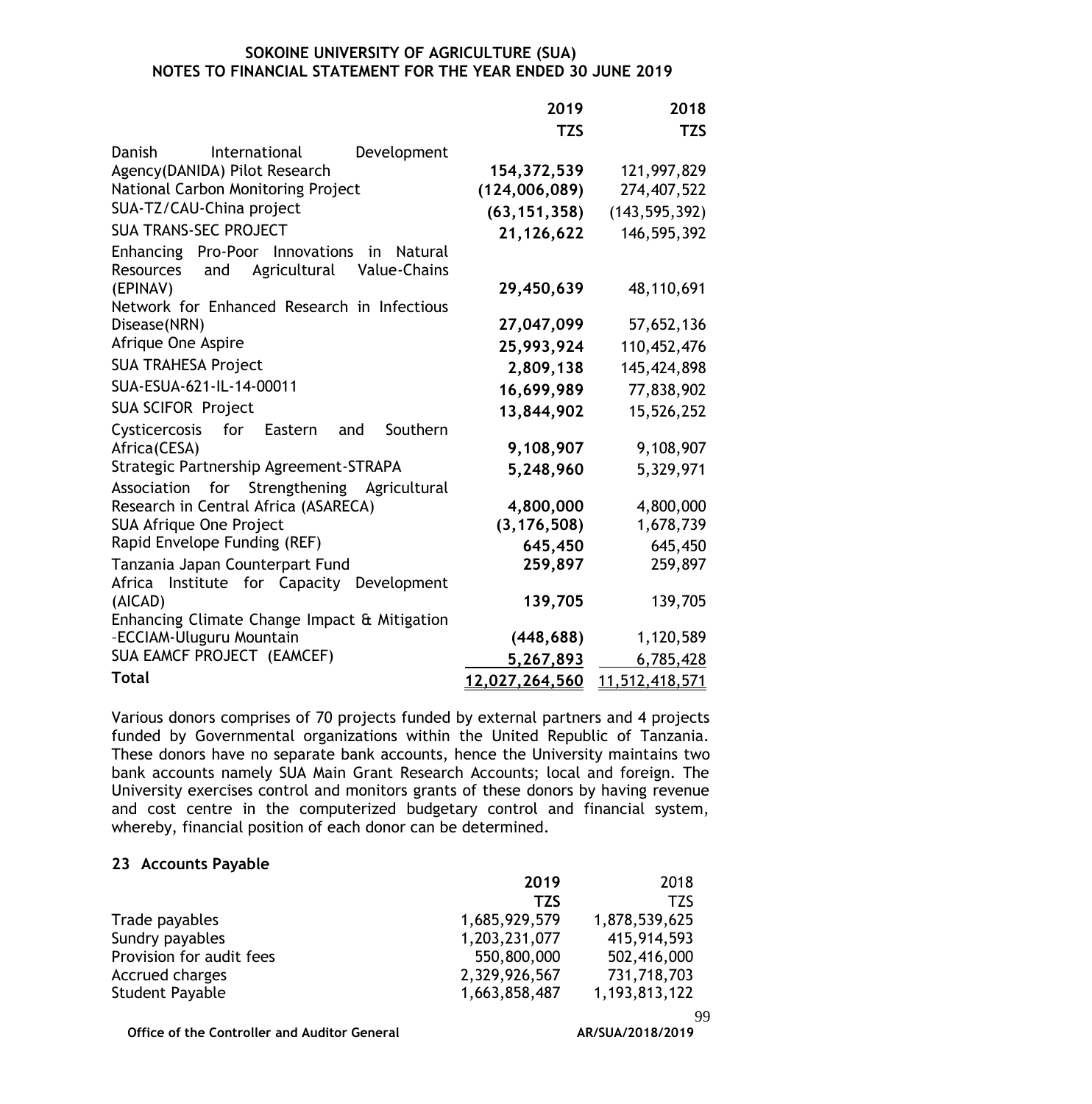| | 2019 | 2018 |
|---|---|---|
| | TZS | TZS |
| Danish International Development Agency(DANIDA) Pilot Research | **154,372,539** | 121,997,829 |
| National Carbon Monitoring Project | **(124,006,089)** | 274,407,522 |
| SUA-TZ/CAU-China project | **(63,151,358)** | (143,595,392) |
| SUA TRANS-SEC PROJECT | **21,126,622** | 146,595,392 |
| Enhancing Pro-Poor Innovations in Natural Resources and Agricultural Value-Chains (EPINAV) | **29,450,639** | 48,110,691 |
| Network for Enhanced Research in Infectious Disease(NRN) | **27,047,099** | 57,652,136 |
| Afrique One Aspire | **25,993,924** | 110,452,476 |
| SUA TRAHESA Project | **2,809,138** | 145,424,898 |
| SUA-ESUA-621-IL-14-00011 | **16,699,989** | 77,838,902 |
| SUA SCIFOR Project | **13,844,902** | 15,526,252 |
| Cysticercosis for Eastern and Southern Africa(CESA) | **9,108,907** | 9,108,907 |
| Strategic Partnership Agreement-STRAPA | **5,248,960** | 5,329,971 |
| Association for Strengthening Agricultural Research in Central Africa (ASARECA) | **4,800,000** | 4,800,000 |
| SUA Afrique One Project | **(3,176,508)** | 1,678,739 |
| Rapid Envelope Funding (REF) | **645,450** | 645,450 |
| Tanzania Japan Counterpart Fund | **259,897** | 259,897 |
| Africa Institute for Capacity Development (AICAD) | **139,705** | 139,705 |
| Enhancing Climate Change Impact & Mitigation -ECCIAM-Uluguru Mountain | **(448,688)** | 1,120,589 |
| SUA EAMCF PROJECT (EAMCEF) | **5,267,893** | 6,785,428 |
| **Total** | **12,027,264,560** | 11,512,418,571 |

Various donors comprises of 70 projects funded by external partners and 4 projects funded by Governmental organizations within the United Republic of Tanzania. These donors have no separate bank accounts, hence the University maintains two bank accounts namely SUA Main Grant Research Accounts; local and foreign. The University exercises control and monitors grants of these donors by having revenue and cost centre in the computerized budgetary control and financial system, whereby, financial position of each donor can be determined.

## 23 Accounts Payable

| | 2019 | 2018 |
|---|---|---|
| | **TZS** | TZS |
| Trade payables | 1,685,929,579 | 1,878,539,625 |
| Sundry payables | 1,203,231,077 | 415,914,593 |
| Provision for audit fees | 550,800,000 | 502,416,000 |
| Accrued charges | 2,329,926,567 | 731,718,703 |
| Student Payable | 1,663,858,487 | 1,193,813,122 |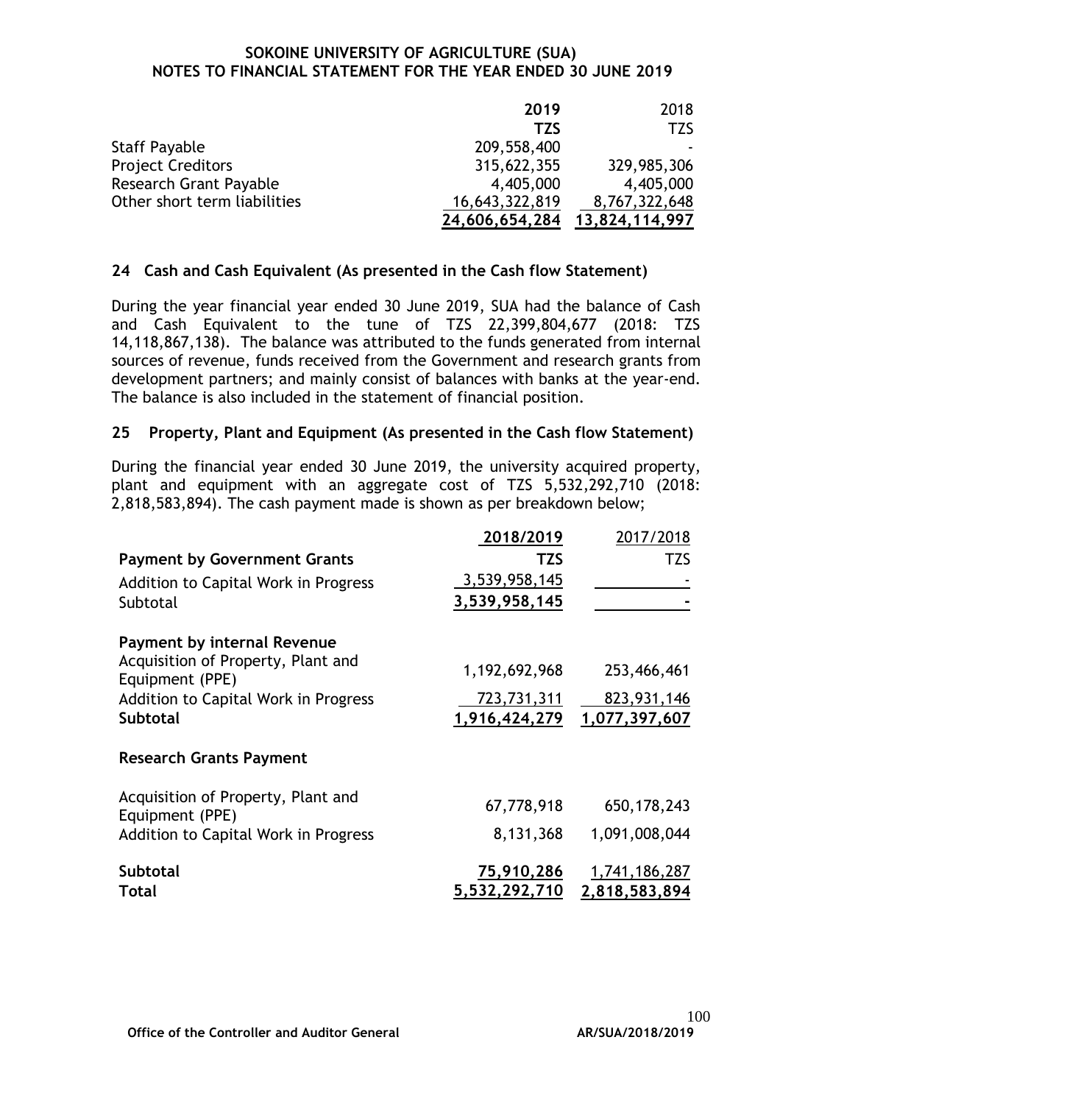| | 2019 | 2018 |
|---|---|---|
| | TZS | TZS |
| Staff Payable | 209,558,400 | - |
| Project Creditors | 315,622,355 | 329,985,306 |
| Research Grant Payable | 4,405,000 | 4,405,000 |
| Other short term liabilities | 16,643,322,819 | 8,767,322,648 |
| | **24,606,654,284** | **13,824,114,997** |

## 24 Cash and Cash Equivalent (As presented in the Cash flow Statement)

During the year financial year ended 30 June 2019, SUA had the balance of Cash and Cash Equivalent to the tune of TZS 22,399,804,677 (2018: TZS 14,118,867,138). The balance was attributed to the funds generated from internal sources of revenue, funds received from the Government and research grants from development partners; and mainly consist of balances with banks at the year-end. The balance is also included in the statement of financial position.

## 25 Property, Plant and Equipment (As presented in the Cash flow Statement)

During the financial year ended 30 June 2019, the university acquired property, plant and equipment with an aggregate cost of TZS 5,532,292,710 (2018: 2,818,583,894). The cash payment made is shown as per breakdown below;

| | 2018/2019 | 2017/2018 |
|---|---|---|
| **Payment by Government Grants** | **TZS** | TZS |
| Addition to Capital Work in Progress | 3,539,958,145 | - |
| Subtotal | **3,539,958,145** | **-** |
| **Payment by internal Revenue** | | |
| Acquisition of Property, Plant and Equipment (PPE) | 1,192,692,968 | 253,466,461 |
| Addition to Capital Work in Progress | 723,731,311 | 823,931,146 |
| **Subtotal** | **1,916,424,279** | **1,077,397,607** |
| **Research Grants Payment** | | |
| Acquisition of Property, Plant and Equipment (PPE) | 67,778,918 | 650,178,243 |
| Addition to Capital Work in Progress | 8,131,368 | 1,091,008,044 |
| **Subtotal** | **75,910,286** | 1,741,186,287 |
| **Total** | **5,532,292,710** | **2,818,583,894** |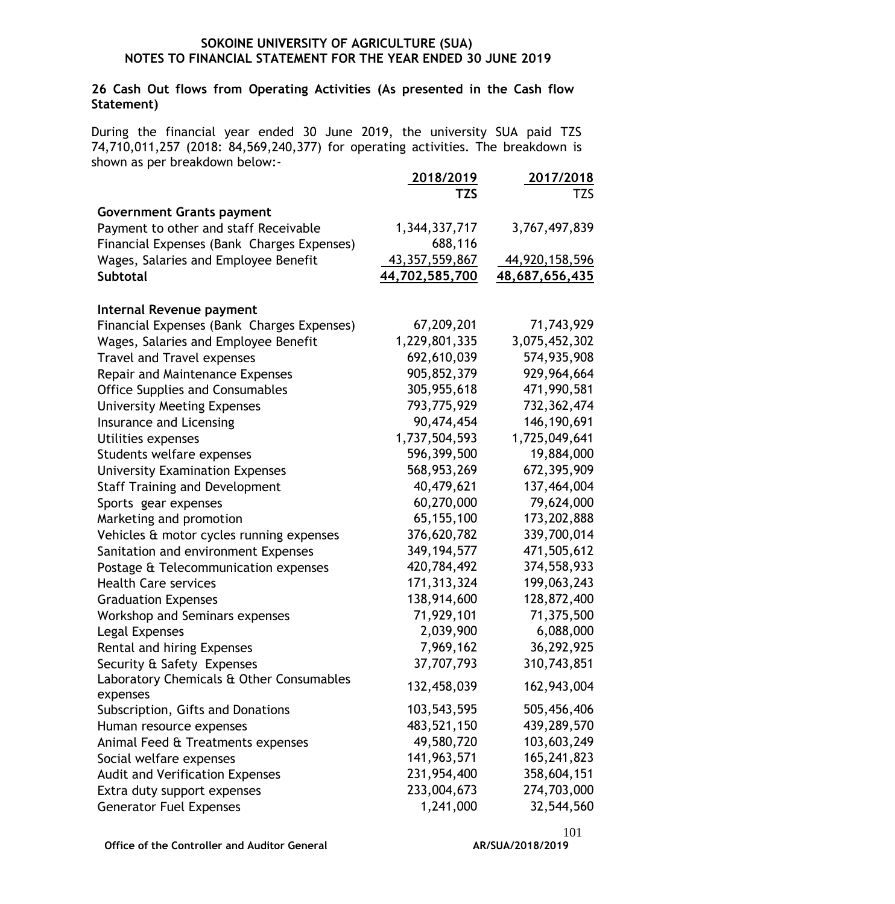**SOKOINE UNIVERSITY OF AGRICULTURE (SUA)**
**NOTES TO FINANCIAL STATEMENT FOR THE YEAR ENDED 30 JUNE 2019**

## 26 Cash Out flows from Operating Activities (As presented in the Cash flow Statement)

During the financial year ended 30 June 2019, the university SUA paid TZS 74,710,011,257 (2018: 84,569,240,377) for operating activities. The breakdown is shown as per breakdown below:-

| | 2018/2019 TZS | 2017/2018 TZS |
|---|---:|---:|
| **Government Grants payment** | | |
| Payment to other and staff Receivable | 1,344,337,717 | 3,767,497,839 |
| Financial Expenses (Bank Charges Expenses) | 688,116 | |
| Wages, Salaries and Employee Benefit | 43,357,559,867 | 44,920,158,596 |
| **Subtotal** | **44,702,585,700** | **48,687,656,435** |
| | | |
| **Internal Revenue payment** | | |
| Financial Expenses (Bank Charges Expenses) | 67,209,201 | 71,743,929 |
| Wages, Salaries and Employee Benefit | 1,229,801,335 | 3,075,452,302 |
| Travel and Travel expenses | 692,610,039 | 574,935,908 |
| Repair and Maintenance Expenses | 905,852,379 | 929,964,664 |
| Office Supplies and Consumables | 305,955,618 | 471,990,581 |
| University Meeting Expenses | 793,775,929 | 732,362,474 |
| Insurance and Licensing | 90,474,454 | 146,190,691 |
| Utilities expenses | 1,737,504,593 | 1,725,049,641 |
| Students welfare expenses | 596,399,500 | 19,884,000 |
| University Examination Expenses | 568,953,269 | 672,395,909 |
| Staff Training and Development | 40,479,621 | 137,464,004 |
| Sports gear expenses | 60,270,000 | 79,624,000 |
| Marketing and promotion | 65,155,100 | 173,202,888 |
| Vehicles & motor cycles running expenses | 376,620,782 | 339,700,014 |
| Sanitation and environment Expenses | 349,194,577 | 471,505,612 |
| Postage & Telecommunication expenses | 420,784,492 | 374,558,933 |
| Health Care services | 171,313,324 | 199,063,243 |
| Graduation Expenses | 138,914,600 | 128,872,400 |
| Workshop and Seminars expenses | 71,929,101 | 71,375,500 |
| Legal Expenses | 2,039,900 | 6,088,000 |
| Rental and hiring Expenses | 7,969,162 | 36,292,925 |
| Security & Safety Expenses | 37,707,793 | 310,743,851 |
| Laboratory Chemicals & Other Consumables expenses | 132,458,039 | 162,943,004 |
| Subscription, Gifts and Donations | 103,543,595 | 505,456,406 |
| Human resource expenses | 483,521,150 | 439,289,570 |
| Animal Feed & Treatments expenses | 49,580,720 | 103,603,249 |
| Social welfare expenses | 141,963,571 | 165,241,823 |
| Audit and Verification Expenses | 231,954,400 | 358,604,151 |
| Extra duty support expenses | 233,004,673 | 274,703,000 |
| Generator Fuel Expenses | 1,241,000 | 32,544,560 |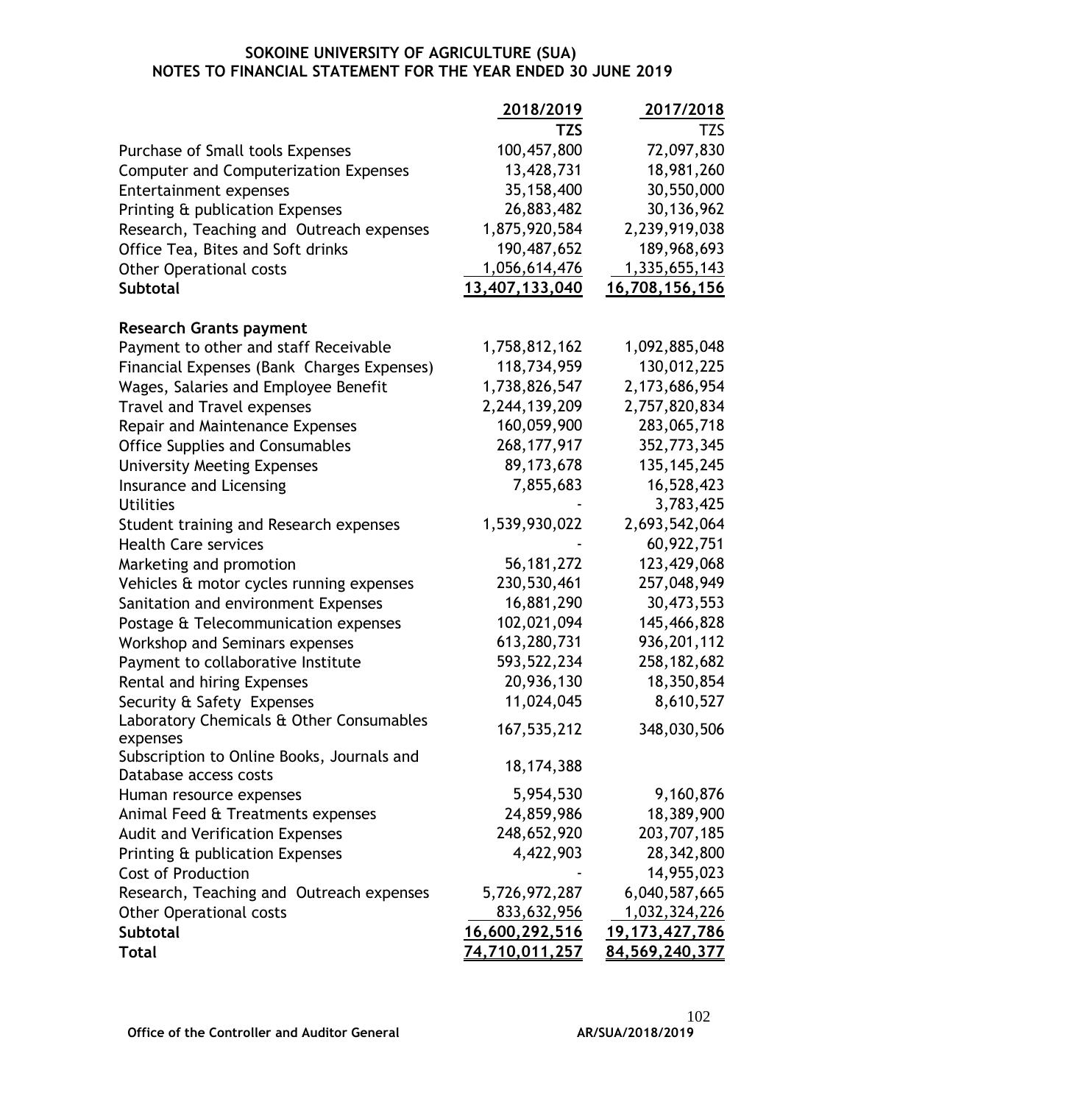**SOKOINE UNIVERSITY OF AGRICULTURE (SUA)**
**NOTES TO FINANCIAL STATEMENT FOR THE YEAR ENDED 30 JUNE 2019**

| | 2018/2019 | 2017/2018 |
|---|---:|---:|
| | **TZS** | TZS |
| Purchase of Small tools Expenses | 100,457,800 | 72,097,830 |
| Computer and Computerization Expenses | 13,428,731 | 18,981,260 |
| Entertainment expenses | 35,158,400 | 30,550,000 |
| Printing & publication Expenses | 26,883,482 | 30,136,962 |
| Research, Teaching and Outreach expenses | 1,875,920,584 | 2,239,919,038 |
| Office Tea, Bites and Soft drinks | 190,487,652 | 189,968,693 |
| Other Operational costs | 1,056,614,476 | 1,335,655,143 |
| **Subtotal** | **13,407,133,040** | **16,708,156,156** |
| | | |
| **Research Grants payment** | | |
| Payment to other and staff Receivable | 1,758,812,162 | 1,092,885,048 |
| Financial Expenses (Bank Charges Expenses) | 118,734,959 | 130,012,225 |
| Wages, Salaries and Employee Benefit | 1,738,826,547 | 2,173,686,954 |
| Travel and Travel expenses | 2,244,139,209 | 2,757,820,834 |
| Repair and Maintenance Expenses | 160,059,900 | 283,065,718 |
| Office Supplies and Consumables | 268,177,917 | 352,773,345 |
| University Meeting Expenses | 89,173,678 | 135,145,245 |
| Insurance and Licensing | 7,855,683 | 16,528,423 |
| Utilities | - | 3,783,425 |
| Student training and Research expenses | 1,539,930,022 | 2,693,542,064 |
| Health Care services | - | 60,922,751 |
| Marketing and promotion | 56,181,272 | 123,429,068 |
| Vehicles & motor cycles running expenses | 230,530,461 | 257,048,949 |
| Sanitation and environment Expenses | 16,881,290 | 30,473,553 |
| Postage & Telecommunication expenses | 102,021,094 | 145,466,828 |
| Workshop and Seminars expenses | 613,280,731 | 936,201,112 |
| Payment to collaborative Institute | 593,522,234 | 258,182,682 |
| Rental and hiring Expenses | 20,936,130 | 18,350,854 |
| Security & Safety Expenses | 11,024,045 | 8,610,527 |
| Laboratory Chemicals & Other Consumables expenses | 167,535,212 | 348,030,506 |
| Subscription to Online Books, Journals and Database access costs | 18,174,388 | |
| Human resource expenses | 5,954,530 | 9,160,876 |
| Animal Feed & Treatments expenses | 24,859,986 | 18,389,900 |
| Audit and Verification Expenses | 248,652,920 | 203,707,185 |
| Printing & publication Expenses | 4,422,903 | 28,342,800 |
| Cost of Production | - | 14,955,023 |
| Research, Teaching and Outreach expenses | 5,726,972,287 | 6,040,587,665 |
| Other Operational costs | 833,632,956 | 1,032,324,226 |
| **Subtotal** | **16,600,292,516** | **19,173,427,786** |
| **Total** | **74,710,011,257** | **84,569,240,377** |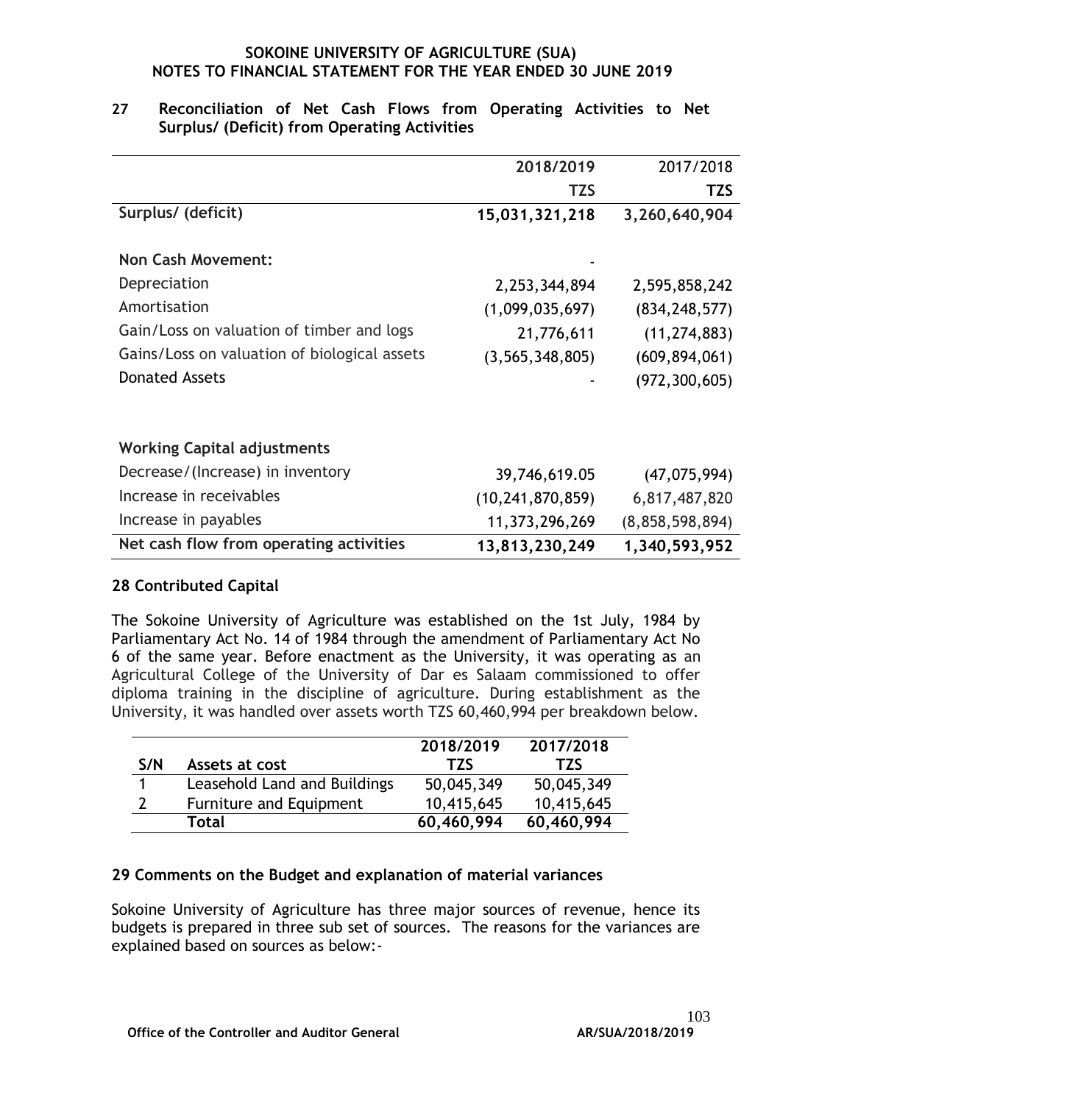**SOKOINE UNIVERSITY OF AGRICULTURE (SUA)**
**NOTES TO FINANCIAL STATEMENT FOR THE YEAR ENDED 30 JUNE 2019**

## 27 Reconciliation of Net Cash Flows from Operating Activities to Net Surplus/ (Deficit) from Operating Activities

| | 2018/2019 | 2017/2018 |
|---|---|---|
| | **TZS** | **TZS** |
| **Surplus/ (deficit)** | **15,031,321,218** | **3,260,640,904** |
| | | |
| **Non Cash Movement:** | - | |
| Depreciation | 2,253,344,894 | 2,595,858,242 |
| Amortisation | (1,099,035,697) | (834,248,577) |
| Gain/Loss on valuation of timber and logs | 21,776,611 | (11,274,883) |
| Gains/Loss on valuation of biological assets | (3,565,348,805) | (609,894,061) |
| Donated Assets | - | (972,300,605) |
| | | |
| **Working Capital adjustments** | | |
| Decrease/(Increase) in inventory | 39,746,619.05 | (47,075,994) |
| Increase in receivables | (10,241,870,859) | 6,817,487,820 |
| Increase in payables | 11,373,296,269 | (8,858,598,894) |
| **Net cash flow from operating activities** | **13,813,230,249** | **1,340,593,952** |

## 28 Contributed Capital

The Sokoine University of Agriculture was established on the 1st July, 1984 by Parliamentary Act No. 14 of 1984 through the amendment of Parliamentary Act No 6 of the same year. Before enactment as the University, it was operating as an Agricultural College of the University of Dar es Salaam commissioned to offer diploma training in the discipline of agriculture. During establishment as the University, it was handled over assets worth TZS 60,460,994 per breakdown below.

| S/N | Assets at cost | 2018/2019 TZS | 2017/2018 TZS |
|---|---|---|---|
| 1 | Leasehold Land and Buildings | 50,045,349 | 50,045,349 |
| 2 | Furniture and Equipment | 10,415,645 | 10,415,645 |
| | **Total** | **60,460,994** | **60,460,994** |

## 29 Comments on the Budget and explanation of material variances

Sokoine University of Agriculture has three major sources of revenue, hence its budgets is prepared in three sub set of sources. The reasons for the variances are explained based on sources as below:-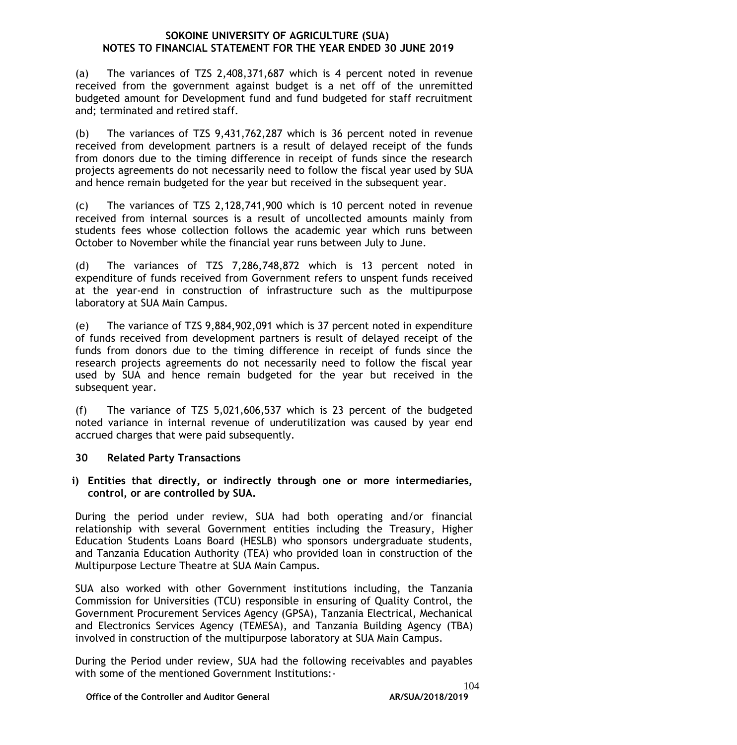(a) The variances of TZS 2,408,371,687 which is 4 percent noted in revenue received from the government against budget is a net off of the unremitted budgeted amount for Development fund and fund budgeted for staff recruitment and; terminated and retired staff.

(b) The variances of TZS 9,431,762,287 which is 36 percent noted in revenue received from development partners is a result of delayed receipt of the funds from donors due to the timing difference in receipt of funds since the research projects agreements do not necessarily need to follow the fiscal year used by SUA and hence remain budgeted for the year but received in the subsequent year.

(c) The variances of TZS 2,128,741,900 which is 10 percent noted in revenue received from internal sources is a result of uncollected amounts mainly from students fees whose collection follows the academic year which runs between October to November while the financial year runs between July to June.

(d) The variances of TZS 7,286,748,872 which is 13 percent noted in expenditure of funds received from Government refers to unspent funds received at the year-end in construction of infrastructure such as the multipurpose laboratory at SUA Main Campus.

(e) The variance of TZS 9,884,902,091 which is 37 percent noted in expenditure of funds received from development partners is result of delayed receipt of the funds from donors due to the timing difference in receipt of funds since the research projects agreements do not necessarily need to follow the fiscal year used by SUA and hence remain budgeted for the year but received in the subsequent year.

(f) The variance of TZS 5,021,606,537 which is 23 percent of the budgeted noted variance in internal revenue of underutilization was caused by year end accrued charges that were paid subsequently.

## 30 Related Party Transactions

**i) Entities that directly, or indirectly through one or more intermediaries, control, or are controlled by SUA.**

During the period under review, SUA had both operating and/or financial relationship with several Government entities including the Treasury, Higher Education Students Loans Board (HESLB) who sponsors undergraduate students, and Tanzania Education Authority (TEA) who provided loan in construction of the Multipurpose Lecture Theatre at SUA Main Campus.

SUA also worked with other Government institutions including, the Tanzania Commission for Universities (TCU) responsible in ensuring of Quality Control, the Government Procurement Services Agency (GPSA), Tanzania Electrical, Mechanical and Electronics Services Agency (TEMESA), and Tanzania Building Agency (TBA) involved in construction of the multipurpose laboratory at SUA Main Campus.

During the Period under review, SUA had the following receivables and payables with some of the mentioned Government Institutions:-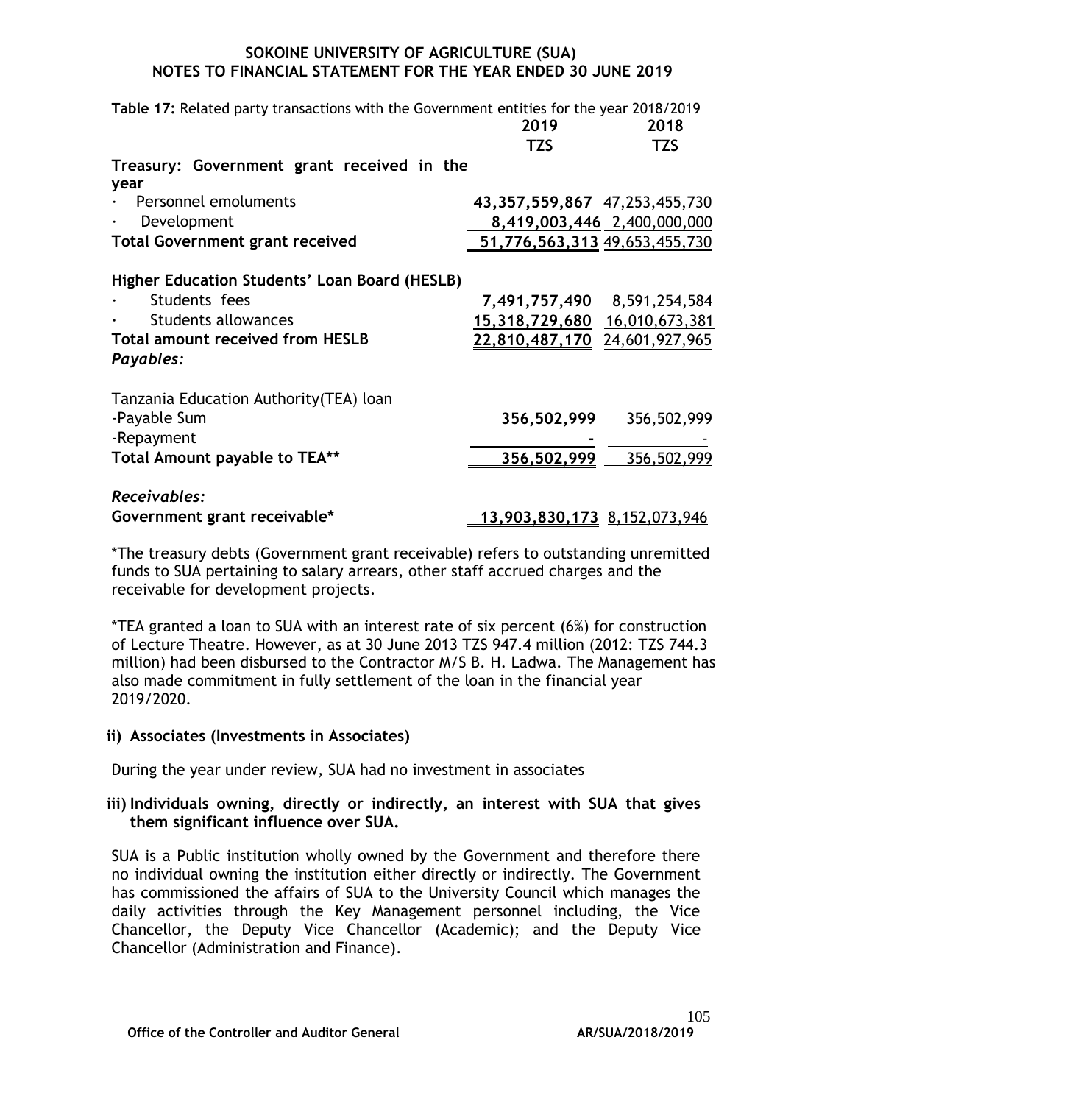**SOKOINE UNIVERSITY OF AGRICULTURE (SUA)**
**NOTES TO FINANCIAL STATEMENT FOR THE YEAR ENDED 30 JUNE 2019**

**Table 17:** Related party transactions with the Government entities for the year 2018/2019

| | 2019 TZS | 2018 TZS |
|---|---|---|
| **Treasury: Government grant received in the year** | | |
| · Personnel emoluments | **43,357,559,867** | 47,253,455,730 |
| · Development | **8,419,003,446** | 2,400,000,000 |
| **Total Government grant received** | **51,776,563,313** | 49,653,455,730 |
| **Higher Education Students' Loan Board (HESLB)** | | |
| · Students fees | **7,491,757,490** | 8,591,254,584 |
| · Students allowances | **15,318,729,680** | 16,010,673,381 |
| **Total amount received from HESLB** | **22,810,487,170** | 24,601,927,965 |
| ***Payables:*** | | |
| Tanzania Education Authority(TEA) loan | | |
| -Payable Sum | **356,502,999** | 356,502,999 |
| -Repayment | **-** | - |
| **Total Amount payable to TEA**** | **356,502,999** | 356,502,999 |
| ***Receivables:*** | | |
| **Government grant receivable*** | **13,903,830,173** | 8,152,073,946 |

*The treasury debts (Government grant receivable) refers to outstanding unremitted funds to SUA pertaining to salary arrears, other staff accrued charges and the receivable for development projects.

*TEA granted a loan to SUA with an interest rate of six percent (6%) for construction of Lecture Theatre. However, as at 30 June 2013 TZS 947.4 million (2012: TZS 744.3 million) had been disbursed to the Contractor M/S B. H. Ladwa. The Management has also made commitment in fully settlement of the loan in the financial year 2019/2020.

**ii) Associates (Investments in Associates)**

During the year under review, SUA had no investment in associates

**iii) Individuals owning, directly or indirectly, an interest with SUA that gives them significant influence over SUA.**

SUA is a Public institution wholly owned by the Government and therefore there no individual owning the institution either directly or indirectly. The Government has commissioned the affairs of SUA to the University Council which manages the daily activities through the Key Management personnel including, the Vice Chancellor, the Deputy Vice Chancellor (Academic); and the Deputy Vice Chancellor (Administration and Finance).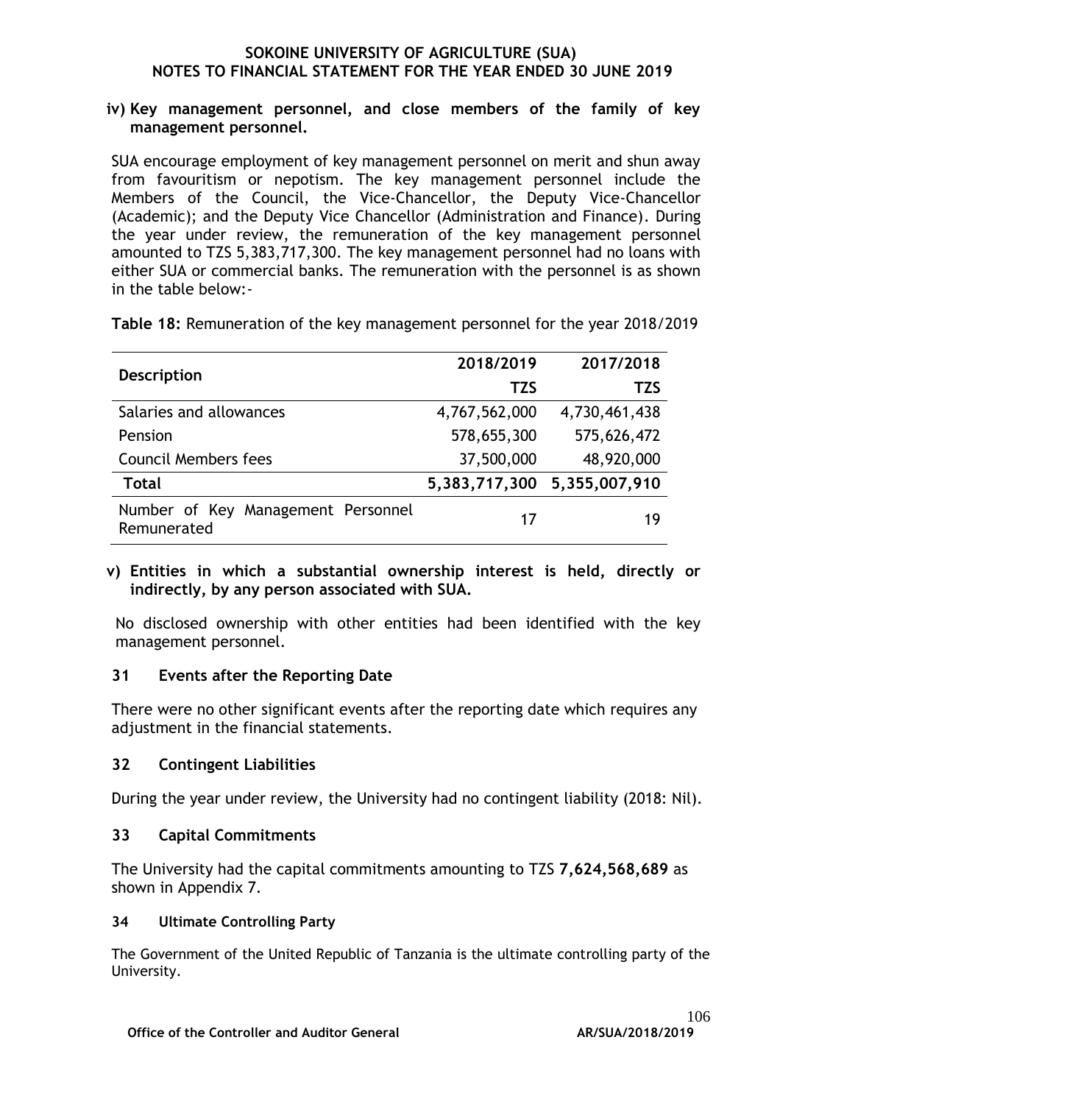**iv) Key management personnel, and close members of the family of key management personnel.**

SUA encourage employment of key management personnel on merit and shun away from favouritism or nepotism. The key management personnel include the Members of the Council, the Vice-Chancellor, the Deputy Vice-Chancellor (Academic); and the Deputy Vice Chancellor (Administration and Finance). During the year under review, the remuneration of the key management personnel amounted to TZS 5,383,717,300. The key management personnel had no loans with either SUA or commercial banks. The remuneration with the personnel is as shown in the table below:-

**Table 18:** Remuneration of the key management personnel for the year 2018/2019

| Description | 2018/2019 | 2017/2018 |
|---|---|---|
| | TZS | TZS |
| Salaries and allowances | 4,767,562,000 | 4,730,461,438 |
| Pension | 578,655,300 | 575,626,472 |
| Council Members fees | 37,500,000 | 48,920,000 |
| **Total** | **5,383,717,300** | **5,355,007,910** |
| Number of Key Management Personnel Remunerated | 17 | 19 |

**v) Entities in which a substantial ownership interest is held, directly or indirectly, by any person associated with SUA.**

No disclosed ownership with other entities had been identified with the key management personnel.

## 31 Events after the Reporting Date

There were no other significant events after the reporting date which requires any adjustment in the financial statements.

## 32 Contingent Liabilities

During the year under review, the University had no contingent liability (2018: Nil).

## 33 Capital Commitments

The University had the capital commitments amounting to TZS **7,624,568,689** as shown in Appendix 7.

## 34 Ultimate Controlling Party

The Government of the United Republic of Tanzania is the ultimate controlling party of the University.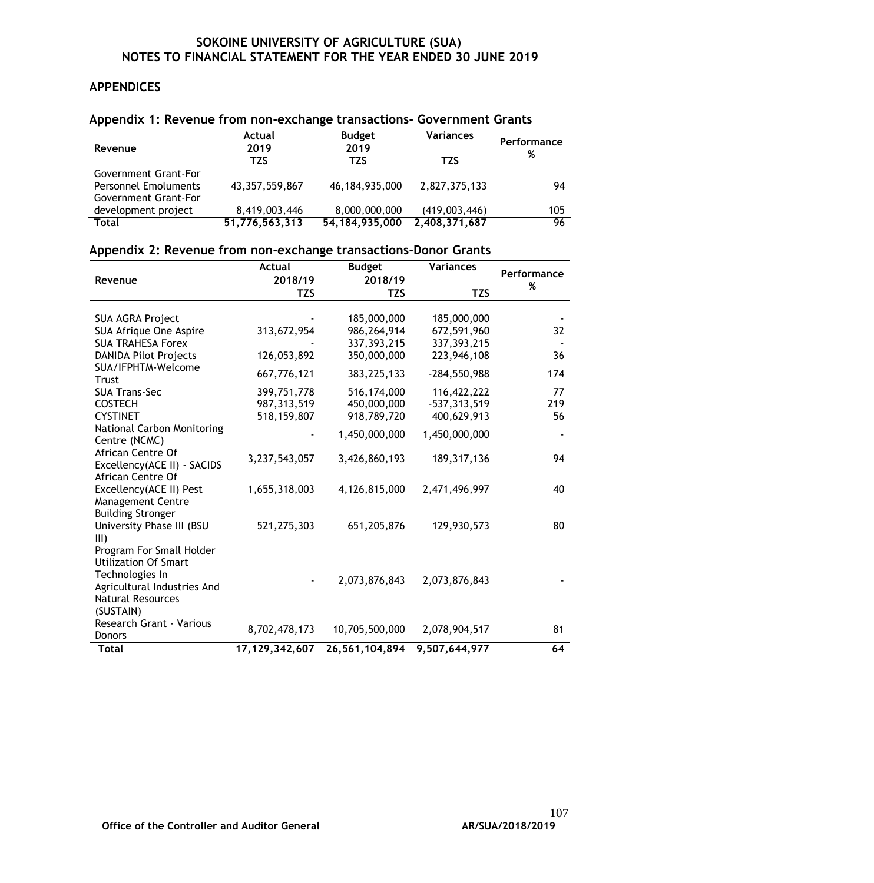# SOKOINE UNIVERSITY OF AGRICULTURE (SUA)
## NOTES TO FINANCIAL STATEMENT FOR THE YEAR ENDED 30 JUNE 2019

## APPENDICES

### Appendix 1: Revenue from non-exchange transactions- Government Grants

| Revenue | Actual 2019 TZS | Budget 2019 TZS | Variances TZS | Performance % |
|---|---|---|---|---|
| Government Grant-For Personnel Emoluments | 43,357,559,867 | 46,184,935,000 | 2,827,375,133 | 94 |
| Government Grant-For development project | 8,419,003,446 | 8,000,000,000 | (419,003,446) | 105 |
| **Total** | **51,776,563,313** | **54,184,935,000** | **2,408,371,687** | 96 |

### Appendix 2: Revenue from non-exchange transactions-Donor Grants

| Revenue | Actual 2018/19 TZS | Budget 2018/19 TZS | Variances TZS | Performance % |
|---|---|---|---|---|
| SUA AGRA Project | - | 185,000,000 | 185,000,000 | - |
| SUA Afrique One Aspire | 313,672,954 | 986,264,914 | 672,591,960 | 32 |
| SUA TRAHESA Forex | - | 337,393,215 | 337,393,215 | - |
| DANIDA Pilot Projects | 126,053,892 | 350,000,000 | 223,946,108 | 36 |
| SUA/IFPHTM-Welcome Trust | 667,776,121 | 383,225,133 | -284,550,988 | 174 |
| SUA Trans-Sec | 399,751,778 | 516,174,000 | 116,422,222 | 77 |
| COSTECH | 987,313,519 | 450,000,000 | -537,313,519 | 219 |
| CYSTINET | 518,159,807 | 918,789,720 | 400,629,913 | 56 |
| National Carbon Monitoring Centre (NCMC) | - | 1,450,000,000 | 1,450,000,000 | - |
| African Centre Of Excellency(ACE II) - SACIDS | 3,237,543,057 | 3,426,860,193 | 189,317,136 | 94 |
| African Centre Of Excellency(ACE II) Pest Management Centre | 1,655,318,003 | 4,126,815,000 | 2,471,496,997 | 40 |
| Building Stronger University Phase III (BSU III) | 521,275,303 | 651,205,876 | 129,930,573 | 80 |
| Program For Small Holder Utilization Of Smart Technologies In Agricultural Industries And Natural Resources (SUSTAIN) | - | 2,073,876,843 | 2,073,876,843 | - |
| Research Grant - Various Donors | 8,702,478,173 | 10,705,500,000 | 2,078,904,517 | 81 |
| **Total** | **17,129,342,607** | **26,561,104,894** | **9,507,644,977** | **64** |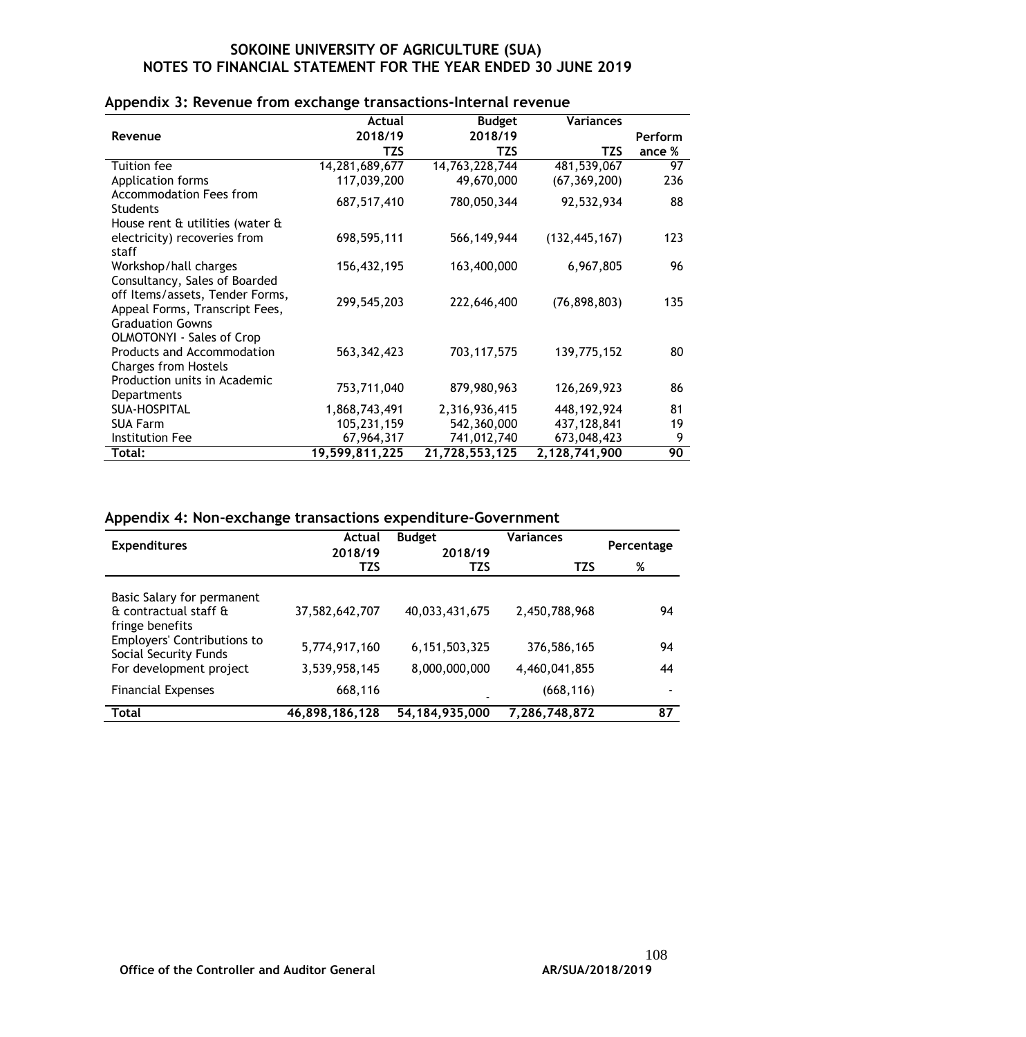**SOKOINE UNIVERSITY OF AGRICULTURE (SUA)**
**NOTES TO FINANCIAL STATEMENT FOR THE YEAR ENDED 30 JUNE 2019**

## Appendix 3: Revenue from exchange transactions-Internal revenue

| Revenue | Actual 2018/19 TZS | Budget 2018/19 TZS | Variances TZS | Performance % |
|---|---|---|---|---|
| Tuition fee | 14,281,689,677 | 14,763,228,744 | 481,539,067 | 97 |
| Application forms | 117,039,200 | 49,670,000 | (67,369,200) | 236 |
| Accommodation Fees from Students | 687,517,410 | 780,050,344 | 92,532,934 | 88 |
| House rent & utilities (water & electricity) recoveries from staff | 698,595,111 | 566,149,944 | (132,445,167) | 123 |
| Workshop/hall charges | 156,432,195 | 163,400,000 | 6,967,805 | 96 |
| Consultancy, Sales of Boarded off Items/assets, Tender Forms, Appeal Forms, Transcript Fees, Graduation Gowns | 299,545,203 | 222,646,400 | (76,898,803) | 135 |
| OLMOTONYI - Sales of Crop Products and Accommodation Charges from Hostels | 563,342,423 | 703,117,575 | 139,775,152 | 80 |
| Production units in Academic Departments | 753,711,040 | 879,980,963 | 126,269,923 | 86 |
| SUA-HOSPITAL | 1,868,743,491 | 2,316,936,415 | 448,192,924 | 81 |
| SUA Farm | 105,231,159 | 542,360,000 | 437,128,841 | 19 |
| Institution Fee | 67,964,317 | 741,012,740 | 673,048,423 | 9 |
| **Total:** | **19,599,811,225** | **21,728,553,125** | **2,128,741,900** | **90** |

## Appendix 4: Non-exchange transactions expenditure-Government

| Expenditures | Actual 2018/19 TZS | Budget 2018/19 TZS | Variances TZS | Percentage % |
|---|---|---|---|---|
| Basic Salary for permanent & contractual staff & fringe benefits | 37,582,642,707 | 40,033,431,675 | 2,450,788,968 | 94 |
| Employers' Contributions to Social Security Funds | 5,774,917,160 | 6,151,503,325 | 376,586,165 | 94 |
| For development project | 3,539,958,145 | 8,000,000,000 | 4,460,041,855 | 44 |
| Financial Expenses | 668,116 | - | (668,116) | - |
| **Total** | **46,898,186,128** | **54,184,935,000** | **7,286,748,872** | **87** |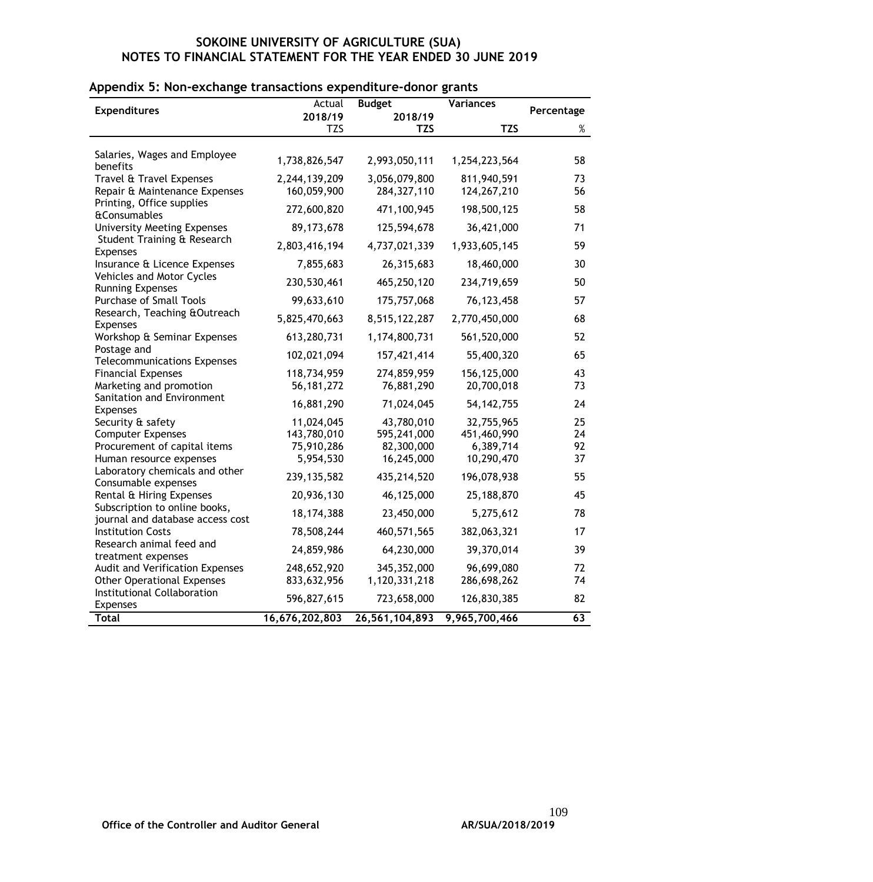# SOKOINE UNIVERSITY OF AGRICULTURE (SUA)
## NOTES TO FINANCIAL STATEMENT FOR THE YEAR ENDED 30 JUNE 2019

### Appendix 5: Non-exchange transactions expenditure-donor grants

| Expenditures | Actual 2018/19 | Budget 2018/19 | Variances | Percentage |
|---|---|---|---|---|
| | TZS | TZS | TZS | % |
| Salaries, Wages and Employee benefits | 1,738,826,547 | 2,993,050,111 | 1,254,223,564 | 58 |
| Travel & Travel Expenses | 2,244,139,209 | 3,056,079,800 | 811,940,591 | 73 |
| Repair & Maintenance Expenses | 160,059,900 | 284,327,110 | 124,267,210 | 56 |
| Printing, Office supplies &Consumables | 272,600,820 | 471,100,945 | 198,500,125 | 58 |
| University Meeting Expenses | 89,173,678 | 125,594,678 | 36,421,000 | 71 |
| Student Training & Research Expenses | 2,803,416,194 | 4,737,021,339 | 1,933,605,145 | 59 |
| Insurance & Licence Expenses | 7,855,683 | 26,315,683 | 18,460,000 | 30 |
| Vehicles and Motor Cycles Running Expenses | 230,530,461 | 465,250,120 | 234,719,659 | 50 |
| Purchase of Small Tools | 99,633,610 | 175,757,068 | 76,123,458 | 57 |
| Research, Teaching &Outreach Expenses | 5,825,470,663 | 8,515,122,287 | 2,770,450,000 | 68 |
| Workshop & Seminar Expenses | 613,280,731 | 1,174,800,731 | 561,520,000 | 52 |
| Postage and Telecommunications Expenses | 102,021,094 | 157,421,414 | 55,400,320 | 65 |
| Financial Expenses | 118,734,959 | 274,859,959 | 156,125,000 | 43 |
| Marketing and promotion | 56,181,272 | 76,881,290 | 20,700,018 | 73 |
| Sanitation and Environment Expenses | 16,881,290 | 71,024,045 | 54,142,755 | 24 |
| Security & safety | 11,024,045 | 43,780,010 | 32,755,965 | 25 |
| Computer Expenses | 143,780,010 | 595,241,000 | 451,460,990 | 24 |
| Procurement of capital items | 75,910,286 | 82,300,000 | 6,389,714 | 92 |
| Human resource expenses | 5,954,530 | 16,245,000 | 10,290,470 | 37 |
| Laboratory chemicals and other Consumable expenses | 239,135,582 | 435,214,520 | 196,078,938 | 55 |
| Rental & Hiring Expenses | 20,936,130 | 46,125,000 | 25,188,870 | 45 |
| Subscription to online books, journal and database access cost | 18,174,388 | 23,450,000 | 5,275,612 | 78 |
| Institution Costs | 78,508,244 | 460,571,565 | 382,063,321 | 17 |
| Research animal feed and treatment expenses | 24,859,986 | 64,230,000 | 39,370,014 | 39 |
| Audit and Verification Expenses | 248,652,920 | 345,352,000 | 96,699,080 | 72 |
| Other Operational Expenses | 833,632,956 | 1,120,331,218 | 286,698,262 | 74 |
| Institutional Collaboration Expenses | 596,827,615 | 723,658,000 | 126,830,385 | 82 |
| **Total** | **16,676,202,803** | **26,561,104,893** | **9,965,700,466** | **63** |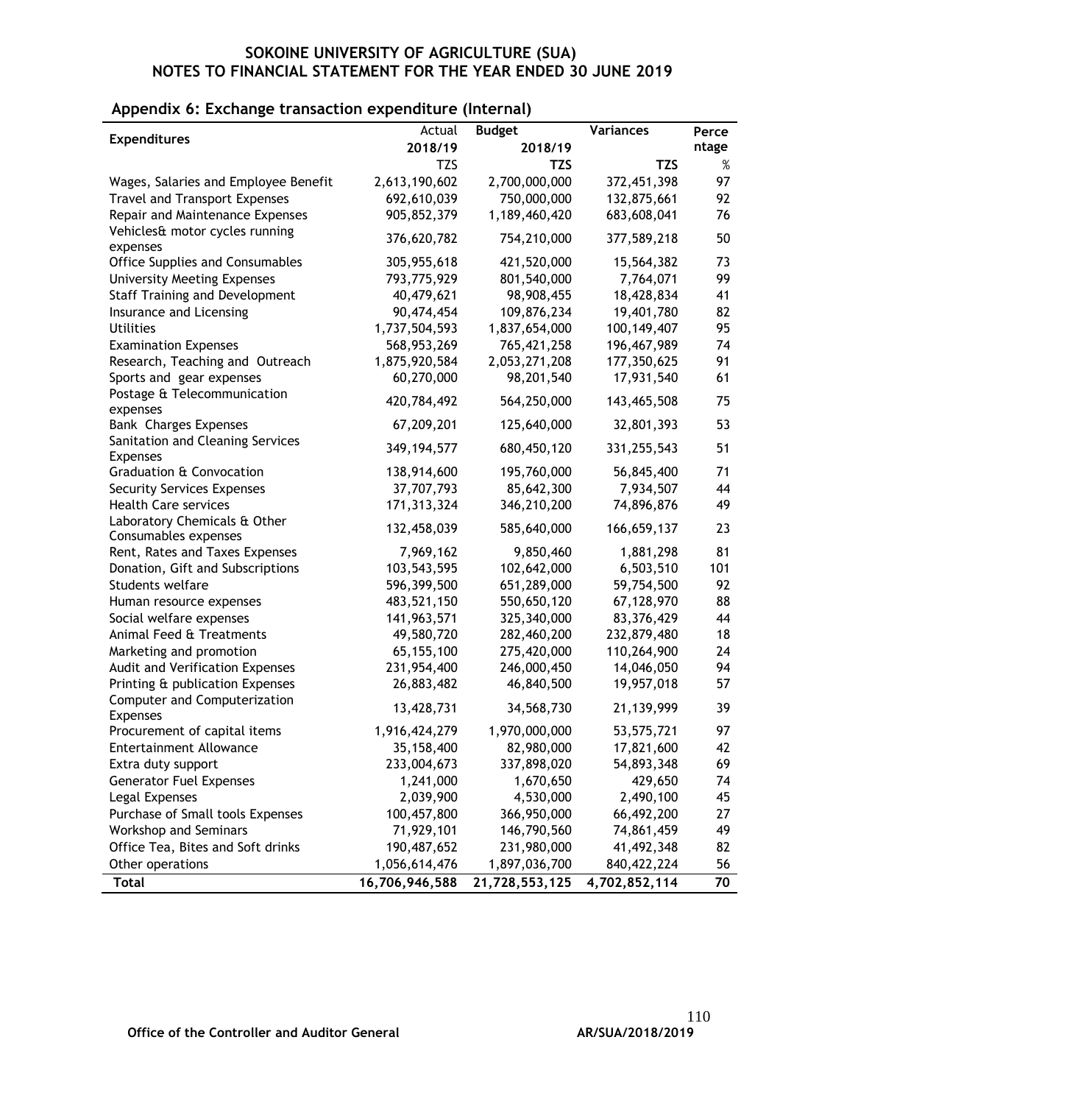**SOKOINE UNIVERSITY OF AGRICULTURE (SUA)**
**NOTES TO FINANCIAL STATEMENT FOR THE YEAR ENDED 30 JUNE 2019**

## Appendix 6: Exchange transaction expenditure (Internal)

| Expenditures | Actual 2018/19 | Budget 2018/19 | Variances | Percentage |
|---|---|---|---|---|
| | TZS | TZS | TZS | % |
| Wages, Salaries and Employee Benefit | 2,613,190,602 | 2,700,000,000 | 372,451,398 | 97 |
| Travel and Transport Expenses | 692,610,039 | 750,000,000 | 132,875,661 | 92 |
| Repair and Maintenance Expenses | 905,852,379 | 1,189,460,420 | 683,608,041 | 76 |
| Vehicles& motor cycles running expenses | 376,620,782 | 754,210,000 | 377,589,218 | 50 |
| Office Supplies and Consumables | 305,955,618 | 421,520,000 | 15,564,382 | 73 |
| University Meeting Expenses | 793,775,929 | 801,540,000 | 7,764,071 | 99 |
| Staff Training and Development | 40,479,621 | 98,908,455 | 18,428,834 | 41 |
| Insurance and Licensing | 90,474,454 | 109,876,234 | 19,401,780 | 82 |
| Utilities | 1,737,504,593 | 1,837,654,000 | 100,149,407 | 95 |
| Examination Expenses | 568,953,269 | 765,421,258 | 196,467,989 | 74 |
| Research, Teaching and Outreach | 1,875,920,584 | 2,053,271,208 | 177,350,625 | 91 |
| Sports and gear expenses | 60,270,000 | 98,201,540 | 17,931,540 | 61 |
| Postage & Telecommunication expenses | 420,784,492 | 564,250,000 | 143,465,508 | 75 |
| Bank Charges Expenses | 67,209,201 | 125,640,000 | 32,801,393 | 53 |
| Sanitation and Cleaning Services Expenses | 349,194,577 | 680,450,120 | 331,255,543 | 51 |
| Graduation & Convocation | 138,914,600 | 195,760,000 | 56,845,400 | 71 |
| Security Services Expenses | 37,707,793 | 85,642,300 | 7,934,507 | 44 |
| Health Care services | 171,313,324 | 346,210,200 | 74,896,876 | 49 |
| Laboratory Chemicals & Other Consumables expenses | 132,458,039 | 585,640,000 | 166,659,137 | 23 |
| Rent, Rates and Taxes Expenses | 7,969,162 | 9,850,460 | 1,881,298 | 81 |
| Donation, Gift and Subscriptions | 103,543,595 | 102,642,000 | 6,503,510 | 101 |
| Students welfare | 596,399,500 | 651,289,000 | 59,754,500 | 92 |
| Human resource expenses | 483,521,150 | 550,650,120 | 67,128,970 | 88 |
| Social welfare expenses | 141,963,571 | 325,340,000 | 83,376,429 | 44 |
| Animal Feed & Treatments | 49,580,720 | 282,460,200 | 232,879,480 | 18 |
| Marketing and promotion | 65,155,100 | 275,420,000 | 110,264,900 | 24 |
| Audit and Verification Expenses | 231,954,400 | 246,000,450 | 14,046,050 | 94 |
| Printing & publication Expenses | 26,883,482 | 46,840,500 | 19,957,018 | 57 |
| Computer and Computerization Expenses | 13,428,731 | 34,568,730 | 21,139,999 | 39 |
| Procurement of capital items | 1,916,424,279 | 1,970,000,000 | 53,575,721 | 97 |
| Entertainment Allowance | 35,158,400 | 82,980,000 | 17,821,600 | 42 |
| Extra duty support | 233,004,673 | 337,898,020 | 54,893,348 | 69 |
| Generator Fuel Expenses | 1,241,000 | 1,670,650 | 429,650 | 74 |
| Legal Expenses | 2,039,900 | 4,530,000 | 2,490,100 | 45 |
| Purchase of Small tools Expenses | 100,457,800 | 366,950,000 | 66,492,200 | 27 |
| Workshop and Seminars | 71,929,101 | 146,790,560 | 74,861,459 | 49 |
| Office Tea, Bites and Soft drinks | 190,487,652 | 231,980,000 | 41,492,348 | 82 |
| Other operations | 1,056,614,476 | 1,897,036,700 | 840,422,224 | 56 |
| **Total** | **16,706,946,588** | **21,728,553,125** | **4,702,852,114** | **70** |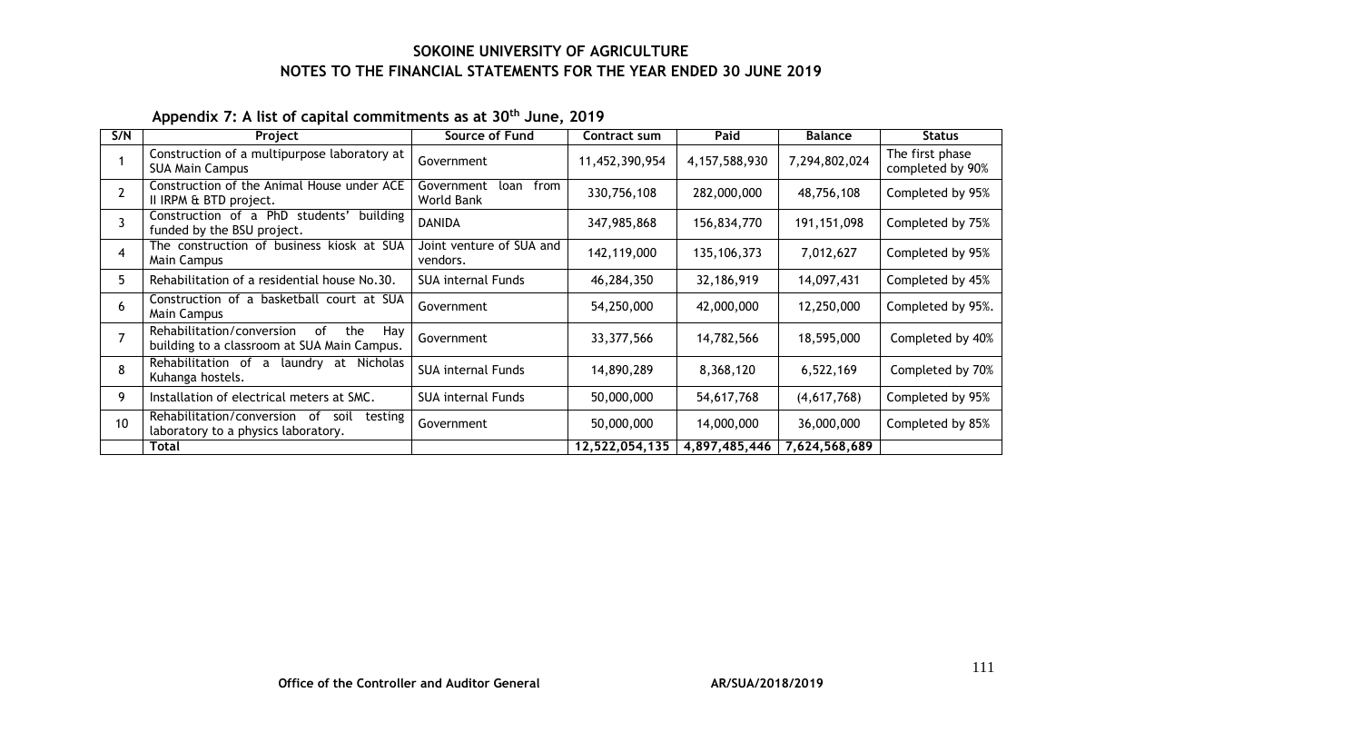## SOKOINE UNIVERSITY OF AGRICULTURE
## NOTES TO THE FINANCIAL STATEMENTS FOR THE YEAR ENDED 30 JUNE 2019

### Appendix 7: A list of capital commitments as at 30th June, 2019

| S/N | Project | Source of Fund | Contract sum | Paid | Balance | Status |
|---|---|---|---|---|---|---|
| 1 | Construction of a multipurpose laboratory at SUA Main Campus | Government | 11,452,390,954 | 4,157,588,930 | 7,294,802,024 | The first phase completed by 90% |
| 2 | Construction of the Animal House under ACE II IRPM & BTD project. | Government loan from World Bank | 330,756,108 | 282,000,000 | 48,756,108 | Completed by 95% |
| 3 | Construction of a PhD students' building funded by the BSU project. | DANIDA | 347,985,868 | 156,834,770 | 191,151,098 | Completed by 75% |
| 4 | The construction of business kiosk at SUA Main Campus | Joint venture of SUA and vendors. | 142,119,000 | 135,106,373 | 7,012,627 | Completed by 95% |
| 5 | Rehabilitation of a residential house No.30. | SUA internal Funds | 46,284,350 | 32,186,919 | 14,097,431 | Completed by 45% |
| 6 | Construction of a basketball court at SUA Main Campus | Government | 54,250,000 | 42,000,000 | 12,250,000 | Completed by 95%. |
| 7 | Rehabilitation/conversion of the Hay building to a classroom at SUA Main Campus. | Government | 33,377,566 | 14,782,566 | 18,595,000 | Completed by 40% |
| 8 | Rehabilitation of a laundry at Nicholas Kuhanga hostels. | SUA internal Funds | 14,890,289 | 8,368,120 | 6,522,169 | Completed by 70% |
| 9 | Installation of electrical meters at SMC. | SUA internal Funds | 50,000,000 | 54,617,768 | (4,617,768) | Completed by 95% |
| 10 | Rehabilitation/conversion of soil testing laboratory to a physics laboratory. | Government | 50,000,000 | 14,000,000 | 36,000,000 | Completed by 85% |
| | **Total** | | **12,522,054,135** | **4,897,485,446** | **7,624,568,689** | |